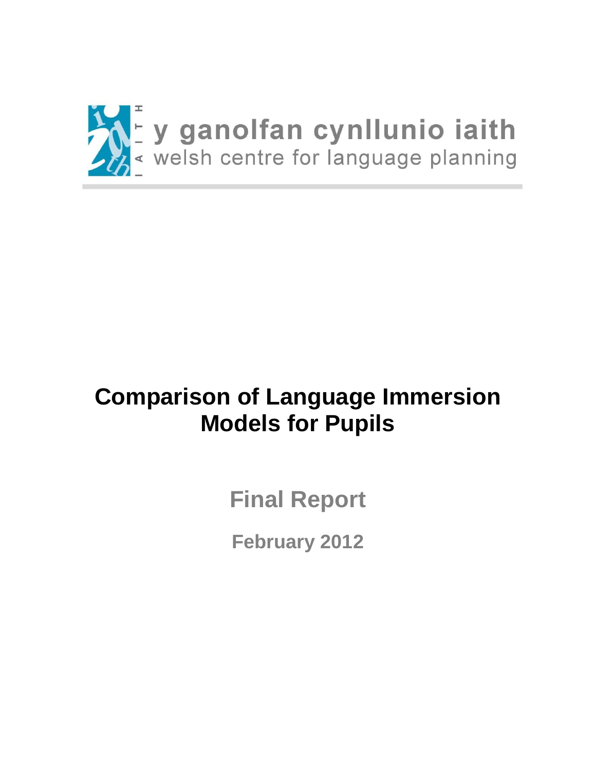y ganolfan cynllunio iaith

welsh centre for language planning

# Comparison of Language Immersion Models for Pupils

## Final Report

### February 2012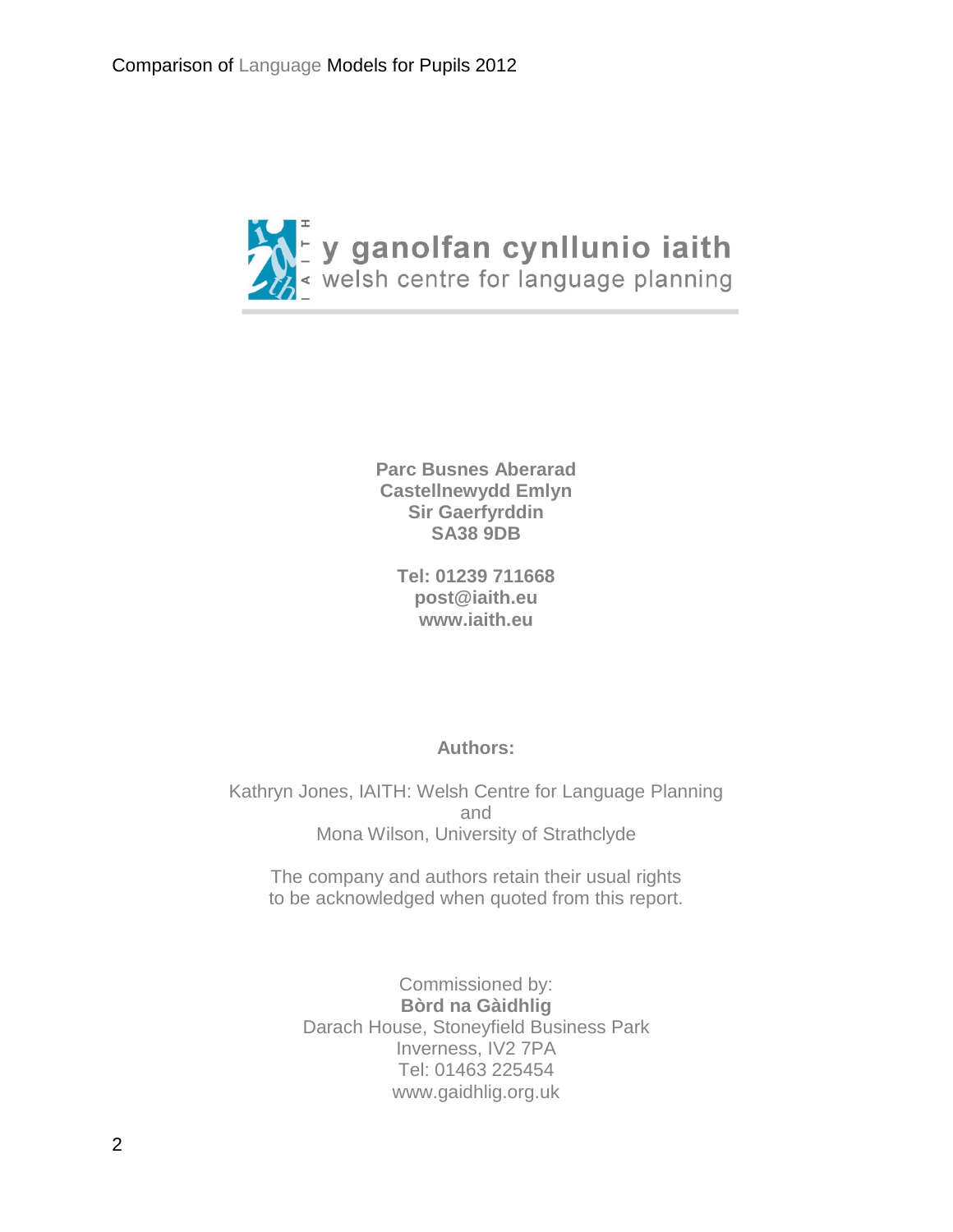y ganolfan cynllunio iaith
welsh centre for language planning

**Parc Busnes Aberarad**
**Castellnewydd Emlyn**
**Sir Gaerfyrddin**
**SA38 9DB**

**Tel: 01239 711668**
**post@iaith.eu**
**www.iaith.eu**

**Authors:**

Kathryn Jones, IAITH: Welsh Centre for Language Planning
and
Mona Wilson, University of Strathclyde

The company and authors retain their usual rights
to be acknowledged when quoted from this report.

Commissioned by:
**Bòrd na Gàidhlig**
Darach House, Stoneyfield Business Park
Inverness, IV2 7PA
Tel: 01463 225454
www.gaidhlig.org.uk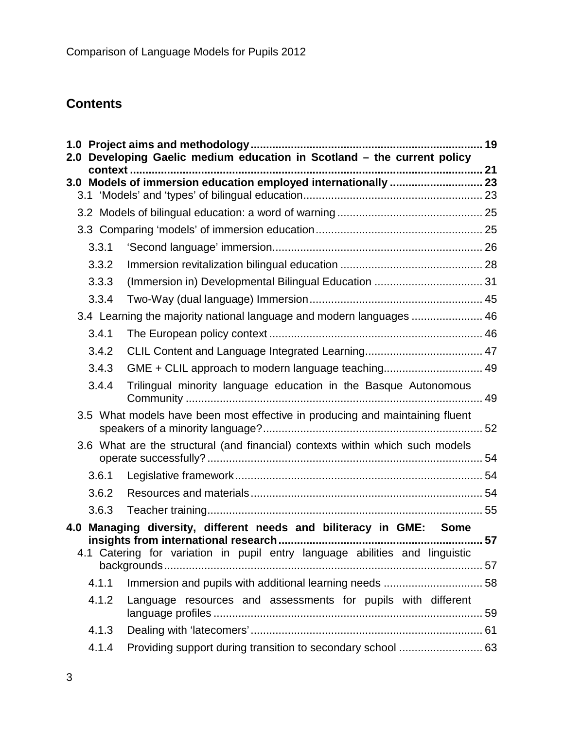## Contents

**1.0 Project aims and methodology** ... **19**

**2.0 Developing Gaelic medium education in Scotland – the current policy context** ... **21**

**3.0 Models of immersion education employed internationally** ... **23**

- 3.1 'Models' and 'types' of bilingual education ... 23
- 3.2 Models of bilingual education: a word of warning ... 25
- 3.3 Comparing 'models' of immersion education ... 25
  - 3.3.1 'Second language' immersion ... 26
  - 3.3.2 Immersion revitalization bilingual education ... 28
  - 3.3.3 (Immersion in) Developmental Bilingual Education ... 31
  - 3.3.4 Two-Way (dual language) Immersion ... 45
- 3.4 Learning the majority national language and modern languages ... 46
  - 3.4.1 The European policy context ... 46
  - 3.4.2 CLIL Content and Language Integrated Learning ... 47
  - 3.4.3 GME + CLIL approach to modern language teaching ... 49
  - 3.4.4 Trilingual minority language education in the Basque Autonomous Community ... 49
- 3.5 What models have been most effective in producing and maintaining fluent speakers of a minority language? ... 52
- 3.6 What are the structural (and financial) contexts within which such models operate successfully? ... 54
  - 3.6.1 Legislative framework ... 54
  - 3.6.2 Resources and materials ... 54
  - 3.6.3 Teacher training ... 55

**4.0 Managing diversity, different needs and biliteracy in GME: Some insights from international research** ... **57**

- 4.1 Catering for variation in pupil entry language abilities and linguistic backgrounds ... 57
  - 4.1.1 Immersion and pupils with additional learning needs ... 58
  - 4.1.2 Language resources and assessments for pupils with different language profiles ... 59
  - 4.1.3 Dealing with 'latecomers' ... 61
  - 4.1.4 Providing support during transition to secondary school ... 63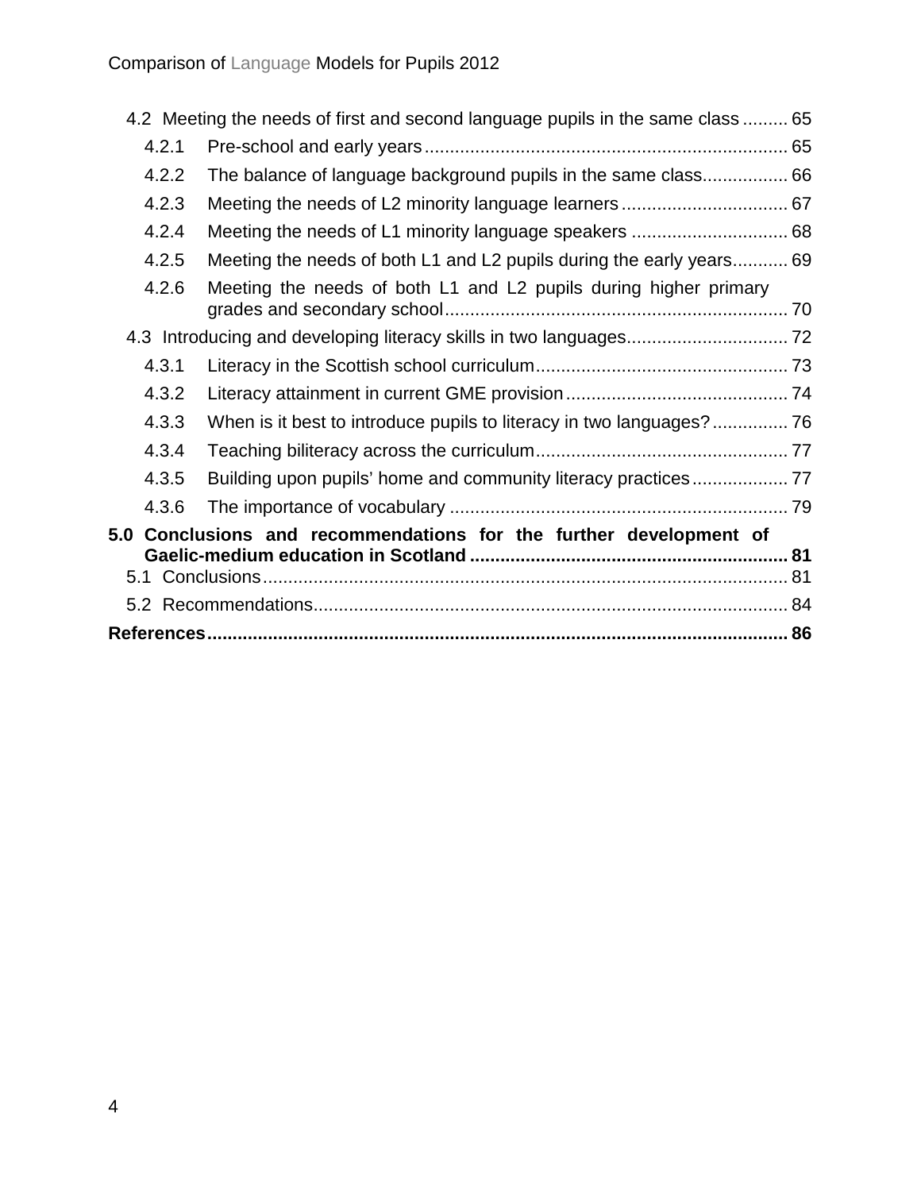4.2 Meeting the needs of first and second language pupils in the same class ......... 65

4.2.1 Pre-school and early years ........................................................................ 65

4.2.2 The balance of language background pupils in the same class................. 66

4.2.3 Meeting the needs of L2 minority language learners ................................. 67

4.2.4 Meeting the needs of L1 minority language speakers ............................... 68

4.2.5 Meeting the needs of both L1 and L2 pupils during the early years........... 69

4.2.6 Meeting the needs of both L1 and L2 pupils during higher primary grades and secondary school .................................................................... 70

4.3 Introducing and developing literacy skills in two languages................................ 72

4.3.1 Literacy in the Scottish school curriculum.................................................. 73

4.3.2 Literacy attainment in current GME provision ............................................ 74

4.3.3 When is it best to introduce pupils to literacy in two languages? ............... 76

4.3.4 Teaching biliteracy across the curriculum.................................................. 77

4.3.5 Building upon pupils' home and community literacy practices ................... 77

4.3.6 The importance of vocabulary ................................................................... 79

**5.0 Conclusions and recommendations for the further development of Gaelic-medium education in Scotland .............................................................. 81**

5.1 Conclusions....................................................................................................... 81

5.2 Recommendations............................................................................................. 84

**References.................................................................................................................. 86**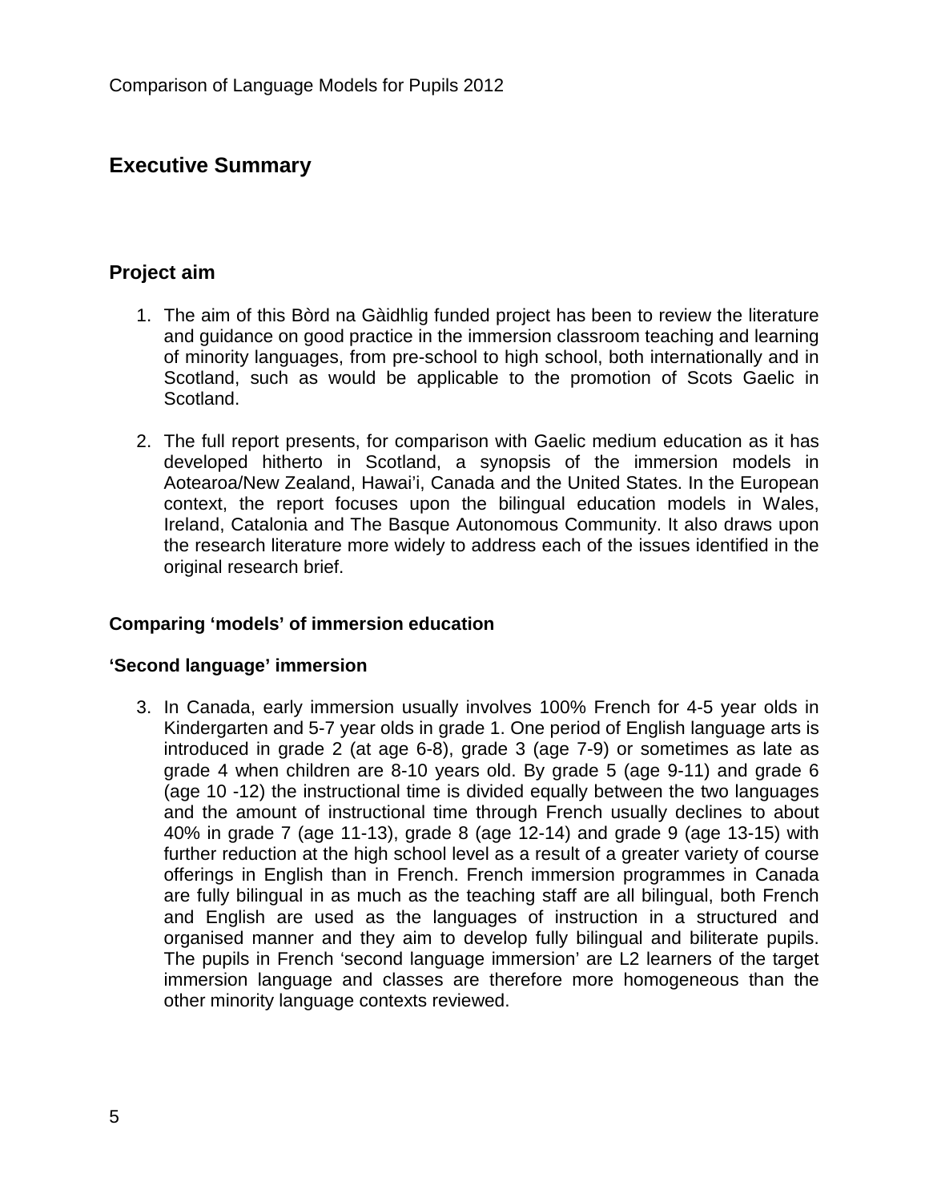## Executive Summary

### Project aim

1. The aim of this Bòrd na Gàidhlig funded project has been to review the literature and guidance on good practice in the immersion classroom teaching and learning of minority languages, from pre-school to high school, both internationally and in Scotland, such as would be applicable to the promotion of Scots Gaelic in Scotland.

2. The full report presents, for comparison with Gaelic medium education as it has developed hitherto in Scotland, a synopsis of the immersion models in Aotearoa/New Zealand, Hawai'i, Canada and the United States. In the European context, the report focuses upon the bilingual education models in Wales, Ireland, Catalonia and The Basque Autonomous Community. It also draws upon the research literature more widely to address each of the issues identified in the original research brief.

#### Comparing 'models' of immersion education

#### 'Second language' immersion

3. In Canada, early immersion usually involves 100% French for 4-5 year olds in Kindergarten and 5-7 year olds in grade 1. One period of English language arts is introduced in grade 2 (at age 6-8), grade 3 (age 7-9) or sometimes as late as grade 4 when children are 8-10 years old. By grade 5 (age 9-11) and grade 6 (age 10 -12) the instructional time is divided equally between the two languages and the amount of instructional time through French usually declines to about 40% in grade 7 (age 11-13), grade 8 (age 12-14) and grade 9 (age 13-15) with further reduction at the high school level as a result of a greater variety of course offerings in English than in French. French immersion programmes in Canada are fully bilingual in as much as the teaching staff are all bilingual, both French and English are used as the languages of instruction in a structured and organised manner and they aim to develop fully bilingual and biliterate pupils. The pupils in French 'second language immersion' are L2 learners of the target immersion language and classes are therefore more homogeneous than the other minority language contexts reviewed.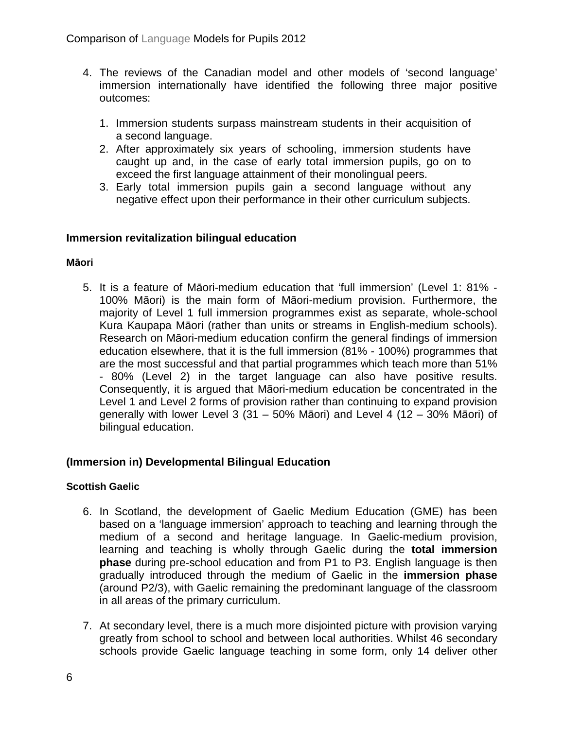4. The reviews of the Canadian model and other models of ‘second language’ immersion internationally have identified the following three major positive outcomes:

    1. Immersion students surpass mainstream students in their acquisition of a second language.
    2. After approximately six years of schooling, immersion students have caught up and, in the case of early total immersion pupils, go on to exceed the first language attainment of their monolingual peers.
    3. Early total immersion pupils gain a second language without any negative effect upon their performance in their other curriculum subjects.

### Immersion revitalization bilingual education

#### Māori

5. It is a feature of Māori-medium education that ‘full immersion’ (Level 1: 81% - 100% Māori) is the main form of Māori-medium provision. Furthermore, the majority of Level 1 full immersion programmes exist as separate, whole-school Kura Kaupapa Māori (rather than units or streams in English-medium schools). Research on Māori-medium education confirm the general findings of immersion education elsewhere, that it is the full immersion (81% - 100%) programmes that are the most successful and that partial programmes which teach more than 51% - 80% (Level 2) in the target language can also have positive results. Consequently, it is argued that Māori-medium education be concentrated in the Level 1 and Level 2 forms of provision rather than continuing to expand provision generally with lower Level 3 (31 – 50% Māori) and Level 4 (12 – 30% Māori) of bilingual education.

### (Immersion in) Developmental Bilingual Education

#### Scottish Gaelic

6. In Scotland, the development of Gaelic Medium Education (GME) has been based on a ‘language immersion’ approach to teaching and learning through the medium of a second and heritage language. In Gaelic-medium provision, learning and teaching is wholly through Gaelic during the **total immersion phase** during pre-school education and from P1 to P3. English language is then gradually introduced through the medium of Gaelic in the **immersion phase** (around P2/3), with Gaelic remaining the predominant language of the classroom in all areas of the primary curriculum.

7. At secondary level, there is a much more disjointed picture with provision varying greatly from school to school and between local authorities. Whilst 46 secondary schools provide Gaelic language teaching in some form, only 14 deliver other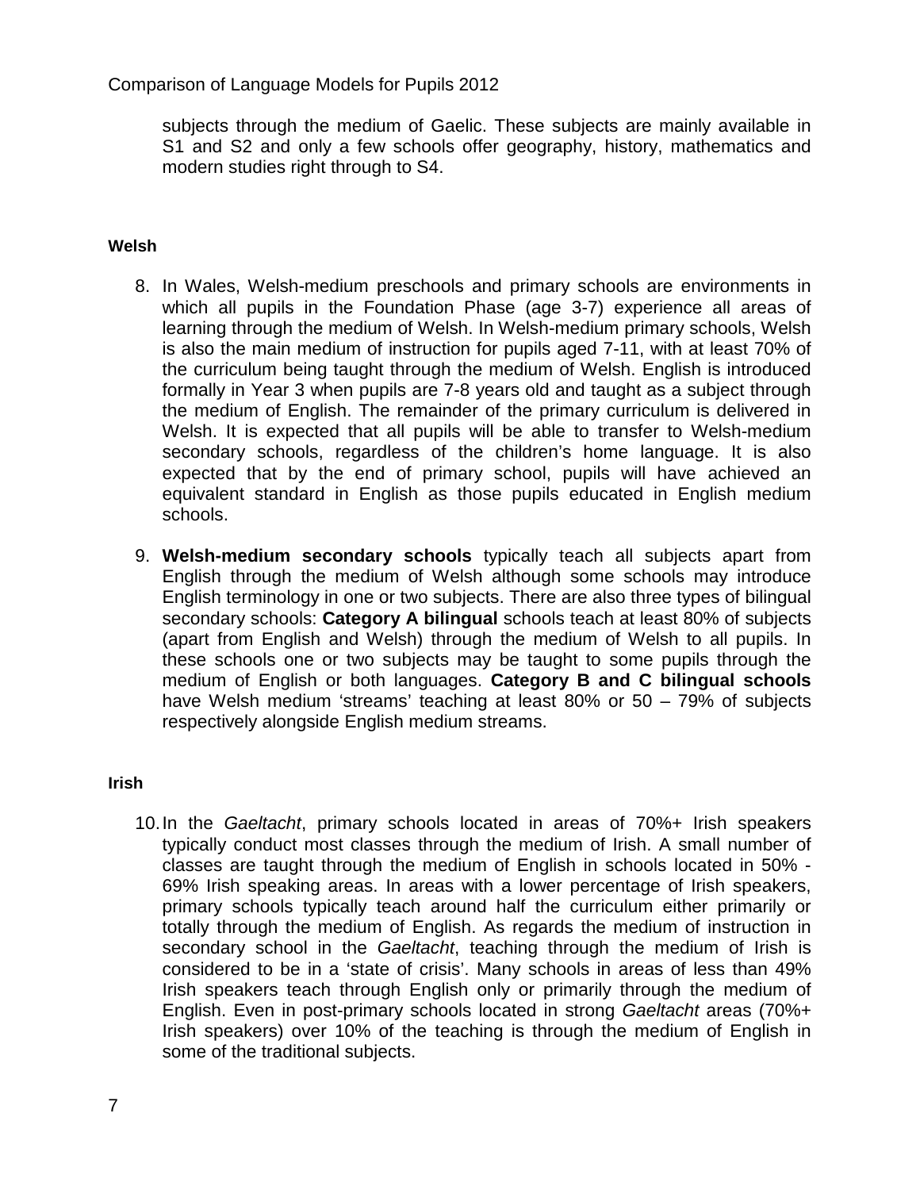subjects through the medium of Gaelic. These subjects are mainly available in S1 and S2 and only a few schools offer geography, history, mathematics and modern studies right through to S4.

**Welsh**

8. In Wales, Welsh-medium preschools and primary schools are environments in which all pupils in the Foundation Phase (age 3-7) experience all areas of learning through the medium of Welsh. In Welsh-medium primary schools, Welsh is also the main medium of instruction for pupils aged 7-11, with at least 70% of the curriculum being taught through the medium of Welsh. English is introduced formally in Year 3 when pupils are 7-8 years old and taught as a subject through the medium of English. The remainder of the primary curriculum is delivered in Welsh. It is expected that all pupils will be able to transfer to Welsh-medium secondary schools, regardless of the children's home language. It is also expected that by the end of primary school, pupils will have achieved an equivalent standard in English as those pupils educated in English medium schools.

9. **Welsh-medium secondary schools** typically teach all subjects apart from English through the medium of Welsh although some schools may introduce English terminology in one or two subjects. There are also three types of bilingual secondary schools: **Category A bilingual** schools teach at least 80% of subjects (apart from English and Welsh) through the medium of Welsh to all pupils. In these schools one or two subjects may be taught to some pupils through the medium of English or both languages. **Category B and C bilingual schools** have Welsh medium 'streams' teaching at least 80% or 50 – 79% of subjects respectively alongside English medium streams.

**Irish**

10. In the *Gaeltacht*, primary schools located in areas of 70%+ Irish speakers typically conduct most classes through the medium of Irish. A small number of classes are taught through the medium of English in schools located in 50% - 69% Irish speaking areas. In areas with a lower percentage of Irish speakers, primary schools typically teach around half the curriculum either primarily or totally through the medium of English. As regards the medium of instruction in secondary school in the *Gaeltacht*, teaching through the medium of Irish is considered to be in a 'state of crisis'. Many schools in areas of less than 49% Irish speakers teach through English only or primarily through the medium of English. Even in post-primary schools located in strong *Gaeltacht* areas (70%+ Irish speakers) over 10% of the teaching is through the medium of English in some of the traditional subjects.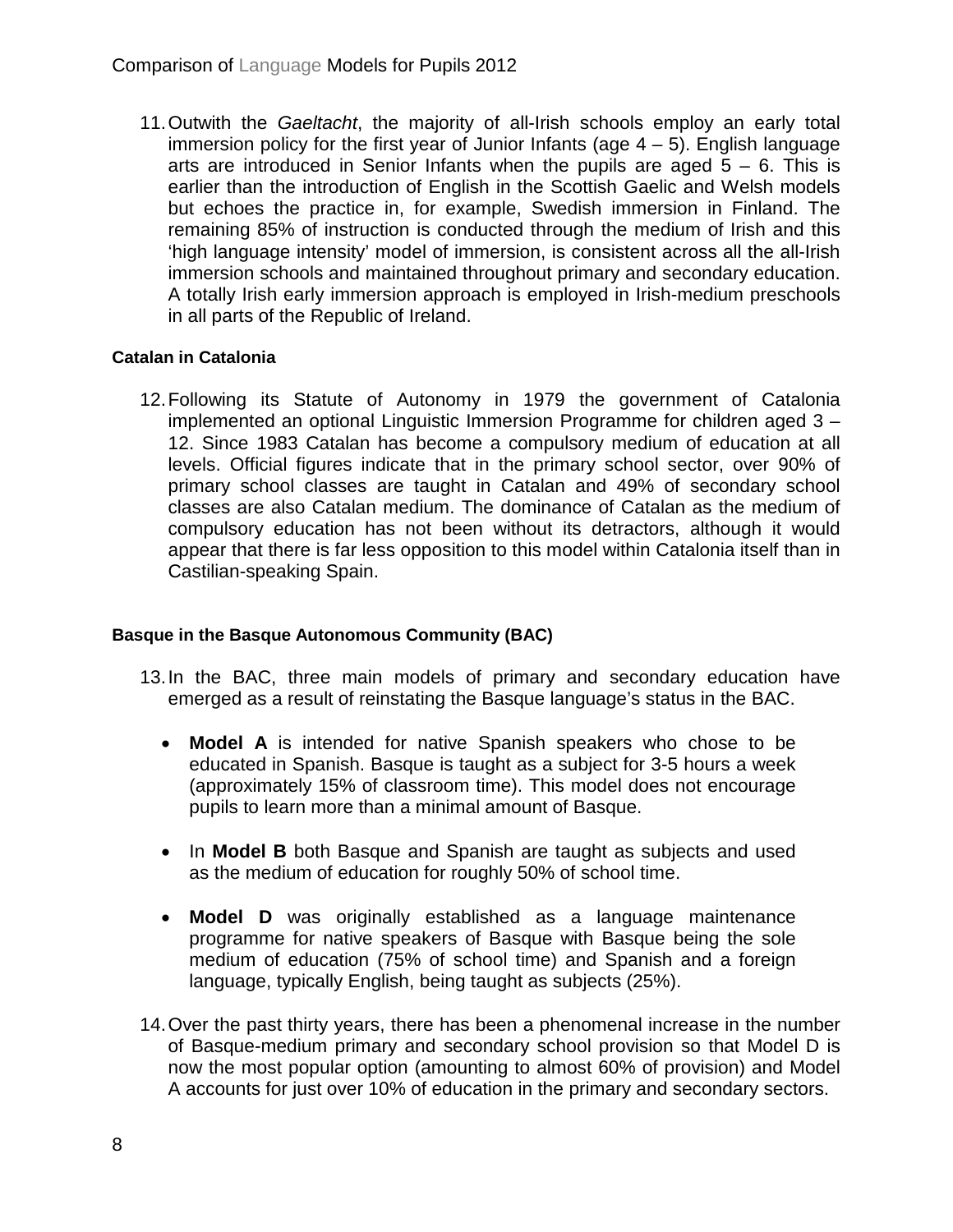11. Outwith the *Gaeltacht*, the majority of all-Irish schools employ an early total immersion policy for the first year of Junior Infants (age 4 – 5). English language arts are introduced in Senior Infants when the pupils are aged 5 – 6. This is earlier than the introduction of English in the Scottish Gaelic and Welsh models but echoes the practice in, for example, Swedish immersion in Finland. The remaining 85% of instruction is conducted through the medium of Irish and this 'high language intensity' model of immersion, is consistent across all the all-Irish immersion schools and maintained throughout primary and secondary education. A totally Irish early immersion approach is employed in Irish-medium preschools in all parts of the Republic of Ireland.

**Catalan in Catalonia**

12. Following its Statute of Autonomy in 1979 the government of Catalonia implemented an optional Linguistic Immersion Programme for children aged 3 – 12. Since 1983 Catalan has become a compulsory medium of education at all levels. Official figures indicate that in the primary school sector, over 90% of primary school classes are taught in Catalan and 49% of secondary school classes are also Catalan medium. The dominance of Catalan as the medium of compulsory education has not been without its detractors, although it would appear that there is far less opposition to this model within Catalonia itself than in Castilian-speaking Spain.

**Basque in the Basque Autonomous Community (BAC)**

13. In the BAC, three main models of primary and secondary education have emerged as a result of reinstating the Basque language's status in the BAC.

    - **Model A** is intended for native Spanish speakers who chose to be educated in Spanish. Basque is taught as a subject for 3-5 hours a week (approximately 15% of classroom time). This model does not encourage pupils to learn more than a minimal amount of Basque.

    - In **Model B** both Basque and Spanish are taught as subjects and used as the medium of education for roughly 50% of school time.

    - **Model D** was originally established as a language maintenance programme for native speakers of Basque with Basque being the sole medium of education (75% of school time) and Spanish and a foreign language, typically English, being taught as subjects (25%).

14. Over the past thirty years, there has been a phenomenal increase in the number of Basque-medium primary and secondary school provision so that Model D is now the most popular option (amounting to almost 60% of provision) and Model A accounts for just over 10% of education in the primary and secondary sectors.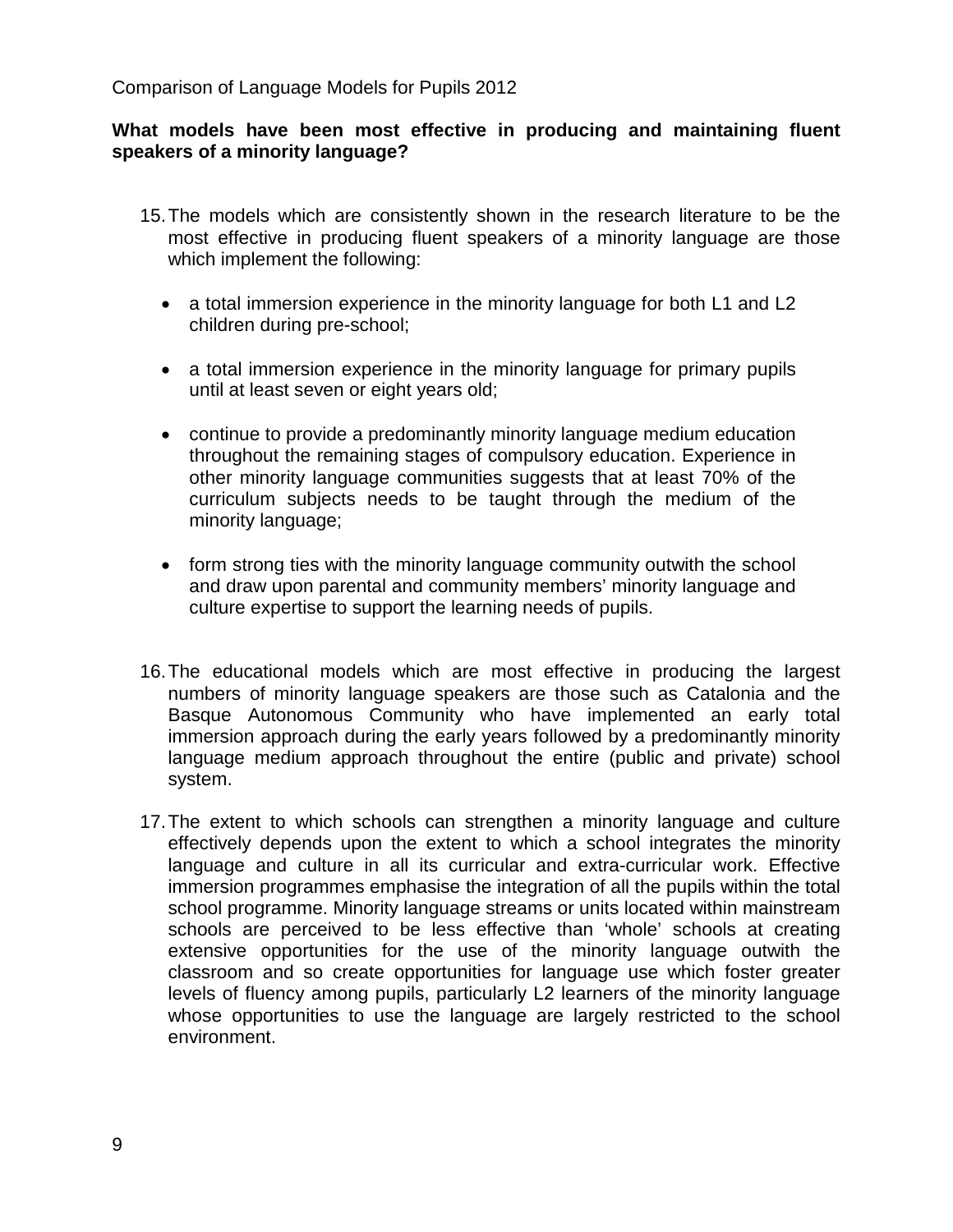**What models have been most effective in producing and maintaining fluent speakers of a minority language?**

15. The models which are consistently shown in the research literature to be the most effective in producing fluent speakers of a minority language are those which implement the following:

    - a total immersion experience in the minority language for both L1 and L2 children during pre-school;
    - a total immersion experience in the minority language for primary pupils until at least seven or eight years old;
    - continue to provide a predominantly minority language medium education throughout the remaining stages of compulsory education. Experience in other minority language communities suggests that at least 70% of the curriculum subjects needs to be taught through the medium of the minority language;
    - form strong ties with the minority language community outwith the school and draw upon parental and community members' minority language and culture expertise to support the learning needs of pupils.

16. The educational models which are most effective in producing the largest numbers of minority language speakers are those such as Catalonia and the Basque Autonomous Community who have implemented an early total immersion approach during the early years followed by a predominantly minority language medium approach throughout the entire (public and private) school system.

17. The extent to which schools can strengthen a minority language and culture effectively depends upon the extent to which a school integrates the minority language and culture in all its curricular and extra-curricular work. Effective immersion programmes emphasise the integration of all the pupils within the total school programme. Minority language streams or units located within mainstream schools are perceived to be less effective than 'whole' schools at creating extensive opportunities for the use of the minority language outwith the classroom and so create opportunities for language use which foster greater levels of fluency among pupils, particularly L2 learners of the minority language whose opportunities to use the language are largely restricted to the school environment.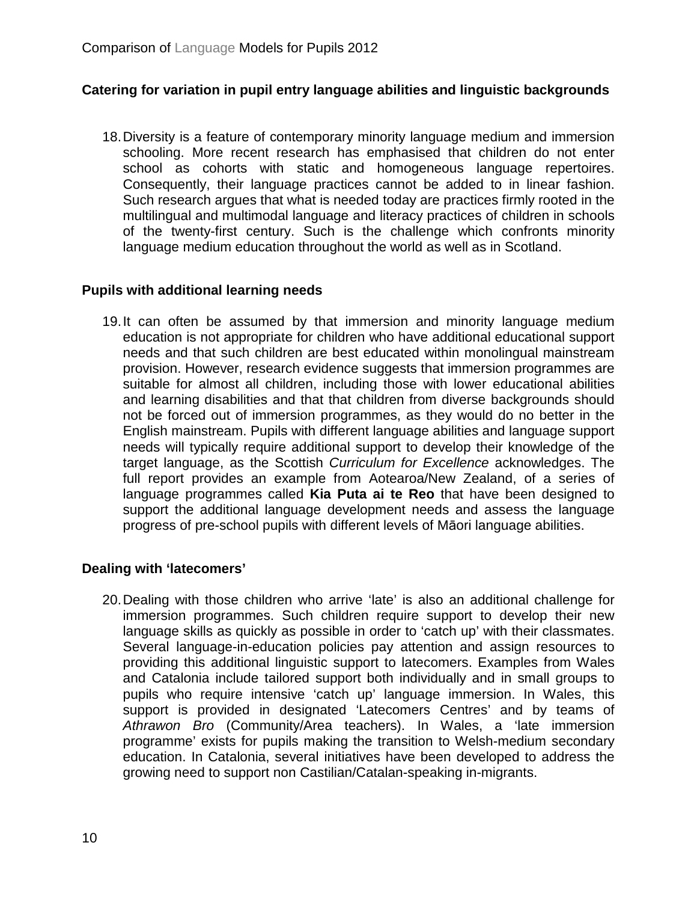### Catering for variation in pupil entry language abilities and linguistic backgrounds

18. Diversity is a feature of contemporary minority language medium and immersion schooling. More recent research has emphasised that children do not enter school as cohorts with static and homogeneous language repertoires. Consequently, their language practices cannot be added to in linear fashion. Such research argues that what is needed today are practices firmly rooted in the multilingual and multimodal language and literacy practices of children in schools of the twenty-first century. Such is the challenge which confronts minority language medium education throughout the world as well as in Scotland.

### Pupils with additional learning needs

19. It can often be assumed by that immersion and minority language medium education is not appropriate for children who have additional educational support needs and that such children are best educated within monolingual mainstream provision. However, research evidence suggests that immersion programmes are suitable for almost all children, including those with lower educational abilities and learning disabilities and that that children from diverse backgrounds should not be forced out of immersion programmes, as they would do no better in the English mainstream. Pupils with different language abilities and language support needs will typically require additional support to develop their knowledge of the target language, as the Scottish *Curriculum for Excellence* acknowledges. The full report provides an example from Aotearoa/New Zealand, of a series of language programmes called **Kia Puta ai te Reo** that have been designed to support the additional language development needs and assess the language progress of pre-school pupils with different levels of Māori language abilities.

### Dealing with 'latecomers'

20. Dealing with those children who arrive 'late' is also an additional challenge for immersion programmes. Such children require support to develop their new language skills as quickly as possible in order to 'catch up' with their classmates. Several language-in-education policies pay attention and assign resources to providing this additional linguistic support to latecomers. Examples from Wales and Catalonia include tailored support both individually and in small groups to pupils who require intensive 'catch up' language immersion. In Wales, this support is provided in designated 'Latecomers Centres' and by teams of *Athrawon Bro* (Community/Area teachers). In Wales, a 'late immersion programme' exists for pupils making the transition to Welsh-medium secondary education. In Catalonia, several initiatives have been developed to address the growing need to support non Castilian/Catalan-speaking in-migrants.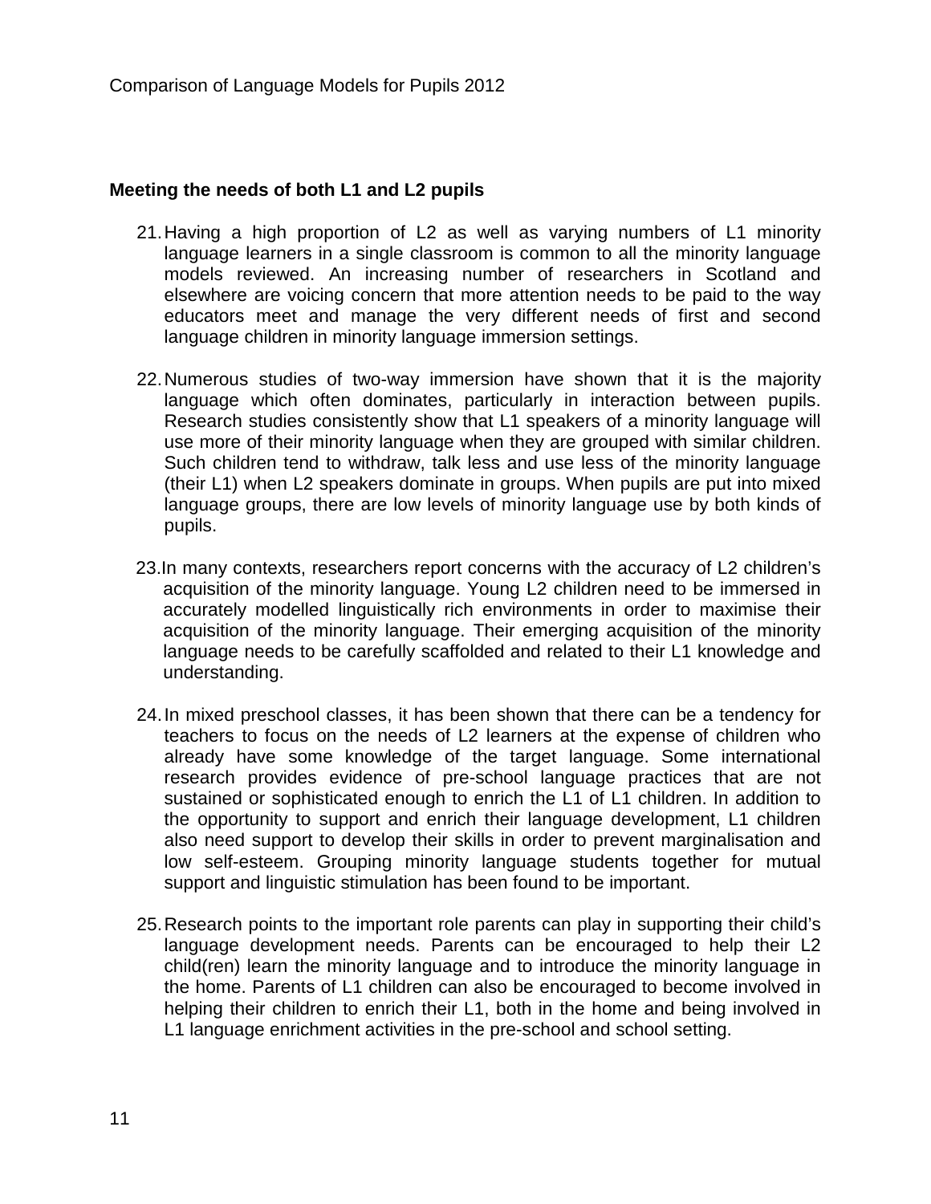**Meeting the needs of both L1 and L2 pupils**

21. Having a high proportion of L2 as well as varying numbers of L1 minority language learners in a single classroom is common to all the minority language models reviewed. An increasing number of researchers in Scotland and elsewhere are voicing concern that more attention needs to be paid to the way educators meet and manage the very different needs of first and second language children in minority language immersion settings.

22. Numerous studies of two-way immersion have shown that it is the majority language which often dominates, particularly in interaction between pupils. Research studies consistently show that L1 speakers of a minority language will use more of their minority language when they are grouped with similar children. Such children tend to withdraw, talk less and use less of the minority language (their L1) when L2 speakers dominate in groups. When pupils are put into mixed language groups, there are low levels of minority language use by both kinds of pupils.

23. In many contexts, researchers report concerns with the accuracy of L2 children's acquisition of the minority language. Young L2 children need to be immersed in accurately modelled linguistically rich environments in order to maximise their acquisition of the minority language. Their emerging acquisition of the minority language needs to be carefully scaffolded and related to their L1 knowledge and understanding.

24. In mixed preschool classes, it has been shown that there can be a tendency for teachers to focus on the needs of L2 learners at the expense of children who already have some knowledge of the target language. Some international research provides evidence of pre-school language practices that are not sustained or sophisticated enough to enrich the L1 of L1 children. In addition to the opportunity to support and enrich their language development, L1 children also need support to develop their skills in order to prevent marginalisation and low self-esteem. Grouping minority language students together for mutual support and linguistic stimulation has been found to be important.

25. Research points to the important role parents can play in supporting their child's language development needs. Parents can be encouraged to help their L2 child(ren) learn the minority language and to introduce the minority language in the home. Parents of L1 children can also be encouraged to become involved in helping their children to enrich their L1, both in the home and being involved in L1 language enrichment activities in the pre-school and school setting.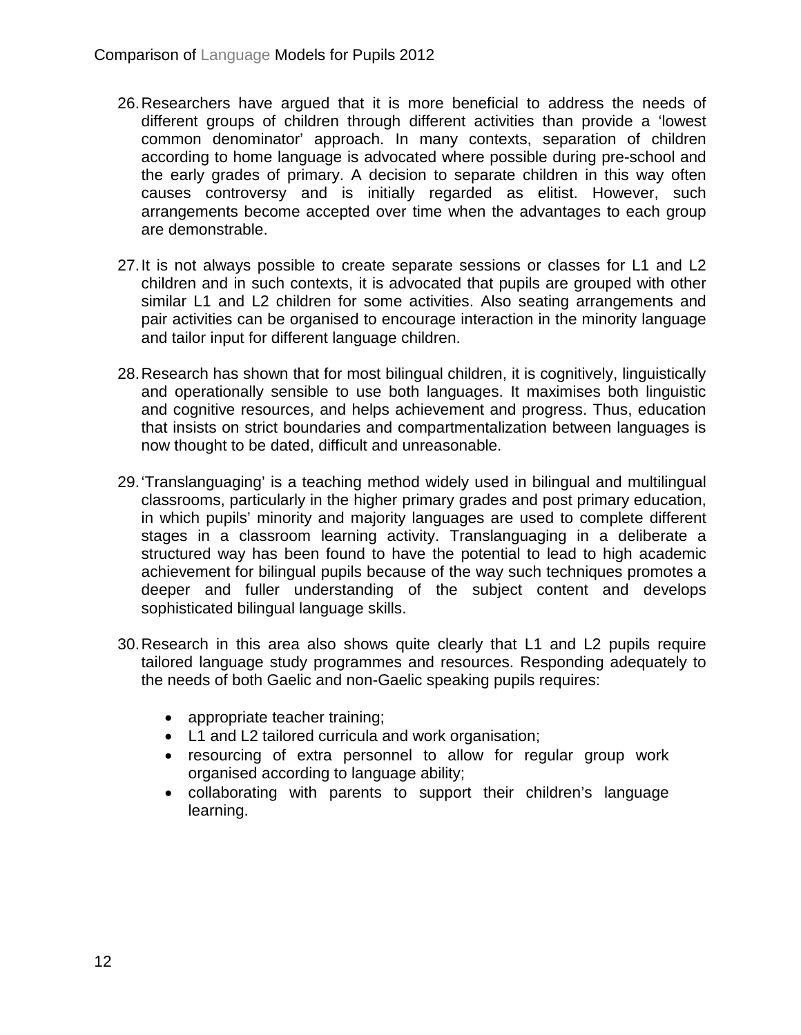26. Researchers have argued that it is more beneficial to address the needs of different groups of children through different activities than provide a 'lowest common denominator' approach. In many contexts, separation of children according to home language is advocated where possible during pre-school and the early grades of primary. A decision to separate children in this way often causes controversy and is initially regarded as elitist. However, such arrangements become accepted over time when the advantages to each group are demonstrable.

27. It is not always possible to create separate sessions or classes for L1 and L2 children and in such contexts, it is advocated that pupils are grouped with other similar L1 and L2 children for some activities. Also seating arrangements and pair activities can be organised to encourage interaction in the minority language and tailor input for different language children.

28. Research has shown that for most bilingual children, it is cognitively, linguistically and operationally sensible to use both languages. It maximises both linguistic and cognitive resources, and helps achievement and progress. Thus, education that insists on strict boundaries and compartmentalization between languages is now thought to be dated, difficult and unreasonable.

29. 'Translanguaging' is a teaching method widely used in bilingual and multilingual classrooms, particularly in the higher primary grades and post primary education, in which pupils' minority and majority languages are used to complete different stages in a classroom learning activity. Translanguaging in a deliberate a structured way has been found to have the potential to lead to high academic achievement for bilingual pupils because of the way such techniques promotes a deeper and fuller understanding of the subject content and develops sophisticated bilingual language skills.

30. Research in this area also shows quite clearly that L1 and L2 pupils require tailored language study programmes and resources. Responding adequately to the needs of both Gaelic and non-Gaelic speaking pupils requires:

    - appropriate teacher training;
    - L1 and L2 tailored curricula and work organisation;
    - resourcing of extra personnel to allow for regular group work organised according to language ability;
    - collaborating with parents to support their children's language learning.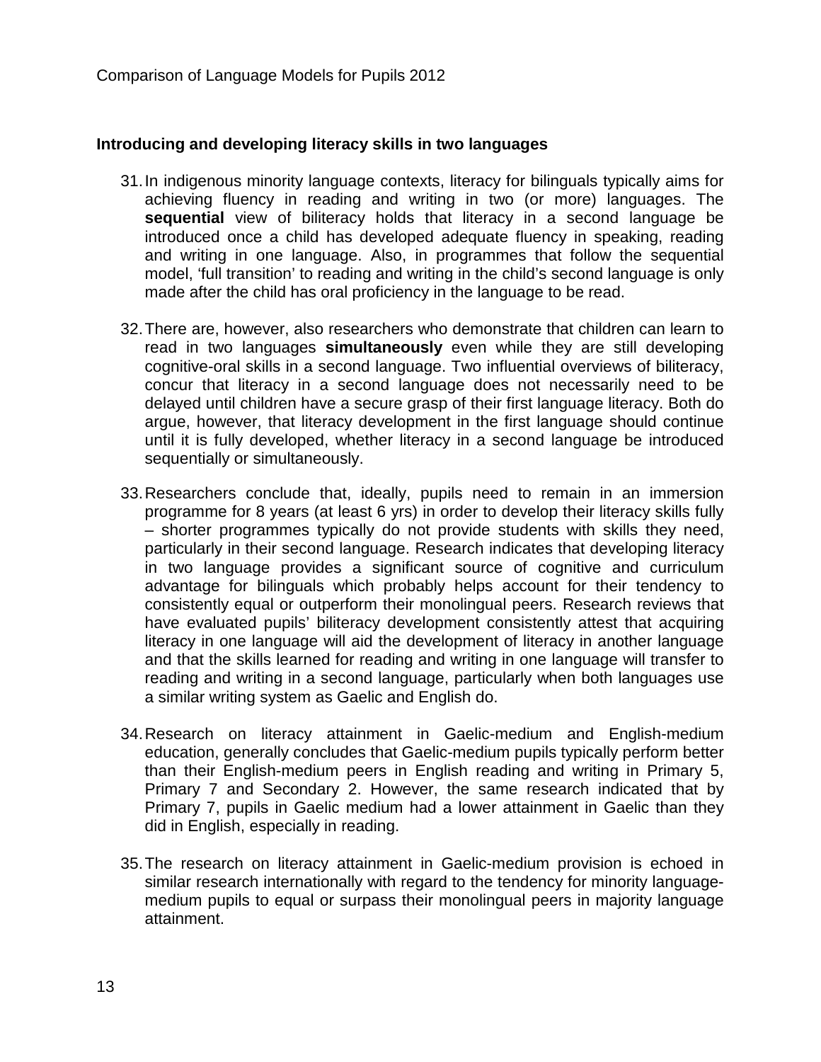**Introducing and developing literacy skills in two languages**

31. In indigenous minority language contexts, literacy for bilinguals typically aims for achieving fluency in reading and writing in two (or more) languages. The **sequential** view of biliteracy holds that literacy in a second language be introduced once a child has developed adequate fluency in speaking, reading and writing in one language. Also, in programmes that follow the sequential model, 'full transition' to reading and writing in the child's second language is only made after the child has oral proficiency in the language to be read.

32. There are, however, also researchers who demonstrate that children can learn to read in two languages **simultaneously** even while they are still developing cognitive-oral skills in a second language. Two influential overviews of biliteracy, concur that literacy in a second language does not necessarily need to be delayed until children have a secure grasp of their first language literacy. Both do argue, however, that literacy development in the first language should continue until it is fully developed, whether literacy in a second language be introduced sequentially or simultaneously.

33. Researchers conclude that, ideally, pupils need to remain in an immersion programme for 8 years (at least 6 yrs) in order to develop their literacy skills fully – shorter programmes typically do not provide students with skills they need, particularly in their second language. Research indicates that developing literacy in two language provides a significant source of cognitive and curriculum advantage for bilinguals which probably helps account for their tendency to consistently equal or outperform their monolingual peers. Research reviews that have evaluated pupils' biliteracy development consistently attest that acquiring literacy in one language will aid the development of literacy in another language and that the skills learned for reading and writing in one language will transfer to reading and writing in a second language, particularly when both languages use a similar writing system as Gaelic and English do.

34. Research on literacy attainment in Gaelic-medium and English-medium education, generally concludes that Gaelic-medium pupils typically perform better than their English-medium peers in English reading and writing in Primary 5, Primary 7 and Secondary 2. However, the same research indicated that by Primary 7, pupils in Gaelic medium had a lower attainment in Gaelic than they did in English, especially in reading.

35. The research on literacy attainment in Gaelic-medium provision is echoed in similar research internationally with regard to the tendency for minority language-medium pupils to equal or surpass their monolingual peers in majority language attainment.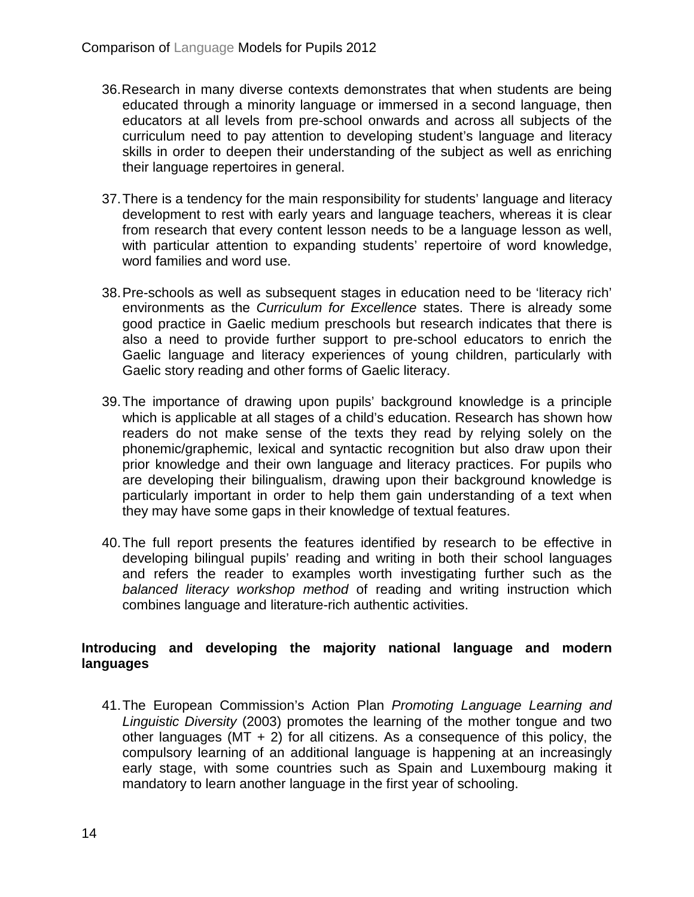36. Research in many diverse contexts demonstrates that when students are being educated through a minority language or immersed in a second language, then educators at all levels from pre-school onwards and across all subjects of the curriculum need to pay attention to developing student's language and literacy skills in order to deepen their understanding of the subject as well as enriching their language repertoires in general.

37. There is a tendency for the main responsibility for students' language and literacy development to rest with early years and language teachers, whereas it is clear from research that every content lesson needs to be a language lesson as well, with particular attention to expanding students' repertoire of word knowledge, word families and word use.

38. Pre-schools as well as subsequent stages in education need to be 'literacy rich' environments as the *Curriculum for Excellence* states. There is already some good practice in Gaelic medium preschools but research indicates that there is also a need to provide further support to pre-school educators to enrich the Gaelic language and literacy experiences of young children, particularly with Gaelic story reading and other forms of Gaelic literacy.

39. The importance of drawing upon pupils' background knowledge is a principle which is applicable at all stages of a child's education. Research has shown how readers do not make sense of the texts they read by relying solely on the phonemic/graphemic, lexical and syntactic recognition but also draw upon their prior knowledge and their own language and literacy practices. For pupils who are developing their bilingualism, drawing upon their background knowledge is particularly important in order to help them gain understanding of a text when they may have some gaps in their knowledge of textual features.

40. The full report presents the features identified by research to be effective in developing bilingual pupils' reading and writing in both their school languages and refers the reader to examples worth investigating further such as the *balanced literacy workshop method* of reading and writing instruction which combines language and literature-rich authentic activities.

**Introducing and developing the majority national language and modern languages**

41. The European Commission's Action Plan *Promoting Language Learning and Linguistic Diversity* (2003) promotes the learning of the mother tongue and two other languages (MT + 2) for all citizens. As a consequence of this policy, the compulsory learning of an additional language is happening at an increasingly early stage, with some countries such as Spain and Luxembourg making it mandatory to learn another language in the first year of schooling.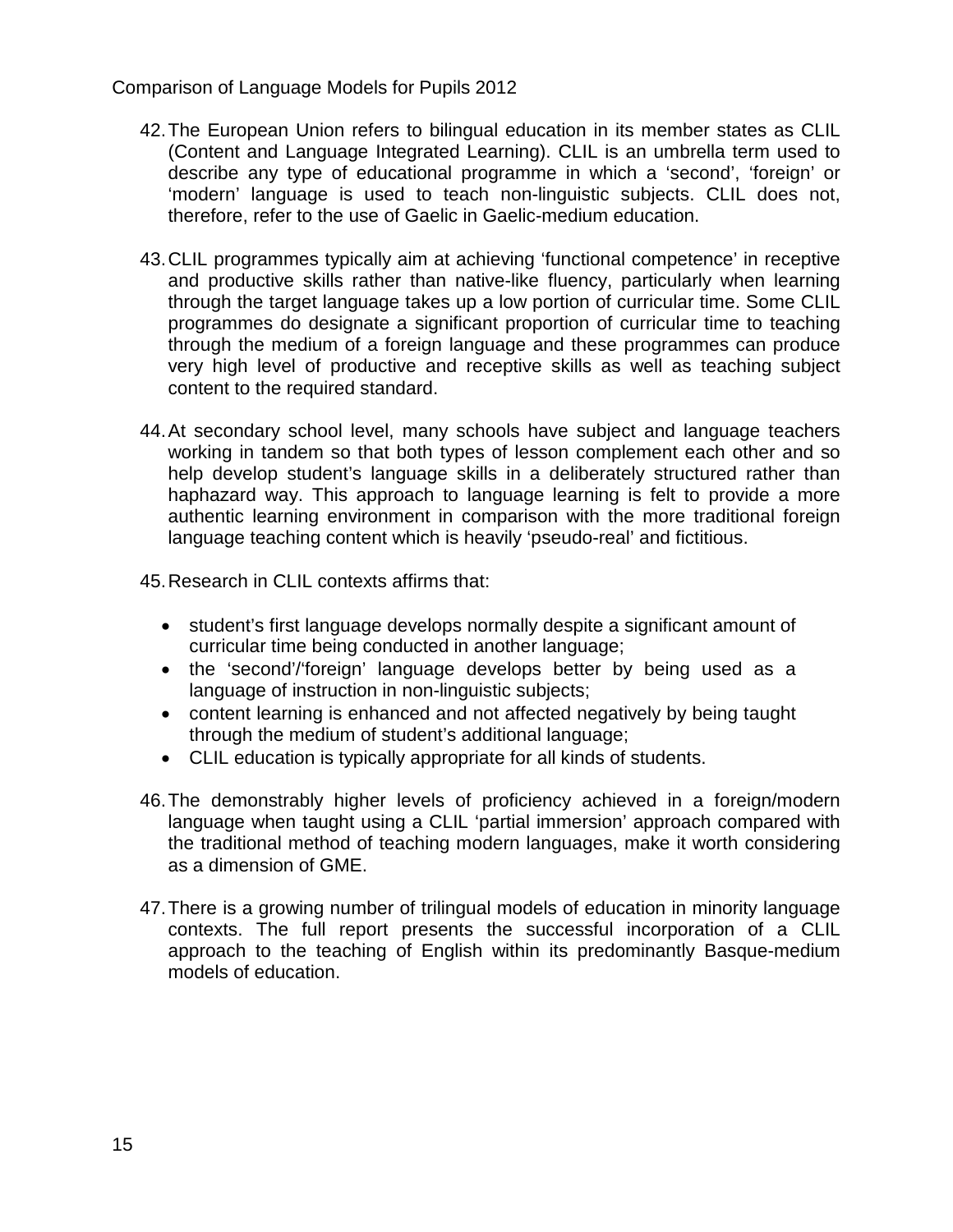42. The European Union refers to bilingual education in its member states as CLIL (Content and Language Integrated Learning). CLIL is an umbrella term used to describe any type of educational programme in which a 'second', 'foreign' or 'modern' language is used to teach non-linguistic subjects. CLIL does not, therefore, refer to the use of Gaelic in Gaelic-medium education.

43. CLIL programmes typically aim at achieving 'functional competence' in receptive and productive skills rather than native-like fluency, particularly when learning through the target language takes up a low portion of curricular time. Some CLIL programmes do designate a significant proportion of curricular time to teaching through the medium of a foreign language and these programmes can produce very high level of productive and receptive skills as well as teaching subject content to the required standard.

44. At secondary school level, many schools have subject and language teachers working in tandem so that both types of lesson complement each other and so help develop student's language skills in a deliberately structured rather than haphazard way. This approach to language learning is felt to provide a more authentic learning environment in comparison with the more traditional foreign language teaching content which is heavily 'pseudo-real' and fictitious.

45. Research in CLIL contexts affirms that:

    - student's first language develops normally despite a significant amount of curricular time being conducted in another language;
    - the 'second'/'foreign' language develops better by being used as a language of instruction in non-linguistic subjects;
    - content learning is enhanced and not affected negatively by being taught through the medium of student's additional language;
    - CLIL education is typically appropriate for all kinds of students.

46. The demonstrably higher levels of proficiency achieved in a foreign/modern language when taught using a CLIL 'partial immersion' approach compared with the traditional method of teaching modern languages, make it worth considering as a dimension of GME.

47. There is a growing number of trilingual models of education in minority language contexts. The full report presents the successful incorporation of a CLIL approach to the teaching of English within its predominantly Basque-medium models of education.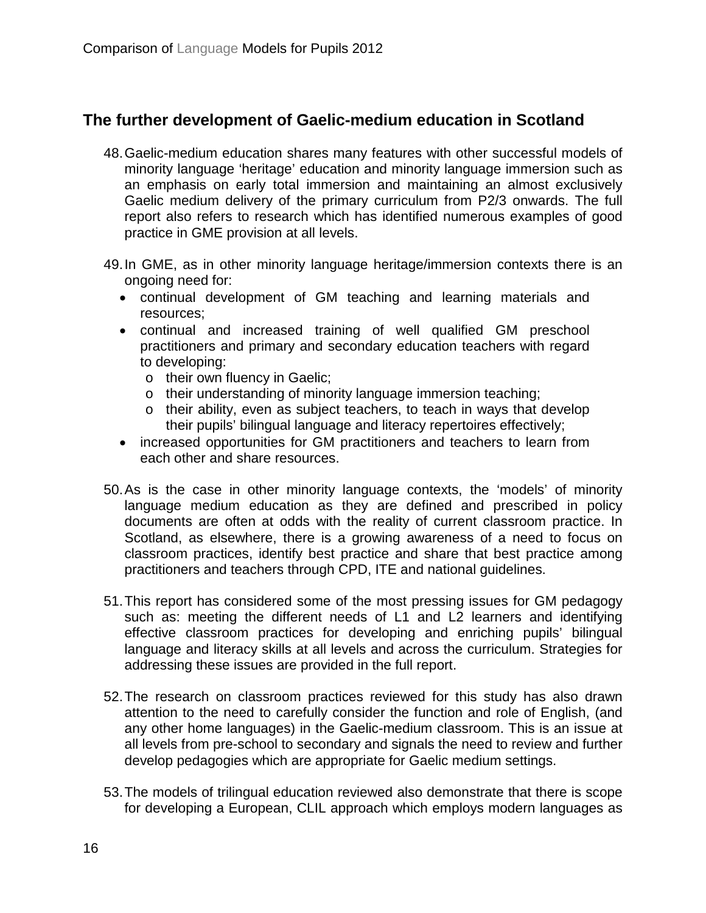## The further development of Gaelic-medium education in Scotland

48. Gaelic-medium education shares many features with other successful models of minority language 'heritage' education and minority language immersion such as an emphasis on early total immersion and maintaining an almost exclusively Gaelic medium delivery of the primary curriculum from P2/3 onwards. The full report also refers to research which has identified numerous examples of good practice in GME provision at all levels.

49. In GME, as in other minority language heritage/immersion contexts there is an ongoing need for:
    - continual development of GM teaching and learning materials and resources;
    - continual and increased training of well qualified GM preschool practitioners and primary and secondary education teachers with regard to developing:
        - their own fluency in Gaelic;
        - their understanding of minority language immersion teaching;
        - their ability, even as subject teachers, to teach in ways that develop their pupils' bilingual language and literacy repertoires effectively;
    - increased opportunities for GM practitioners and teachers to learn from each other and share resources.

50. As is the case in other minority language contexts, the 'models' of minority language medium education as they are defined and prescribed in policy documents are often at odds with the reality of current classroom practice. In Scotland, as elsewhere, there is a growing awareness of a need to focus on classroom practices, identify best practice and share that best practice among practitioners and teachers through CPD, ITE and national guidelines.

51. This report has considered some of the most pressing issues for GM pedagogy such as: meeting the different needs of L1 and L2 learners and identifying effective classroom practices for developing and enriching pupils' bilingual language and literacy skills at all levels and across the curriculum. Strategies for addressing these issues are provided in the full report.

52. The research on classroom practices reviewed for this study has also drawn attention to the need to carefully consider the function and role of English, (and any other home languages) in the Gaelic-medium classroom. This is an issue at all levels from pre-school to secondary and signals the need to review and further develop pedagogies which are appropriate for Gaelic medium settings.

53. The models of trilingual education reviewed also demonstrate that there is scope for developing a European, CLIL approach which employs modern languages as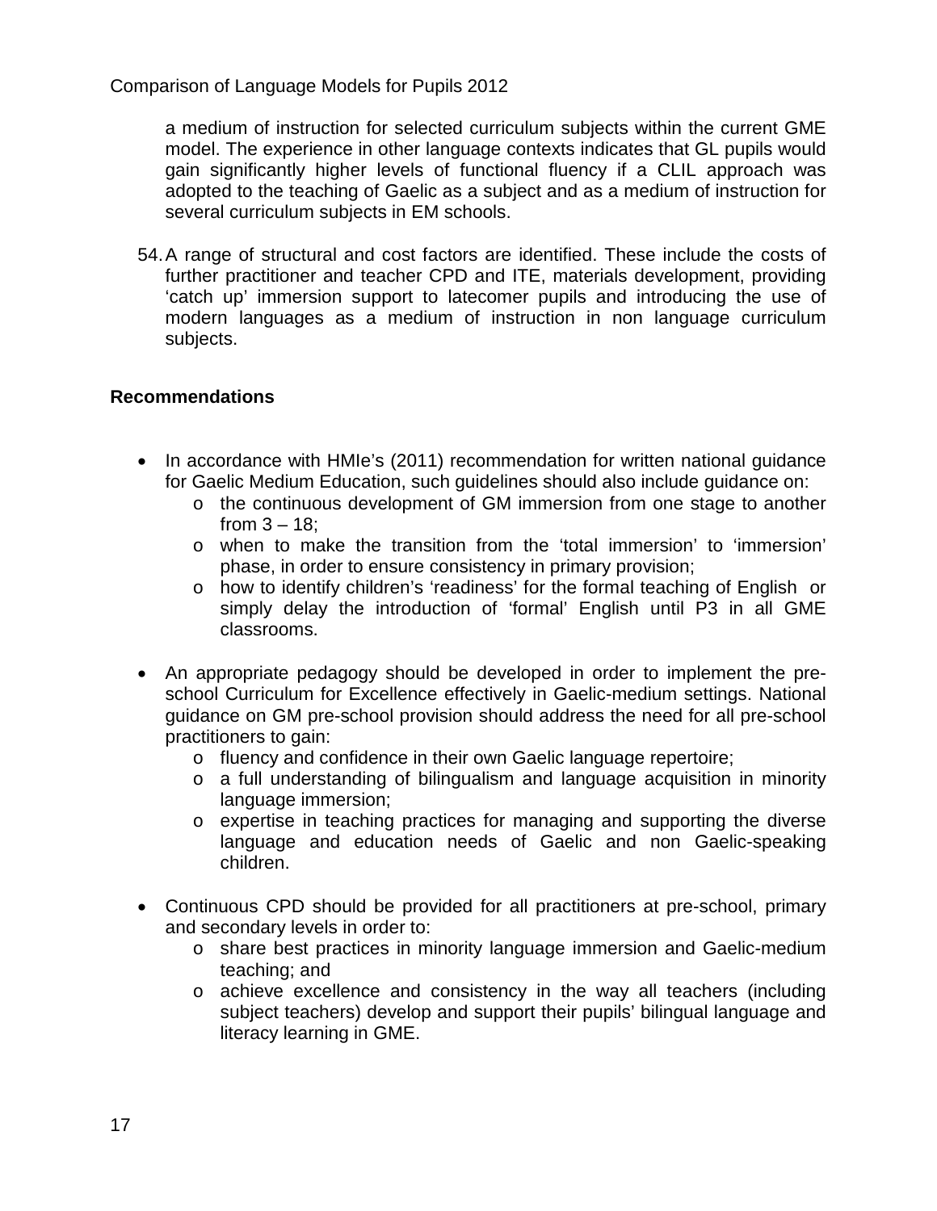a medium of instruction for selected curriculum subjects within the current GME model. The experience in other language contexts indicates that GL pupils would gain significantly higher levels of functional fluency if a CLIL approach was adopted to the teaching of Gaelic as a subject and as a medium of instruction for several curriculum subjects in EM schools.

54. A range of structural and cost factors are identified. These include the costs of further practitioner and teacher CPD and ITE, materials development, providing 'catch up' immersion support to latecomer pupils and introducing the use of modern languages as a medium of instruction in non language curriculum subjects.

**Recommendations**

- In accordance with HMIe's (2011) recommendation for written national guidance for Gaelic Medium Education, such guidelines should also include guidance on:
  - the continuous development of GM immersion from one stage to another from 3 – 18;
  - when to make the transition from the 'total immersion' to 'immersion' phase, in order to ensure consistency in primary provision;
  - how to identify children's 'readiness' for the formal teaching of English or simply delay the introduction of 'formal' English until P3 in all GME classrooms.

- An appropriate pedagogy should be developed in order to implement the pre-school Curriculum for Excellence effectively in Gaelic-medium settings. National guidance on GM pre-school provision should address the need for all pre-school practitioners to gain:
  - fluency and confidence in their own Gaelic language repertoire;
  - a full understanding of bilingualism and language acquisition in minority language immersion;
  - expertise in teaching practices for managing and supporting the diverse language and education needs of Gaelic and non Gaelic-speaking children.

- Continuous CPD should be provided for all practitioners at pre-school, primary and secondary levels in order to:
  - share best practices in minority language immersion and Gaelic-medium teaching; and
  - achieve excellence and consistency in the way all teachers (including subject teachers) develop and support their pupils' bilingual language and literacy learning in GME.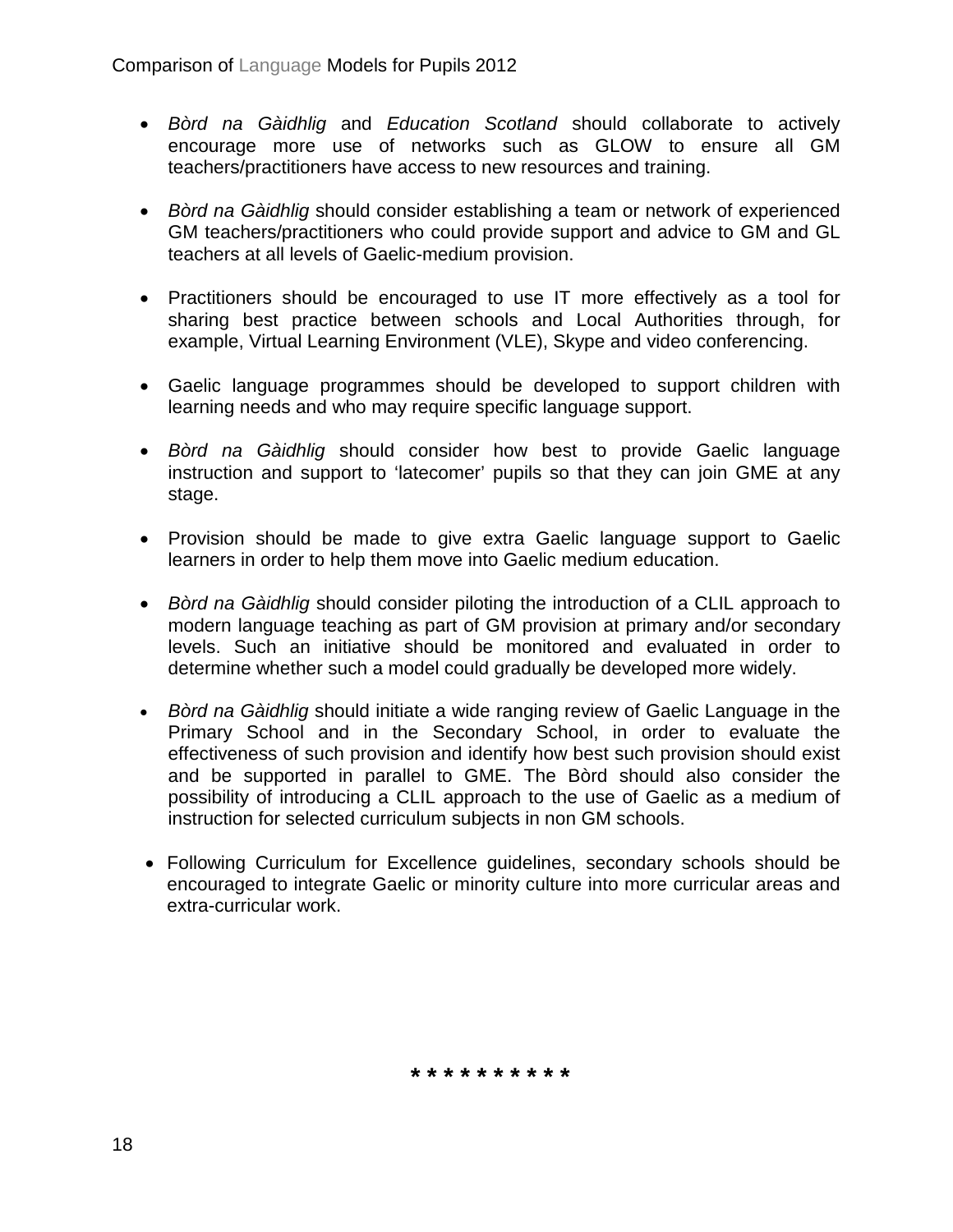- *Bòrd na Gàidhlig* and *Education Scotland* should collaborate to actively encourage more use of networks such as GLOW to ensure all GM teachers/practitioners have access to new resources and training.

- *Bòrd na Gàidhlig* should consider establishing a team or network of experienced GM teachers/practitioners who could provide support and advice to GM and GL teachers at all levels of Gaelic-medium provision.

- Practitioners should be encouraged to use IT more effectively as a tool for sharing best practice between schools and Local Authorities through, for example, Virtual Learning Environment (VLE), Skype and video conferencing.

- Gaelic language programmes should be developed to support children with learning needs and who may require specific language support.

- *Bòrd na Gàidhlig* should consider how best to provide Gaelic language instruction and support to 'latecomer' pupils so that they can join GME at any stage.

- Provision should be made to give extra Gaelic language support to Gaelic learners in order to help them move into Gaelic medium education.

- *Bòrd na Gàidhlig* should consider piloting the introduction of a CLIL approach to modern language teaching as part of GM provision at primary and/or secondary levels. Such an initiative should be monitored and evaluated in order to determine whether such a model could gradually be developed more widely.

- *Bòrd na Gàidhlig* should initiate a wide ranging review of Gaelic Language in the Primary School and in the Secondary School, in order to evaluate the effectiveness of such provision and identify how best such provision should exist and be supported in parallel to GME. The Bòrd should also consider the possibility of introducing a CLIL approach to the use of Gaelic as a medium of instruction for selected curriculum subjects in non GM schools.

- Following Curriculum for Excellence guidelines, secondary schools should be encouraged to integrate Gaelic or minority culture into more curricular areas and extra-curricular work.

* * * * * * * * * *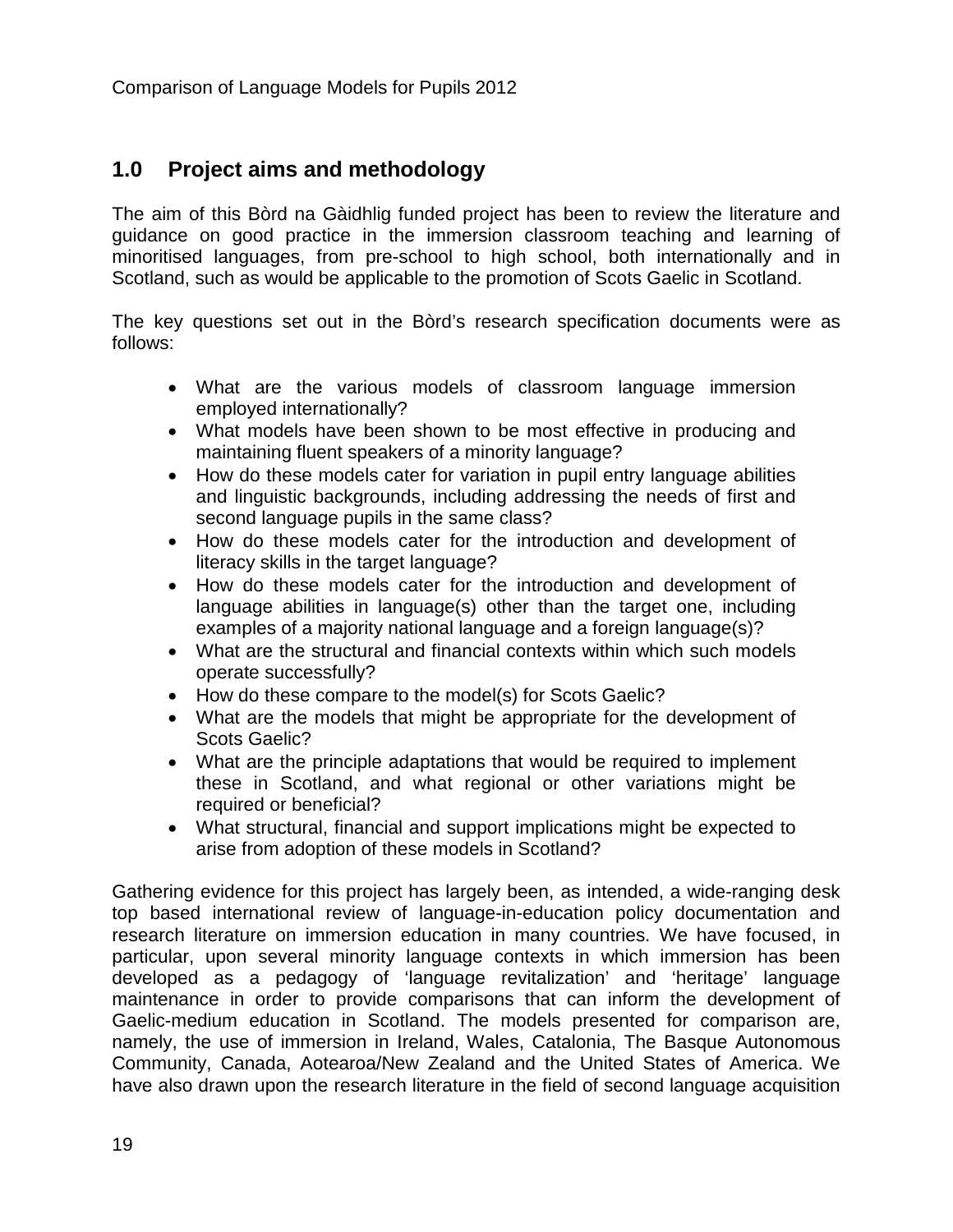## 1.0 Project aims and methodology

The aim of this Bòrd na Gàidhlig funded project has been to review the literature and guidance on good practice in the immersion classroom teaching and learning of minoritised languages, from pre-school to high school, both internationally and in Scotland, such as would be applicable to the promotion of Scots Gaelic in Scotland.

The key questions set out in the Bòrd's research specification documents were as follows:

- What are the various models of classroom language immersion employed internationally?
- What models have been shown to be most effective in producing and maintaining fluent speakers of a minority language?
- How do these models cater for variation in pupil entry language abilities and linguistic backgrounds, including addressing the needs of first and second language pupils in the same class?
- How do these models cater for the introduction and development of literacy skills in the target language?
- How do these models cater for the introduction and development of language abilities in language(s) other than the target one, including examples of a majority national language and a foreign language(s)?
- What are the structural and financial contexts within which such models operate successfully?
- How do these compare to the model(s) for Scots Gaelic?
- What are the models that might be appropriate for the development of Scots Gaelic?
- What are the principle adaptations that would be required to implement these in Scotland, and what regional or other variations might be required or beneficial?
- What structural, financial and support implications might be expected to arise from adoption of these models in Scotland?

Gathering evidence for this project has largely been, as intended, a wide-ranging desk top based international review of language-in-education policy documentation and research literature on immersion education in many countries. We have focused, in particular, upon several minority language contexts in which immersion has been developed as a pedagogy of 'language revitalization' and 'heritage' language maintenance in order to provide comparisons that can inform the development of Gaelic-medium education in Scotland. The models presented for comparison are, namely, the use of immersion in Ireland, Wales, Catalonia, The Basque Autonomous Community, Canada, Aotearoa/New Zealand and the United States of America. We have also drawn upon the research literature in the field of second language acquisition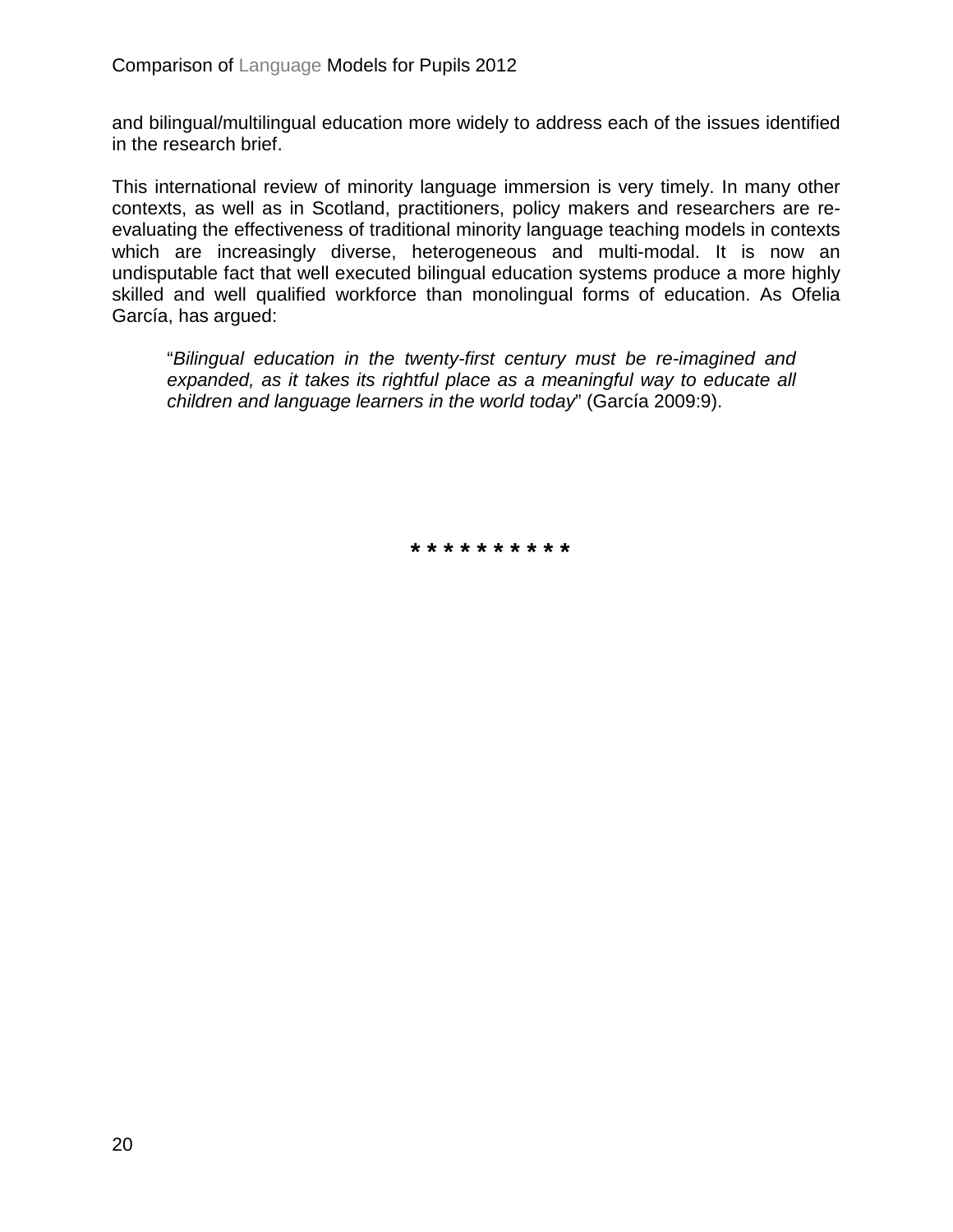and bilingual/multilingual education more widely to address each of the issues identified in the research brief.

This international review of minority language immersion is very timely. In many other contexts, as well as in Scotland, practitioners, policy makers and researchers are re-evaluating the effectiveness of traditional minority language teaching models in contexts which are increasingly diverse, heterogeneous and multi-modal. It is now an undisputable fact that well executed bilingual education systems produce a more highly skilled and well qualified workforce than monolingual forms of education. As Ofelia García, has argued:

> "*Bilingual education in the twenty-first century must be re-imagined and expanded, as it takes its rightful place as a meaningful way to educate all children and language learners in the world today*" (García 2009:9).

* * * * * * * * * *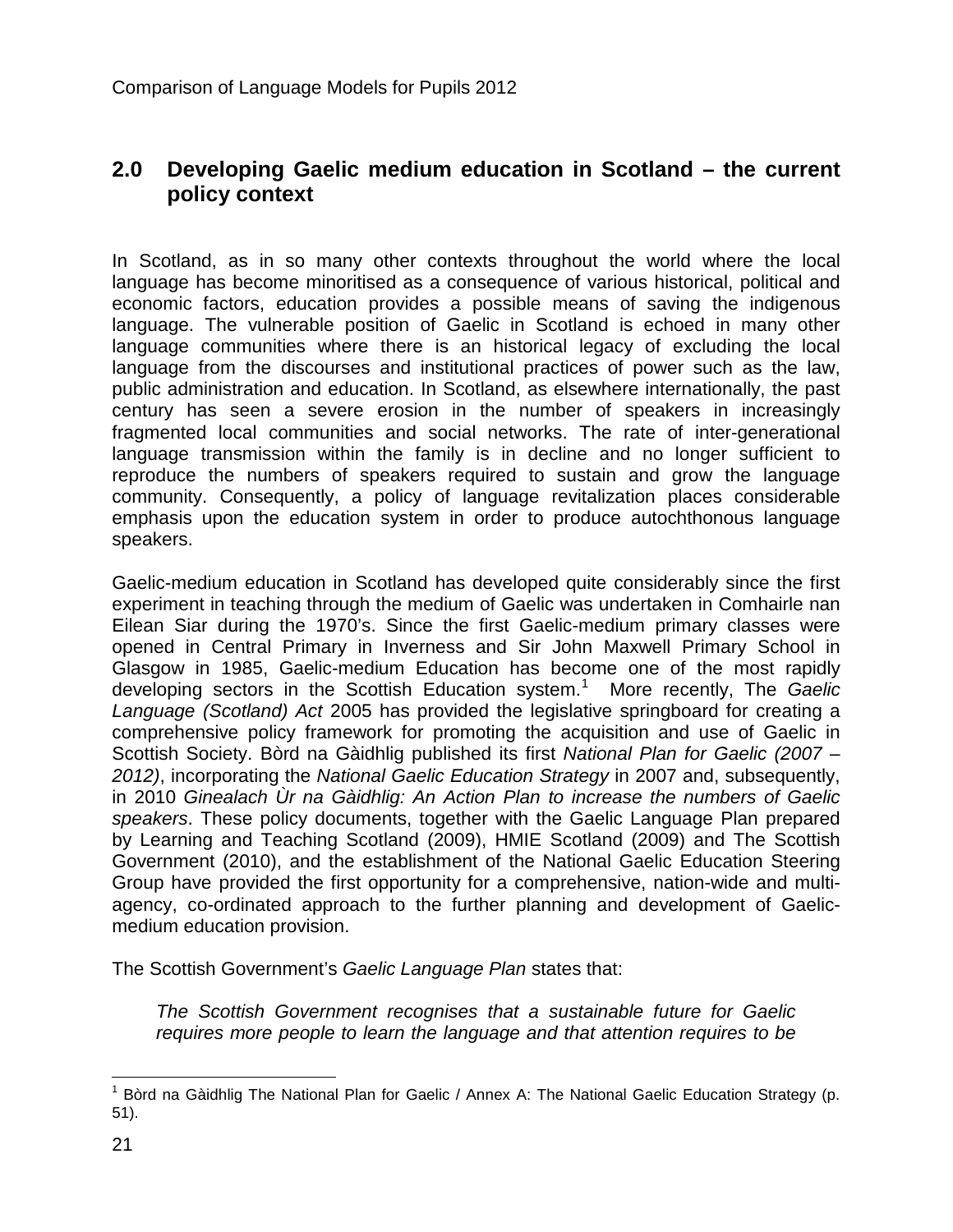## 2.0 Developing Gaelic medium education in Scotland – the current policy context

In Scotland, as in so many other contexts throughout the world where the local language has become minoritised as a consequence of various historical, political and economic factors, education provides a possible means of saving the indigenous language. The vulnerable position of Gaelic in Scotland is echoed in many other language communities where there is an historical legacy of excluding the local language from the discourses and institutional practices of power such as the law, public administration and education. In Scotland, as elsewhere internationally, the past century has seen a severe erosion in the number of speakers in increasingly fragmented local communities and social networks. The rate of inter-generational language transmission within the family is in decline and no longer sufficient to reproduce the numbers of speakers required to sustain and grow the language community. Consequently, a policy of language revitalization places considerable emphasis upon the education system in order to produce autochthonous language speakers.

Gaelic-medium education in Scotland has developed quite considerably since the first experiment in teaching through the medium of Gaelic was undertaken in Comhairle nan Eilean Siar during the 1970's. Since the first Gaelic-medium primary classes were opened in Central Primary in Inverness and Sir John Maxwell Primary School in Glasgow in 1985, Gaelic-medium Education has become one of the most rapidly developing sectors in the Scottish Education system.[1] More recently, The *Gaelic Language (Scotland) Act* 2005 has provided the legislative springboard for creating a comprehensive policy framework for promoting the acquisition and use of Gaelic in Scottish Society. Bòrd na Gàidhlig published its first *National Plan for Gaelic (2007 – 2012)*, incorporating the *National Gaelic Education Strategy* in 2007 and, subsequently, in 2010 *Ginealach Ùr na Gàidhlig: An Action Plan to increase the numbers of Gaelic speakers*. These policy documents, together with the Gaelic Language Plan prepared by Learning and Teaching Scotland (2009), HMIE Scotland (2009) and The Scottish Government (2010), and the establishment of the National Gaelic Education Steering Group have provided the first opportunity for a comprehensive, nation-wide and multi-agency, co-ordinated approach to the further planning and development of Gaelic-medium education provision.

The Scottish Government's *Gaelic Language Plan* states that:

> *The Scottish Government recognises that a sustainable future for Gaelic requires more people to learn the language and that attention requires to be*

[1] Bòrd na Gàidhlig The National Plan for Gaelic / Annex A: The National Gaelic Education Strategy (p. 51).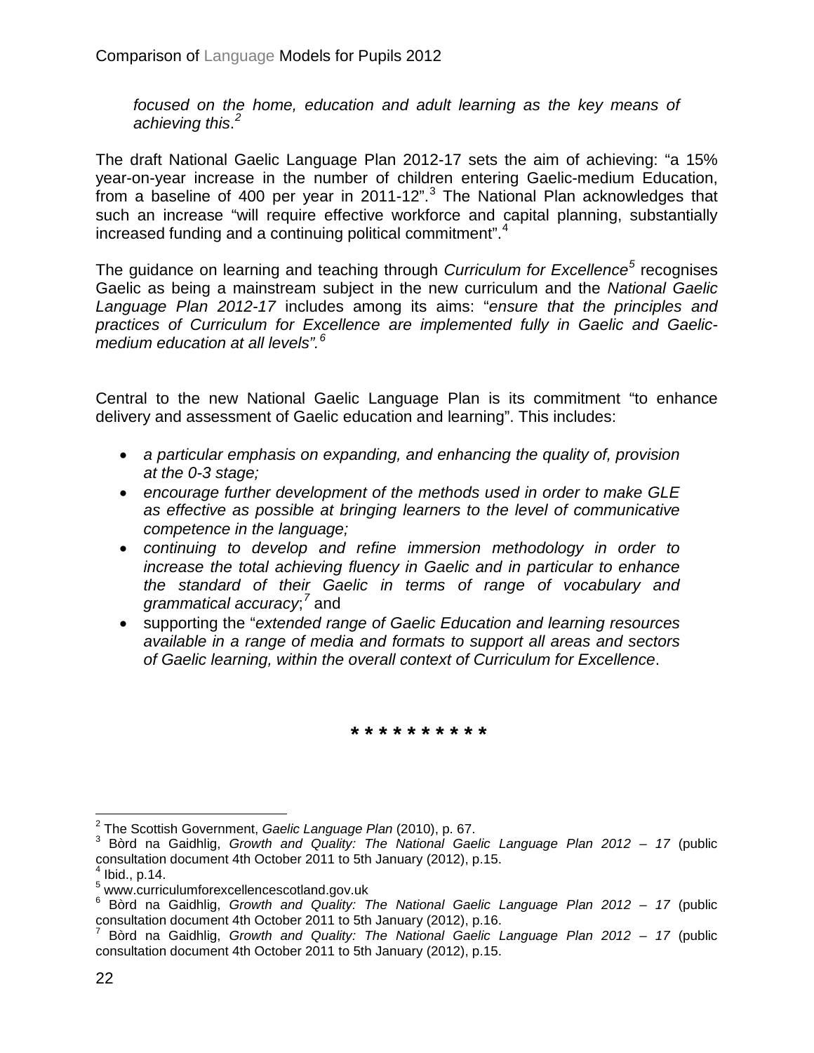> *focused on the home, education and adult learning as the key means of achieving this*.[2]

The draft National Gaelic Language Plan 2012-17 sets the aim of achieving: "a 15% year-on-year increase in the number of children entering Gaelic-medium Education, from a baseline of 400 per year in 2011-12".[3] The National Plan acknowledges that such an increase "will require effective workforce and capital planning, substantially increased funding and a continuing political commitment".[4]

The guidance on learning and teaching through *Curriculum for Excellence*[5] recognises Gaelic as being a mainstream subject in the new curriculum and the *National Gaelic Language Plan 2012-17* includes among its aims: "*ensure that the principles and practices of Curriculum for Excellence are implemented fully in Gaelic and Gaelic-medium education at all levels".*[6]

Central to the new National Gaelic Language Plan is its commitment "to enhance delivery and assessment of Gaelic education and learning". This includes:

- *a particular emphasis on expanding, and enhancing the quality of, provision at the 0-3 stage;*
- *encourage further development of the methods used in order to make GLE as effective as possible at bringing learners to the level of communicative competence in the language;*
- *continuing to develop and refine immersion methodology in order to increase the total achieving fluency in Gaelic and in particular to enhance the standard of their Gaelic in terms of range of vocabulary and grammatical accuracy*;[7] and
- supporting the "*extended range of Gaelic Education and learning resources available in a range of media and formats to support all areas and sectors of Gaelic learning, within the overall context of Curriculum for Excellence*.

**\* \* \* \* \* \* \* \* \* \***

---

[2] The Scottish Government, *Gaelic Language Plan* (2010), p. 67.

[3] Bòrd na Gaidhlig, *Growth and Quality: The National Gaelic Language Plan 2012 – 17* (public consultation document 4th October 2011 to 5th January (2012), p.15.

[4] Ibid., p.14.

[5] www.curriculumforexcellencescotland.gov.uk

[6] Bòrd na Gaidhlig, *Growth and Quality: The National Gaelic Language Plan 2012 – 17* (public consultation document 4th October 2011 to 5th January (2012), p.16.

[7] Bòrd na Gaidhlig, *Growth and Quality: The National Gaelic Language Plan 2012 – 17* (public consultation document 4th October 2011 to 5th January (2012), p.15.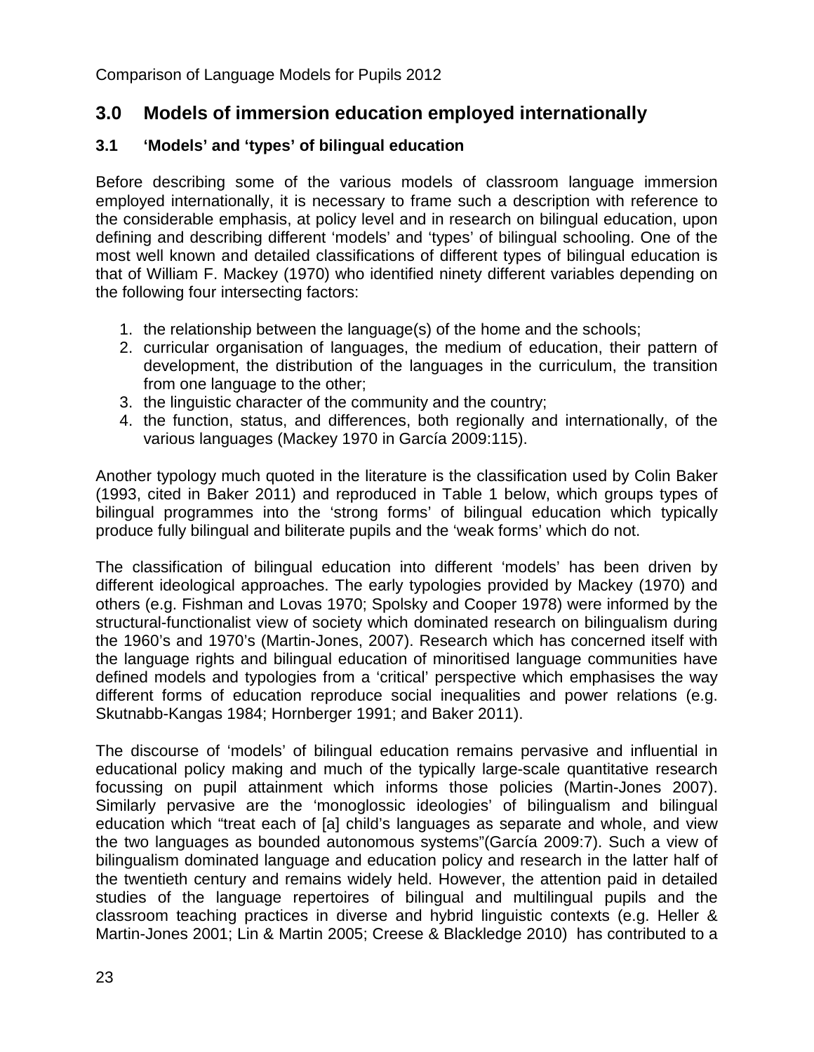## 3.0 Models of immersion education employed internationally

### 3.1 'Models' and 'types' of bilingual education

Before describing some of the various models of classroom language immersion employed internationally, it is necessary to frame such a description with reference to the considerable emphasis, at policy level and in research on bilingual education, upon defining and describing different 'models' and 'types' of bilingual schooling. One of the most well known and detailed classifications of different types of bilingual education is that of William F. Mackey (1970) who identified ninety different variables depending on the following four intersecting factors:

1. the relationship between the language(s) of the home and the schools;
2. curricular organisation of languages, the medium of education, their pattern of development, the distribution of the languages in the curriculum, the transition from one language to the other;
3. the linguistic character of the community and the country;
4. the function, status, and differences, both regionally and internationally, of the various languages (Mackey 1970 in García 2009:115).

Another typology much quoted in the literature is the classification used by Colin Baker (1993, cited in Baker 2011) and reproduced in Table 1 below, which groups types of bilingual programmes into the 'strong forms' of bilingual education which typically produce fully bilingual and biliterate pupils and the 'weak forms' which do not.

The classification of bilingual education into different 'models' has been driven by different ideological approaches. The early typologies provided by Mackey (1970) and others (e.g. Fishman and Lovas 1970; Spolsky and Cooper 1978) were informed by the structural-functionalist view of society which dominated research on bilingualism during the 1960's and 1970's (Martin-Jones, 2007). Research which has concerned itself with the language rights and bilingual education of minoritised language communities have defined models and typologies from a 'critical' perspective which emphasises the way different forms of education reproduce social inequalities and power relations (e.g. Skutnabb-Kangas 1984; Hornberger 1991; and Baker 2011).

The discourse of 'models' of bilingual education remains pervasive and influential in educational policy making and much of the typically large-scale quantitative research focussing on pupil attainment which informs those policies (Martin-Jones 2007). Similarly pervasive are the 'monoglossic ideologies' of bilingualism and bilingual education which "treat each of [a] child's languages as separate and whole, and view the two languages as bounded autonomous systems"(García 2009:7). Such a view of bilingualism dominated language and education policy and research in the latter half of the twentieth century and remains widely held. However, the attention paid in detailed studies of the language repertoires of bilingual and multilingual pupils and the classroom teaching practices in diverse and hybrid linguistic contexts (e.g. Heller & Martin-Jones 2001; Lin & Martin 2005; Creese & Blackledge 2010) has contributed to a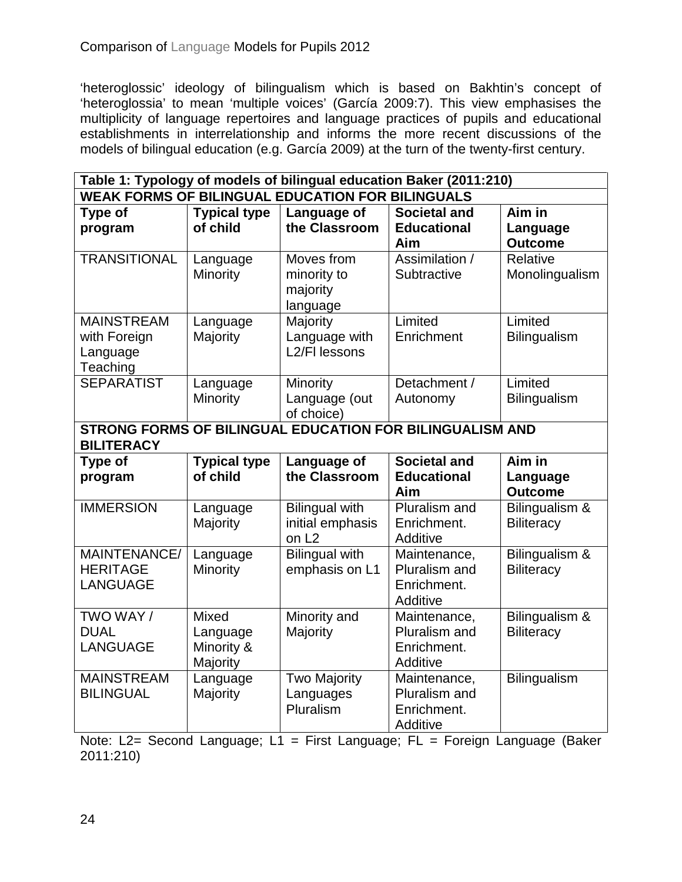'heteroglossic' ideology of bilingualism which is based on Bakhtin's concept of 'heteroglossia' to mean 'multiple voices' (García 2009:7). This view emphasises the multiplicity of language repertoires and language practices of pupils and educational establishments in interrelationship and informs the more recent discussions of the models of bilingual education (e.g. García 2009) at the turn of the twenty-first century.

**Table 1: Typology of models of bilingual education Baker (2011:210)**

| **WEAK FORMS OF BILINGUAL EDUCATION FOR BILINGUALS** | | | | |
|---|---|---|---|---|
| **Type of program** | **Typical type of child** | **Language of the Classroom** | **Societal and Educational Aim** | **Aim in Language Outcome** |
| TRANSITIONAL | Language Minority | Moves from minority to majority language | Assimilation / Subtractive | Relative Monolingualism |
| MAINSTREAM with Foreign Language Teaching | Language Majority | Majority Language with L2/Fl lessons | Limited Enrichment | Limited Bilingualism |
| SEPARATIST | Language Minority | Minority Language (out of choice) | Detachment / Autonomy | Limited Bilingualism |
| **STRONG FORMS OF BILINGUAL EDUCATION FOR BILINGUALISM AND BILITERACY** | | | | |
| **Type of program** | **Typical type of child** | **Language of the Classroom** | **Societal and Educational Aim** | **Aim in Language Outcome** |
| IMMERSION | Language Majority | Bilingual with initial emphasis on L2 | Pluralism and Enrichment. Additive | Bilingualism & Biliteracy |
| MAINTENANCE/ HERITAGE LANGUAGE | Language Minority | Bilingual with emphasis on L1 | Maintenance, Pluralism and Enrichment. Additive | Bilingualism & Biliteracy |
| TWO WAY / DUAL LANGUAGE | Mixed Language Minority & Majority | Minority and Majority | Maintenance, Pluralism and Enrichment. Additive | Bilingualism & Biliteracy |
| MAINSTREAM BILINGUAL | Language Majority | Two Majority Languages Pluralism | Maintenance, Pluralism and Enrichment. Additive | Bilingualism |

Note: L2= Second Language; L1 = First Language; FL = Foreign Language (Baker 2011:210)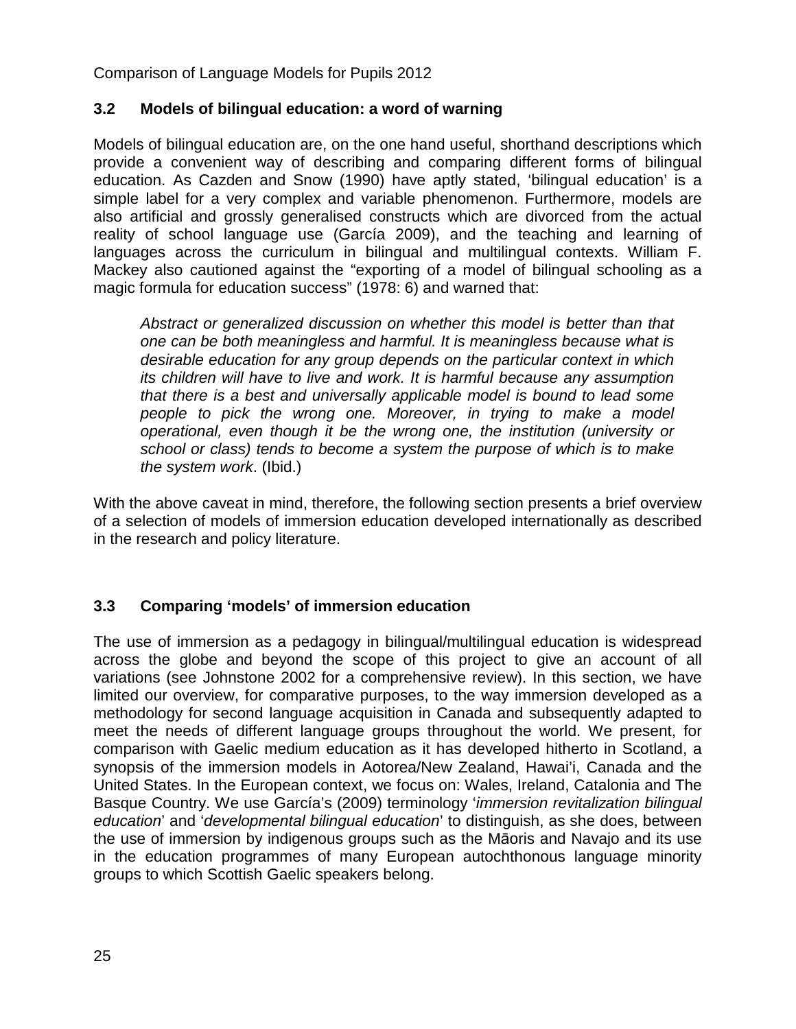### 3.2 Models of bilingual education: a word of warning

Models of bilingual education are, on the one hand useful, shorthand descriptions which provide a convenient way of describing and comparing different forms of bilingual education. As Cazden and Snow (1990) have aptly stated, 'bilingual education' is a simple label for a very complex and variable phenomenon. Furthermore, models are also artificial and grossly generalised constructs which are divorced from the actual reality of school language use (García 2009), and the teaching and learning of languages across the curriculum in bilingual and multilingual contexts. William F. Mackey also cautioned against the "exporting of a model of bilingual schooling as a magic formula for education success" (1978: 6) and warned that:

> *Abstract or generalized discussion on whether this model is better than that one can be both meaningless and harmful. It is meaningless because what is desirable education for any group depends on the particular context in which its children will have to live and work. It is harmful because any assumption that there is a best and universally applicable model is bound to lead some people to pick the wrong one. Moreover, in trying to make a model operational, even though it be the wrong one, the institution (university or school or class) tends to become a system the purpose of which is to make the system work*. (Ibid.)

With the above caveat in mind, therefore, the following section presents a brief overview of a selection of models of immersion education developed internationally as described in the research and policy literature.

### 3.3 Comparing 'models' of immersion education

The use of immersion as a pedagogy in bilingual/multilingual education is widespread across the globe and beyond the scope of this project to give an account of all variations (see Johnstone 2002 for a comprehensive review). In this section, we have limited our overview, for comparative purposes, to the way immersion developed as a methodology for second language acquisition in Canada and subsequently adapted to meet the needs of different language groups throughout the world. We present, for comparison with Gaelic medium education as it has developed hitherto in Scotland, a synopsis of the immersion models in Aotorea/New Zealand, Hawai'i, Canada and the United States. In the European context, we focus on: Wales, Ireland, Catalonia and The Basque Country. We use García's (2009) terminology '*immersion revitalization bilingual education*' and '*developmental bilingual education*' to distinguish, as she does, between the use of immersion by indigenous groups such as the Māoris and Navajo and its use in the education programmes of many European autochthonous language minority groups to which Scottish Gaelic speakers belong.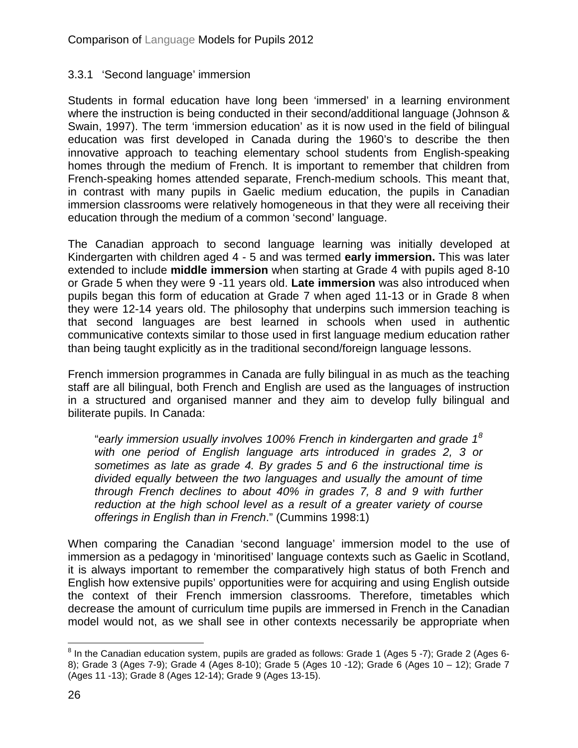### 3.3.1 'Second language' immersion

Students in formal education have long been 'immersed' in a learning environment where the instruction is being conducted in their second/additional language (Johnson & Swain, 1997). The term 'immersion education' as it is now used in the field of bilingual education was first developed in Canada during the 1960's to describe the then innovative approach to teaching elementary school students from English-speaking homes through the medium of French. It is important to remember that children from French-speaking homes attended separate, French-medium schools. This meant that, in contrast with many pupils in Gaelic medium education, the pupils in Canadian immersion classrooms were relatively homogeneous in that they were all receiving their education through the medium of a common 'second' language.

The Canadian approach to second language learning was initially developed at Kindergarten with children aged 4 - 5 and was termed **early immersion.** This was later extended to include **middle immersion** when starting at Grade 4 with pupils aged 8-10 or Grade 5 when they were 9 -11 years old. **Late immersion** was also introduced when pupils began this form of education at Grade 7 when aged 11-13 or in Grade 8 when they were 12-14 years old. The philosophy that underpins such immersion teaching is that second languages are best learned in schools when used in authentic communicative contexts similar to those used in first language medium education rather than being taught explicitly as in the traditional second/foreign language lessons.

French immersion programmes in Canada are fully bilingual in as much as the teaching staff are all bilingual, both French and English are used as the languages of instruction in a structured and organised manner and they aim to develop fully bilingual and biliterate pupils. In Canada:

> "*early immersion usually involves 100% French in kindergarten and grade 1*[8] *with one period of English language arts introduced in grades 2, 3 or sometimes as late as grade 4. By grades 5 and 6 the instructional time is divided equally between the two languages and usually the amount of time through French declines to about 40% in grades 7, 8 and 9 with further reduction at the high school level as a result of a greater variety of course offerings in English than in French*." (Cummins 1998:1)

When comparing the Canadian 'second language' immersion model to the use of immersion as a pedagogy in 'minoritised' language contexts such as Gaelic in Scotland, it is always important to remember the comparatively high status of both French and English how extensive pupils' opportunities were for acquiring and using English outside the context of their French immersion classrooms. Therefore, timetables which decrease the amount of curriculum time pupils are immersed in French in the Canadian model would not, as we shall see in other contexts necessarily be appropriate when

---

[8] In the Canadian education system, pupils are graded as follows: Grade 1 (Ages 5 -7); Grade 2 (Ages 6-8); Grade 3 (Ages 7-9); Grade 4 (Ages 8-10); Grade 5 (Ages 10 -12); Grade 6 (Ages 10 – 12); Grade 7 (Ages 11 -13); Grade 8 (Ages 12-14); Grade 9 (Ages 13-15).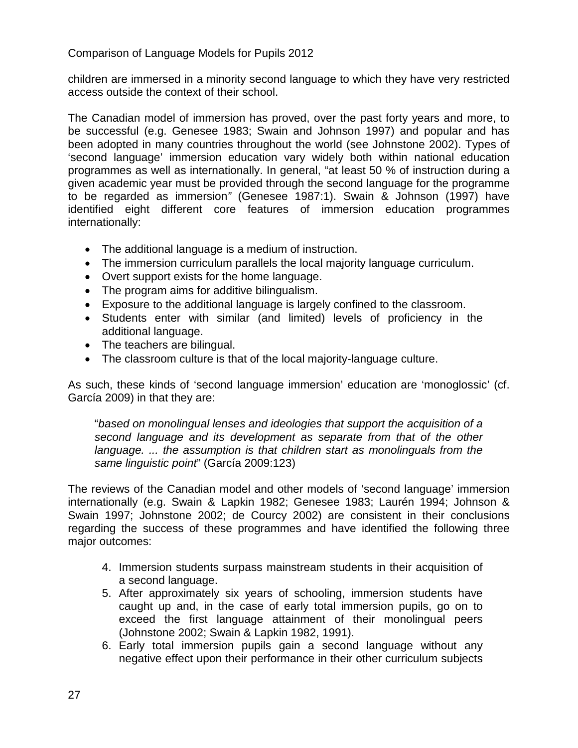children are immersed in a minority second language to which they have very restricted access outside the context of their school.

The Canadian model of immersion has proved, over the past forty years and more, to be successful (e.g. Genesee 1983; Swain and Johnson 1997) and popular and has been adopted in many countries throughout the world (see Johnstone 2002). Types of 'second language' immersion education vary widely both within national education programmes as well as internationally. In general, "at least 50 % of instruction during a given academic year must be provided through the second language for the programme to be regarded as immersion*"* (Genesee 1987:1). Swain & Johnson (1997) have identified eight different core features of immersion education programmes internationally:

- The additional language is a medium of instruction.
- The immersion curriculum parallels the local majority language curriculum.
- Overt support exists for the home language.
- The program aims for additive bilingualism.
- Exposure to the additional language is largely confined to the classroom.
- Students enter with similar (and limited) levels of proficiency in the additional language.
- The teachers are bilingual.
- The classroom culture is that of the local majority-language culture.

As such, these kinds of 'second language immersion' education are 'monoglossic' (cf. García 2009) in that they are:

> "*based on monolingual lenses and ideologies that support the acquisition of a second language and its development as separate from that of the other language. ... the assumption is that children start as monolinguals from the same linguistic point*" (García 2009:123)

The reviews of the Canadian model and other models of 'second language' immersion internationally (e.g. Swain & Lapkin 1982; Genesee 1983; Laurén 1994; Johnson & Swain 1997; Johnstone 2002; de Courcy 2002) are consistent in their conclusions regarding the success of these programmes and have identified the following three major outcomes:

4. Immersion students surpass mainstream students in their acquisition of a second language.
5. After approximately six years of schooling, immersion students have caught up and, in the case of early total immersion pupils, go on to exceed the first language attainment of their monolingual peers (Johnstone 2002; Swain & Lapkin 1982, 1991).
6. Early total immersion pupils gain a second language without any negative effect upon their performance in their other curriculum subjects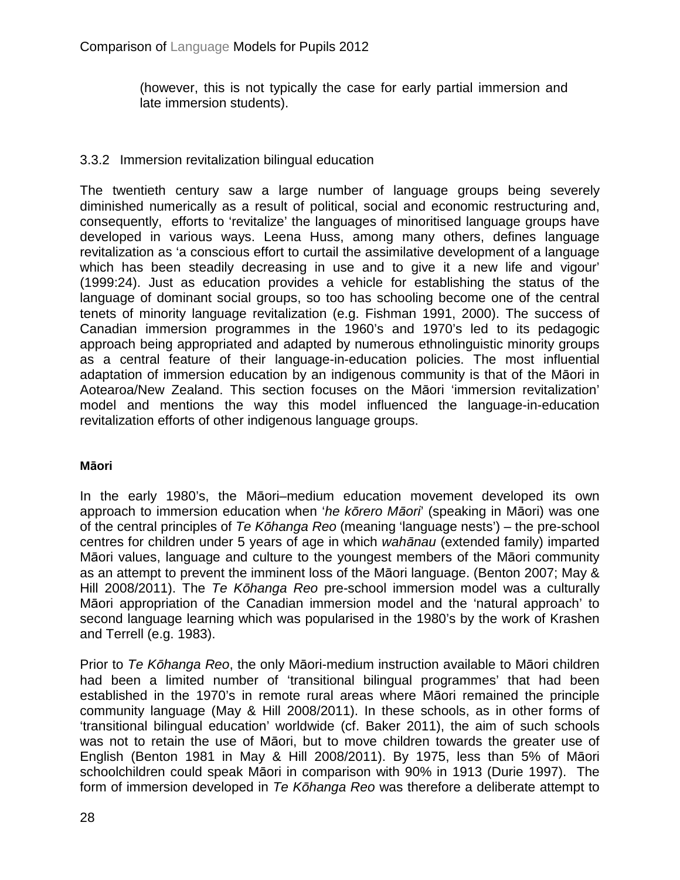(however, this is not typically the case for early partial immersion and late immersion students).

### 3.3.2 Immersion revitalization bilingual education

The twentieth century saw a large number of language groups being severely diminished numerically as a result of political, social and economic restructuring and, consequently, efforts to 'revitalize' the languages of minoritised language groups have developed in various ways. Leena Huss, among many others, defines language revitalization as 'a conscious effort to curtail the assimilative development of a language which has been steadily decreasing in use and to give it a new life and vigour' (1999:24). Just as education provides a vehicle for establishing the status of the language of dominant social groups, so too has schooling become one of the central tenets of minority language revitalization (e.g. Fishman 1991, 2000). The success of Canadian immersion programmes in the 1960's and 1970's led to its pedagogic approach being appropriated and adapted by numerous ethnolinguistic minority groups as a central feature of their language-in-education policies. The most influential adaptation of immersion education by an indigenous community is that of the Māori in Aotearoa/New Zealand. This section focuses on the Māori 'immersion revitalization' model and mentions the way this model influenced the language-in-education revitalization efforts of other indigenous language groups.

**Māori**

In the early 1980's, the Māori–medium education movement developed its own approach to immersion education when '*he kōrero Māori*' (speaking in Māori) was one of the central principles of *Te Kōhanga Reo* (meaning 'language nests') – the pre-school centres for children under 5 years of age in which *wahānau* (extended family) imparted Māori values, language and culture to the youngest members of the Māori community as an attempt to prevent the imminent loss of the Māori language. (Benton 2007; May & Hill 2008/2011). The *Te Kōhanga Reo* pre-school immersion model was a culturally Māori appropriation of the Canadian immersion model and the 'natural approach' to second language learning which was popularised in the 1980's by the work of Krashen and Terrell (e.g. 1983).

Prior to *Te Kōhanga Reo*, the only Māori-medium instruction available to Māori children had been a limited number of 'transitional bilingual programmes' that had been established in the 1970's in remote rural areas where Māori remained the principle community language (May & Hill 2008/2011). In these schools, as in other forms of 'transitional bilingual education' worldwide (cf. Baker 2011), the aim of such schools was not to retain the use of Māori, but to move children towards the greater use of English (Benton 1981 in May & Hill 2008/2011). By 1975, less than 5% of Māori schoolchildren could speak Māori in comparison with 90% in 1913 (Durie 1997). The form of immersion developed in *Te Kōhanga Reo* was therefore a deliberate attempt to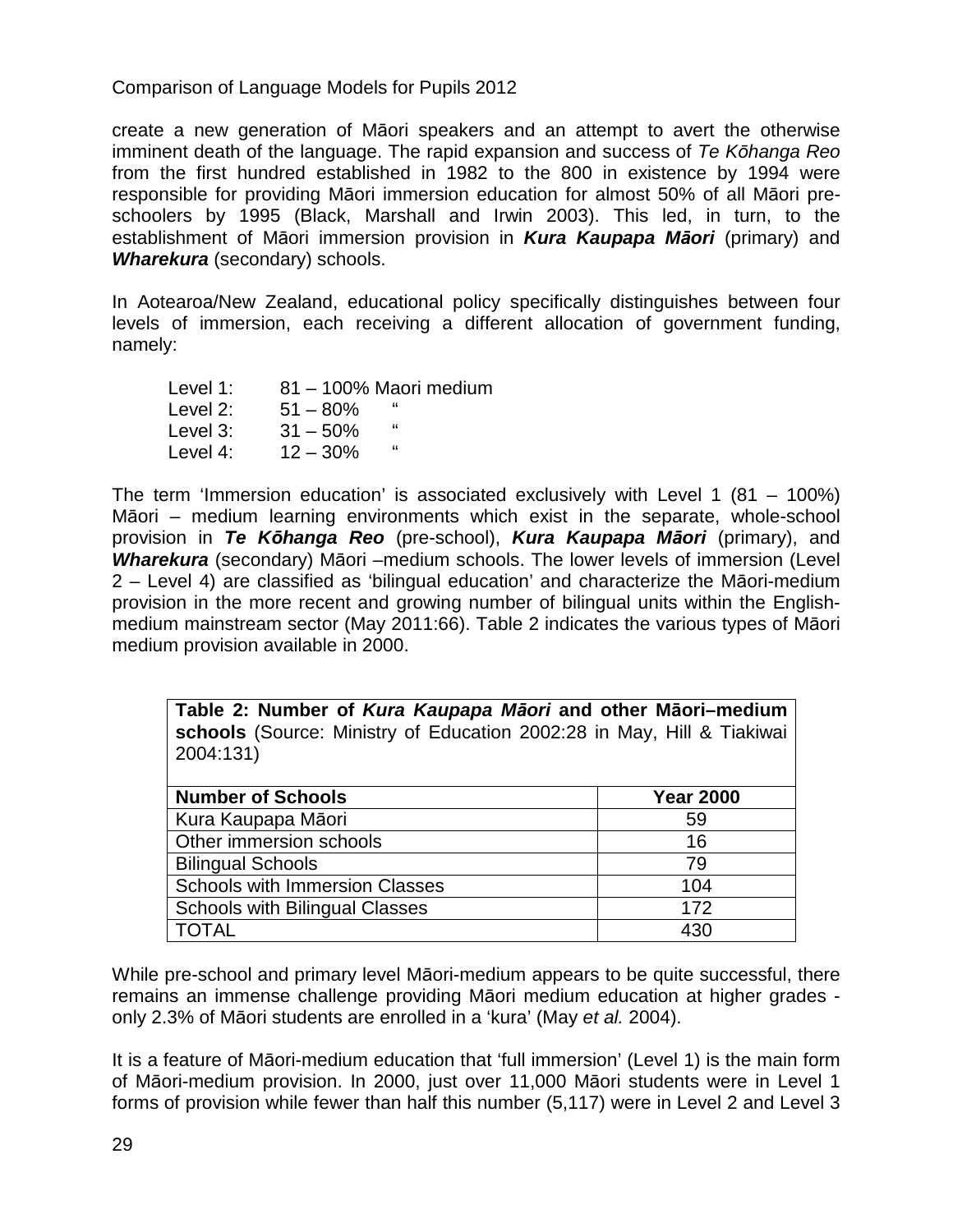create a new generation of Māori speakers and an attempt to avert the otherwise imminent death of the language. The rapid expansion and success of *Te Kōhanga Reo* from the first hundred established in 1982 to the 800 in existence by 1994 were responsible for providing Māori immersion education for almost 50% of all Māori pre-schoolers by 1995 (Black, Marshall and Irwin 2003). This led, in turn, to the establishment of Māori immersion provision in ***Kura Kaupapa Māori*** (primary) and ***Wharekura*** (secondary) schools.

In Aotearoa/New Zealand, educational policy specifically distinguishes between four levels of immersion, each receiving a different allocation of government funding, namely:

Level 1: 81 – 100% Maori medium
Level 2: 51 – 80% "
Level 3: 31 – 50% "
Level 4: 12 – 30% "

The term 'Immersion education' is associated exclusively with Level 1 (81 – 100%) Māori – medium learning environments which exist in the separate, whole-school provision in ***Te Kōhanga Reo*** (pre-school), ***Kura Kaupapa Māori*** (primary), and ***Wharekura*** (secondary) Māori –medium schools. The lower levels of immersion (Level 2 – Level 4) are classified as 'bilingual education' and characterize the Māori-medium provision in the more recent and growing number of bilingual units within the English-medium mainstream sector (May 2011:66). Table 2 indicates the various types of Māori medium provision available in 2000.

**Table 2: Number of *Kura Kaupapa Māori* and other Māori–medium schools** (Source: Ministry of Education 2002:28 in May, Hill & Tiakiwai 2004:131)

| Number of Schools | Year 2000 |
|---|---|
| Kura Kaupapa Māori | 59 |
| Other immersion schools | 16 |
| Bilingual Schools | 79 |
| Schools with Immersion Classes | 104 |
| Schools with Bilingual Classes | 172 |
| TOTAL | 430 |

While pre-school and primary level Māori-medium appears to be quite successful, there remains an immense challenge providing Māori medium education at higher grades - only 2.3% of Māori students are enrolled in a 'kura' (May *et al.* 2004).

It is a feature of Māori-medium education that 'full immersion' (Level 1) is the main form of Māori-medium provision. In 2000, just over 11,000 Māori students were in Level 1 forms of provision while fewer than half this number (5,117) were in Level 2 and Level 3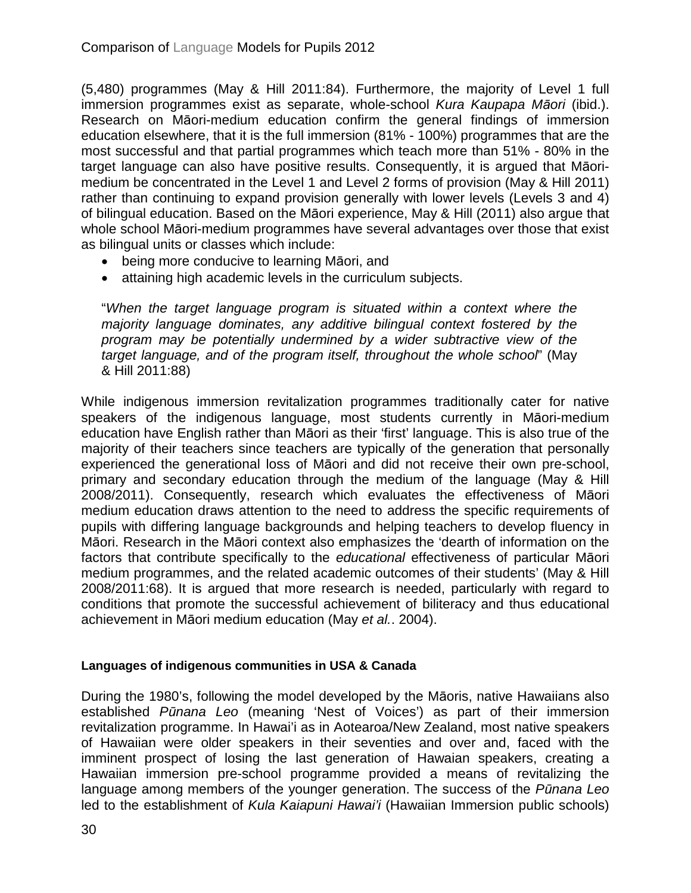(5,480) programmes (May & Hill 2011:84). Furthermore, the majority of Level 1 full immersion programmes exist as separate, whole-school *Kura Kaupapa Māori* (ibid.). Research on Māori-medium education confirm the general findings of immersion education elsewhere, that it is the full immersion (81% - 100%) programmes that are the most successful and that partial programmes which teach more than 51% - 80% in the target language can also have positive results. Consequently, it is argued that Māori-medium be concentrated in the Level 1 and Level 2 forms of provision (May & Hill 2011) rather than continuing to expand provision generally with lower levels (Levels 3 and 4) of bilingual education. Based on the Māori experience, May & Hill (2011) also argue that whole school Māori-medium programmes have several advantages over those that exist as bilingual units or classes which include:

- being more conducive to learning Māori, and
- attaining high academic levels in the curriculum subjects.

> "*When the target language program is situated within a context where the majority language dominates, any additive bilingual context fostered by the program may be potentially undermined by a wider subtractive view of the target language, and of the program itself, throughout the whole school*" (May & Hill 2011:88)

While indigenous immersion revitalization programmes traditionally cater for native speakers of the indigenous language, most students currently in Māori-medium education have English rather than Māori as their 'first' language. This is also true of the majority of their teachers since teachers are typically of the generation that personally experienced the generational loss of Māori and did not receive their own pre-school, primary and secondary education through the medium of the language (May & Hill 2008/2011). Consequently, research which evaluates the effectiveness of Māori medium education draws attention to the need to address the specific requirements of pupils with differing language backgrounds and helping teachers to develop fluency in Māori. Research in the Māori context also emphasizes the 'dearth of information on the factors that contribute specifically to the *educational* effectiveness of particular Māori medium programmes, and the related academic outcomes of their students' (May & Hill 2008/2011:68). It is argued that more research is needed, particularly with regard to conditions that promote the successful achievement of biliteracy and thus educational achievement in Māori medium education (May *et al.*. 2004).

**Languages of indigenous communities in USA & Canada**

During the 1980's, following the model developed by the Māoris, native Hawaiians also established *Pūnana Leo* (meaning 'Nest of Voices') as part of their immersion revitalization programme. In Hawai'i as in Aotearoa/New Zealand, most native speakers of Hawaiian were older speakers in their seventies and over and, faced with the imminent prospect of losing the last generation of Hawaian speakers, creating a Hawaiian immersion pre-school programme provided a means of revitalizing the language among members of the younger generation. The success of the *Pūnana Leo* led to the establishment of *Kula Kaiapuni Hawai'i* (Hawaiian Immersion public schools)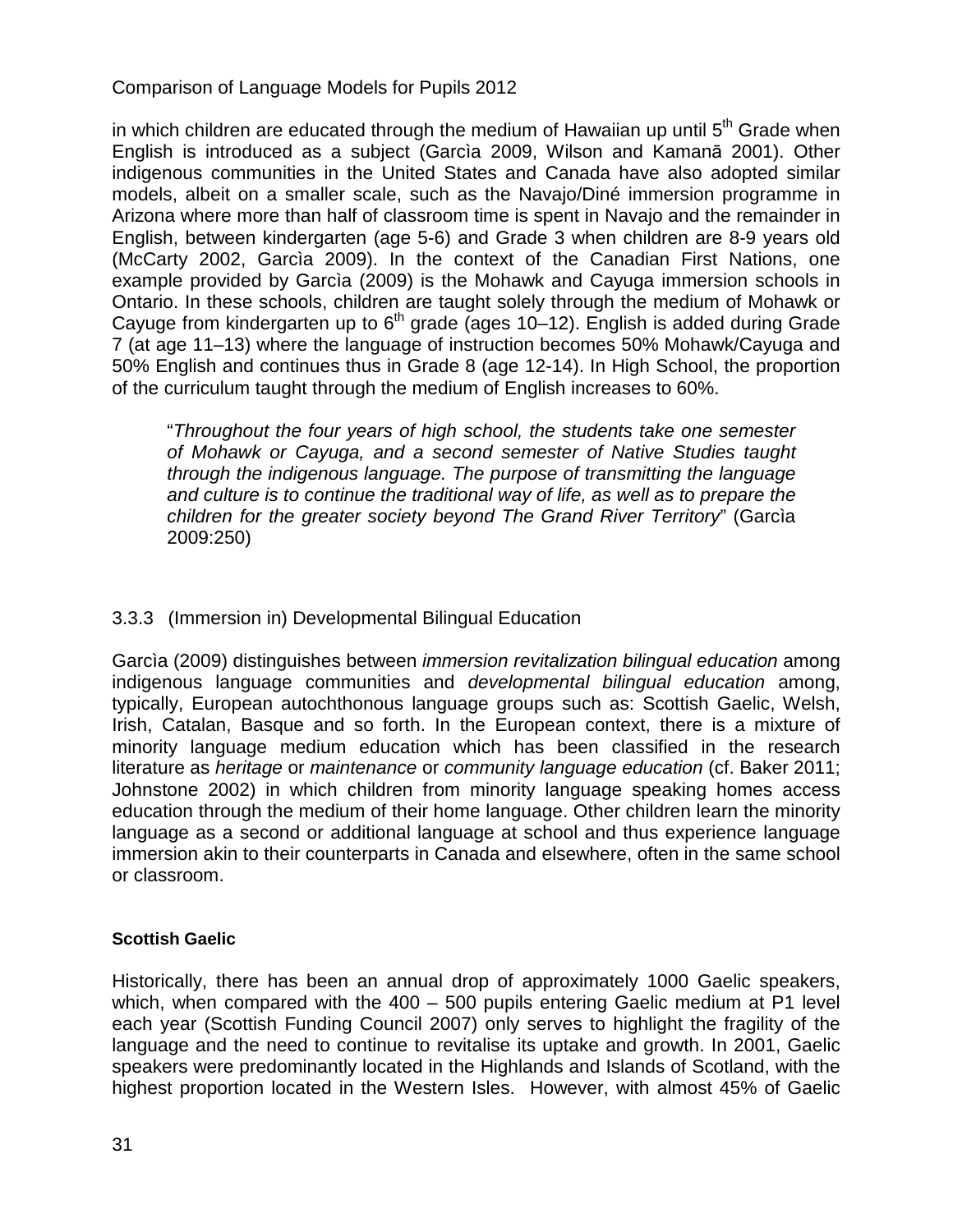in which children are educated through the medium of Hawaiian up until 5th Grade when English is introduced as a subject (Garcìa 2009, Wilson and Kamanā 2001). Other indigenous communities in the United States and Canada have also adopted similar models, albeit on a smaller scale, such as the Navajo/Diné immersion programme in Arizona where more than half of classroom time is spent in Navajo and the remainder in English, between kindergarten (age 5-6) and Grade 3 when children are 8-9 years old (McCarty 2002, Garcìa 2009). In the context of the Canadian First Nations, one example provided by Garcìa (2009) is the Mohawk and Cayuga immersion schools in Ontario. In these schools, children are taught solely through the medium of Mohawk or Cayuge from kindergarten up to 6th grade (ages 10–12). English is added during Grade 7 (at age 11–13) where the language of instruction becomes 50% Mohawk/Cayuga and 50% English and continues thus in Grade 8 (age 12-14). In High School, the proportion of the curriculum taught through the medium of English increases to 60%.

> "*Throughout the four years of high school, the students take one semester of Mohawk or Cayuga, and a second semester of Native Studies taught through the indigenous language. The purpose of transmitting the language and culture is to continue the traditional way of life, as well as to prepare the children for the greater society beyond The Grand River Territory*" (Garcìa 2009:250)

### 3.3.3 (Immersion in) Developmental Bilingual Education

Garcìa (2009) distinguishes between *immersion revitalization bilingual education* among indigenous language communities and *developmental bilingual education* among, typically, European autochthonous language groups such as: Scottish Gaelic, Welsh, Irish, Catalan, Basque and so forth. In the European context, there is a mixture of minority language medium education which has been classified in the research literature as *heritage* or *maintenance* or *community language education* (cf. Baker 2011; Johnstone 2002) in which children from minority language speaking homes access education through the medium of their home language. Other children learn the minority language as a second or additional language at school and thus experience language immersion akin to their counterparts in Canada and elsewhere, often in the same school or classroom.

#### Scottish Gaelic

Historically, there has been an annual drop of approximately 1000 Gaelic speakers, which, when compared with the 400 – 500 pupils entering Gaelic medium at P1 level each year (Scottish Funding Council 2007) only serves to highlight the fragility of the language and the need to continue to revitalise its uptake and growth. In 2001, Gaelic speakers were predominantly located in the Highlands and Islands of Scotland, with the highest proportion located in the Western Isles. However, with almost 45% of Gaelic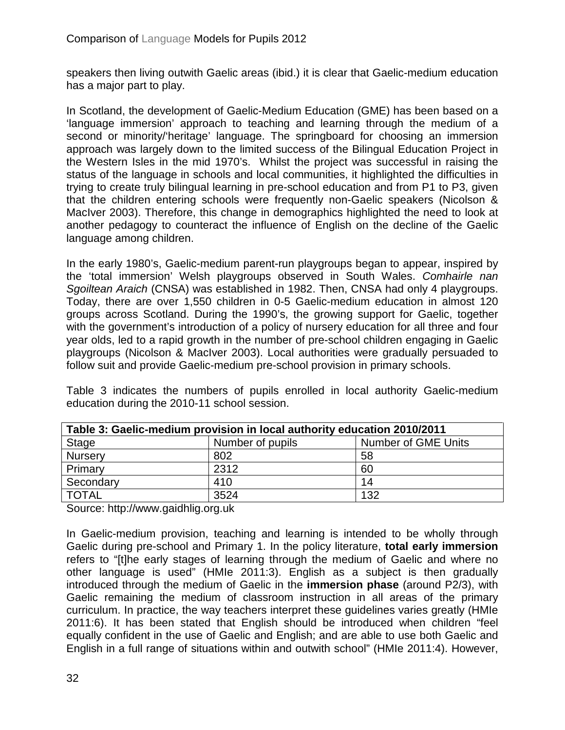speakers then living outwith Gaelic areas (ibid.) it is clear that Gaelic-medium education has a major part to play.

In Scotland, the development of Gaelic-Medium Education (GME) has been based on a 'language immersion' approach to teaching and learning through the medium of a second or minority/'heritage' language. The springboard for choosing an immersion approach was largely down to the limited success of the Bilingual Education Project in the Western Isles in the mid 1970's. Whilst the project was successful in raising the status of the language in schools and local communities, it highlighted the difficulties in trying to create truly bilingual learning in pre-school education and from P1 to P3, given that the children entering schools were frequently non-Gaelic speakers (Nicolson & MacIver 2003). Therefore, this change in demographics highlighted the need to look at another pedagogy to counteract the influence of English on the decline of the Gaelic language among children.

In the early 1980's, Gaelic-medium parent-run playgroups began to appear, inspired by the 'total immersion' Welsh playgroups observed in South Wales. *Comhairle nan Sgoiltean Araich* (CNSA) was established in 1982. Then, CNSA had only 4 playgroups. Today, there are over 1,550 children in 0-5 Gaelic-medium education in almost 120 groups across Scotland. During the 1990's, the growing support for Gaelic, together with the government's introduction of a policy of nursery education for all three and four year olds, led to a rapid growth in the number of pre-school children engaging in Gaelic playgroups (Nicolson & MacIver 2003). Local authorities were gradually persuaded to follow suit and provide Gaelic-medium pre-school provision in primary schools.

Table 3 indicates the numbers of pupils enrolled in local authority Gaelic-medium education during the 2010-11 school session.

| **Table 3: Gaelic-medium provision in local authority education 2010/2011** | | |
|---|---|---|
| Stage | Number of pupils | Number of GME Units |
| Nursery | 802 | 58 |
| Primary | 2312 | 60 |
| Secondary | 410 | 14 |
| TOTAL | 3524 | 132 |

Source: http://www.gaidhlig.org.uk

In Gaelic-medium provision, teaching and learning is intended to be wholly through Gaelic during pre-school and Primary 1. In the policy literature, **total early immersion** refers to "[t]he early stages of learning through the medium of Gaelic and where no other language is used" (HMIe 2011:3). English as a subject is then gradually introduced through the medium of Gaelic in the **immersion phase** (around P2/3), with Gaelic remaining the medium of classroom instruction in all areas of the primary curriculum. In practice, the way teachers interpret these guidelines varies greatly (HMIe 2011:6). It has been stated that English should be introduced when children "feel equally confident in the use of Gaelic and English; and are able to use both Gaelic and English in a full range of situations within and outwith school" (HMIe 2011:4). However,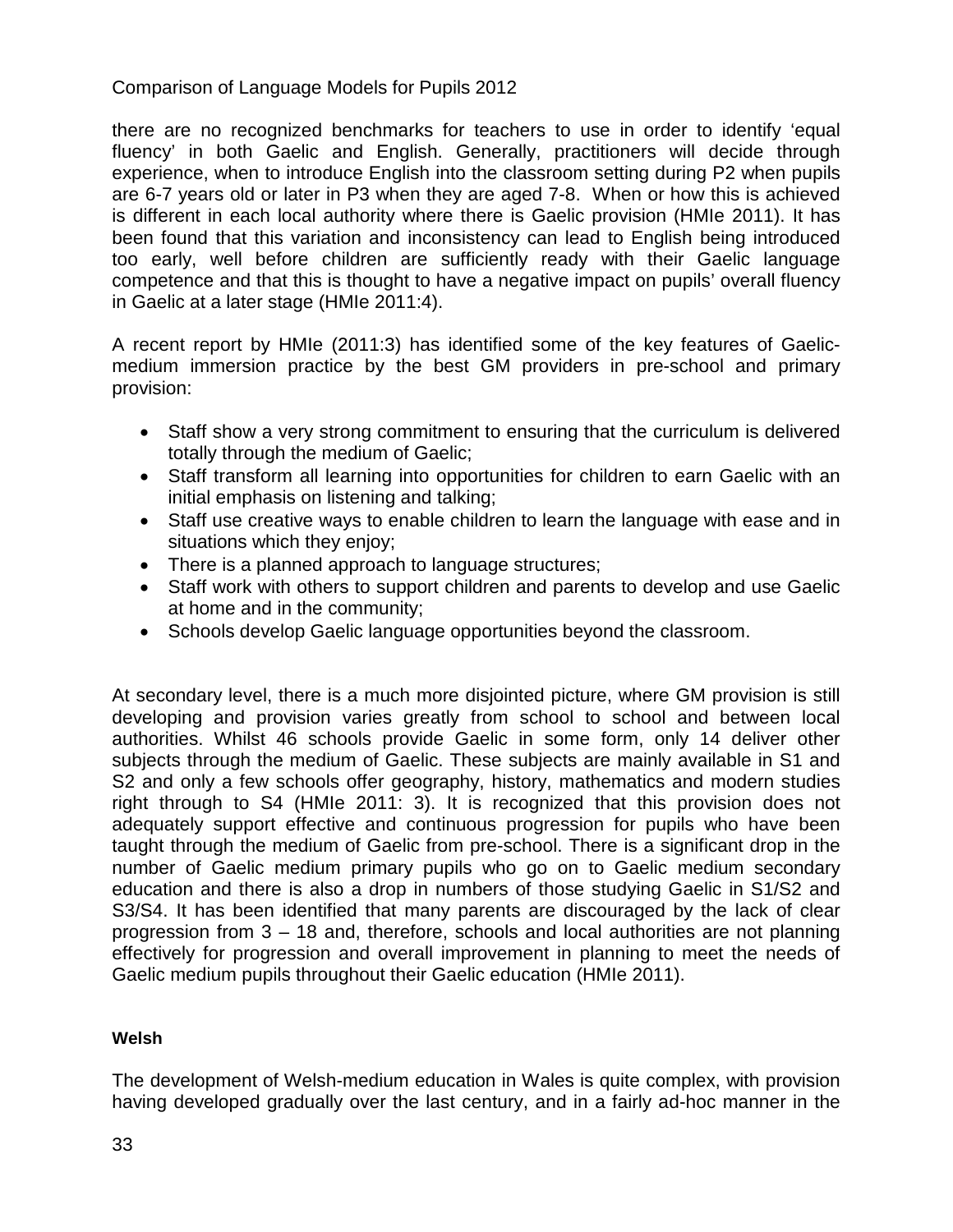there are no recognized benchmarks for teachers to use in order to identify 'equal fluency' in both Gaelic and English. Generally, practitioners will decide through experience, when to introduce English into the classroom setting during P2 when pupils are 6-7 years old or later in P3 when they are aged 7-8. When or how this is achieved is different in each local authority where there is Gaelic provision (HMIe 2011). It has been found that this variation and inconsistency can lead to English being introduced too early, well before children are sufficiently ready with their Gaelic language competence and that this is thought to have a negative impact on pupils' overall fluency in Gaelic at a later stage (HMIe 2011:4).

A recent report by HMIe (2011:3) has identified some of the key features of Gaelic-medium immersion practice by the best GM providers in pre-school and primary provision:

- Staff show a very strong commitment to ensuring that the curriculum is delivered totally through the medium of Gaelic;
- Staff transform all learning into opportunities for children to earn Gaelic with an initial emphasis on listening and talking;
- Staff use creative ways to enable children to learn the language with ease and in situations which they enjoy;
- There is a planned approach to language structures;
- Staff work with others to support children and parents to develop and use Gaelic at home and in the community;
- Schools develop Gaelic language opportunities beyond the classroom.

At secondary level, there is a much more disjointed picture, where GM provision is still developing and provision varies greatly from school to school and between local authorities. Whilst 46 schools provide Gaelic in some form, only 14 deliver other subjects through the medium of Gaelic. These subjects are mainly available in S1 and S2 and only a few schools offer geography, history, mathematics and modern studies right through to S4 (HMIe 2011: 3). It is recognized that this provision does not adequately support effective and continuous progression for pupils who have been taught through the medium of Gaelic from pre-school. There is a significant drop in the number of Gaelic medium primary pupils who go on to Gaelic medium secondary education and there is also a drop in numbers of those studying Gaelic in S1/S2 and S3/S4. It has been identified that many parents are discouraged by the lack of clear progression from 3 – 18 and, therefore, schools and local authorities are not planning effectively for progression and overall improvement in planning to meet the needs of Gaelic medium pupils throughout their Gaelic education (HMIe 2011).

**Welsh**

The development of Welsh-medium education in Wales is quite complex, with provision having developed gradually over the last century, and in a fairly ad-hoc manner in the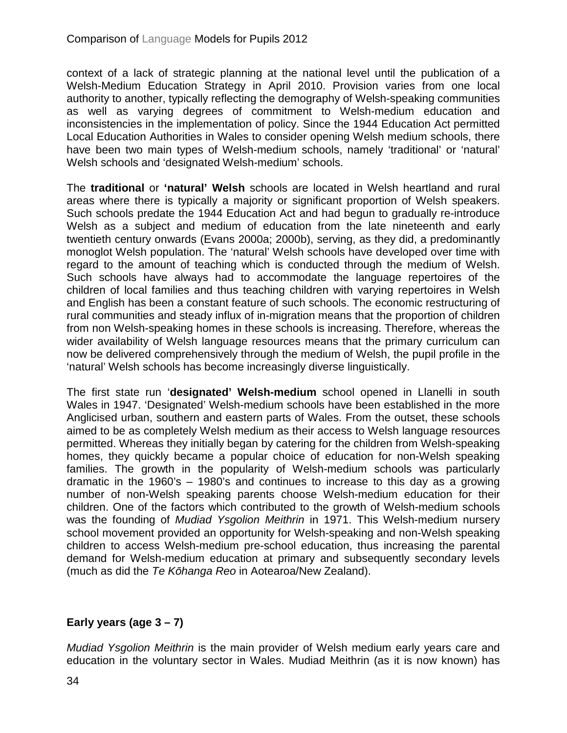context of a lack of strategic planning at the national level until the publication of a Welsh-Medium Education Strategy in April 2010. Provision varies from one local authority to another, typically reflecting the demography of Welsh-speaking communities as well as varying degrees of commitment to Welsh-medium education and inconsistencies in the implementation of policy. Since the 1944 Education Act permitted Local Education Authorities in Wales to consider opening Welsh medium schools, there have been two main types of Welsh-medium schools, namely 'traditional' or 'natural' Welsh schools and 'designated Welsh-medium' schools.

The **traditional** or **'natural' Welsh** schools are located in Welsh heartland and rural areas where there is typically a majority or significant proportion of Welsh speakers. Such schools predate the 1944 Education Act and had begun to gradually re-introduce Welsh as a subject and medium of education from the late nineteenth and early twentieth century onwards (Evans 2000a; 2000b), serving, as they did, a predominantly monoglot Welsh population. The 'natural' Welsh schools have developed over time with regard to the amount of teaching which is conducted through the medium of Welsh. Such schools have always had to accommodate the language repertoires of the children of local families and thus teaching children with varying repertoires in Welsh and English has been a constant feature of such schools. The economic restructuring of rural communities and steady influx of in-migration means that the proportion of children from non Welsh-speaking homes in these schools is increasing. Therefore, whereas the wider availability of Welsh language resources means that the primary curriculum can now be delivered comprehensively through the medium of Welsh, the pupil profile in the 'natural' Welsh schools has become increasingly diverse linguistically.

The first state run '**designated' Welsh-medium** school opened in Llanelli in south Wales in 1947. 'Designated' Welsh-medium schools have been established in the more Anglicised urban, southern and eastern parts of Wales. From the outset, these schools aimed to be as completely Welsh medium as their access to Welsh language resources permitted. Whereas they initially began by catering for the children from Welsh-speaking homes, they quickly became a popular choice of education for non-Welsh speaking families. The growth in the popularity of Welsh-medium schools was particularly dramatic in the 1960's – 1980's and continues to increase to this day as a growing number of non-Welsh speaking parents choose Welsh-medium education for their children. One of the factors which contributed to the growth of Welsh-medium schools was the founding of *Mudiad Ysgolion Meithrin* in 1971. This Welsh-medium nursery school movement provided an opportunity for Welsh-speaking and non-Welsh speaking children to access Welsh-medium pre-school education, thus increasing the parental demand for Welsh-medium education at primary and subsequently secondary levels (much as did the *Te Kōhanga Reo* in Aotearoa/New Zealand).

### Early years (age 3 – 7)

*Mudiad Ysgolion Meithrin* is the main provider of Welsh medium early years care and education in the voluntary sector in Wales. Mudiad Meithrin (as it is now known) has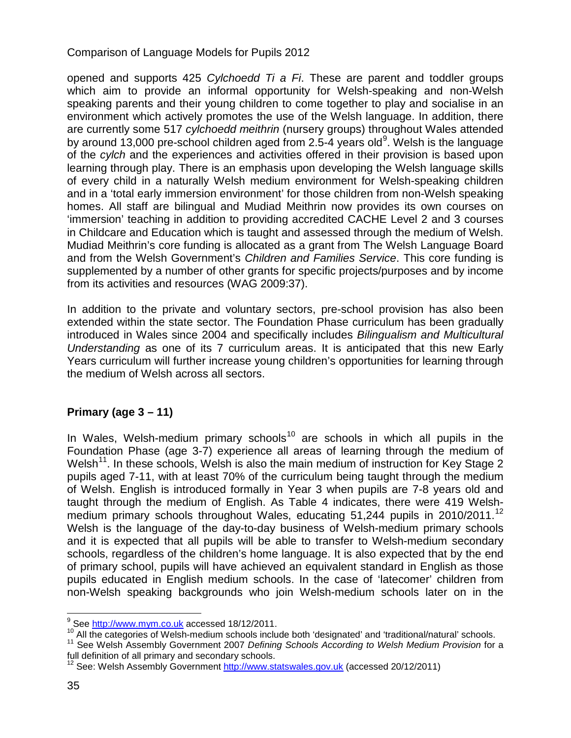opened and supports 425 *Cylchoedd Ti a Fi*. These are parent and toddler groups which aim to provide an informal opportunity for Welsh-speaking and non-Welsh speaking parents and their young children to come together to play and socialise in an environment which actively promotes the use of the Welsh language. In addition, there are currently some 517 *cylchoedd meithrin* (nursery groups) throughout Wales attended by around 13,000 pre-school children aged from 2.5-4 years old[9]. Welsh is the language of the *cylch* and the experiences and activities offered in their provision is based upon learning through play. There is an emphasis upon developing the Welsh language skills of every child in a naturally Welsh medium environment for Welsh-speaking children and in a 'total early immersion environment' for those children from non-Welsh speaking homes. All staff are bilingual and Mudiad Meithrin now provides its own courses on 'immersion' teaching in addition to providing accredited CACHE Level 2 and 3 courses in Childcare and Education which is taught and assessed through the medium of Welsh. Mudiad Meithrin's core funding is allocated as a grant from The Welsh Language Board and from the Welsh Government's *Children and Families Service*. This core funding is supplemented by a number of other grants for specific projects/purposes and by income from its activities and resources (WAG 2009:37).

In addition to the private and voluntary sectors, pre-school provision has also been extended within the state sector. The Foundation Phase curriculum has been gradually introduced in Wales since 2004 and specifically includes *Bilingualism and Multicultural Understanding* as one of its 7 curriculum areas. It is anticipated that this new Early Years curriculum will further increase young children's opportunities for learning through the medium of Welsh across all sectors.

**Primary (age 3 – 11)**

In Wales, Welsh-medium primary schools[10] are schools in which all pupils in the Foundation Phase (age 3-7) experience all areas of learning through the medium of Welsh[11]. In these schools, Welsh is also the main medium of instruction for Key Stage 2 pupils aged 7-11, with at least 70% of the curriculum being taught through the medium of Welsh. English is introduced formally in Year 3 when pupils are 7-8 years old and taught through the medium of English. As Table 4 indicates, there were 419 Welsh-medium primary schools throughout Wales, educating 51,244 pupils in 2010/2011.[12] Welsh is the language of the day-to-day business of Welsh-medium primary schools and it is expected that all pupils will be able to transfer to Welsh-medium secondary schools, regardless of the children's home language. It is also expected that by the end of primary school, pupils will have achieved an equivalent standard in English as those pupils educated in English medium schools. In the case of 'latecomer' children from non-Welsh speaking backgrounds who join Welsh-medium schools later on in the

---

[9] See http://www.mym.co.uk accessed 18/12/2011.

[10] All the categories of Welsh-medium schools include both 'designated' and 'traditional/natural' schools.

[11] See Welsh Assembly Government 2007 *Defining Schools According to Welsh Medium Provision* for a full definition of all primary and secondary schools.

[12] See: Welsh Assembly Government http://www.statswales.gov.uk (accessed 20/12/2011)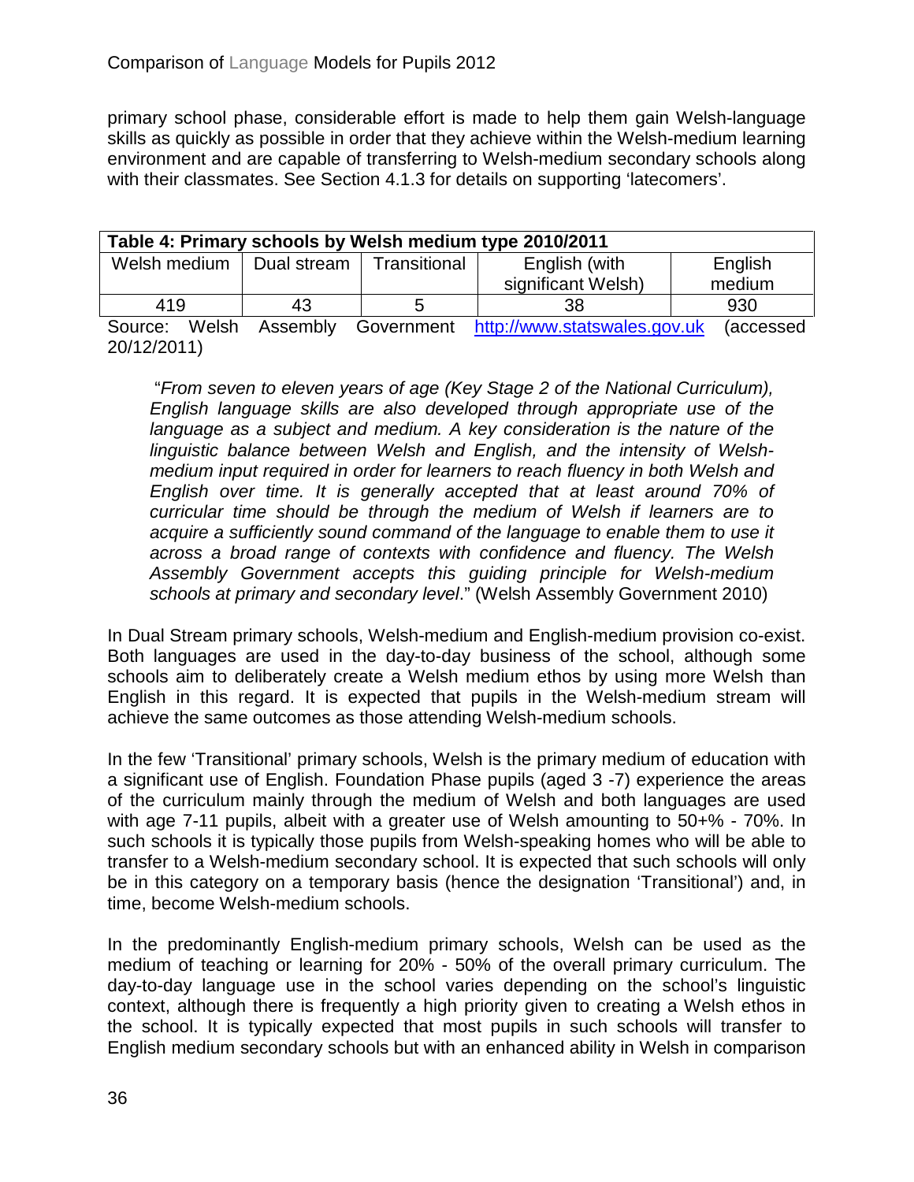primary school phase, considerable effort is made to help them gain Welsh-language skills as quickly as possible in order that they achieve within the Welsh-medium learning environment and are capable of transferring to Welsh-medium secondary schools along with their classmates. See Section 4.1.3 for details on supporting 'latecomers'.

**Table 4: Primary schools by Welsh medium type 2010/2011**

| Welsh medium | Dual stream | Transitional | English (with significant Welsh) | English medium |
|---|---|---|---|---|
| 419 | 43 | 5 | 38 | 930 |

Source: Welsh Assembly Government http://www.statswales.gov.uk (accessed 20/12/2011)

> "*From seven to eleven years of age (Key Stage 2 of the National Curriculum), English language skills are also developed through appropriate use of the language as a subject and medium. A key consideration is the nature of the linguistic balance between Welsh and English, and the intensity of Welsh-medium input required in order for learners to reach fluency in both Welsh and English over time. It is generally accepted that at least around 70% of curricular time should be through the medium of Welsh if learners are to acquire a sufficiently sound command of the language to enable them to use it across a broad range of contexts with confidence and fluency. The Welsh Assembly Government accepts this guiding principle for Welsh-medium schools at primary and secondary level*." (Welsh Assembly Government 2010)

In Dual Stream primary schools, Welsh-medium and English-medium provision co-exist. Both languages are used in the day-to-day business of the school, although some schools aim to deliberately create a Welsh medium ethos by using more Welsh than English in this regard. It is expected that pupils in the Welsh-medium stream will achieve the same outcomes as those attending Welsh-medium schools.

In the few 'Transitional' primary schools, Welsh is the primary medium of education with a significant use of English. Foundation Phase pupils (aged 3 -7) experience the areas of the curriculum mainly through the medium of Welsh and both languages are used with age 7-11 pupils, albeit with a greater use of Welsh amounting to 50+% - 70%. In such schools it is typically those pupils from Welsh-speaking homes who will be able to transfer to a Welsh-medium secondary school. It is expected that such schools will only be in this category on a temporary basis (hence the designation 'Transitional') and, in time, become Welsh-medium schools.

In the predominantly English-medium primary schools, Welsh can be used as the medium of teaching or learning for 20% - 50% of the overall primary curriculum. The day-to-day language use in the school varies depending on the school's linguistic context, although there is frequently a high priority given to creating a Welsh ethos in the school. It is typically expected that most pupils in such schools will transfer to English medium secondary schools but with an enhanced ability in Welsh in comparison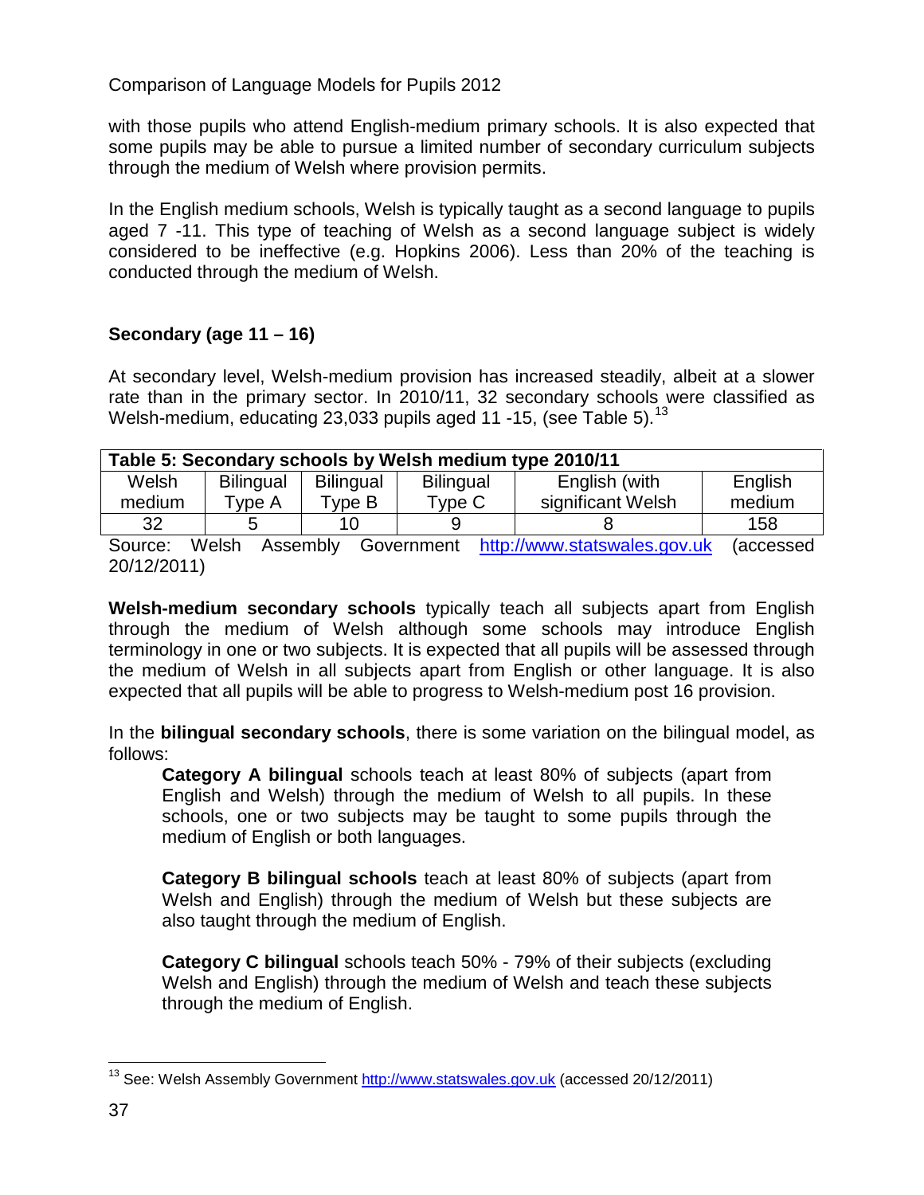with those pupils who attend English-medium primary schools. It is also expected that some pupils may be able to pursue a limited number of secondary curriculum subjects through the medium of Welsh where provision permits.

In the English medium schools, Welsh is typically taught as a second language to pupils aged 7 -11. This type of teaching of Welsh as a second language subject is widely considered to be ineffective (e.g. Hopkins 2006). Less than 20% of the teaching is conducted through the medium of Welsh.

### Secondary (age 11 – 16)

At secondary level, Welsh-medium provision has increased steadily, albeit at a slower rate than in the primary sector. In 2010/11, 32 secondary schools were classified as Welsh-medium, educating 23,033 pupils aged 11 -15, (see Table 5).[13]

**Table 5: Secondary schools by Welsh medium type 2010/11**

| Welsh medium | Bilingual Type A | Bilingual Type B | Bilingual Type C | English (with significant Welsh | English medium |
|---|---|---|---|---|---|
| 32 | 5 | 10 | 9 | 8 | 158 |

Source: Welsh Assembly Government http://www.statswales.gov.uk (accessed 20/12/2011)

**Welsh-medium secondary schools** typically teach all subjects apart from English through the medium of Welsh although some schools may introduce English terminology in one or two subjects. It is expected that all pupils will be assessed through the medium of Welsh in all subjects apart from English or other language. It is also expected that all pupils will be able to progress to Welsh-medium post 16 provision.

In the **bilingual secondary schools**, there is some variation on the bilingual model, as follows:

> **Category A bilingual** schools teach at least 80% of subjects (apart from English and Welsh) through the medium of Welsh to all pupils. In these schools, one or two subjects may be taught to some pupils through the medium of English or both languages.
>
> **Category B bilingual schools** teach at least 80% of subjects (apart from Welsh and English) through the medium of Welsh but these subjects are also taught through the medium of English.
>
> **Category C bilingual** schools teach 50% - 79% of their subjects (excluding Welsh and English) through the medium of Welsh and teach these subjects through the medium of English.

---

[13] See: Welsh Assembly Government http://www.statswales.gov.uk (accessed 20/12/2011)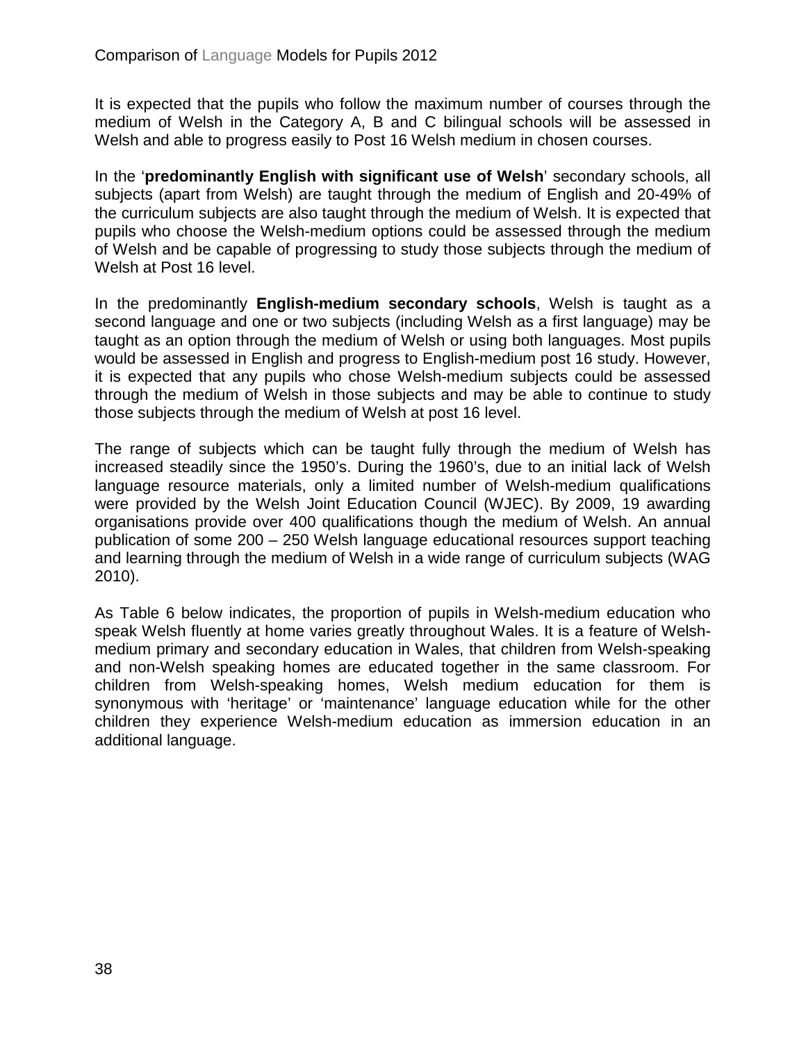It is expected that the pupils who follow the maximum number of courses through the medium of Welsh in the Category A, B and C bilingual schools will be assessed in Welsh and able to progress easily to Post 16 Welsh medium in chosen courses.

In the '**predominantly English with significant use of Welsh**' secondary schools, all subjects (apart from Welsh) are taught through the medium of English and 20-49% of the curriculum subjects are also taught through the medium of Welsh. It is expected that pupils who choose the Welsh-medium options could be assessed through the medium of Welsh and be capable of progressing to study those subjects through the medium of Welsh at Post 16 level.

In the predominantly **English-medium secondary schools**, Welsh is taught as a second language and one or two subjects (including Welsh as a first language) may be taught as an option through the medium of Welsh or using both languages. Most pupils would be assessed in English and progress to English-medium post 16 study. However, it is expected that any pupils who chose Welsh-medium subjects could be assessed through the medium of Welsh in those subjects and may be able to continue to study those subjects through the medium of Welsh at post 16 level.

The range of subjects which can be taught fully through the medium of Welsh has increased steadily since the 1950's. During the 1960's, due to an initial lack of Welsh language resource materials, only a limited number of Welsh-medium qualifications were provided by the Welsh Joint Education Council (WJEC). By 2009, 19 awarding organisations provide over 400 qualifications though the medium of Welsh. An annual publication of some 200 – 250 Welsh language educational resources support teaching and learning through the medium of Welsh in a wide range of curriculum subjects (WAG 2010).

As Table 6 below indicates, the proportion of pupils in Welsh-medium education who speak Welsh fluently at home varies greatly throughout Wales. It is a feature of Welsh-medium primary and secondary education in Wales, that children from Welsh-speaking and non-Welsh speaking homes are educated together in the same classroom. For children from Welsh-speaking homes, Welsh medium education for them is synonymous with 'heritage' or 'maintenance' language education while for the other children they experience Welsh-medium education as immersion education in an additional language.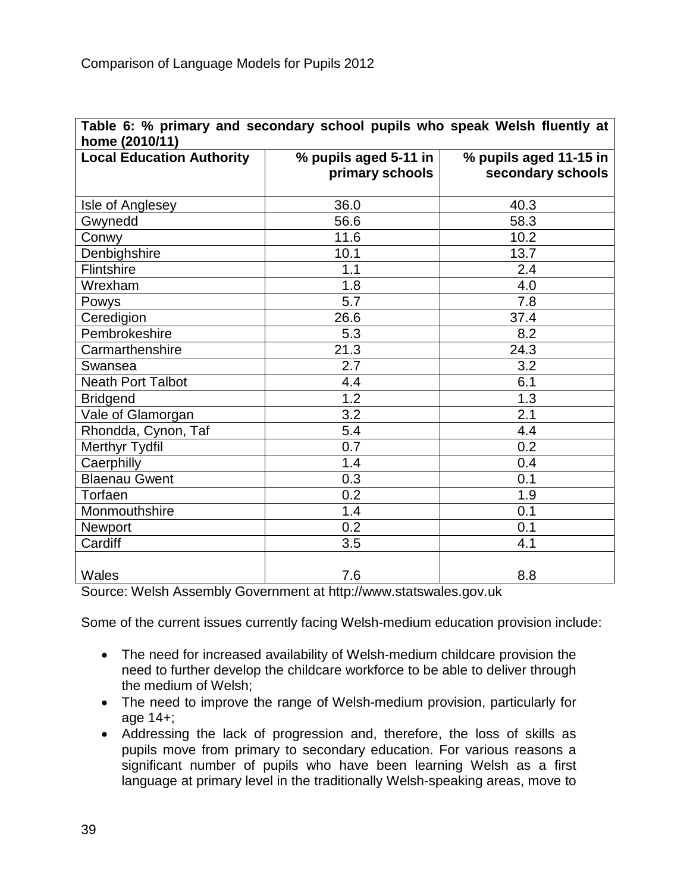| Table 6: % primary and secondary school pupils who speak Welsh fluently at home (2010/11) | | |
|---|---|---|
| **Local Education Authority** | **% pupils aged 5-11 in primary schools** | **% pupils aged 11-15 in secondary schools** |
| Isle of Anglesey | 36.0 | 40.3 |
| Gwynedd | 56.6 | 58.3 |
| Conwy | 11.6 | 10.2 |
| Denbighshire | 10.1 | 13.7 |
| Flintshire | 1.1 | 2.4 |
| Wrexham | 1.8 | 4.0 |
| Powys | 5.7 | 7.8 |
| Ceredigion | 26.6 | 37.4 |
| Pembrokeshire | 5.3 | 8.2 |
| Carmarthenshire | 21.3 | 24.3 |
| Swansea | 2.7 | 3.2 |
| Neath Port Talbot | 4.4 | 6.1 |
| Bridgend | 1.2 | 1.3 |
| Vale of Glamorgan | 3.2 | 2.1 |
| Rhondda, Cynon, Taf | 5.4 | 4.4 |
| Merthyr Tydfil | 0.7 | 0.2 |
| Caerphilly | 1.4 | 0.4 |
| Blaenau Gwent | 0.3 | 0.1 |
| Torfaen | 0.2 | 1.9 |
| Monmouthshire | 1.4 | 0.1 |
| Newport | 0.2 | 0.1 |
| Cardiff | 3.5 | 4.1 |
| Wales | 7.6 | 8.8 |

Source: Welsh Assembly Government at http://www.statswales.gov.uk

Some of the current issues currently facing Welsh-medium education provision include:

- The need for increased availability of Welsh-medium childcare provision the need to further develop the childcare workforce to be able to deliver through the medium of Welsh;
- The need to improve the range of Welsh-medium provision, particularly for age 14+;
- Addressing the lack of progression and, therefore, the loss of skills as pupils move from primary to secondary education. For various reasons a significant number of pupils who have been learning Welsh as a first language at primary level in the traditionally Welsh-speaking areas, move to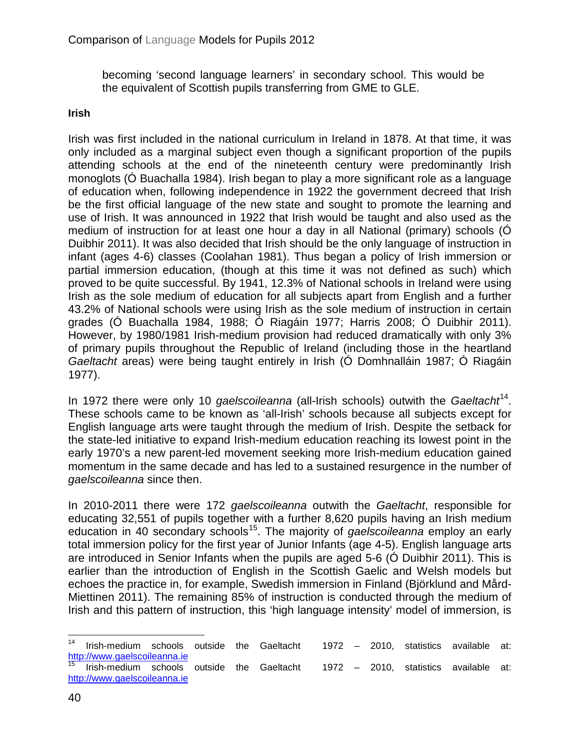becoming 'second language learners' in secondary school. This would be the equivalent of Scottish pupils transferring from GME to GLE.

**Irish**

Irish was first included in the national curriculum in Ireland in 1878. At that time, it was only included as a marginal subject even though a significant proportion of the pupils attending schools at the end of the nineteenth century were predominantly Irish monoglots (Ó Buachalla 1984). Irish began to play a more significant role as a language of education when, following independence in 1922 the government decreed that Irish be the first official language of the new state and sought to promote the learning and use of Irish. It was announced in 1922 that Irish would be taught and also used as the medium of instruction for at least one hour a day in all National (primary) schools (Ó Duibhir 2011). It was also decided that Irish should be the only language of instruction in infant (ages 4-6) classes (Coolahan 1981). Thus began a policy of Irish immersion or partial immersion education, (though at this time it was not defined as such) which proved to be quite successful. By 1941, 12.3% of National schools in Ireland were using Irish as the sole medium of education for all subjects apart from English and a further 43.2% of National schools were using Irish as the sole medium of instruction in certain grades (Ó Buachalla 1984, 1988; Ó Riagáin 1977; Harris 2008; Ó Duibhir 2011). However, by 1980/1981 Irish-medium provision had reduced dramatically with only 3% of primary pupils throughout the Republic of Ireland (including those in the heartland *Gaeltacht* areas) were being taught entirely in Irish (Ó Domhnalláin 1987; Ó Riagáin 1977).

In 1972 there were only 10 *gaelscoileanna* (all-Irish schools) outwith the *Gaeltacht*[14]. These schools came to be known as 'all-Irish' schools because all subjects except for English language arts were taught through the medium of Irish. Despite the setback for the state-led initiative to expand Irish-medium education reaching its lowest point in the early 1970's a new parent-led movement seeking more Irish-medium education gained momentum in the same decade and has led to a sustained resurgence in the number of *gaelscoileanna* since then.

In 2010-2011 there were 172 *gaelscoileanna* outwith the *Gaeltacht*, responsible for educating 32,551 of pupils together with a further 8,620 pupils having an Irish medium education in 40 secondary schools[15]. The majority of *gaelscoileanna* employ an early total immersion policy for the first year of Junior Infants (age 4-5). English language arts are introduced in Senior Infants when the pupils are aged 5-6 (Ó Duibhir 2011). This is earlier than the introduction of English in the Scottish Gaelic and Welsh models but echoes the practice in, for example, Swedish immersion in Finland (Björklund and Mård-Miettinen 2011). The remaining 85% of instruction is conducted through the medium of Irish and this pattern of instruction, this 'high language intensity' model of immersion, is

---

[14] Irish-medium schools outside the Gaeltacht 1972 – 2010, statistics available at: http://www.gaelscoileanna.ie

[15] Irish-medium schools outside the Gaeltacht 1972 – 2010, statistics available at: http://www.gaelscoileanna.ie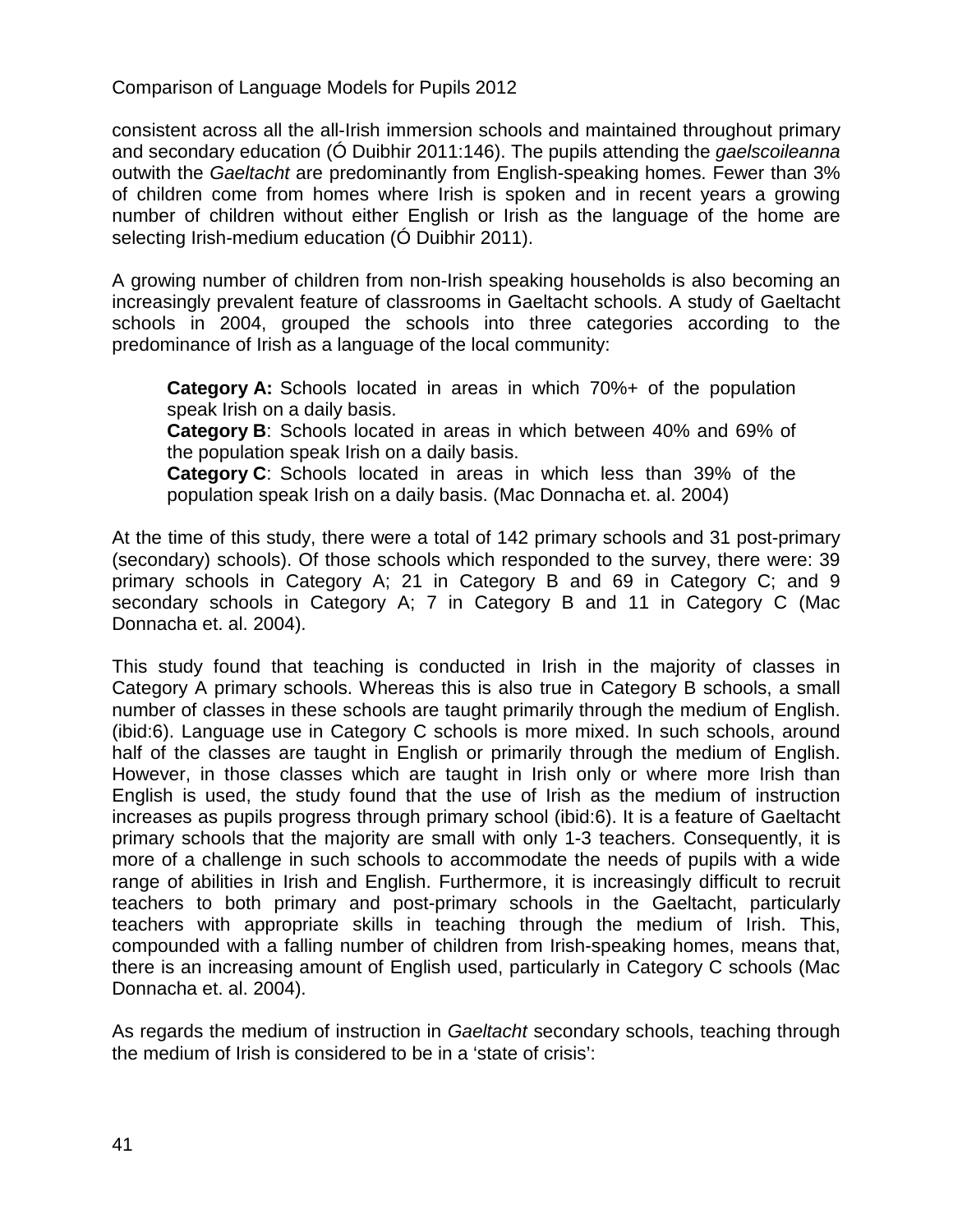consistent across all the all-Irish immersion schools and maintained throughout primary and secondary education (Ó Duibhir 2011:146). The pupils attending the *gaelscoileanna* outwith the *Gaeltacht* are predominantly from English-speaking homes. Fewer than 3% of children come from homes where Irish is spoken and in recent years a growing number of children without either English or Irish as the language of the home are selecting Irish-medium education (Ó Duibhir 2011).

A growing number of children from non-Irish speaking households is also becoming an increasingly prevalent feature of classrooms in Gaeltacht schools. A study of Gaeltacht schools in 2004, grouped the schools into three categories according to the predominance of Irish as a language of the local community:

> **Category A:** Schools located in areas in which 70%+ of the population speak Irish on a daily basis.
> **Category B**: Schools located in areas in which between 40% and 69% of the population speak Irish on a daily basis.
> **Category C**: Schools located in areas in which less than 39% of the population speak Irish on a daily basis. (Mac Donnacha et. al. 2004)

At the time of this study, there were a total of 142 primary schools and 31 post-primary (secondary) schools). Of those schools which responded to the survey, there were: 39 primary schools in Category A; 21 in Category B and 69 in Category C; and 9 secondary schools in Category A; 7 in Category B and 11 in Category C (Mac Donnacha et. al. 2004).

This study found that teaching is conducted in Irish in the majority of classes in Category A primary schools. Whereas this is also true in Category B schools, a small number of classes in these schools are taught primarily through the medium of English. (ibid:6). Language use in Category C schools is more mixed. In such schools, around half of the classes are taught in English or primarily through the medium of English. However, in those classes which are taught in Irish only or where more Irish than English is used, the study found that the use of Irish as the medium of instruction increases as pupils progress through primary school (ibid:6). It is a feature of Gaeltacht primary schools that the majority are small with only 1-3 teachers. Consequently, it is more of a challenge in such schools to accommodate the needs of pupils with a wide range of abilities in Irish and English. Furthermore, it is increasingly difficult to recruit teachers to both primary and post-primary schools in the Gaeltacht, particularly teachers with appropriate skills in teaching through the medium of Irish. This, compounded with a falling number of children from Irish-speaking homes, means that, there is an increasing amount of English used, particularly in Category C schools (Mac Donnacha et. al. 2004).

As regards the medium of instruction in *Gaeltacht* secondary schools, teaching through the medium of Irish is considered to be in a 'state of crisis':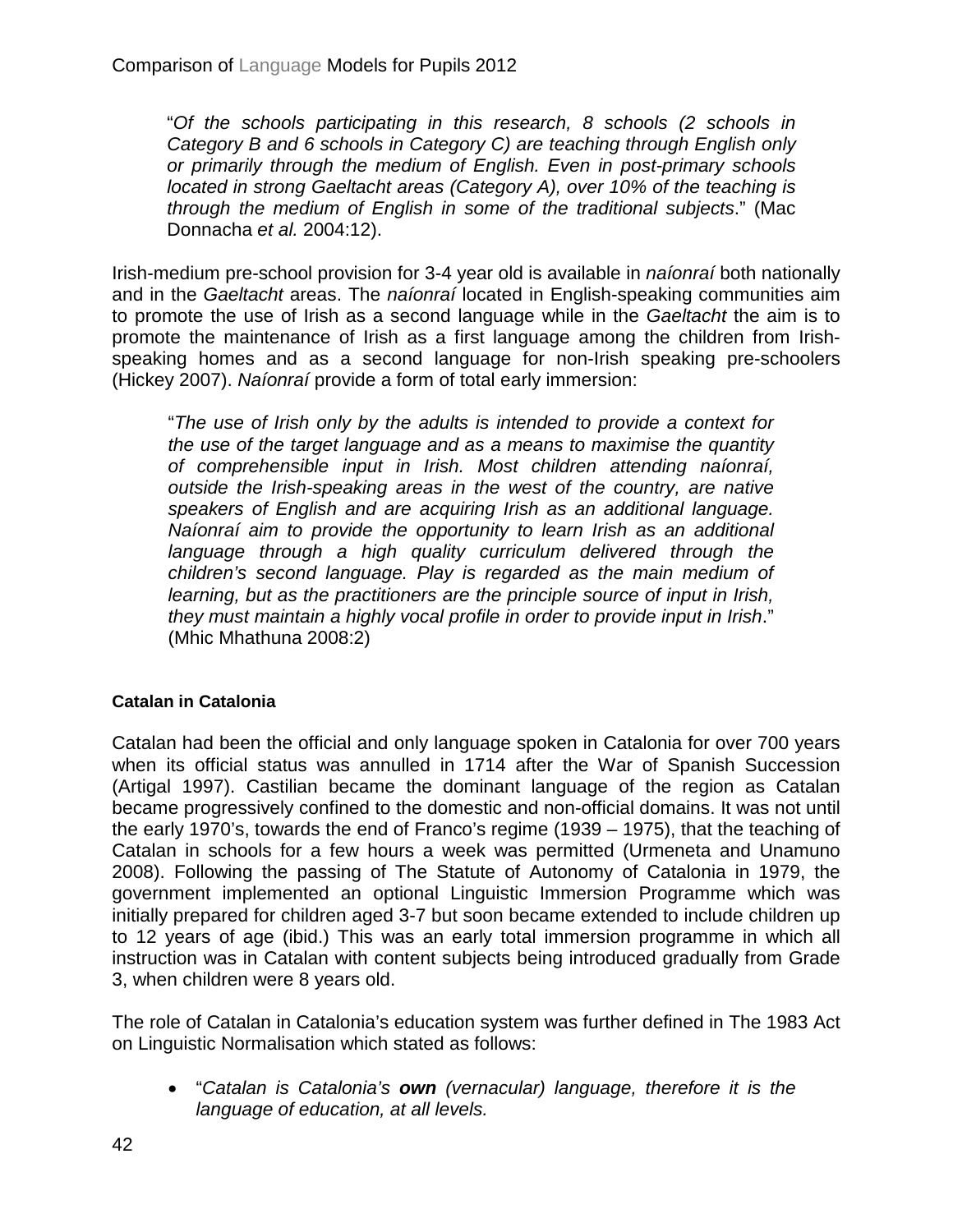"*Of the schools participating in this research, 8 schools (2 schools in Category B and 6 schools in Category C) are teaching through English only or primarily through the medium of English. Even in post-primary schools located in strong Gaeltacht areas (Category A), over 10% of the teaching is through the medium of English in some of the traditional subjects*." (Mac Donnacha *et al.* 2004:12).

Irish-medium pre-school provision for 3-4 year old is available in *naíonraí* both nationally and in the *Gaeltacht* areas. The *naíonraí* located in English-speaking communities aim to promote the use of Irish as a second language while in the *Gaeltacht* the aim is to promote the maintenance of Irish as a first language among the children from Irish-speaking homes and as a second language for non-Irish speaking pre-schoolers (Hickey 2007). *Naíonraí* provide a form of total early immersion:

"*The use of Irish only by the adults is intended to provide a context for the use of the target language and as a means to maximise the quantity of comprehensible input in Irish. Most children attending naíonraí, outside the Irish-speaking areas in the west of the country, are native speakers of English and are acquiring Irish as an additional language. Naíonraí aim to provide the opportunity to learn Irish as an additional language through a high quality curriculum delivered through the children's second language. Play is regarded as the main medium of learning, but as the practitioners are the principle source of input in Irish, they must maintain a highly vocal profile in order to provide input in Irish*." (Mhic Mhathuna 2008:2)

**Catalan in Catalonia**

Catalan had been the official and only language spoken in Catalonia for over 700 years when its official status was annulled in 1714 after the War of Spanish Succession (Artigal 1997). Castilian became the dominant language of the region as Catalan became progressively confined to the domestic and non-official domains. It was not until the early 1970's, towards the end of Franco's regime (1939 – 1975), that the teaching of Catalan in schools for a few hours a week was permitted (Urmeneta and Unamuno 2008). Following the passing of The Statute of Autonomy of Catalonia in 1979, the government implemented an optional Linguistic Immersion Programme which was initially prepared for children aged 3-7 but soon became extended to include children up to 12 years of age (ibid.) This was an early total immersion programme in which all instruction was in Catalan with content subjects being introduced gradually from Grade 3, when children were 8 years old.

The role of Catalan in Catalonia's education system was further defined in The 1983 Act on Linguistic Normalisation which stated as follows:

- "*Catalan is Catalonia's **own** (vernacular) language, therefore it is the language of education, at all levels.*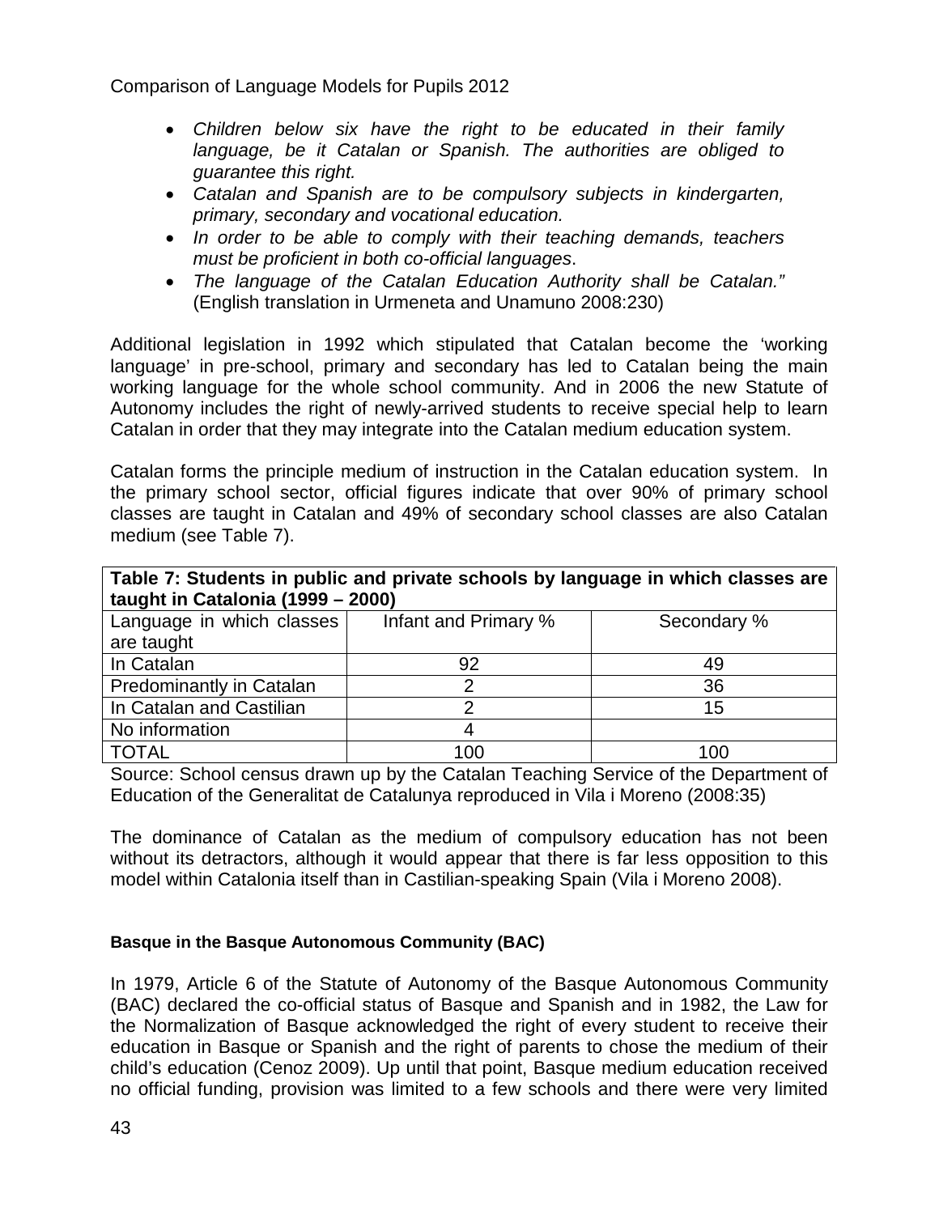- *Children below six have the right to be educated in their family language, be it Catalan or Spanish. The authorities are obliged to guarantee this right.*
- *Catalan and Spanish are to be compulsory subjects in kindergarten, primary, secondary and vocational education.*
- *In order to be able to comply with their teaching demands, teachers must be proficient in both co-official languages*.
- *The language of the Catalan Education Authority shall be Catalan."* (English translation in Urmeneta and Unamuno 2008:230)

Additional legislation in 1992 which stipulated that Catalan become the 'working language' in pre-school, primary and secondary has led to Catalan being the main working language for the whole school community. And in 2006 the new Statute of Autonomy includes the right of newly-arrived students to receive special help to learn Catalan in order that they may integrate into the Catalan medium education system.

Catalan forms the principle medium of instruction in the Catalan education system. In the primary school sector, official figures indicate that over 90% of primary school classes are taught in Catalan and 49% of secondary school classes are also Catalan medium (see Table 7).

**Table 7: Students in public and private schools by language in which classes are taught in Catalonia (1999 – 2000)**

| Language in which classes are taught | Infant and Primary % | Secondary % |
|---|---|---|
| In Catalan | 92 | 49 |
| Predominantly in Catalan | 2 | 36 |
| In Catalan and Castilian | 2 | 15 |
| No information | 4 | |
| TOTAL | 100 | 100 |

Source: School census drawn up by the Catalan Teaching Service of the Department of Education of the Generalitat de Catalunya reproduced in Vila i Moreno (2008:35)

The dominance of Catalan as the medium of compulsory education has not been without its detractors, although it would appear that there is far less opposition to this model within Catalonia itself than in Castilian-speaking Spain (Vila i Moreno 2008).

#### Basque in the Basque Autonomous Community (BAC)

In 1979, Article 6 of the Statute of Autonomy of the Basque Autonomous Community (BAC) declared the co-official status of Basque and Spanish and in 1982, the Law for the Normalization of Basque acknowledged the right of every student to receive their education in Basque or Spanish and the right of parents to chose the medium of their child's education (Cenoz 2009). Up until that point, Basque medium education received no official funding, provision was limited to a few schools and there were very limited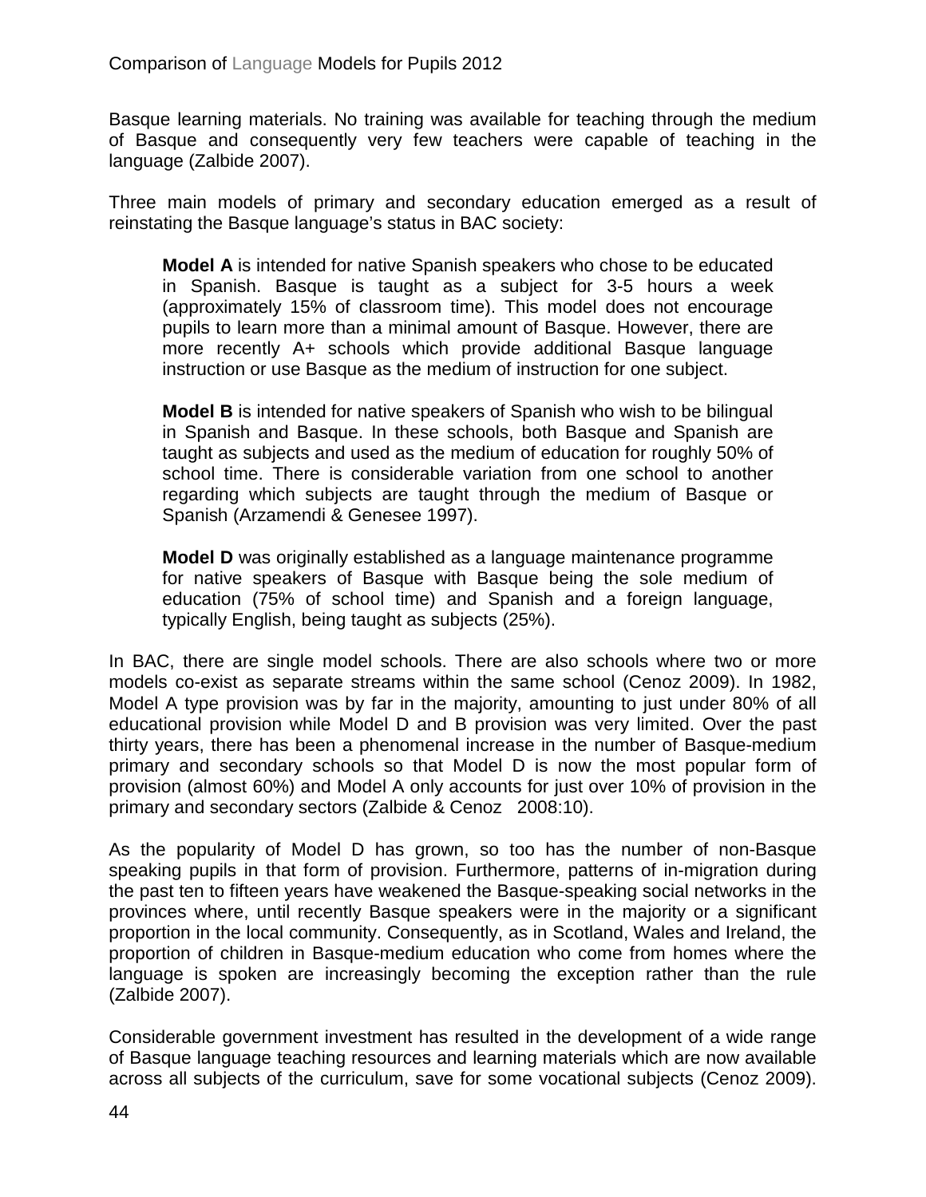Basque learning materials. No training was available for teaching through the medium of Basque and consequently very few teachers were capable of teaching in the language (Zalbide 2007).

Three main models of primary and secondary education emerged as a result of reinstating the Basque language's status in BAC society:

> **Model A** is intended for native Spanish speakers who chose to be educated in Spanish. Basque is taught as a subject for 3-5 hours a week (approximately 15% of classroom time). This model does not encourage pupils to learn more than a minimal amount of Basque. However, there are more recently A+ schools which provide additional Basque language instruction or use Basque as the medium of instruction for one subject.
>
> **Model B** is intended for native speakers of Spanish who wish to be bilingual in Spanish and Basque. In these schools, both Basque and Spanish are taught as subjects and used as the medium of education for roughly 50% of school time. There is considerable variation from one school to another regarding which subjects are taught through the medium of Basque or Spanish (Arzamendi & Genesee 1997).
>
> **Model D** was originally established as a language maintenance programme for native speakers of Basque with Basque being the sole medium of education (75% of school time) and Spanish and a foreign language, typically English, being taught as subjects (25%).

In BAC, there are single model schools. There are also schools where two or more models co-exist as separate streams within the same school (Cenoz 2009). In 1982, Model A type provision was by far in the majority, amounting to just under 80% of all educational provision while Model D and B provision was very limited. Over the past thirty years, there has been a phenomenal increase in the number of Basque-medium primary and secondary schools so that Model D is now the most popular form of provision (almost 60%) and Model A only accounts for just over 10% of provision in the primary and secondary sectors (Zalbide & Cenoz 2008:10).

As the popularity of Model D has grown, so too has the number of non-Basque speaking pupils in that form of provision. Furthermore, patterns of in-migration during the past ten to fifteen years have weakened the Basque-speaking social networks in the provinces where, until recently Basque speakers were in the majority or a significant proportion in the local community. Consequently, as in Scotland, Wales and Ireland, the proportion of children in Basque-medium education who come from homes where the language is spoken are increasingly becoming the exception rather than the rule (Zalbide 2007).

Considerable government investment has resulted in the development of a wide range of Basque language teaching resources and learning materials which are now available across all subjects of the curriculum, save for some vocational subjects (Cenoz 2009).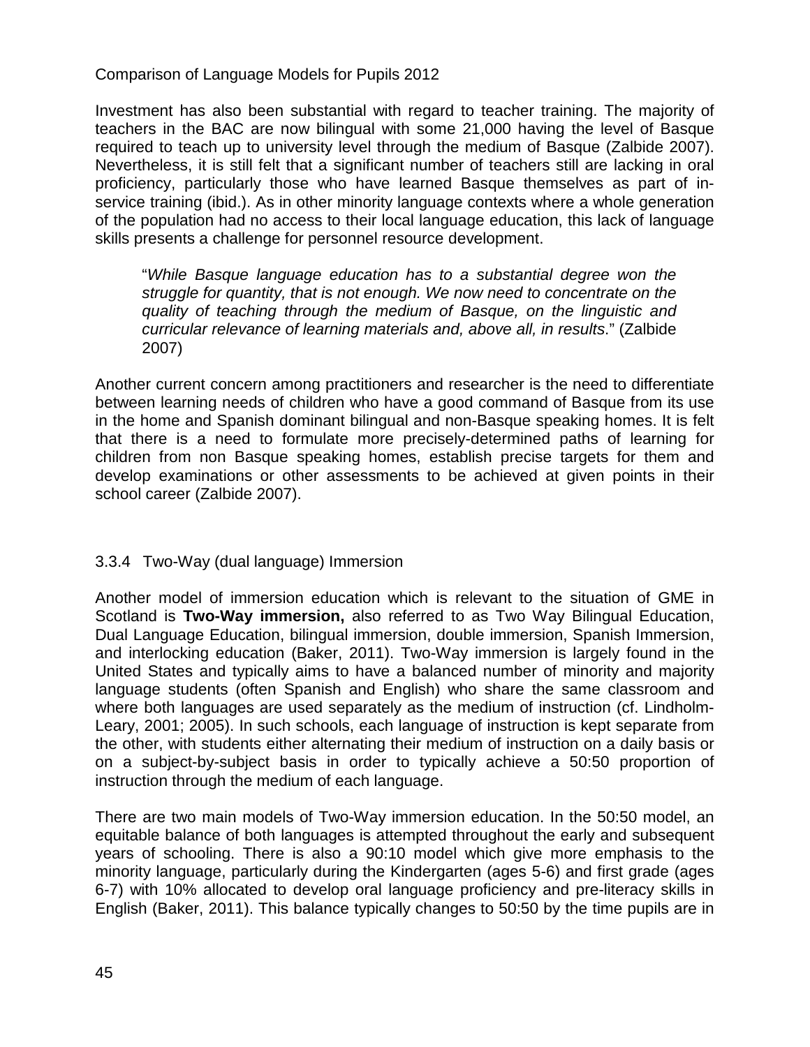Investment has also been substantial with regard to teacher training. The majority of teachers in the BAC are now bilingual with some 21,000 having the level of Basque required to teach up to university level through the medium of Basque (Zalbide 2007). Nevertheless, it is still felt that a significant number of teachers still are lacking in oral proficiency, particularly those who have learned Basque themselves as part of in-service training (ibid.). As in other minority language contexts where a whole generation of the population had no access to their local language education, this lack of language skills presents a challenge for personnel resource development.

> "*While Basque language education has to a substantial degree won the struggle for quantity, that is not enough. We now need to concentrate on the quality of teaching through the medium of Basque, on the linguistic and curricular relevance of learning materials and, above all, in results*." (Zalbide 2007)

Another current concern among practitioners and researcher is the need to differentiate between learning needs of children who have a good command of Basque from its use in the home and Spanish dominant bilingual and non-Basque speaking homes. It is felt that there is a need to formulate more precisely-determined paths of learning for children from non Basque speaking homes, establish precise targets for them and develop examinations or other assessments to be achieved at given points in their school career (Zalbide 2007).

### 3.3.4 Two-Way (dual language) Immersion

Another model of immersion education which is relevant to the situation of GME in Scotland is **Two-Way immersion,** also referred to as Two Way Bilingual Education, Dual Language Education, bilingual immersion, double immersion, Spanish Immersion, and interlocking education (Baker, 2011). Two-Way immersion is largely found in the United States and typically aims to have a balanced number of minority and majority language students (often Spanish and English) who share the same classroom and where both languages are used separately as the medium of instruction (cf. Lindholm-Leary, 2001; 2005). In such schools, each language of instruction is kept separate from the other, with students either alternating their medium of instruction on a daily basis or on a subject-by-subject basis in order to typically achieve a 50:50 proportion of instruction through the medium of each language.

There are two main models of Two-Way immersion education. In the 50:50 model, an equitable balance of both languages is attempted throughout the early and subsequent years of schooling. There is also a 90:10 model which give more emphasis to the minority language, particularly during the Kindergarten (ages 5-6) and first grade (ages 6-7) with 10% allocated to develop oral language proficiency and pre-literacy skills in English (Baker, 2011). This balance typically changes to 50:50 by the time pupils are in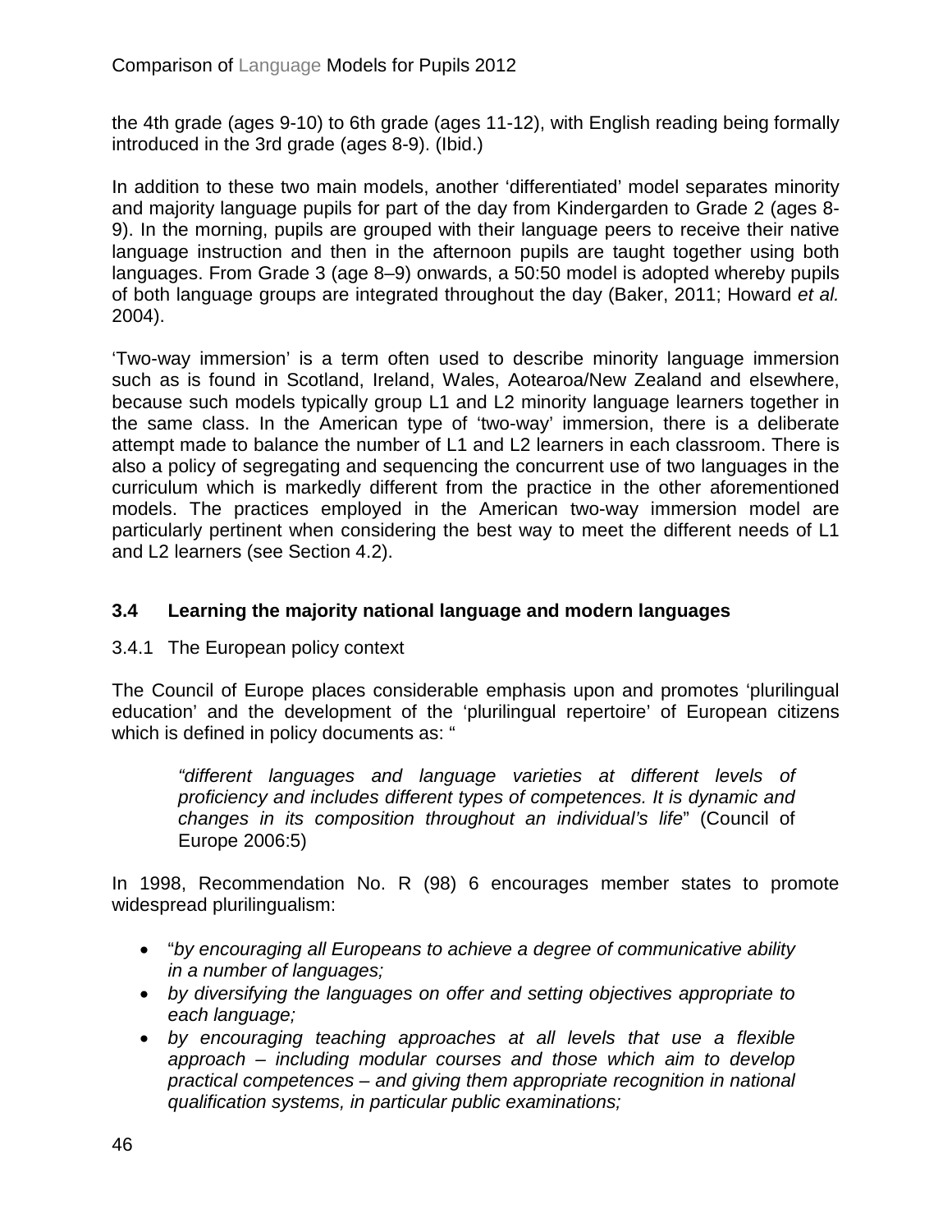the 4th grade (ages 9-10) to 6th grade (ages 11-12), with English reading being formally introduced in the 3rd grade (ages 8-9). (Ibid.)

In addition to these two main models, another 'differentiated' model separates minority and majority language pupils for part of the day from Kindergarden to Grade 2 (ages 8-9). In the morning, pupils are grouped with their language peers to receive their native language instruction and then in the afternoon pupils are taught together using both languages. From Grade 3 (age 8–9) onwards, a 50:50 model is adopted whereby pupils of both language groups are integrated throughout the day (Baker, 2011; Howard *et al.* 2004).

'Two-way immersion' is a term often used to describe minority language immersion such as is found in Scotland, Ireland, Wales, Aotearoa/New Zealand and elsewhere, because such models typically group L1 and L2 minority language learners together in the same class. In the American type of 'two-way' immersion, there is a deliberate attempt made to balance the number of L1 and L2 learners in each classroom. There is also a policy of segregating and sequencing the concurrent use of two languages in the curriculum which is markedly different from the practice in the other aforementioned models. The practices employed in the American two-way immersion model are particularly pertinent when considering the best way to meet the different needs of L1 and L2 learners (see Section 4.2).

### 3.4 Learning the majority national language and modern languages

#### 3.4.1 The European policy context

The Council of Europe places considerable emphasis upon and promotes 'plurilingual education' and the development of the 'plurilingual repertoire' of European citizens which is defined in policy documents as: "

> *"different languages and language varieties at different levels of proficiency and includes different types of competences. It is dynamic and changes in its composition throughout an individual's life*" (Council of Europe 2006:5)

In 1998, Recommendation No. R (98) 6 encourages member states to promote widespread plurilingualism:

- "*by encouraging all Europeans to achieve a degree of communicative ability in a number of languages;*
- *by diversifying the languages on offer and setting objectives appropriate to each language;*
- *by encouraging teaching approaches at all levels that use a flexible approach – including modular courses and those which aim to develop practical competences – and giving them appropriate recognition in national qualification systems, in particular public examinations;*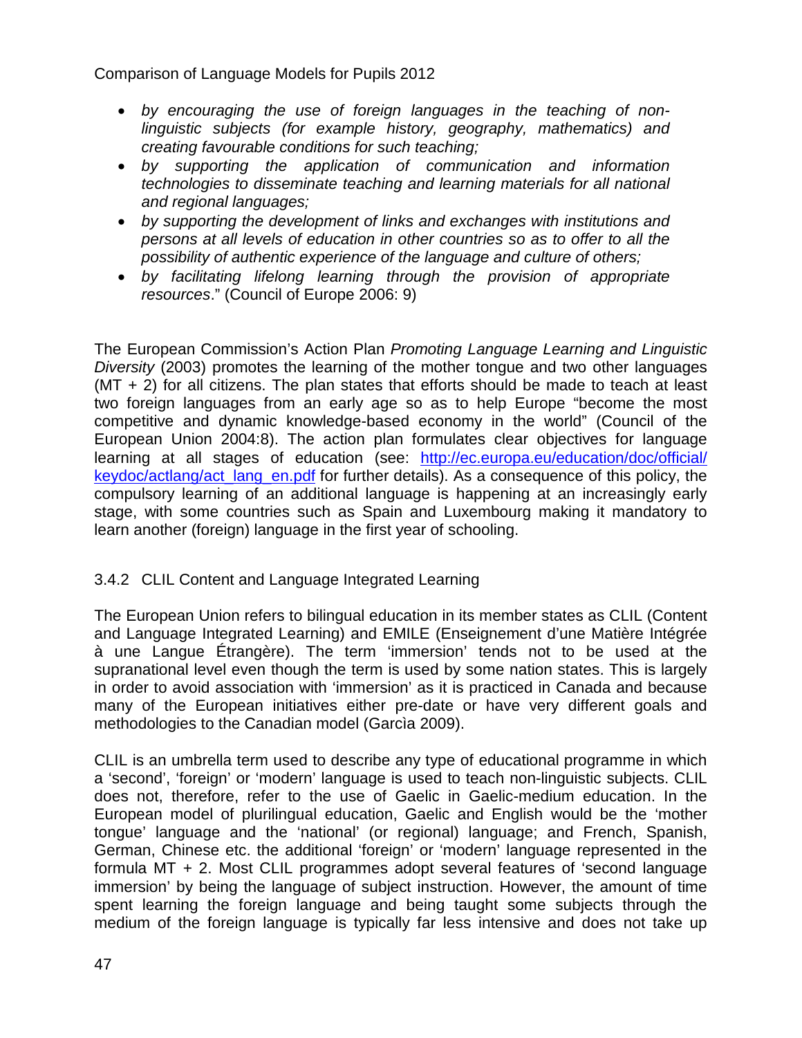- *by encouraging the use of foreign languages in the teaching of non-linguistic subjects (for example history, geography, mathematics) and creating favourable conditions for such teaching;*
- *by supporting the application of communication and information technologies to disseminate teaching and learning materials for all national and regional languages;*
- *by supporting the development of links and exchanges with institutions and persons at all levels of education in other countries so as to offer to all the possibility of authentic experience of the language and culture of others;*
- *by facilitating lifelong learning through the provision of appropriate resources*." (Council of Europe 2006: 9)

The European Commission's Action Plan *Promoting Language Learning and Linguistic Diversity* (2003) promotes the learning of the mother tongue and two other languages (MT + 2) for all citizens. The plan states that efforts should be made to teach at least two foreign languages from an early age so as to help Europe "become the most competitive and dynamic knowledge-based economy in the world" (Council of the European Union 2004:8). The action plan formulates clear objectives for language learning at all stages of education (see: [http://ec.europa.eu/education/doc/official/keydoc/actlang/act_lang_en.pdf](http://ec.europa.eu/education/doc/official/keydoc/actlang/act_lang_en.pdf) for further details). As a consequence of this policy, the compulsory learning of an additional language is happening at an increasingly early stage, with some countries such as Spain and Luxembourg making it mandatory to learn another (foreign) language in the first year of schooling.

### 3.4.2 CLIL Content and Language Integrated Learning

The European Union refers to bilingual education in its member states as CLIL (Content and Language Integrated Learning) and EMILE (Enseignement d'une Matière Intégrée à une Langue Étrangère). The term 'immersion' tends not to be used at the supranational level even though the term is used by some nation states. This is largely in order to avoid association with 'immersion' as it is practiced in Canada and because many of the European initiatives either pre-date or have very different goals and methodologies to the Canadian model (Garcìa 2009).

CLIL is an umbrella term used to describe any type of educational programme in which a 'second', 'foreign' or 'modern' language is used to teach non-linguistic subjects. CLIL does not, therefore, refer to the use of Gaelic in Gaelic-medium education. In the European model of plurilingual education, Gaelic and English would be the 'mother tongue' language and the 'national' (or regional) language; and French, Spanish, German, Chinese etc. the additional 'foreign' or 'modern' language represented in the formula MT + 2. Most CLIL programmes adopt several features of 'second language immersion' by being the language of subject instruction. However, the amount of time spent learning the foreign language and being taught some subjects through the medium of the foreign language is typically far less intensive and does not take up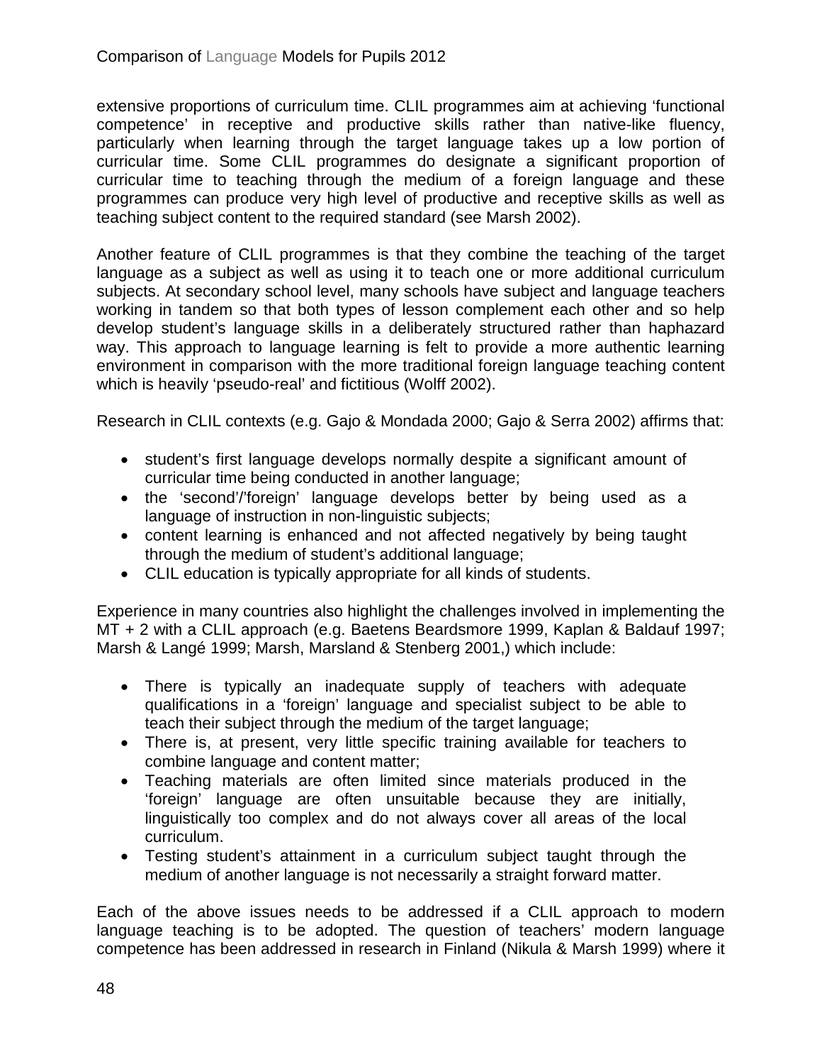extensive proportions of curriculum time. CLIL programmes aim at achieving 'functional competence' in receptive and productive skills rather than native-like fluency, particularly when learning through the target language takes up a low portion of curricular time. Some CLIL programmes do designate a significant proportion of curricular time to teaching through the medium of a foreign language and these programmes can produce very high level of productive and receptive skills as well as teaching subject content to the required standard (see Marsh 2002).

Another feature of CLIL programmes is that they combine the teaching of the target language as a subject as well as using it to teach one or more additional curriculum subjects. At secondary school level, many schools have subject and language teachers working in tandem so that both types of lesson complement each other and so help develop student's language skills in a deliberately structured rather than haphazard way. This approach to language learning is felt to provide a more authentic learning environment in comparison with the more traditional foreign language teaching content which is heavily 'pseudo-real' and fictitious (Wolff 2002).

Research in CLIL contexts (e.g. Gajo & Mondada 2000; Gajo & Serra 2002) affirms that:

- student's first language develops normally despite a significant amount of curricular time being conducted in another language;
- the 'second'/'foreign' language develops better by being used as a language of instruction in non-linguistic subjects;
- content learning is enhanced and not affected negatively by being taught through the medium of student's additional language;
- CLIL education is typically appropriate for all kinds of students.

Experience in many countries also highlight the challenges involved in implementing the MT + 2 with a CLIL approach (e.g. Baetens Beardsmore 1999, Kaplan & Baldauf 1997; Marsh & Langé 1999; Marsh, Marsland & Stenberg 2001,) which include:

- There is typically an inadequate supply of teachers with adequate qualifications in a 'foreign' language and specialist subject to be able to teach their subject through the medium of the target language;
- There is, at present, very little specific training available for teachers to combine language and content matter;
- Teaching materials are often limited since materials produced in the 'foreign' language are often unsuitable because they are initially, linguistically too complex and do not always cover all areas of the local curriculum.
- Testing student's attainment in a curriculum subject taught through the medium of another language is not necessarily a straight forward matter.

Each of the above issues needs to be addressed if a CLIL approach to modern language teaching is to be adopted. The question of teachers' modern language competence has been addressed in research in Finland (Nikula & Marsh 1999) where it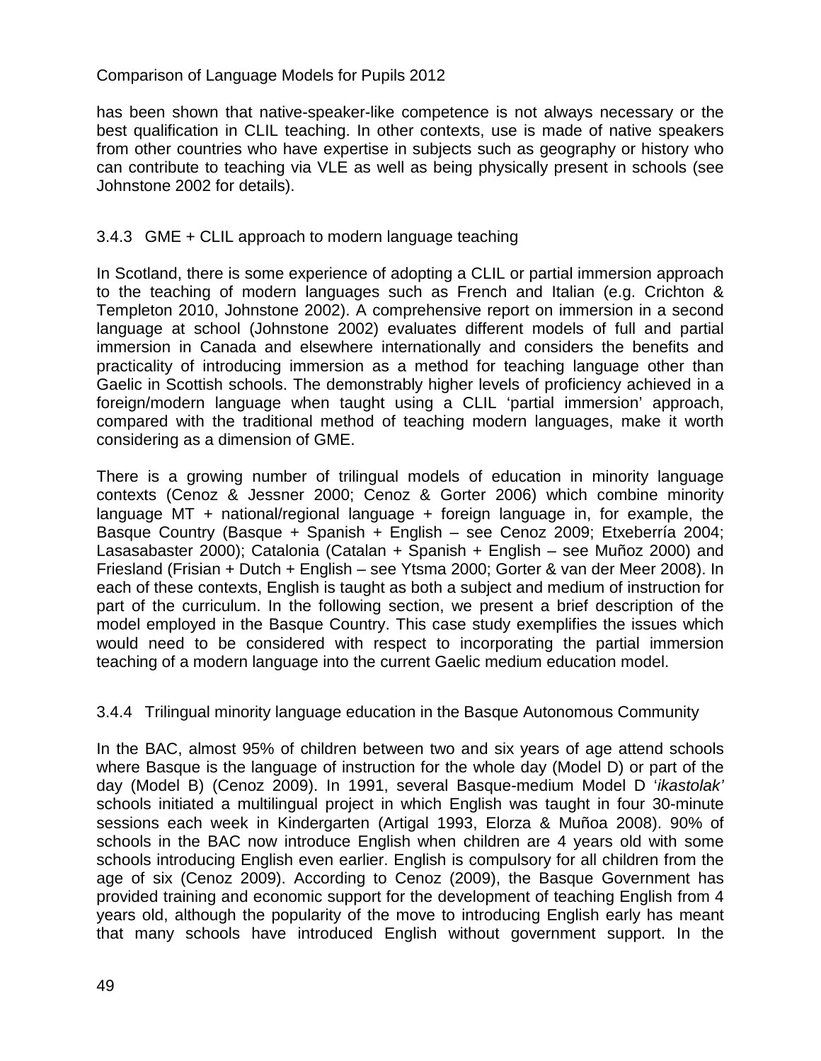has been shown that native-speaker-like competence is not always necessary or the best qualification in CLIL teaching. In other contexts, use is made of native speakers from other countries who have expertise in subjects such as geography or history who can contribute to teaching via VLE as well as being physically present in schools (see Johnstone 2002 for details).

### 3.4.3 GME + CLIL approach to modern language teaching

In Scotland, there is some experience of adopting a CLIL or partial immersion approach to the teaching of modern languages such as French and Italian (e.g. Crichton & Templeton 2010, Johnstone 2002). A comprehensive report on immersion in a second language at school (Johnstone 2002) evaluates different models of full and partial immersion in Canada and elsewhere internationally and considers the benefits and practicality of introducing immersion as a method for teaching language other than Gaelic in Scottish schools. The demonstrably higher levels of proficiency achieved in a foreign/modern language when taught using a CLIL 'partial immersion' approach, compared with the traditional method of teaching modern languages, make it worth considering as a dimension of GME.

There is a growing number of trilingual models of education in minority language contexts (Cenoz & Jessner 2000; Cenoz & Gorter 2006) which combine minority language MT + national/regional language + foreign language in, for example, the Basque Country (Basque + Spanish + English – see Cenoz 2009; Etxeberría 2004; Lasasabaster 2000); Catalonia (Catalan + Spanish + English – see Muñoz 2000) and Friesland (Frisian + Dutch + English – see Ytsma 2000; Gorter & van der Meer 2008). In each of these contexts, English is taught as both a subject and medium of instruction for part of the curriculum. In the following section, we present a brief description of the model employed in the Basque Country. This case study exemplifies the issues which would need to be considered with respect to incorporating the partial immersion teaching of a modern language into the current Gaelic medium education model.

### 3.4.4 Trilingual minority language education in the Basque Autonomous Community

In the BAC, almost 95% of children between two and six years of age attend schools where Basque is the language of instruction for the whole day (Model D) or part of the day (Model B) (Cenoz 2009). In 1991, several Basque-medium Model D '*ikastolak'* schools initiated a multilingual project in which English was taught in four 30-minute sessions each week in Kindergarten (Artigal 1993, Elorza & Muñoa 2008). 90% of schools in the BAC now introduce English when children are 4 years old with some schools introducing English even earlier. English is compulsory for all children from the age of six (Cenoz 2009). According to Cenoz (2009), the Basque Government has provided training and economic support for the development of teaching English from 4 years old, although the popularity of the move to introducing English early has meant that many schools have introduced English without government support. In the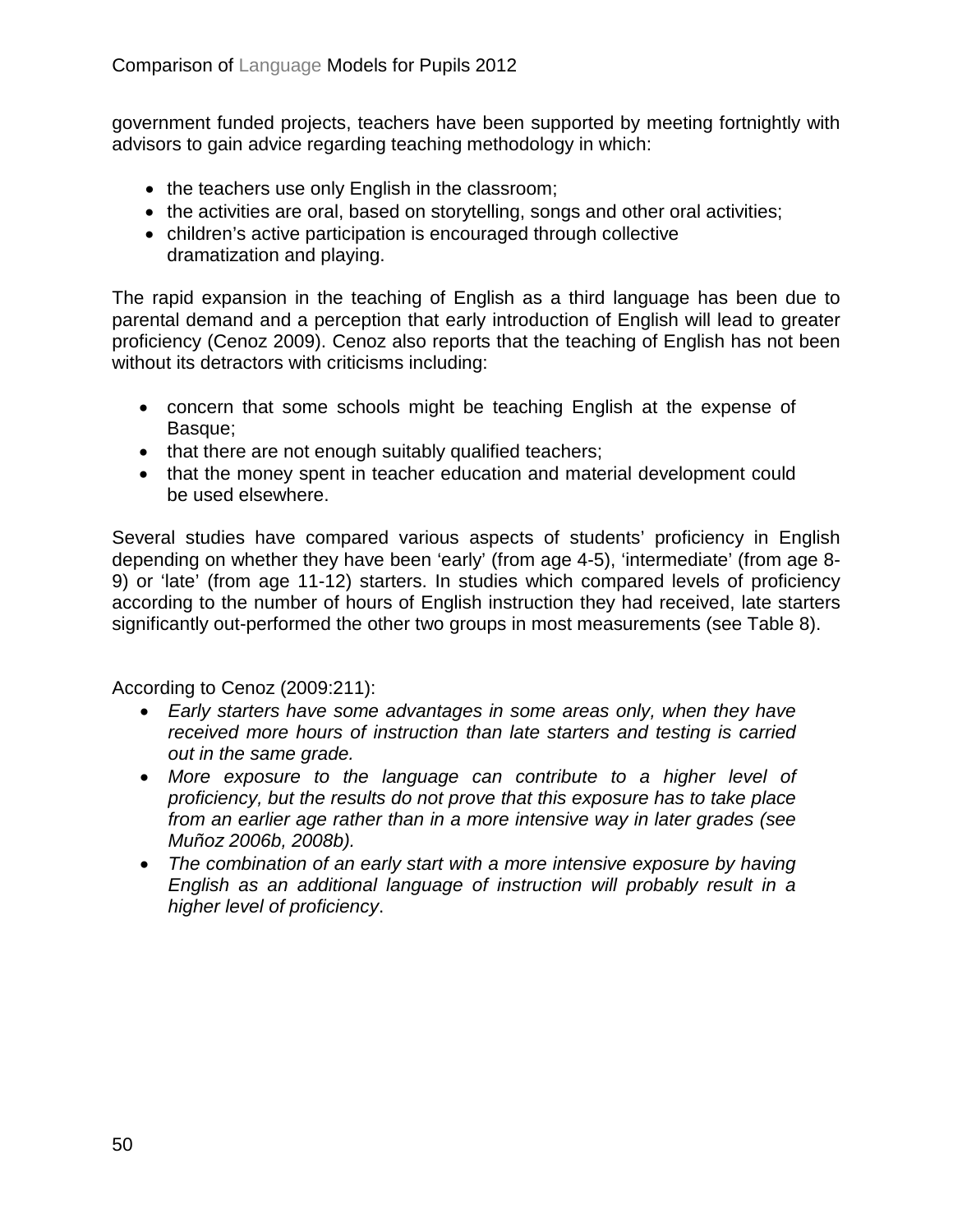government funded projects, teachers have been supported by meeting fortnightly with advisors to gain advice regarding teaching methodology in which:

- the teachers use only English in the classroom;
- the activities are oral, based on storytelling, songs and other oral activities;
- children's active participation is encouraged through collective dramatization and playing.

The rapid expansion in the teaching of English as a third language has been due to parental demand and a perception that early introduction of English will lead to greater proficiency (Cenoz 2009). Cenoz also reports that the teaching of English has not been without its detractors with criticisms including:

- concern that some schools might be teaching English at the expense of Basque;
- that there are not enough suitably qualified teachers;
- that the money spent in teacher education and material development could be used elsewhere.

Several studies have compared various aspects of students' proficiency in English depending on whether they have been 'early' (from age 4-5), 'intermediate' (from age 8-9) or 'late' (from age 11-12) starters. In studies which compared levels of proficiency according to the number of hours of English instruction they had received, late starters significantly out-performed the other two groups in most measurements (see Table 8).

According to Cenoz (2009:211):

- *Early starters have some advantages in some areas only, when they have received more hours of instruction than late starters and testing is carried out in the same grade.*
- *More exposure to the language can contribute to a higher level of proficiency, but the results do not prove that this exposure has to take place from an earlier age rather than in a more intensive way in later grades (see Muñoz 2006b, 2008b).*
- *The combination of an early start with a more intensive exposure by having English as an additional language of instruction will probably result in a higher level of proficiency*.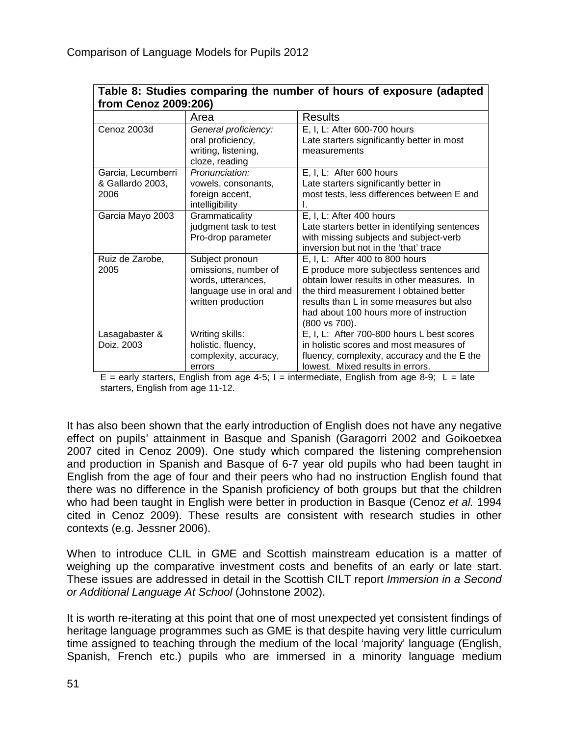**Table 8: Studies comparing the number of hours of exposure (adapted from Cenoz 2009:206)**

| | Area | Results |
|---|---|---|
| Cenoz 2003d | *General proficiency:* oral proficiency, writing, listening, cloze, reading | E, I, L: After 600-700 hours Late starters significantly better in most measurements |
| García, Lecumberri & Gallardo 2003, 2006 | *Pronunciation:* vowels, consonants, foreign accent, intelligibility | E, I, L: After 600 hours Late starters significantly better in most tests, less differences between E and I. |
| García Mayo 2003 | Grammaticality judgment task to test Pro-drop parameter | E, I, L: After 400 hours Late starters better in identifying sentences with missing subjects and subject-verb inversion but not in the 'that' trace |
| Ruiz de Zarobe, 2005 | Subject pronoun omissions, number of words, utterances, language use in oral and written production | E, I, L: After 400 to 800 hours E produce more subjectless sentences and obtain lower results in other measures. In the third measurement I obtained better results than L in some measures but also had about 100 hours more of instruction (800 vs 700). |
| Lasagabaster & Doiz, 2003 | Writing skills: holistic, fluency, complexity, accuracy, errors | E, I, L: After 700-800 hours L best scores in holistic scores and most measures of fluency, complexity, accuracy and the E the lowest. Mixed results in errors. |

E = early starters, English from age 4-5; I = intermediate, English from age 8-9; L = late starters, English from age 11-12.

It has also been shown that the early introduction of English does not have any negative effect on pupils' attainment in Basque and Spanish (Garagorri 2002 and Goikoetxea 2007 cited in Cenoz 2009). One study which compared the listening comprehension and production in Spanish and Basque of 6-7 year old pupils who had been taught in English from the age of four and their peers who had no instruction English found that there was no difference in the Spanish proficiency of both groups but that the children who had been taught in English were better in production in Basque (Cenoz *et al.* 1994 cited in Cenoz 2009). These results are consistent with research studies in other contexts (e.g. Jessner 2006).

When to introduce CLIL in GME and Scottish mainstream education is a matter of weighing up the comparative investment costs and benefits of an early or late start. These issues are addressed in detail in the Scottish CILT report *Immersion in a Second or Additional Language At School* (Johnstone 2002).

It is worth re-iterating at this point that one of most unexpected yet consistent findings of heritage language programmes such as GME is that despite having very little curriculum time assigned to teaching through the medium of the local 'majority' language (English, Spanish, French etc.) pupils who are immersed in a minority language medium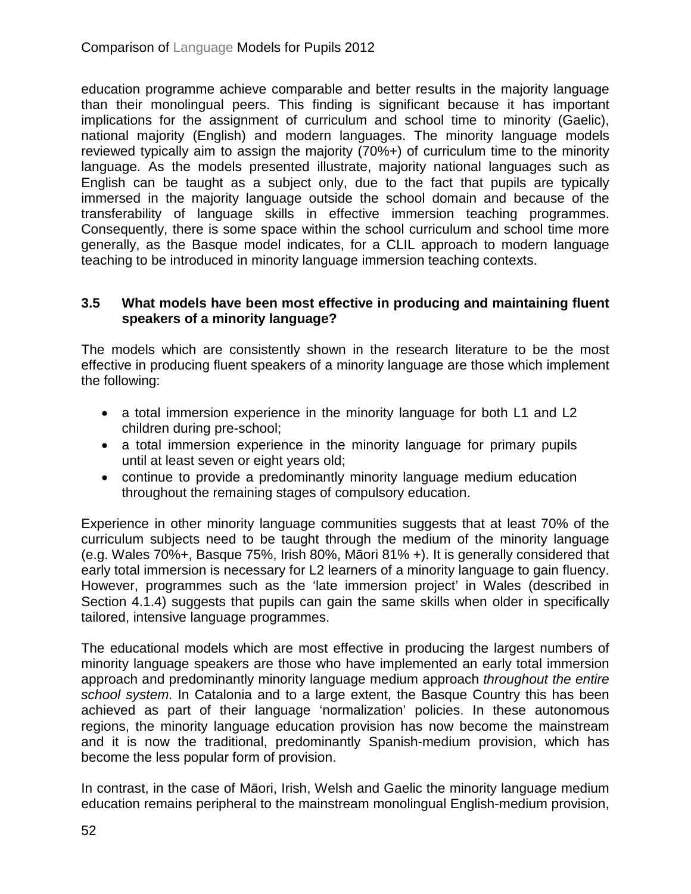education programme achieve comparable and better results in the majority language than their monolingual peers. This finding is significant because it has important implications for the assignment of curriculum and school time to minority (Gaelic), national majority (English) and modern languages. The minority language models reviewed typically aim to assign the majority (70%+) of curriculum time to the minority language. As the models presented illustrate, majority national languages such as English can be taught as a subject only, due to the fact that pupils are typically immersed in the majority language outside the school domain and because of the transferability of language skills in effective immersion teaching programmes. Consequently, there is some space within the school curriculum and school time more generally, as the Basque model indicates, for a CLIL approach to modern language teaching to be introduced in minority language immersion teaching contexts.

### 3.5 What models have been most effective in producing and maintaining fluent speakers of a minority language?

The models which are consistently shown in the research literature to be the most effective in producing fluent speakers of a minority language are those which implement the following:

- a total immersion experience in the minority language for both L1 and L2 children during pre-school;
- a total immersion experience in the minority language for primary pupils until at least seven or eight years old;
- continue to provide a predominantly minority language medium education throughout the remaining stages of compulsory education.

Experience in other minority language communities suggests that at least 70% of the curriculum subjects need to be taught through the medium of the minority language (e.g. Wales 70%+, Basque 75%, Irish 80%, Māori 81% +). It is generally considered that early total immersion is necessary for L2 learners of a minority language to gain fluency. However, programmes such as the 'late immersion project' in Wales (described in Section 4.1.4) suggests that pupils can gain the same skills when older in specifically tailored, intensive language programmes.

The educational models which are most effective in producing the largest numbers of minority language speakers are those who have implemented an early total immersion approach and predominantly minority language medium approach *throughout the entire school system*. In Catalonia and to a large extent, the Basque Country this has been achieved as part of their language 'normalization' policies. In these autonomous regions, the minority language education provision has now become the mainstream and it is now the traditional, predominantly Spanish-medium provision, which has become the less popular form of provision.

In contrast, in the case of Māori, Irish, Welsh and Gaelic the minority language medium education remains peripheral to the mainstream monolingual English-medium provision,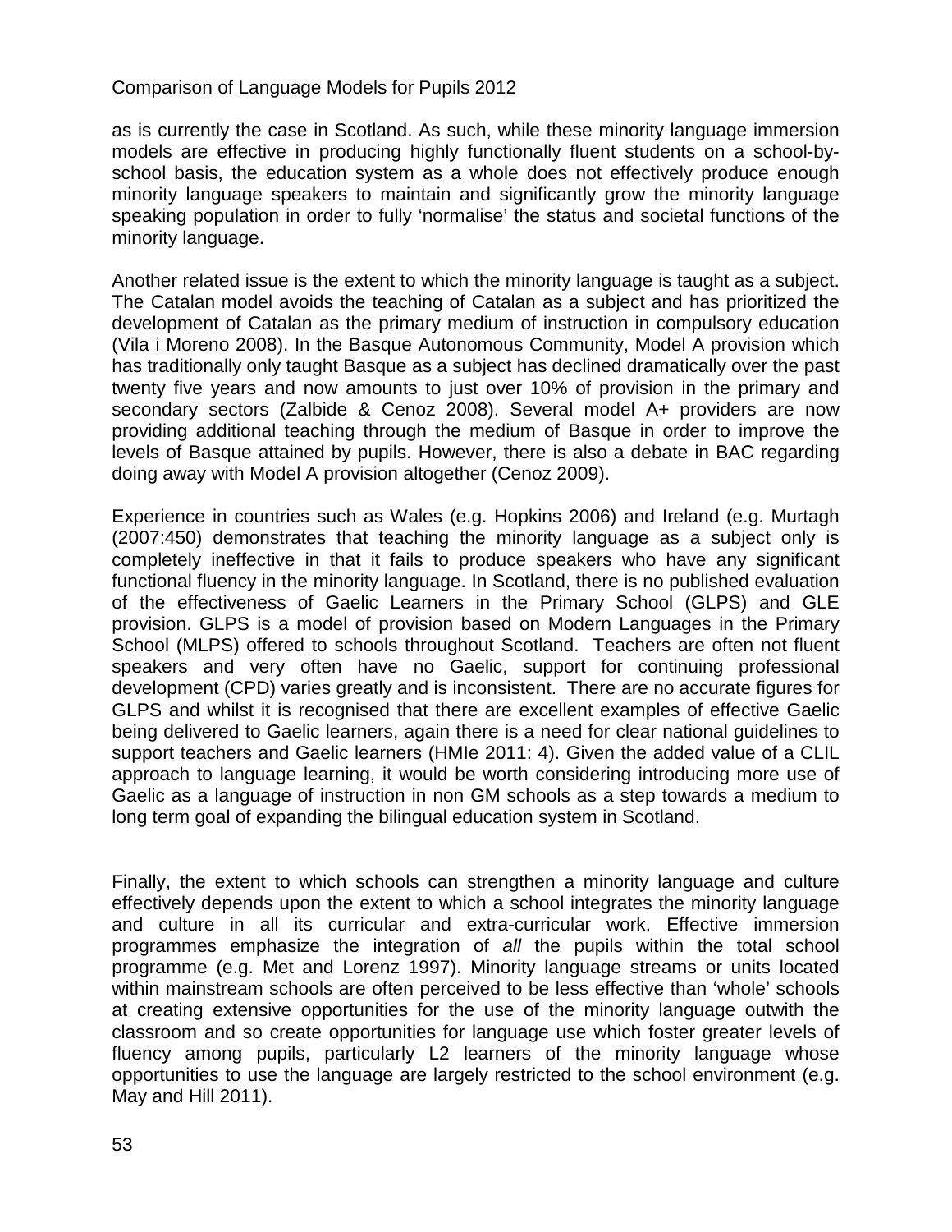as is currently the case in Scotland. As such, while these minority language immersion models are effective in producing highly functionally fluent students on a school-by-school basis, the education system as a whole does not effectively produce enough minority language speakers to maintain and significantly grow the minority language speaking population in order to fully 'normalise' the status and societal functions of the minority language.

Another related issue is the extent to which the minority language is taught as a subject. The Catalan model avoids the teaching of Catalan as a subject and has prioritized the development of Catalan as the primary medium of instruction in compulsory education (Vila i Moreno 2008). In the Basque Autonomous Community, Model A provision which has traditionally only taught Basque as a subject has declined dramatically over the past twenty five years and now amounts to just over 10% of provision in the primary and secondary sectors (Zalbide & Cenoz 2008). Several model A+ providers are now providing additional teaching through the medium of Basque in order to improve the levels of Basque attained by pupils. However, there is also a debate in BAC regarding doing away with Model A provision altogether (Cenoz 2009).

Experience in countries such as Wales (e.g. Hopkins 2006) and Ireland (e.g. Murtagh (2007:450) demonstrates that teaching the minority language as a subject only is completely ineffective in that it fails to produce speakers who have any significant functional fluency in the minority language. In Scotland, there is no published evaluation of the effectiveness of Gaelic Learners in the Primary School (GLPS) and GLE provision. GLPS is a model of provision based on Modern Languages in the Primary School (MLPS) offered to schools throughout Scotland. Teachers are often not fluent speakers and very often have no Gaelic, support for continuing professional development (CPD) varies greatly and is inconsistent. There are no accurate figures for GLPS and whilst it is recognised that there are excellent examples of effective Gaelic being delivered to Gaelic learners, again there is a need for clear national guidelines to support teachers and Gaelic learners (HMIe 2011: 4). Given the added value of a CLIL approach to language learning, it would be worth considering introducing more use of Gaelic as a language of instruction in non GM schools as a step towards a medium to long term goal of expanding the bilingual education system in Scotland.

Finally, the extent to which schools can strengthen a minority language and culture effectively depends upon the extent to which a school integrates the minority language and culture in all its curricular and extra-curricular work. Effective immersion programmes emphasize the integration of *all* the pupils within the total school programme (e.g. Met and Lorenz 1997). Minority language streams or units located within mainstream schools are often perceived to be less effective than 'whole' schools at creating extensive opportunities for the use of the minority language outwith the classroom and so create opportunities for language use which foster greater levels of fluency among pupils, particularly L2 learners of the minority language whose opportunities to use the language are largely restricted to the school environment (e.g. May and Hill 2011).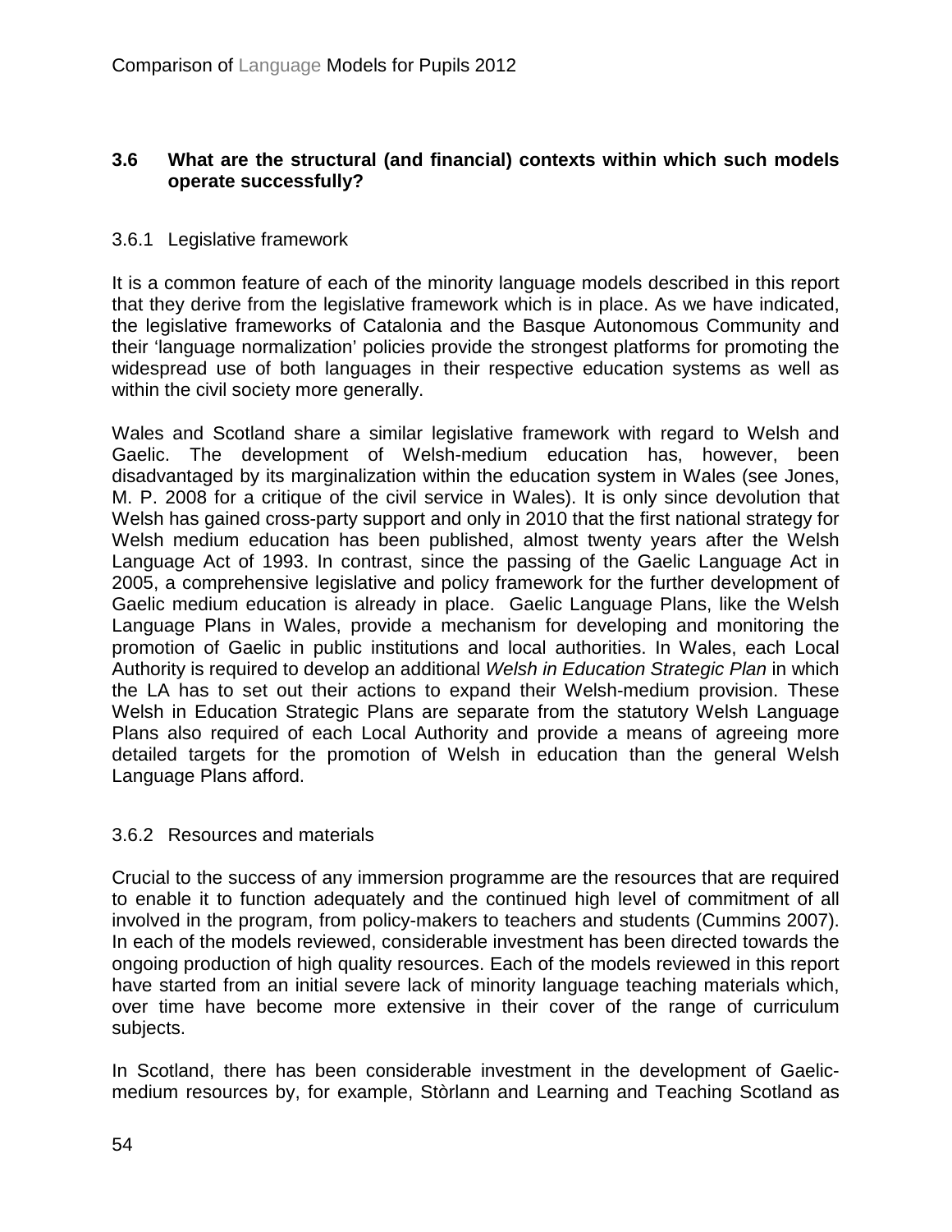### 3.6 What are the structural (and financial) contexts within which such models operate successfully?

#### 3.6.1 Legislative framework

It is a common feature of each of the minority language models described in this report that they derive from the legislative framework which is in place. As we have indicated, the legislative frameworks of Catalonia and the Basque Autonomous Community and their 'language normalization' policies provide the strongest platforms for promoting the widespread use of both languages in their respective education systems as well as within the civil society more generally.

Wales and Scotland share a similar legislative framework with regard to Welsh and Gaelic. The development of Welsh-medium education has, however, been disadvantaged by its marginalization within the education system in Wales (see Jones, M. P. 2008 for a critique of the civil service in Wales). It is only since devolution that Welsh has gained cross-party support and only in 2010 that the first national strategy for Welsh medium education has been published, almost twenty years after the Welsh Language Act of 1993. In contrast, since the passing of the Gaelic Language Act in 2005, a comprehensive legislative and policy framework for the further development of Gaelic medium education is already in place. Gaelic Language Plans, like the Welsh Language Plans in Wales, provide a mechanism for developing and monitoring the promotion of Gaelic in public institutions and local authorities. In Wales, each Local Authority is required to develop an additional *Welsh in Education Strategic Plan* in which the LA has to set out their actions to expand their Welsh-medium provision. These Welsh in Education Strategic Plans are separate from the statutory Welsh Language Plans also required of each Local Authority and provide a means of agreeing more detailed targets for the promotion of Welsh in education than the general Welsh Language Plans afford.

#### 3.6.2 Resources and materials

Crucial to the success of any immersion programme are the resources that are required to enable it to function adequately and the continued high level of commitment of all involved in the program, from policy-makers to teachers and students (Cummins 2007). In each of the models reviewed, considerable investment has been directed towards the ongoing production of high quality resources. Each of the models reviewed in this report have started from an initial severe lack of minority language teaching materials which, over time have become more extensive in their cover of the range of curriculum subjects.

In Scotland, there has been considerable investment in the development of Gaelic-medium resources by, for example, Stòrlann and Learning and Teaching Scotland as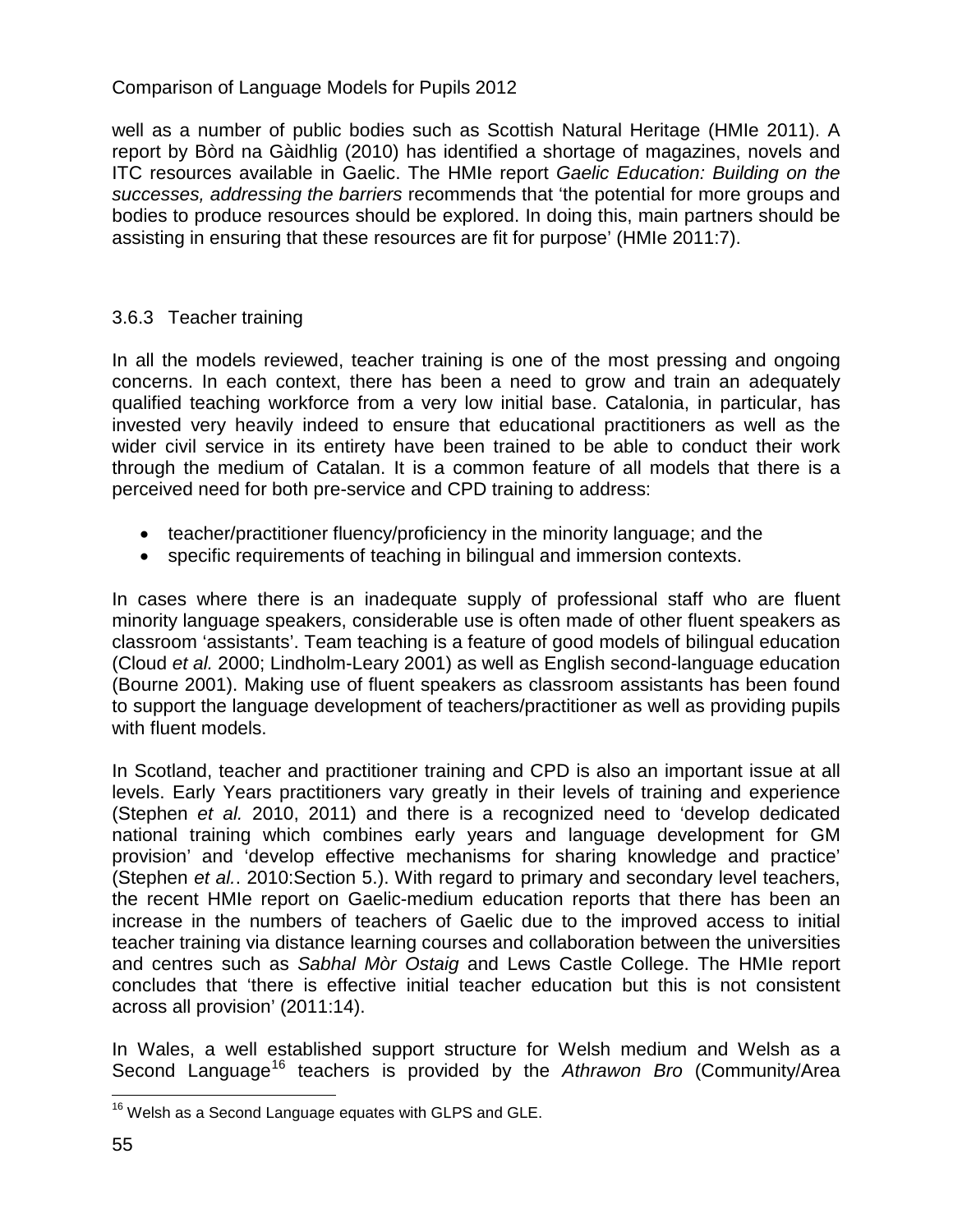well as a number of public bodies such as Scottish Natural Heritage (HMIe 2011). A report by Bòrd na Gàidhlig (2010) has identified a shortage of magazines, novels and ITC resources available in Gaelic. The HMIe report *Gaelic Education: Building on the successes, addressing the barriers* recommends that 'the potential for more groups and bodies to produce resources should be explored. In doing this, main partners should be assisting in ensuring that these resources are fit for purpose' (HMIe 2011:7).

### 3.6.3 Teacher training

In all the models reviewed, teacher training is one of the most pressing and ongoing concerns. In each context, there has been a need to grow and train an adequately qualified teaching workforce from a very low initial base. Catalonia, in particular, has invested very heavily indeed to ensure that educational practitioners as well as the wider civil service in its entirety have been trained to be able to conduct their work through the medium of Catalan. It is a common feature of all models that there is a perceived need for both pre-service and CPD training to address:

- teacher/practitioner fluency/proficiency in the minority language; and the
- specific requirements of teaching in bilingual and immersion contexts.

In cases where there is an inadequate supply of professional staff who are fluent minority language speakers, considerable use is often made of other fluent speakers as classroom 'assistants'. Team teaching is a feature of good models of bilingual education (Cloud *et al.* 2000; Lindholm-Leary 2001) as well as English second-language education (Bourne 2001). Making use of fluent speakers as classroom assistants has been found to support the language development of teachers/practitioner as well as providing pupils with fluent models.

In Scotland, teacher and practitioner training and CPD is also an important issue at all levels. Early Years practitioners vary greatly in their levels of training and experience (Stephen *et al.* 2010, 2011) and there is a recognized need to 'develop dedicated national training which combines early years and language development for GM provision' and 'develop effective mechanisms for sharing knowledge and practice' (Stephen *et al.*. 2010:Section 5.). With regard to primary and secondary level teachers, the recent HMIe report on Gaelic-medium education reports that there has been an increase in the numbers of teachers of Gaelic due to the improved access to initial teacher training via distance learning courses and collaboration between the universities and centres such as *Sabhal Mòr Ostaig* and Lews Castle College. The HMIe report concludes that 'there is effective initial teacher education but this is not consistent across all provision' (2011:14).

In Wales, a well established support structure for Welsh medium and Welsh as a Second Language[16] teachers is provided by the *Athrawon Bro* (Community/Area

[16] Welsh as a Second Language equates with GLPS and GLE.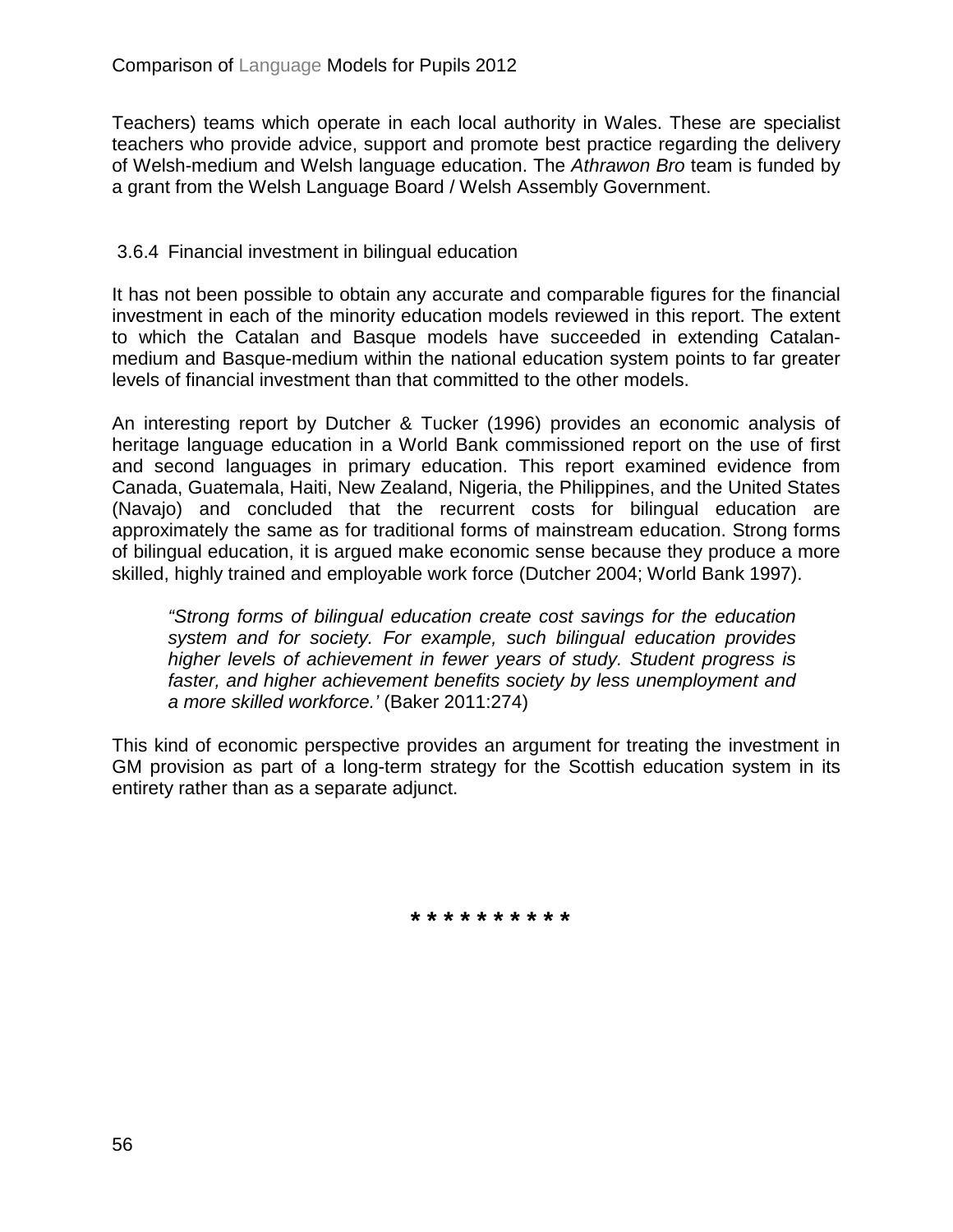Teachers) teams which operate in each local authority in Wales. These are specialist teachers who provide advice, support and promote best practice regarding the delivery of Welsh-medium and Welsh language education. The *Athrawon Bro* team is funded by a grant from the Welsh Language Board / Welsh Assembly Government.

### 3.6.4 Financial investment in bilingual education

It has not been possible to obtain any accurate and comparable figures for the financial investment in each of the minority education models reviewed in this report. The extent to which the Catalan and Basque models have succeeded in extending Catalan-medium and Basque-medium within the national education system points to far greater levels of financial investment than that committed to the other models.

An interesting report by Dutcher & Tucker (1996) provides an economic analysis of heritage language education in a World Bank commissioned report on the use of first and second languages in primary education. This report examined evidence from Canada, Guatemala, Haiti, New Zealand, Nigeria, the Philippines, and the United States (Navajo) and concluded that the recurrent costs for bilingual education are approximately the same as for traditional forms of mainstream education. Strong forms of bilingual education, it is argued make economic sense because they produce a more skilled, highly trained and employable work force (Dutcher 2004; World Bank 1997).

> *"Strong forms of bilingual education create cost savings for the education system and for society. For example, such bilingual education provides higher levels of achievement in fewer years of study. Student progress is faster, and higher achievement benefits society by less unemployment and a more skilled workforce.'* (Baker 2011:274)

This kind of economic perspective provides an argument for treating the investment in GM provision as part of a long-term strategy for the Scottish education system in its entirety rather than as a separate adjunct.

**\* \* \* \* \* \* \* \* \* \***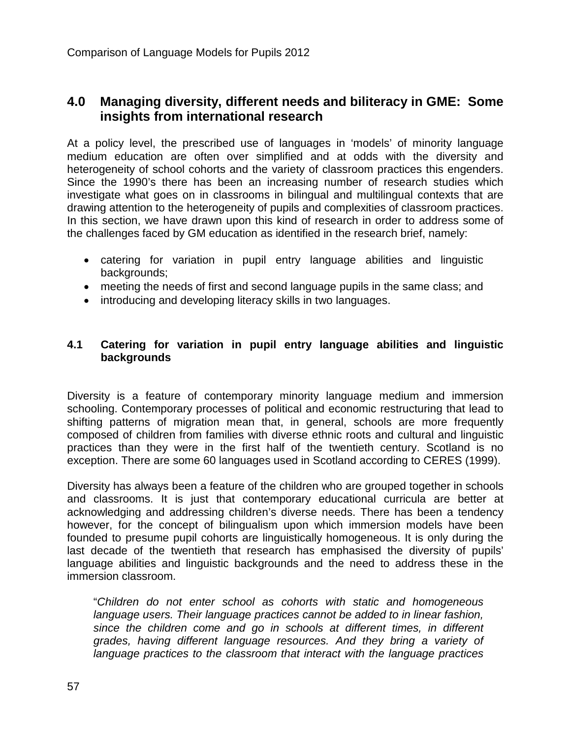## 4.0 Managing diversity, different needs and biliteracy in GME: Some insights from international research

At a policy level, the prescribed use of languages in 'models' of minority language medium education are often over simplified and at odds with the diversity and heterogeneity of school cohorts and the variety of classroom practices this engenders. Since the 1990's there has been an increasing number of research studies which investigate what goes on in classrooms in bilingual and multilingual contexts that are drawing attention to the heterogeneity of pupils and complexities of classroom practices. In this section, we have drawn upon this kind of research in order to address some of the challenges faced by GM education as identified in the research brief, namely:

- catering for variation in pupil entry language abilities and linguistic backgrounds;
- meeting the needs of first and second language pupils in the same class; and
- introducing and developing literacy skills in two languages.

### 4.1 Catering for variation in pupil entry language abilities and linguistic backgrounds

Diversity is a feature of contemporary minority language medium and immersion schooling. Contemporary processes of political and economic restructuring that lead to shifting patterns of migration mean that, in general, schools are more frequently composed of children from families with diverse ethnic roots and cultural and linguistic practices than they were in the first half of the twentieth century. Scotland is no exception. There are some 60 languages used in Scotland according to CERES (1999).

Diversity has always been a feature of the children who are grouped together in schools and classrooms. It is just that contemporary educational curricula are better at acknowledging and addressing children's diverse needs. There has been a tendency however, for the concept of bilingualism upon which immersion models have been founded to presume pupil cohorts are linguistically homogeneous. It is only during the last decade of the twentieth that research has emphasised the diversity of pupils' language abilities and linguistic backgrounds and the need to address these in the immersion classroom.

> "*Children do not enter school as cohorts with static and homogeneous language users. Their language practices cannot be added to in linear fashion, since the children come and go in schools at different times, in different grades, having different language resources. And they bring a variety of language practices to the classroom that interact with the language practices*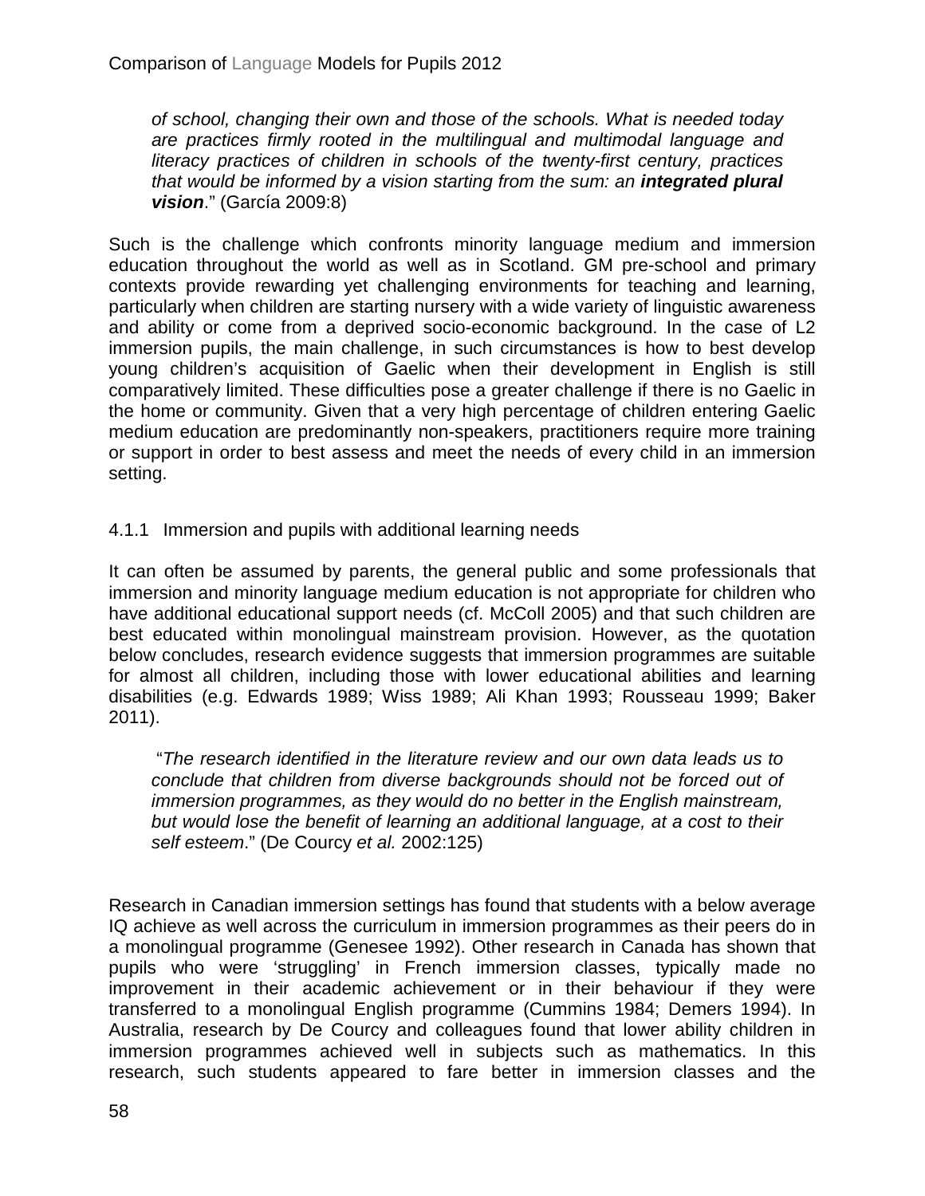*of school, changing their own and those of the schools. What is needed today are practices firmly rooted in the multilingual and multimodal language and literacy practices of children in schools of the twenty-first century, practices that would be informed by a vision starting from the sum: an **integrated plural vision**.*" (García 2009:8)

Such is the challenge which confronts minority language medium and immersion education throughout the world as well as in Scotland. GM pre-school and primary contexts provide rewarding yet challenging environments for teaching and learning, particularly when children are starting nursery with a wide variety of linguistic awareness and ability or come from a deprived socio-economic background. In the case of L2 immersion pupils, the main challenge, in such circumstances is how to best develop young children's acquisition of Gaelic when their development in English is still comparatively limited. These difficulties pose a greater challenge if there is no Gaelic in the home or community. Given that a very high percentage of children entering Gaelic medium education are predominantly non-speakers, practitioners require more training or support in order to best assess and meet the needs of every child in an immersion setting.

### 4.1.1 Immersion and pupils with additional learning needs

It can often be assumed by parents, the general public and some professionals that immersion and minority language medium education is not appropriate for children who have additional educational support needs (cf. McColl 2005) and that such children are best educated within monolingual mainstream provision. However, as the quotation below concludes, research evidence suggests that immersion programmes are suitable for almost all children, including those with lower educational abilities and learning disabilities (e.g. Edwards 1989; Wiss 1989; Ali Khan 1993; Rousseau 1999; Baker 2011).

> "*The research identified in the literature review and our own data leads us to conclude that children from diverse backgrounds should not be forced out of immersion programmes, as they would do no better in the English mainstream, but would lose the benefit of learning an additional language, at a cost to their self esteem*." (De Courcy *et al.* 2002:125)

Research in Canadian immersion settings has found that students with a below average IQ achieve as well across the curriculum in immersion programmes as their peers do in a monolingual programme (Genesee 1992). Other research in Canada has shown that pupils who were 'struggling' in French immersion classes, typically made no improvement in their academic achievement or in their behaviour if they were transferred to a monolingual English programme (Cummins 1984; Demers 1994). In Australia, research by De Courcy and colleagues found that lower ability children in immersion programmes achieved well in subjects such as mathematics. In this research, such students appeared to fare better in immersion classes and the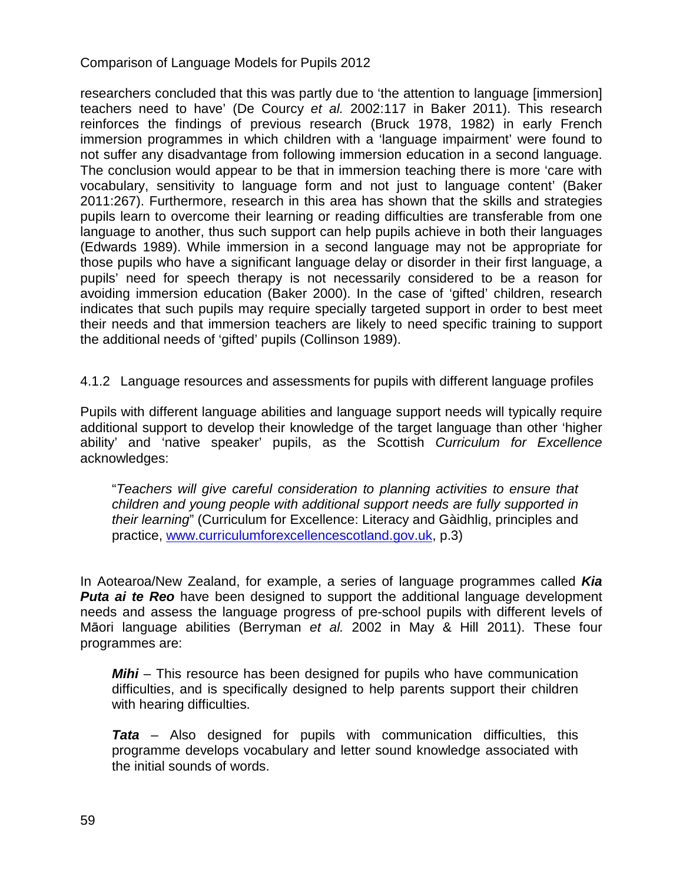researchers concluded that this was partly due to 'the attention to language [immersion] teachers need to have' (De Courcy *et al.* 2002:117 in Baker 2011). This research reinforces the findings of previous research (Bruck 1978, 1982) in early French immersion programmes in which children with a 'language impairment' were found to not suffer any disadvantage from following immersion education in a second language. The conclusion would appear to be that in immersion teaching there is more 'care with vocabulary, sensitivity to language form and not just to language content' (Baker 2011:267). Furthermore, research in this area has shown that the skills and strategies pupils learn to overcome their learning or reading difficulties are transferable from one language to another, thus such support can help pupils achieve in both their languages (Edwards 1989). While immersion in a second language may not be appropriate for those pupils who have a significant language delay or disorder in their first language, a pupils' need for speech therapy is not necessarily considered to be a reason for avoiding immersion education (Baker 2000). In the case of 'gifted' children, research indicates that such pupils may require specially targeted support in order to best meet their needs and that immersion teachers are likely to need specific training to support the additional needs of 'gifted' pupils (Collinson 1989).

#### 4.1.2 Language resources and assessments for pupils with different language profiles

Pupils with different language abilities and language support needs will typically require additional support to develop their knowledge of the target language than other 'higher ability' and 'native speaker' pupils, as the Scottish *Curriculum for Excellence* acknowledges:

> "*Teachers will give careful consideration to planning activities to ensure that children and young people with additional support needs are fully supported in their learning*" (Curriculum for Excellence: Literacy and Gàidhlig, principles and practice, [www.curriculumforexcellencescotland.gov.uk](http://www.curriculumforexcellencescotland.gov.uk), p.3)

In Aotearoa/New Zealand, for example, a series of language programmes called ***Kia Puta ai te Reo*** have been designed to support the additional language development needs and assess the language progress of pre-school pupils with different levels of Māori language abilities (Berryman *et al.* 2002 in May & Hill 2011). These four programmes are:

> ***Mihi*** – This resource has been designed for pupils who have communication difficulties, and is specifically designed to help parents support their children with hearing difficulties.
>
> ***Tata*** – Also designed for pupils with communication difficulties, this programme develops vocabulary and letter sound knowledge associated with the initial sounds of words.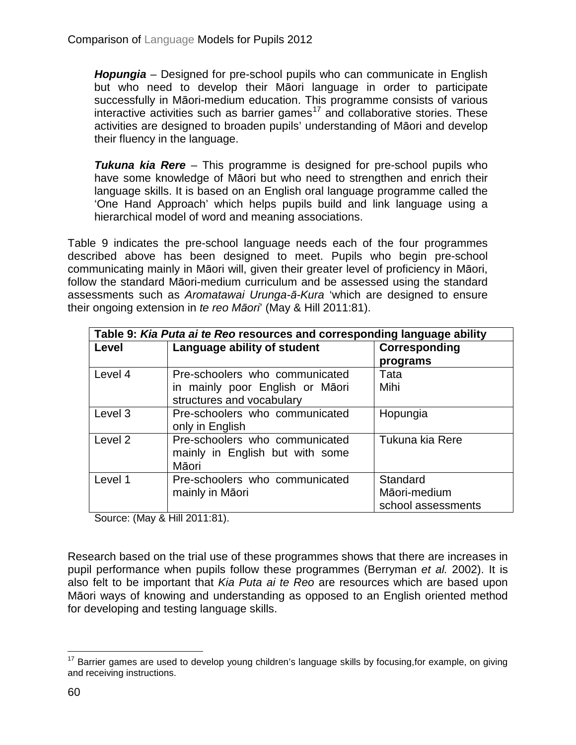***Hopungia*** – Designed for pre-school pupils who can communicate in English but who need to develop their Māori language in order to participate successfully in Māori-medium education. This programme consists of various interactive activities such as barrier games[17] and collaborative stories. These activities are designed to broaden pupils' understanding of Māori and develop their fluency in the language.

***Tukuna kia Rere*** – This programme is designed for pre-school pupils who have some knowledge of Māori but who need to strengthen and enrich their language skills. It is based on an English oral language programme called the 'One Hand Approach' which helps pupils build and link language using a hierarchical model of word and meaning associations.

Table 9 indicates the pre-school language needs each of the four programmes described above has been designed to meet. Pupils who begin pre-school communicating mainly in Māori will, given their greater level of proficiency in Māori, follow the standard Māori-medium curriculum and be assessed using the standard assessments such as *Aromatawai Urunga-ā-Kura* 'which are designed to ensure their ongoing extension in *te reo Māori*' (May & Hill 2011:81).

**Table 9: *Kia Puta ai te Reo* resources and corresponding language ability**

| Level | Language ability of student | Corresponding programs |
|---|---|---|
| Level 4 | Pre-schoolers who communicated in mainly poor English or Māori structures and vocabulary | Tata<br>Mihi |
| Level 3 | Pre-schoolers who communicated only in English | Hopungia |
| Level 2 | Pre-schoolers who communicated mainly in English but with some Māori | Tukuna kia Rere |
| Level 1 | Pre-schoolers who communicated mainly in Māori | Standard Māori-medium school assessments |

Source: (May & Hill 2011:81).

Research based on the trial use of these programmes shows that there are increases in pupil performance when pupils follow these programmes (Berryman *et al.* 2002). It is also felt to be important that *Kia Puta ai te Reo* are resources which are based upon Māori ways of knowing and understanding as opposed to an English oriented method for developing and testing language skills.

---

[17] Barrier games are used to develop young children's language skills by focusing,for example, on giving and receiving instructions.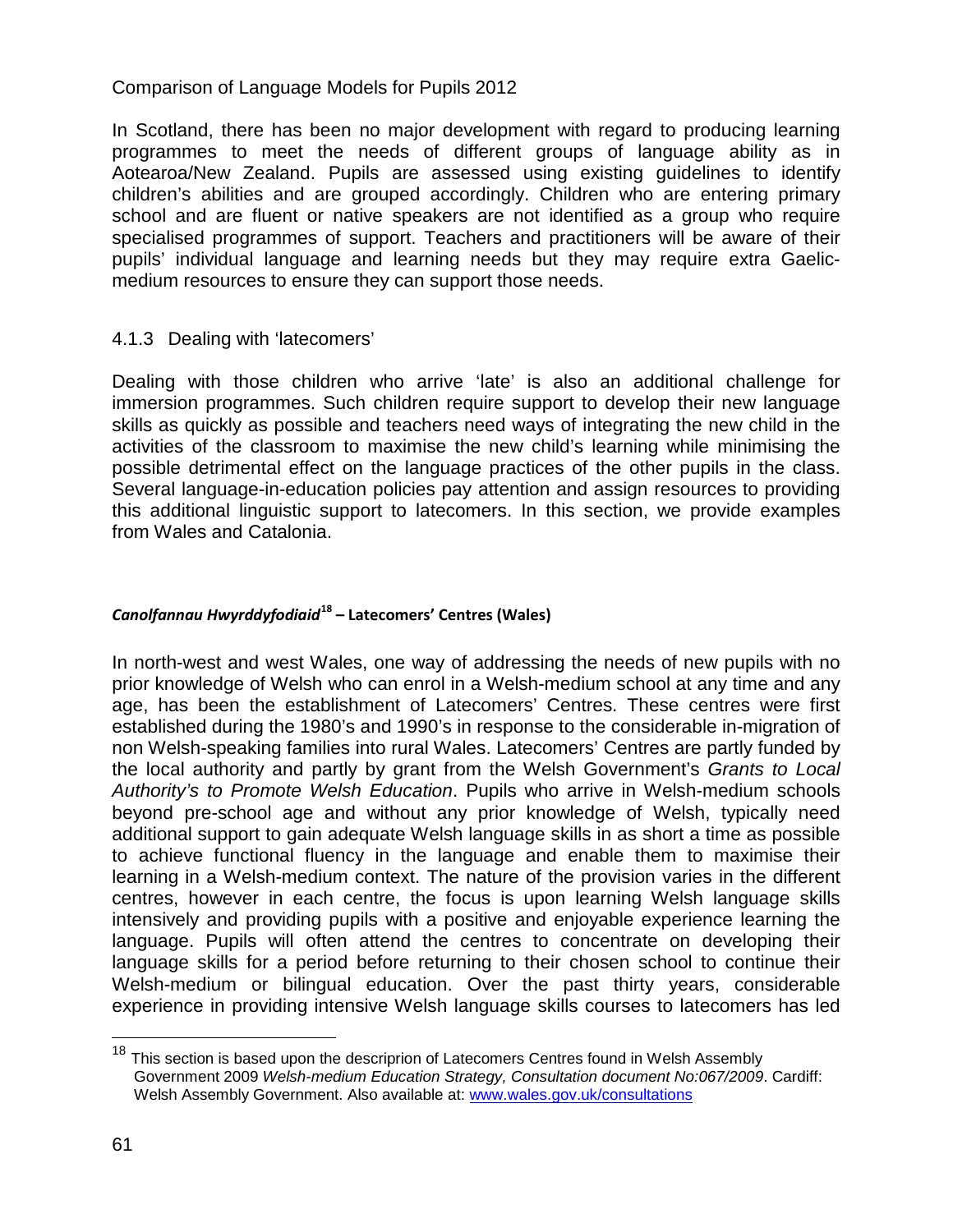In Scotland, there has been no major development with regard to producing learning programmes to meet the needs of different groups of language ability as in Aotearoa/New Zealand. Pupils are assessed using existing guidelines to identify children's abilities and are grouped accordingly. Children who are entering primary school and are fluent or native speakers are not identified as a group who require specialised programmes of support. Teachers and practitioners will be aware of their pupils' individual language and learning needs but they may require extra Gaelic-medium resources to ensure they can support those needs.

### 4.1.3 Dealing with 'latecomers'

Dealing with those children who arrive 'late' is also an additional challenge for immersion programmes. Such children require support to develop their new language skills as quickly as possible and teachers need ways of integrating the new child in the activities of the classroom to maximise the new child's learning while minimising the possible detrimental effect on the language practices of the other pupils in the class. Several language-in-education policies pay attention and assign resources to providing this additional linguistic support to latecomers. In this section, we provide examples from Wales and Catalonia.

#### ***Canolfannau Hwyrddyfodiaid***[18] **– Latecomers' Centres (Wales)**

In north-west and west Wales, one way of addressing the needs of new pupils with no prior knowledge of Welsh who can enrol in a Welsh-medium school at any time and any age, has been the establishment of Latecomers' Centres. These centres were first established during the 1980's and 1990's in response to the considerable in-migration of non Welsh-speaking families into rural Wales. Latecomers' Centres are partly funded by the local authority and partly by grant from the Welsh Government's *Grants to Local Authority's to Promote Welsh Education*. Pupils who arrive in Welsh-medium schools beyond pre-school age and without any prior knowledge of Welsh, typically need additional support to gain adequate Welsh language skills in as short a time as possible to achieve functional fluency in the language and enable them to maximise their learning in a Welsh-medium context. The nature of the provision varies in the different centres, however in each centre, the focus is upon learning Welsh language skills intensively and providing pupils with a positive and enjoyable experience learning the language. Pupils will often attend the centres to concentrate on developing their language skills for a period before returning to their chosen school to continue their Welsh-medium or bilingual education. Over the past thirty years, considerable experience in providing intensive Welsh language skills courses to latecomers has led

[18] This section is based upon the descriprion of Latecomers Centres found in Welsh Assembly Government 2009 *Welsh-medium Education Strategy, Consultation document No:067/2009*. Cardiff: Welsh Assembly Government. Also available at: www.wales.gov.uk/consultations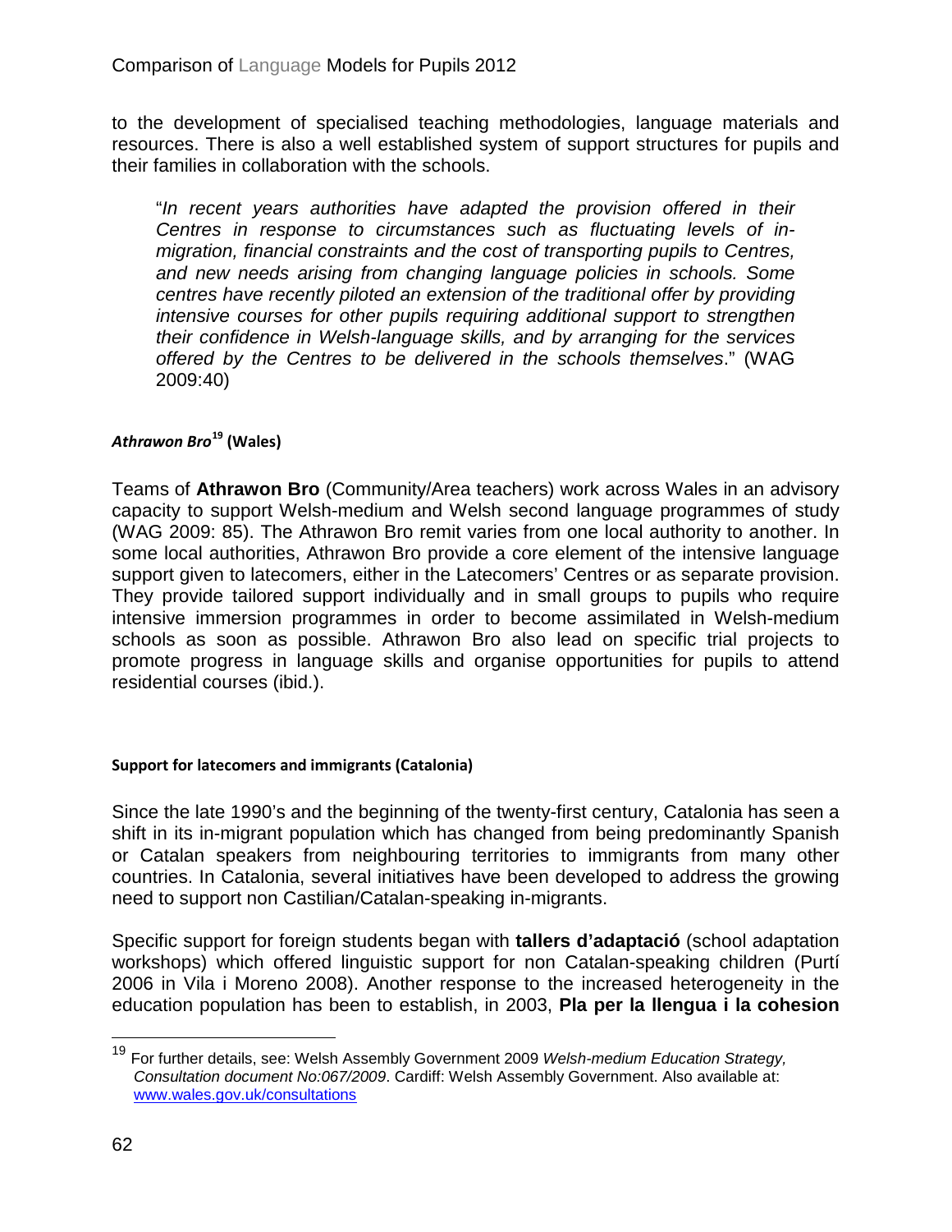to the development of specialised teaching methodologies, language materials and resources. There is also a well established system of support structures for pupils and their families in collaboration with the schools.

> "*In recent years authorities have adapted the provision offered in their Centres in response to circumstances such as fluctuating levels of in-migration, financial constraints and the cost of transporting pupils to Centres, and new needs arising from changing language policies in schools. Some centres have recently piloted an extension of the traditional offer by providing intensive courses for other pupils requiring additional support to strengthen their confidence in Welsh-language skills, and by arranging for the services offered by the Centres to be delivered in the schools themselves*." (WAG 2009:40)

#### ***Athrawon Bro***[19] **(Wales)**

Teams of **Athrawon Bro** (Community/Area teachers) work across Wales in an advisory capacity to support Welsh-medium and Welsh second language programmes of study (WAG 2009: 85). The Athrawon Bro remit varies from one local authority to another. In some local authorities, Athrawon Bro provide a core element of the intensive language support given to latecomers, either in the Latecomers' Centres or as separate provision. They provide tailored support individually and in small groups to pupils who require intensive immersion programmes in order to become assimilated in Welsh-medium schools as soon as possible. Athrawon Bro also lead on specific trial projects to promote progress in language skills and organise opportunities for pupils to attend residential courses (ibid.).

#### **Support for latecomers and immigrants (Catalonia)**

Since the late 1990's and the beginning of the twenty-first century, Catalonia has seen a shift in its in-migrant population which has changed from being predominantly Spanish or Catalan speakers from neighbouring territories to immigrants from many other countries. In Catalonia, several initiatives have been developed to address the growing need to support non Castilian/Catalan-speaking in-migrants.

Specific support for foreign students began with **tallers d'adaptació** (school adaptation workshops) which offered linguistic support for non Catalan-speaking children (Purtí 2006 in Vila i Moreno 2008). Another response to the increased heterogeneity in the education population has been to establish, in 2003, **Pla per la llengua i la cohesion**

---

[19] For further details, see: Welsh Assembly Government 2009 *Welsh-medium Education Strategy, Consultation document No:067/2009*. Cardiff: Welsh Assembly Government. Also available at: www.wales.gov.uk/consultations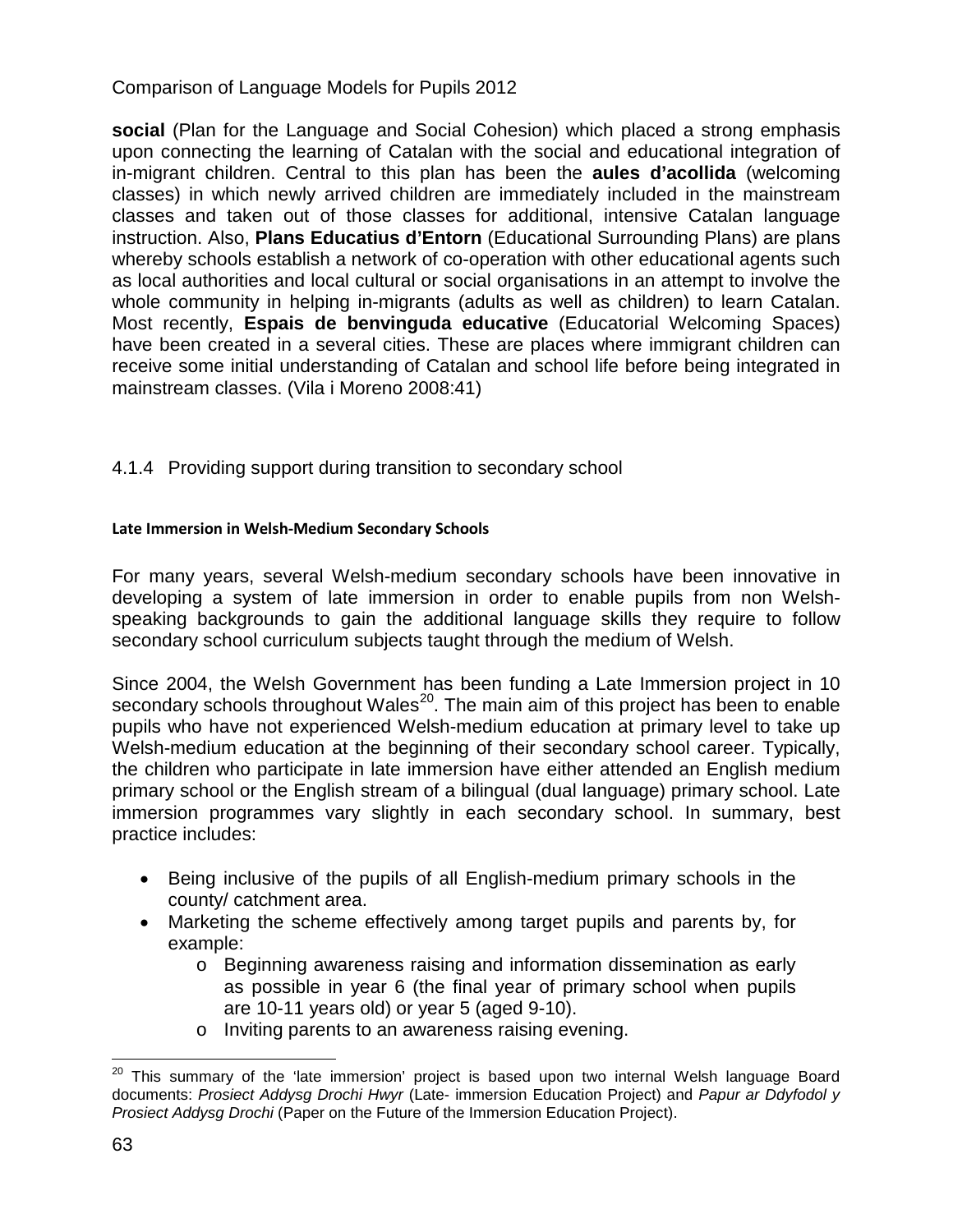**social** (Plan for the Language and Social Cohesion) which placed a strong emphasis upon connecting the learning of Catalan with the social and educational integration of in-migrant children. Central to this plan has been the **aules d'acollida** (welcoming classes) in which newly arrived children are immediately included in the mainstream classes and taken out of those classes for additional, intensive Catalan language instruction. Also, **Plans Educatius d'Entorn** (Educational Surrounding Plans) are plans whereby schools establish a network of co-operation with other educational agents such as local authorities and local cultural or social organisations in an attempt to involve the whole community in helping in-migrants (adults as well as children) to learn Catalan. Most recently, **Espais de benvinguda educative** (Educatorial Welcoming Spaces) have been created in a several cities. These are places where immigrant children can receive some initial understanding of Catalan and school life before being integrated in mainstream classes. (Vila i Moreno 2008:41)

### 4.1.4 Providing support during transition to secondary school

#### Late Immersion in Welsh-Medium Secondary Schools

For many years, several Welsh-medium secondary schools have been innovative in developing a system of late immersion in order to enable pupils from non Welsh-speaking backgrounds to gain the additional language skills they require to follow secondary school curriculum subjects taught through the medium of Welsh.

Since 2004, the Welsh Government has been funding a Late Immersion project in 10 secondary schools throughout Wales[20]. The main aim of this project has been to enable pupils who have not experienced Welsh-medium education at primary level to take up Welsh-medium education at the beginning of their secondary school career. Typically, the children who participate in late immersion have either attended an English medium primary school or the English stream of a bilingual (dual language) primary school. Late immersion programmes vary slightly in each secondary school. In summary, best practice includes:

- Being inclusive of the pupils of all English-medium primary schools in the county/ catchment area.
- Marketing the scheme effectively among target pupils and parents by, for example:
  - Beginning awareness raising and information dissemination as early as possible in year 6 (the final year of primary school when pupils are 10-11 years old) or year 5 (aged 9-10).
  - Inviting parents to an awareness raising evening.

---

[20] This summary of the 'late immersion' project is based upon two internal Welsh language Board documents: *Prosiect Addysg Drochi Hwyr* (Late- immersion Education Project) and *Papur ar Ddyfodol y Prosiect Addysg Drochi* (Paper on the Future of the Immersion Education Project).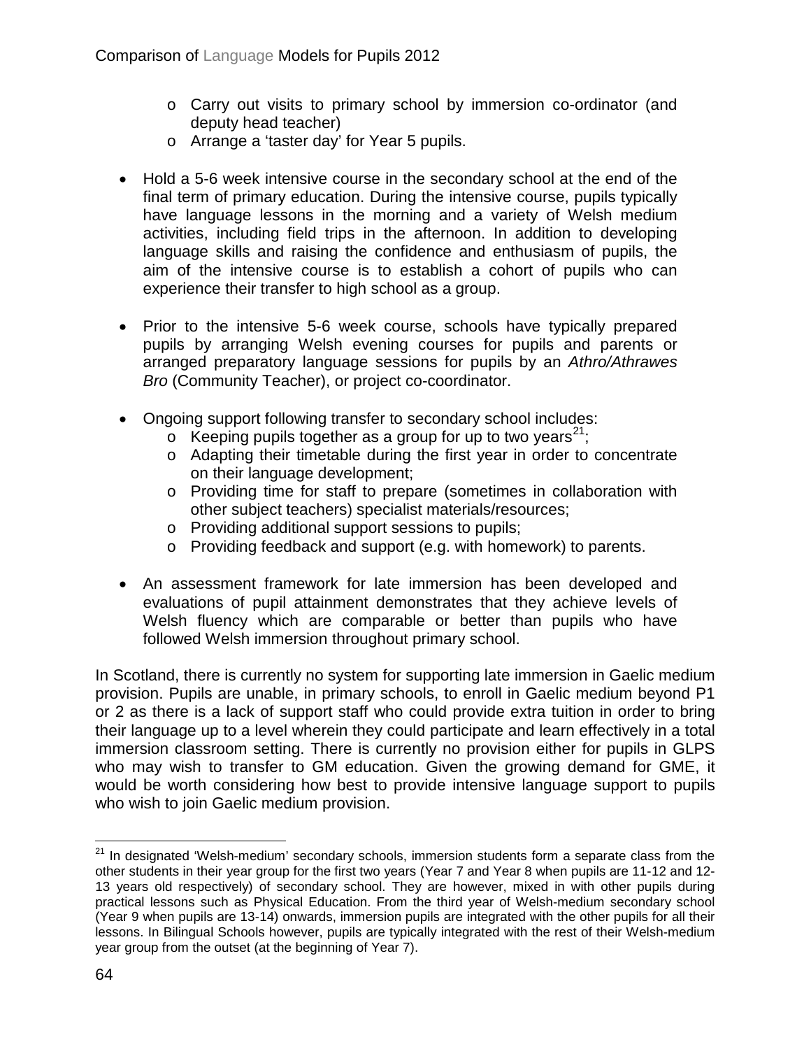- Carry out visits to primary school by immersion co-ordinator (and deputy head teacher)
  - Arrange a 'taster day' for Year 5 pupils.

- Hold a 5-6 week intensive course in the secondary school at the end of the final term of primary education. During the intensive course, pupils typically have language lessons in the morning and a variety of Welsh medium activities, including field trips in the afternoon. In addition to developing language skills and raising the confidence and enthusiasm of pupils, the aim of the intensive course is to establish a cohort of pupils who can experience their transfer to high school as a group.

- Prior to the intensive 5-6 week course, schools have typically prepared pupils by arranging Welsh evening courses for pupils and parents or arranged preparatory language sessions for pupils by an *Athro/Athrawes Bro* (Community Teacher), or project co-coordinator.

- Ongoing support following transfer to secondary school includes:
  - Keeping pupils together as a group for up to two years[21];
  - Adapting their timetable during the first year in order to concentrate on their language development;
  - Providing time for staff to prepare (sometimes in collaboration with other subject teachers) specialist materials/resources;
  - Providing additional support sessions to pupils;
  - Providing feedback and support (e.g. with homework) to parents.

- An assessment framework for late immersion has been developed and evaluations of pupil attainment demonstrates that they achieve levels of Welsh fluency which are comparable or better than pupils who have followed Welsh immersion throughout primary school.

In Scotland, there is currently no system for supporting late immersion in Gaelic medium provision. Pupils are unable, in primary schools, to enroll in Gaelic medium beyond P1 or 2 as there is a lack of support staff who could provide extra tuition in order to bring their language up to a level wherein they could participate and learn effectively in a total immersion classroom setting. There is currently no provision either for pupils in GLPS who may wish to transfer to GM education. Given the growing demand for GME, it would be worth considering how best to provide intensive language support to pupils who wish to join Gaelic medium provision.

[21] In designated 'Welsh-medium' secondary schools, immersion students form a separate class from the other students in their year group for the first two years (Year 7 and Year 8 when pupils are 11-12 and 12-13 years old respectively) of secondary school. They are however, mixed in with other pupils during practical lessons such as Physical Education. From the third year of Welsh-medium secondary school (Year 9 when pupils are 13-14) onwards, immersion pupils are integrated with the other pupils for all their lessons. In Bilingual Schools however, pupils are typically integrated with the rest of their Welsh-medium year group from the outset (at the beginning of Year 7).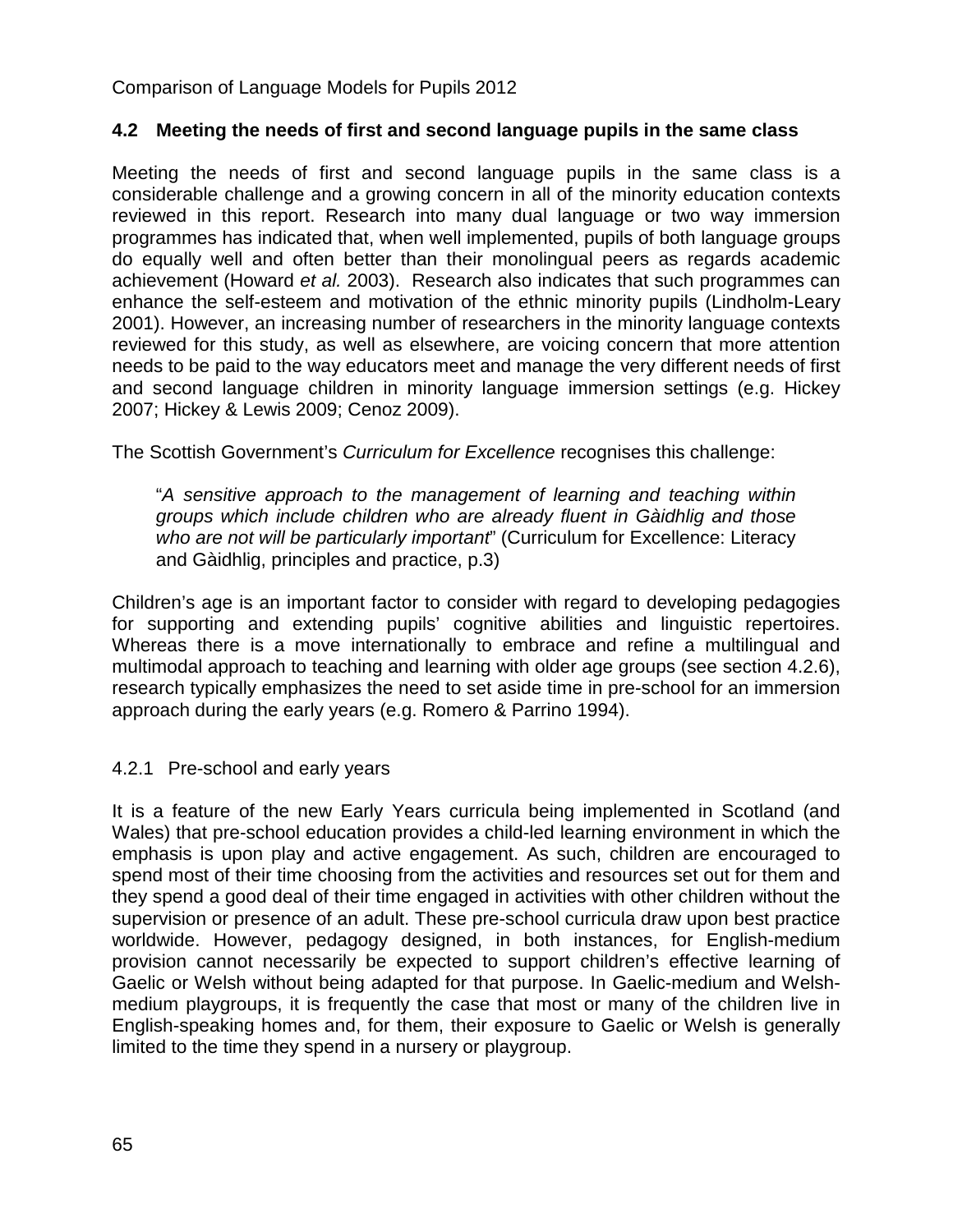### 4.2 Meeting the needs of first and second language pupils in the same class

Meeting the needs of first and second language pupils in the same class is a considerable challenge and a growing concern in all of the minority education contexts reviewed in this report. Research into many dual language or two way immersion programmes has indicated that, when well implemented, pupils of both language groups do equally well and often better than their monolingual peers as regards academic achievement (Howard *et al.* 2003). Research also indicates that such programmes can enhance the self-esteem and motivation of the ethnic minority pupils (Lindholm-Leary 2001). However, an increasing number of researchers in the minority language contexts reviewed for this study, as well as elsewhere, are voicing concern that more attention needs to be paid to the way educators meet and manage the very different needs of first and second language children in minority language immersion settings (e.g. Hickey 2007; Hickey & Lewis 2009; Cenoz 2009).

The Scottish Government's *Curriculum for Excellence* recognises this challenge:

> "*A sensitive approach to the management of learning and teaching within groups which include children who are already fluent in Gàidhlig and those who are not will be particularly important*" (Curriculum for Excellence: Literacy and Gàidhlig, principles and practice, p.3)

Children's age is an important factor to consider with regard to developing pedagogies for supporting and extending pupils' cognitive abilities and linguistic repertoires. Whereas there is a move internationally to embrace and refine a multilingual and multimodal approach to teaching and learning with older age groups (see section 4.2.6), research typically emphasizes the need to set aside time in pre-school for an immersion approach during the early years (e.g. Romero & Parrino 1994).

#### 4.2.1 Pre-school and early years

It is a feature of the new Early Years curricula being implemented in Scotland (and Wales) that pre-school education provides a child-led learning environment in which the emphasis is upon play and active engagement. As such, children are encouraged to spend most of their time choosing from the activities and resources set out for them and they spend a good deal of their time engaged in activities with other children without the supervision or presence of an adult. These pre-school curricula draw upon best practice worldwide. However, pedagogy designed, in both instances, for English-medium provision cannot necessarily be expected to support children's effective learning of Gaelic or Welsh without being adapted for that purpose. In Gaelic-medium and Welsh-medium playgroups, it is frequently the case that most or many of the children live in English-speaking homes and, for them, their exposure to Gaelic or Welsh is generally limited to the time they spend in a nursery or playgroup.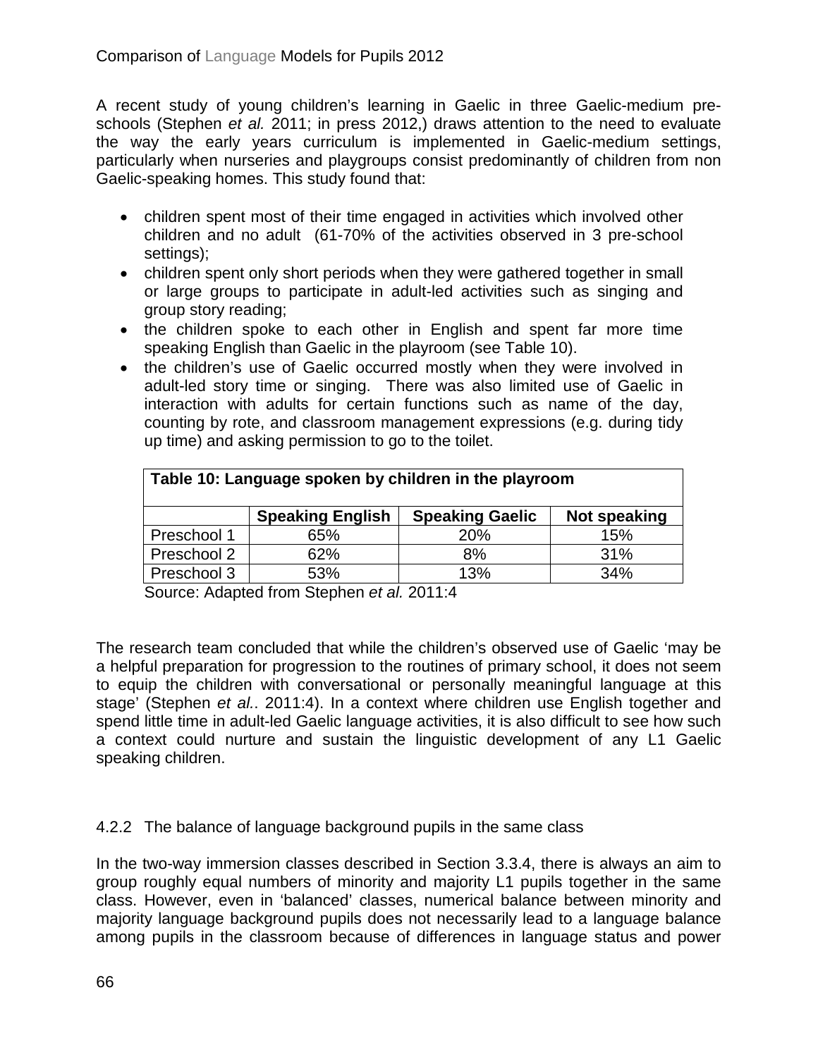A recent study of young children's learning in Gaelic in three Gaelic-medium pre-schools (Stephen *et al.* 2011; in press 2012,) draws attention to the need to evaluate the way the early years curriculum is implemented in Gaelic-medium settings, particularly when nurseries and playgroups consist predominantly of children from non Gaelic-speaking homes. This study found that:

- children spent most of their time engaged in activities which involved other children and no adult (61-70% of the activities observed in 3 pre-school settings);
- children spent only short periods when they were gathered together in small or large groups to participate in adult-led activities such as singing and group story reading;
- the children spoke to each other in English and spent far more time speaking English than Gaelic in the playroom (see Table 10).
- the children's use of Gaelic occurred mostly when they were involved in adult-led story time or singing. There was also limited use of Gaelic in interaction with adults for certain functions such as name of the day, counting by rote, and classroom management expressions (e.g. during tidy up time) and asking permission to go to the toilet.

**Table 10: Language spoken by children in the playroom**

| | Speaking English | Speaking Gaelic | Not speaking |
|---|---|---|---|
| Preschool 1 | 65% | 20% | 15% |
| Preschool 2 | 62% | 8% | 31% |
| Preschool 3 | 53% | 13% | 34% |

Source: Adapted from Stephen *et al.* 2011:4

The research team concluded that while the children's observed use of Gaelic 'may be a helpful preparation for progression to the routines of primary school, it does not seem to equip the children with conversational or personally meaningful language at this stage' (Stephen *et al.*. 2011:4). In a context where children use English together and spend little time in adult-led Gaelic language activities, it is also difficult to see how such a context could nurture and sustain the linguistic development of any L1 Gaelic speaking children.

#### 4.2.2 The balance of language background pupils in the same class

In the two-way immersion classes described in Section 3.3.4, there is always an aim to group roughly equal numbers of minority and majority L1 pupils together in the same class. However, even in 'balanced' classes, numerical balance between minority and majority language background pupils does not necessarily lead to a language balance among pupils in the classroom because of differences in language status and power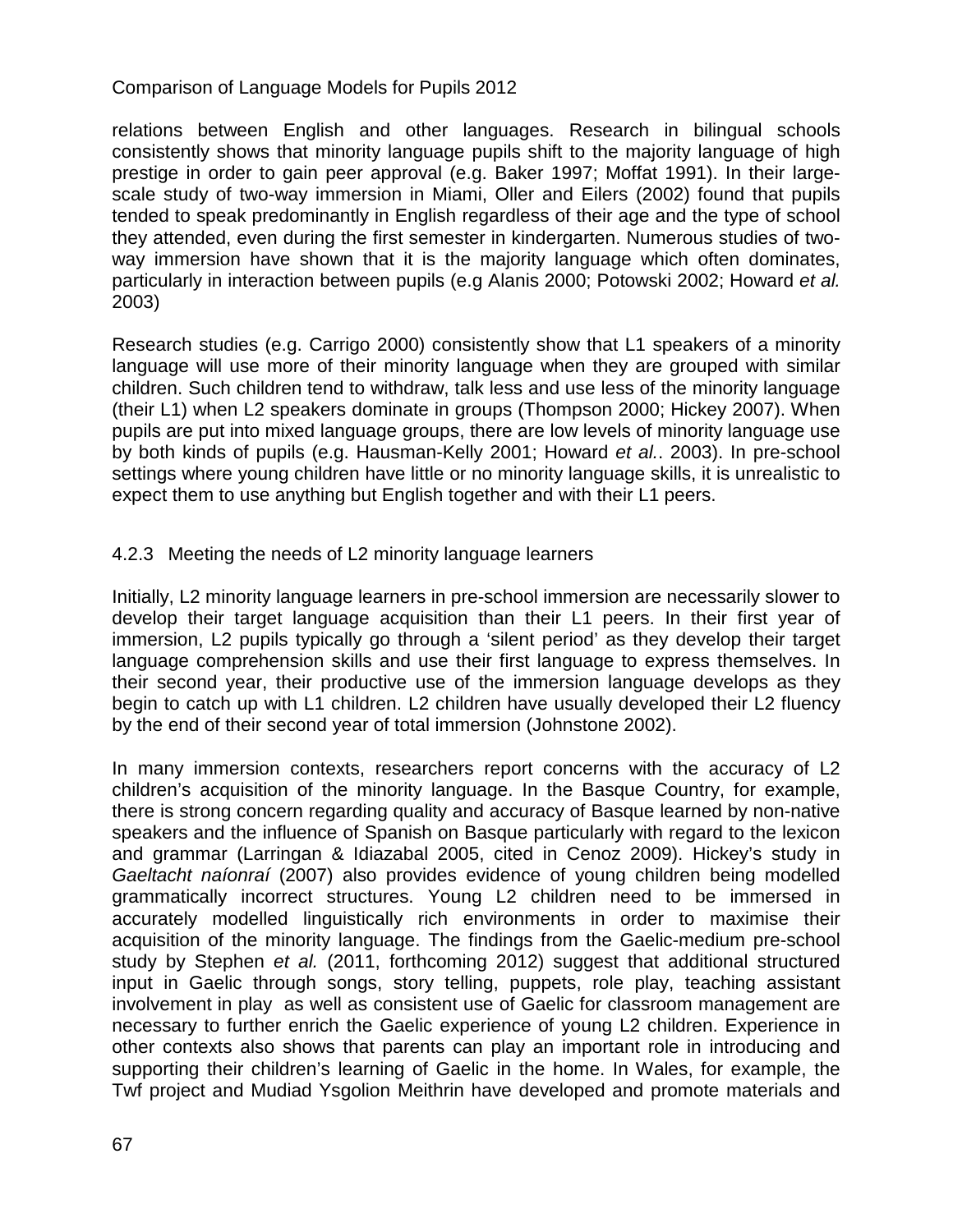relations between English and other languages. Research in bilingual schools consistently shows that minority language pupils shift to the majority language of high prestige in order to gain peer approval (e.g. Baker 1997; Moffat 1991). In their large-scale study of two-way immersion in Miami, Oller and Eilers (2002) found that pupils tended to speak predominantly in English regardless of their age and the type of school they attended, even during the first semester in kindergarten. Numerous studies of two-way immersion have shown that it is the majority language which often dominates, particularly in interaction between pupils (e.g Alanis 2000; Potowski 2002; Howard *et al.* 2003)

Research studies (e.g. Carrigo 2000) consistently show that L1 speakers of a minority language will use more of their minority language when they are grouped with similar children. Such children tend to withdraw, talk less and use less of the minority language (their L1) when L2 speakers dominate in groups (Thompson 2000; Hickey 2007). When pupils are put into mixed language groups, there are low levels of minority language use by both kinds of pupils (e.g. Hausman-Kelly 2001; Howard *et al.*. 2003). In pre-school settings where young children have little or no minority language skills, it is unrealistic to expect them to use anything but English together and with their L1 peers.

### 4.2.3 Meeting the needs of L2 minority language learners

Initially, L2 minority language learners in pre-school immersion are necessarily slower to develop their target language acquisition than their L1 peers. In their first year of immersion, L2 pupils typically go through a 'silent period' as they develop their target language comprehension skills and use their first language to express themselves. In their second year, their productive use of the immersion language develops as they begin to catch up with L1 children. L2 children have usually developed their L2 fluency by the end of their second year of total immersion (Johnstone 2002).

In many immersion contexts, researchers report concerns with the accuracy of L2 children's acquisition of the minority language. In the Basque Country, for example, there is strong concern regarding quality and accuracy of Basque learned by non-native speakers and the influence of Spanish on Basque particularly with regard to the lexicon and grammar (Larringan & Idiazabal 2005, cited in Cenoz 2009). Hickey's study in *Gaeltacht naíonraí* (2007) also provides evidence of young children being modelled grammatically incorrect structures. Young L2 children need to be immersed in accurately modelled linguistically rich environments in order to maximise their acquisition of the minority language. The findings from the Gaelic-medium pre-school study by Stephen *et al.* (2011, forthcoming 2012) suggest that additional structured input in Gaelic through songs, story telling, puppets, role play, teaching assistant involvement in play as well as consistent use of Gaelic for classroom management are necessary to further enrich the Gaelic experience of young L2 children. Experience in other contexts also shows that parents can play an important role in introducing and supporting their children's learning of Gaelic in the home. In Wales, for example, the Twf project and Mudiad Ysgolion Meithrin have developed and promote materials and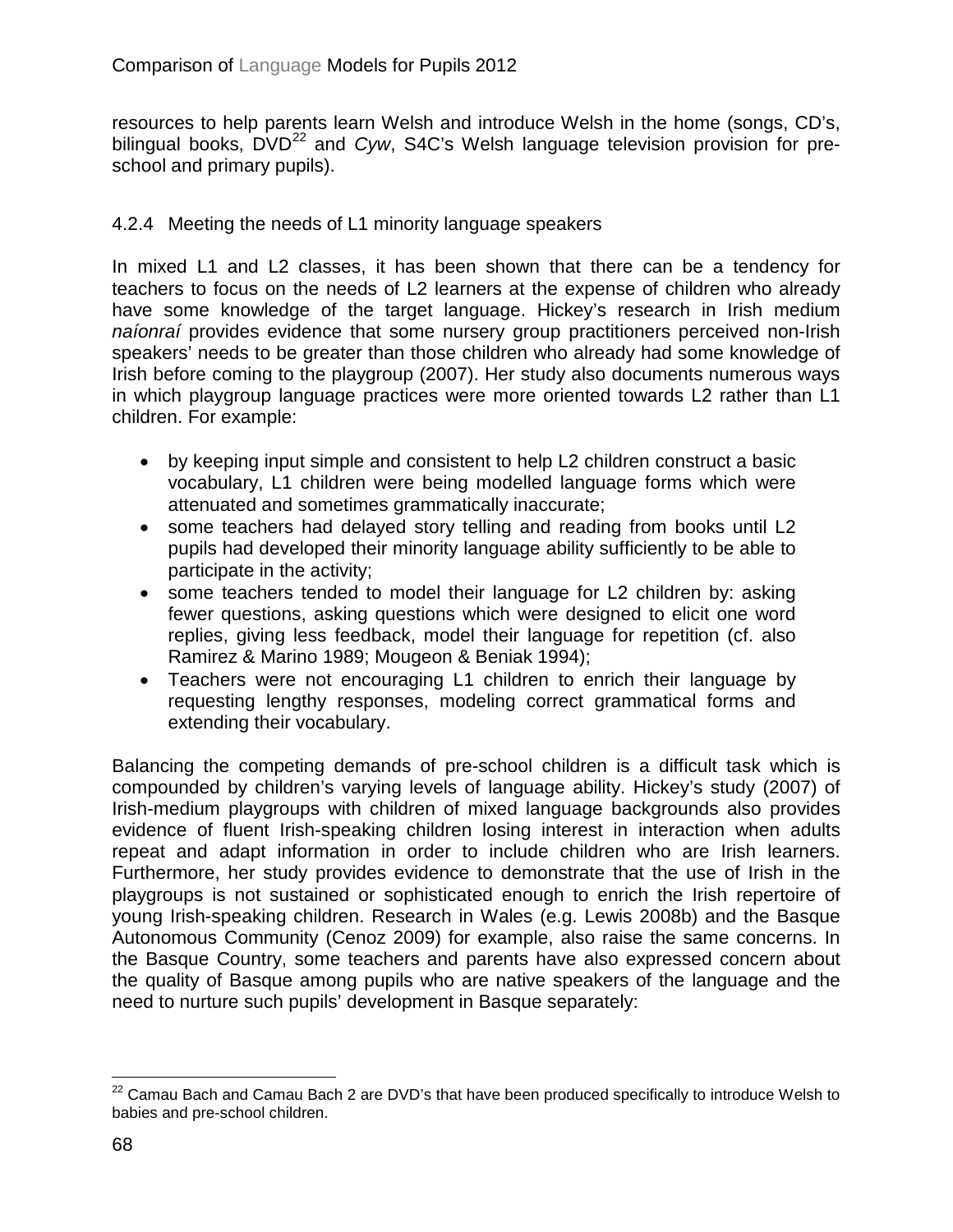resources to help parents learn Welsh and introduce Welsh in the home (songs, CD's, bilingual books, DVD[22] and *Cyw*, S4C's Welsh language television provision for pre-school and primary pupils).

### 4.2.4 Meeting the needs of L1 minority language speakers

In mixed L1 and L2 classes, it has been shown that there can be a tendency for teachers to focus on the needs of L2 learners at the expense of children who already have some knowledge of the target language. Hickey's research in Irish medium *naíonraí* provides evidence that some nursery group practitioners perceived non-Irish speakers' needs to be greater than those children who already had some knowledge of Irish before coming to the playgroup (2007). Her study also documents numerous ways in which playgroup language practices were more oriented towards L2 rather than L1 children. For example:

- by keeping input simple and consistent to help L2 children construct a basic vocabulary, L1 children were being modelled language forms which were attenuated and sometimes grammatically inaccurate;
- some teachers had delayed story telling and reading from books until L2 pupils had developed their minority language ability sufficiently to be able to participate in the activity;
- some teachers tended to model their language for L2 children by: asking fewer questions, asking questions which were designed to elicit one word replies, giving less feedback, model their language for repetition (cf. also Ramirez & Marino 1989; Mougeon & Beniak 1994);
- Teachers were not encouraging L1 children to enrich their language by requesting lengthy responses, modeling correct grammatical forms and extending their vocabulary.

Balancing the competing demands of pre-school children is a difficult task which is compounded by children's varying levels of language ability. Hickey's study (2007) of Irish-medium playgroups with children of mixed language backgrounds also provides evidence of fluent Irish-speaking children losing interest in interaction when adults repeat and adapt information in order to include children who are Irish learners. Furthermore, her study provides evidence to demonstrate that the use of Irish in the playgroups is not sustained or sophisticated enough to enrich the Irish repertoire of young Irish-speaking children. Research in Wales (e.g. Lewis 2008b) and the Basque Autonomous Community (Cenoz 2009) for example, also raise the same concerns. In the Basque Country, some teachers and parents have also expressed concern about the quality of Basque among pupils who are native speakers of the language and the need to nurture such pupils' development in Basque separately:

[22] Camau Bach and Camau Bach 2 are DVD's that have been produced specifically to introduce Welsh to babies and pre-school children.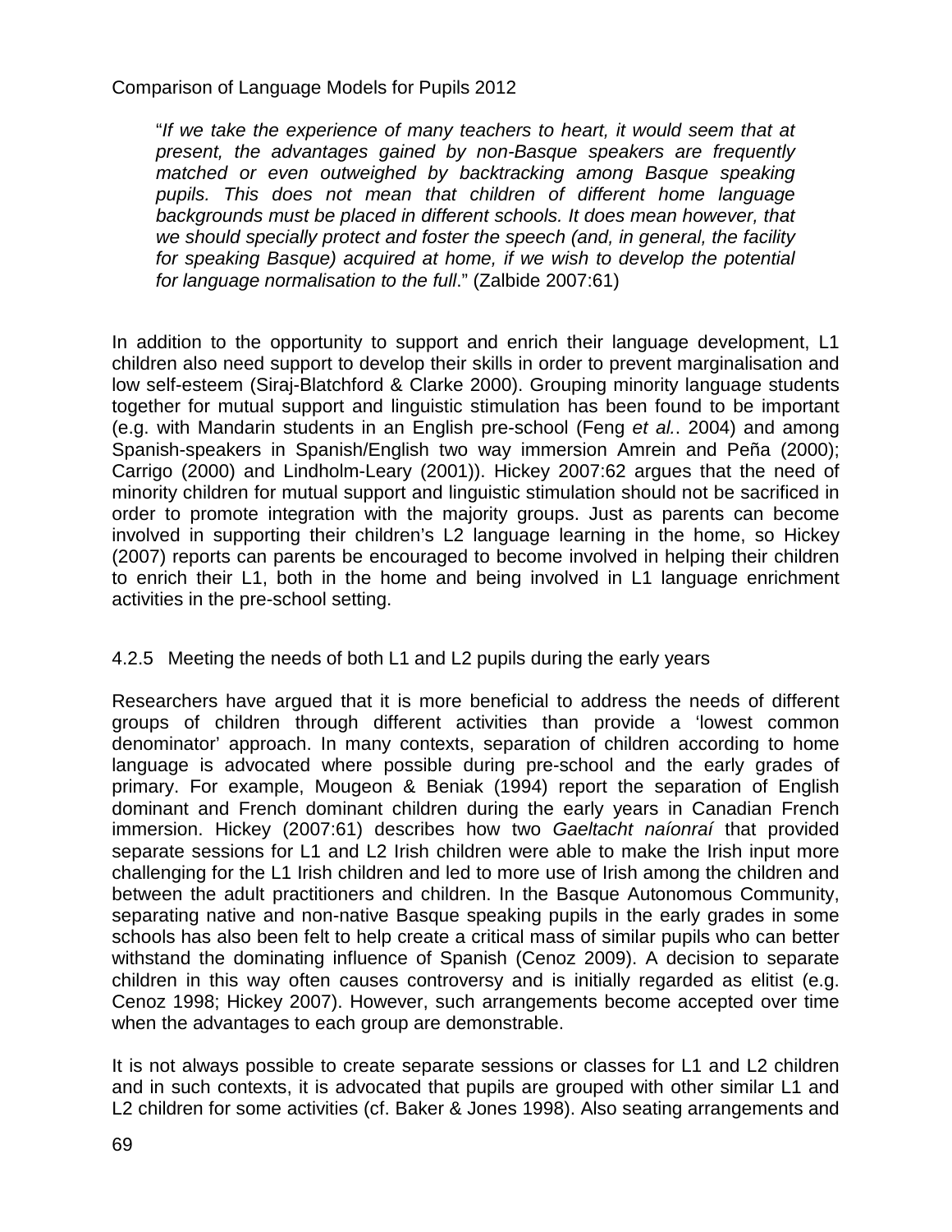"*If we take the experience of many teachers to heart, it would seem that at present, the advantages gained by non-Basque speakers are frequently matched or even outweighed by backtracking among Basque speaking pupils. This does not mean that children of different home language backgrounds must be placed in different schools. It does mean however, that we should specially protect and foster the speech (and, in general, the facility for speaking Basque) acquired at home, if we wish to develop the potential for language normalisation to the full*." (Zalbide 2007:61)

In addition to the opportunity to support and enrich their language development, L1 children also need support to develop their skills in order to prevent marginalisation and low self-esteem (Siraj-Blatchford & Clarke 2000). Grouping minority language students together for mutual support and linguistic stimulation has been found to be important (e.g. with Mandarin students in an English pre-school (Feng *et al.*. 2004) and among Spanish-speakers in Spanish/English two way immersion Amrein and Peña (2000); Carrigo (2000) and Lindholm-Leary (2001)). Hickey 2007:62 argues that the need of minority children for mutual support and linguistic stimulation should not be sacrificed in order to promote integration with the majority groups. Just as parents can become involved in supporting their children's L2 language learning in the home, so Hickey (2007) reports can parents be encouraged to become involved in helping their children to enrich their L1, both in the home and being involved in L1 language enrichment activities in the pre-school setting.

#### 4.2.5 Meeting the needs of both L1 and L2 pupils during the early years

Researchers have argued that it is more beneficial to address the needs of different groups of children through different activities than provide a 'lowest common denominator' approach. In many contexts, separation of children according to home language is advocated where possible during pre-school and the early grades of primary. For example, Mougeon & Beniak (1994) report the separation of English dominant and French dominant children during the early years in Canadian French immersion. Hickey (2007:61) describes how two *Gaeltacht naíonraí* that provided separate sessions for L1 and L2 Irish children were able to make the Irish input more challenging for the L1 Irish children and led to more use of Irish among the children and between the adult practitioners and children. In the Basque Autonomous Community, separating native and non-native Basque speaking pupils in the early grades in some schools has also been felt to help create a critical mass of similar pupils who can better withstand the dominating influence of Spanish (Cenoz 2009). A decision to separate children in this way often causes controversy and is initially regarded as elitist (e.g. Cenoz 1998; Hickey 2007). However, such arrangements become accepted over time when the advantages to each group are demonstrable.

It is not always possible to create separate sessions or classes for L1 and L2 children and in such contexts, it is advocated that pupils are grouped with other similar L1 and L2 children for some activities (cf. Baker & Jones 1998). Also seating arrangements and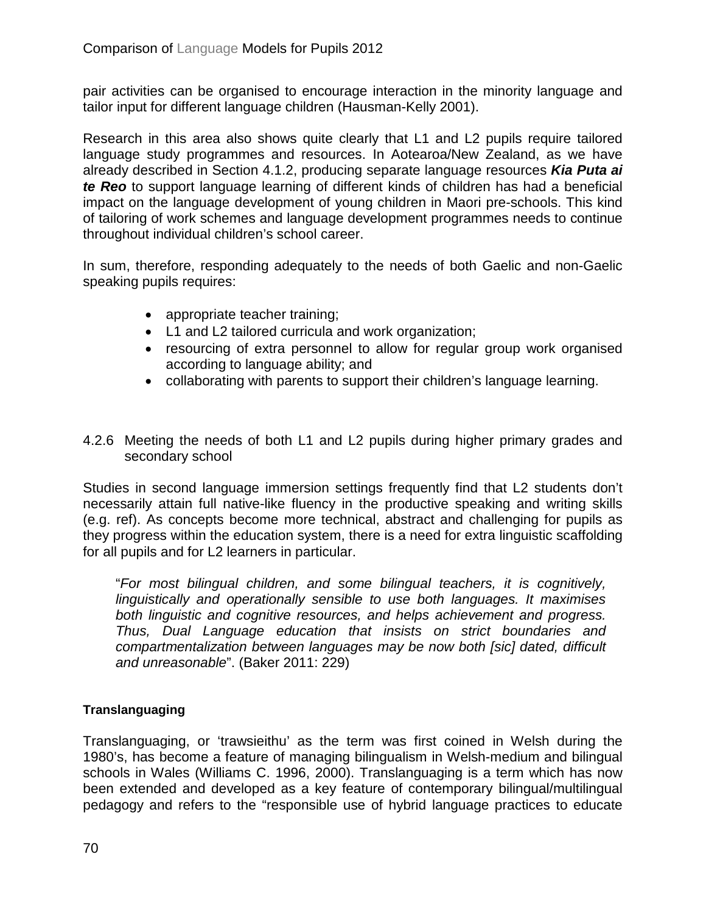pair activities can be organised to encourage interaction in the minority language and tailor input for different language children (Hausman-Kelly 2001).

Research in this area also shows quite clearly that L1 and L2 pupils require tailored language study programmes and resources. In Aotearoa/New Zealand, as we have already described in Section 4.1.2, producing separate language resources ***Kia Puta ai te Reo*** to support language learning of different kinds of children has had a beneficial impact on the language development of young children in Maori pre-schools. This kind of tailoring of work schemes and language development programmes needs to continue throughout individual children's school career.

In sum, therefore, responding adequately to the needs of both Gaelic and non-Gaelic speaking pupils requires:

- appropriate teacher training;
- L1 and L2 tailored curricula and work organization;
- resourcing of extra personnel to allow for regular group work organised according to language ability; and
- collaborating with parents to support their children's language learning.

### 4.2.6 Meeting the needs of both L1 and L2 pupils during higher primary grades and secondary school

Studies in second language immersion settings frequently find that L2 students don't necessarily attain full native-like fluency in the productive speaking and writing skills (e.g. ref). As concepts become more technical, abstract and challenging for pupils as they progress within the education system, there is a need for extra linguistic scaffolding for all pupils and for L2 learners in particular.

> "*For most bilingual children, and some bilingual teachers, it is cognitively, linguistically and operationally sensible to use both languages. It maximises both linguistic and cognitive resources, and helps achievement and progress. Thus, Dual Language education that insists on strict boundaries and compartmentalization between languages may be now both [sic] dated, difficult and unreasonable*". (Baker 2011: 229)

#### Translanguaging

Translanguaging, or 'trawsieithu' as the term was first coined in Welsh during the 1980's, has become a feature of managing bilingualism in Welsh-medium and bilingual schools in Wales (Williams C. 1996, 2000). Translanguaging is a term which has now been extended and developed as a key feature of contemporary bilingual/multilingual pedagogy and refers to the "responsible use of hybrid language practices to educate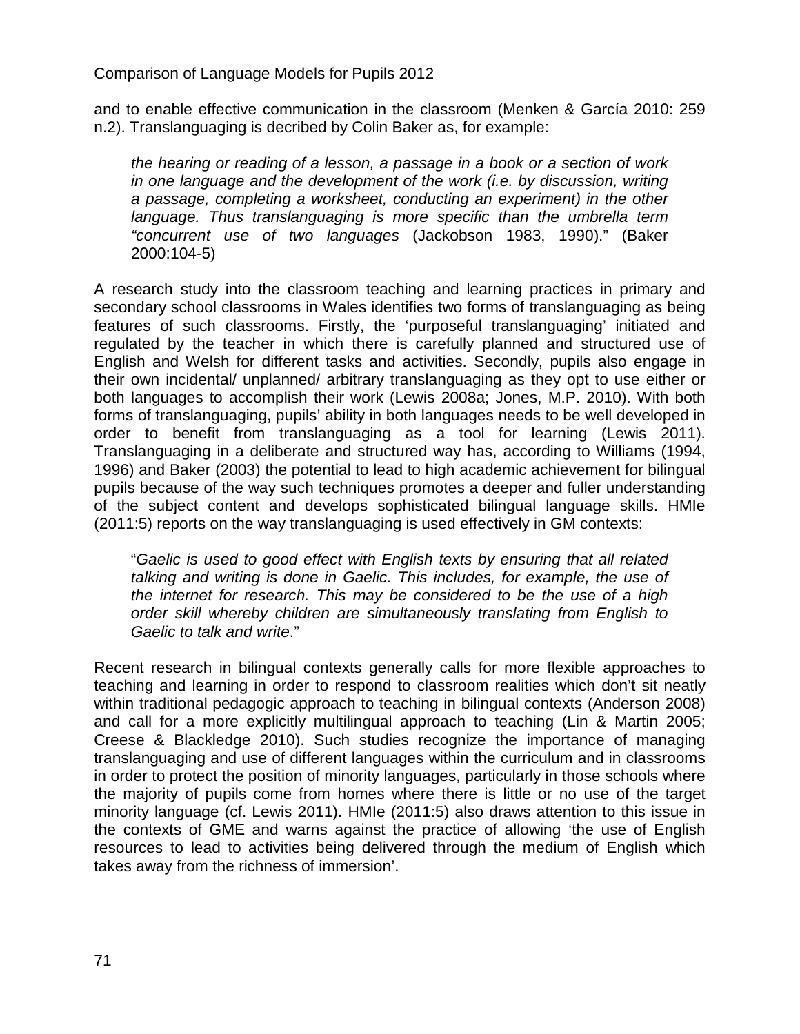and to enable effective communication in the classroom (Menken & García 2010: 259 n.2). Translanguaging is decribed by Colin Baker as, for example:

> *the hearing or reading of a lesson, a passage in a book or a section of work in one language and the development of the work (i.e. by discussion, writing a passage, completing a worksheet, conducting an experiment) in the other language. Thus translanguaging is more specific than the umbrella term "concurrent use of two languages* (Jackobson 1983, 1990)." (Baker 2000:104-5)

A research study into the classroom teaching and learning practices in primary and secondary school classrooms in Wales identifies two forms of translanguaging as being features of such classrooms. Firstly, the 'purposeful translanguaging' initiated and regulated by the teacher in which there is carefully planned and structured use of English and Welsh for different tasks and activities. Secondly, pupils also engage in their own incidental/ unplanned/ arbitrary translanguaging as they opt to use either or both languages to accomplish their work (Lewis 2008a; Jones, M.P. 2010). With both forms of translanguaging, pupils' ability in both languages needs to be well developed in order to benefit from translanguaging as a tool for learning (Lewis 2011). Translanguaging in a deliberate and structured way has, according to Williams (1994, 1996) and Baker (2003) the potential to lead to high academic achievement for bilingual pupils because of the way such techniques promotes a deeper and fuller understanding of the subject content and develops sophisticated bilingual language skills. HMIe (2011:5) reports on the way translanguaging is used effectively in GM contexts:

> "*Gaelic is used to good effect with English texts by ensuring that all related talking and writing is done in Gaelic. This includes, for example, the use of the internet for research. This may be considered to be the use of a high order skill whereby children are simultaneously translating from English to Gaelic to talk and write*."

Recent research in bilingual contexts generally calls for more flexible approaches to teaching and learning in order to respond to classroom realities which don't sit neatly within traditional pedagogic approach to teaching in bilingual contexts (Anderson 2008) and call for a more explicitly multilingual approach to teaching (Lin & Martin 2005; Creese & Blackledge 2010). Such studies recognize the importance of managing translanguaging and use of different languages within the curriculum and in classrooms in order to protect the position of minority languages, particularly in those schools where the majority of pupils come from homes where there is little or no use of the target minority language (cf. Lewis 2011). HMIe (2011:5) also draws attention to this issue in the contexts of GME and warns against the practice of allowing 'the use of English resources to lead to activities being delivered through the medium of English which takes away from the richness of immersion'.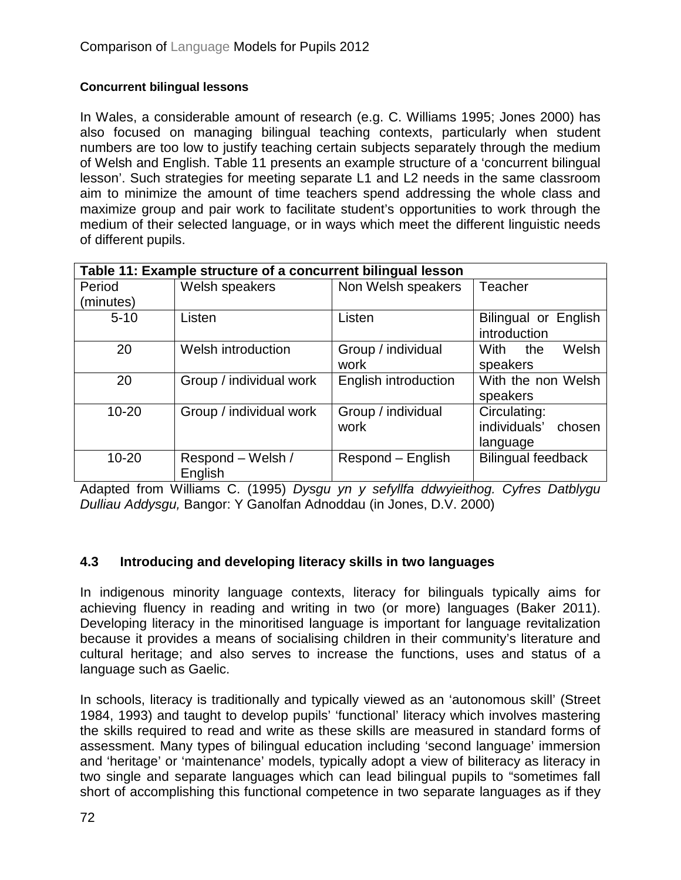**Concurrent bilingual lessons**

In Wales, a considerable amount of research (e.g. C. Williams 1995; Jones 2000) has also focused on managing bilingual teaching contexts, particularly when student numbers are too low to justify teaching certain subjects separately through the medium of Welsh and English. Table 11 presents an example structure of a 'concurrent bilingual lesson'. Such strategies for meeting separate L1 and L2 needs in the same classroom aim to minimize the amount of time teachers spend addressing the whole class and maximize group and pair work to facilitate student's opportunities to work through the medium of their selected language, or in ways which meet the different linguistic needs of different pupils.

**Table 11: Example structure of a concurrent bilingual lesson**

| Period (minutes) | Welsh speakers | Non Welsh speakers | Teacher |
|---|---|---|---|
| 5-10 | Listen | Listen | Bilingual or English introduction |
| 20 | Welsh introduction | Group / individual work | With the Welsh speakers |
| 20 | Group / individual work | English introduction | With the non Welsh speakers |
| 10-20 | Group / individual work | Group / individual work | Circulating: individuals' chosen language |
| 10-20 | Respond – Welsh / English | Respond – English | Bilingual feedback |

Adapted from Williams C. (1995) *Dysgu yn y sefyllfa ddwyieithog. Cyfres Datblygu Dulliau Addysgu,* Bangor: Y Ganolfan Adnoddau (in Jones, D.V. 2000)

### 4.3 Introducing and developing literacy skills in two languages

In indigenous minority language contexts, literacy for bilinguals typically aims for achieving fluency in reading and writing in two (or more) languages (Baker 2011). Developing literacy in the minoritised language is important for language revitalization because it provides a means of socialising children in their community's literature and cultural heritage; and also serves to increase the functions, uses and status of a language such as Gaelic.

In schools, literacy is traditionally and typically viewed as an 'autonomous skill' (Street 1984, 1993) and taught to develop pupils' 'functional' literacy which involves mastering the skills required to read and write as these skills are measured in standard forms of assessment. Many types of bilingual education including 'second language' immersion and 'heritage' or 'maintenance' models, typically adopt a view of biliteracy as literacy in two single and separate languages which can lead bilingual pupils to "sometimes fall short of accomplishing this functional competence in two separate languages as if they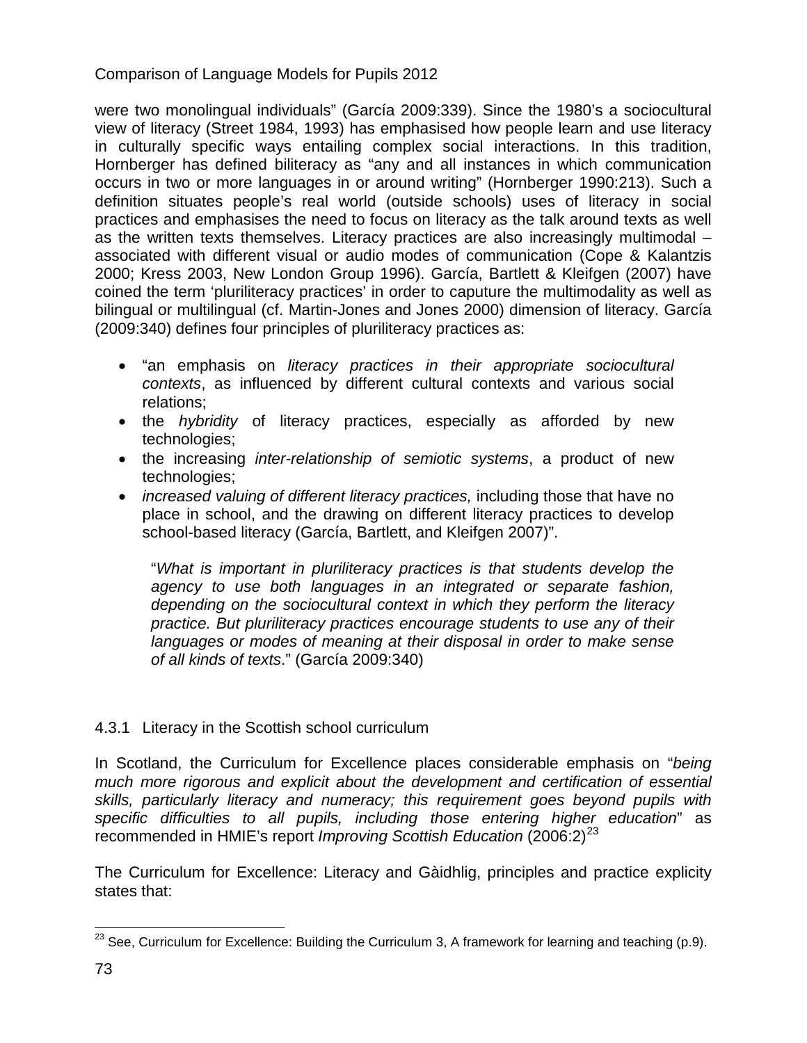were two monolingual individuals" (García 2009:339). Since the 1980's a sociocultural view of literacy (Street 1984, 1993) has emphasised how people learn and use literacy in culturally specific ways entailing complex social interactions. In this tradition, Hornberger has defined biliteracy as "any and all instances in which communication occurs in two or more languages in or around writing" (Hornberger 1990:213). Such a definition situates people's real world (outside schools) uses of literacy in social practices and emphasises the need to focus on literacy as the talk around texts as well as the written texts themselves. Literacy practices are also increasingly multimodal – associated with different visual or audio modes of communication (Cope & Kalantzis 2000; Kress 2003, New London Group 1996). García, Bartlett & Kleifgen (2007) have coined the term 'pluriliteracy practices' in order to caputure the multimodality as well as bilingual or multilingual (cf. Martin-Jones and Jones 2000) dimension of literacy. García (2009:340) defines four principles of pluriliteracy practices as:

- "an emphasis on *literacy practices in their appropriate sociocultural contexts*, as influenced by different cultural contexts and various social relations;
- the *hybridity* of literacy practices, especially as afforded by new technologies;
- the increasing *inter-relationship of semiotic systems*, a product of new technologies;
- *increased valuing of different literacy practices,* including those that have no place in school, and the drawing on different literacy practices to develop school-based literacy (García, Bartlett, and Kleifgen 2007)".

> "*What is important in pluriliteracy practices is that students develop the agency to use both languages in an integrated or separate fashion, depending on the sociocultural context in which they perform the literacy practice. But pluriliteracy practices encourage students to use any of their languages or modes of meaning at their disposal in order to make sense of all kinds of texts*." (García 2009:340)

### 4.3.1 Literacy in the Scottish school curriculum

In Scotland, the Curriculum for Excellence places considerable emphasis on "*being much more rigorous and explicit about the development and certification of essential skills, particularly literacy and numeracy; this requirement goes beyond pupils with specific difficulties to all pupils, including those entering higher education*" as recommended in HMIE's report *Improving Scottish Education* (2006:2)[23]

The Curriculum for Excellence: Literacy and Gàidhlig, principles and practice explicity states that:

[23] See, Curriculum for Excellence: Building the Curriculum 3, A framework for learning and teaching (p.9).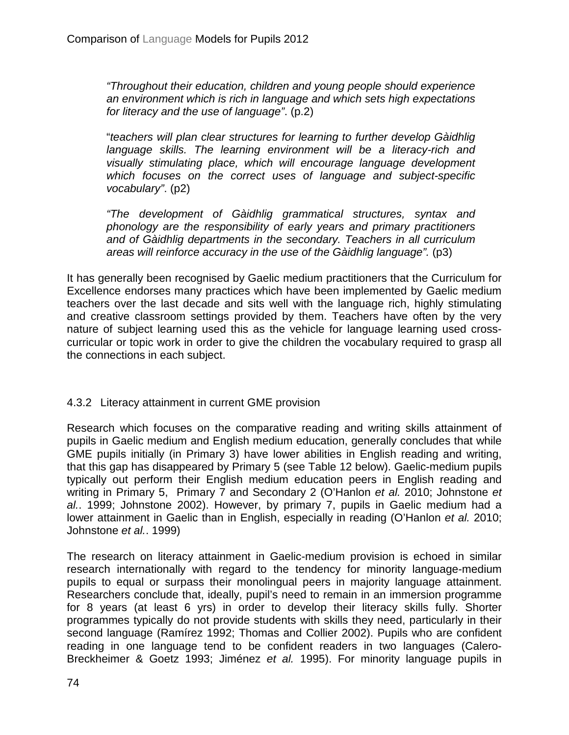> *"Throughout their education, children and young people should experience an environment which is rich in language and which sets high expectations for literacy and the use of language"*. (p.2)
>
> "*teachers will plan clear structures for learning to further develop Gàidhlig language skills. The learning environment will be a literacy-rich and visually stimulating place, which will encourage language development which focuses on the correct uses of language and subject-specific vocabulary"*. (p2)
>
> *"The development of Gàidhlig grammatical structures, syntax and phonology are the responsibility of early years and primary practitioners and of Gàidhlig departments in the secondary. Teachers in all curriculum areas will reinforce accuracy in the use of the Gàidhlig language".* (p3)

It has generally been recognised by Gaelic medium practitioners that the Curriculum for Excellence endorses many practices which have been implemented by Gaelic medium teachers over the last decade and sits well with the language rich, highly stimulating and creative classroom settings provided by them. Teachers have often by the very nature of subject learning used this as the vehicle for language learning used cross-curricular or topic work in order to give the children the vocabulary required to grasp all the connections in each subject.

### 4.3.2 Literacy attainment in current GME provision

Research which focuses on the comparative reading and writing skills attainment of pupils in Gaelic medium and English medium education, generally concludes that while GME pupils initially (in Primary 3) have lower abilities in English reading and writing, that this gap has disappeared by Primary 5 (see Table 12 below). Gaelic-medium pupils typically out perform their English medium education peers in English reading and writing in Primary 5, Primary 7 and Secondary 2 (O'Hanlon *et al.* 2010; Johnstone *et al.*. 1999; Johnstone 2002). However, by primary 7, pupils in Gaelic medium had a lower attainment in Gaelic than in English, especially in reading (O'Hanlon *et al.* 2010; Johnstone *et al.*. 1999)

The research on literacy attainment in Gaelic-medium provision is echoed in similar research internationally with regard to the tendency for minority language-medium pupils to equal or surpass their monolingual peers in majority language attainment. Researchers conclude that, ideally, pupil's need to remain in an immersion programme for 8 years (at least 6 yrs) in order to develop their literacy skills fully. Shorter programmes typically do not provide students with skills they need, particularly in their second language (Ramírez 1992; Thomas and Collier 2002). Pupils who are confident reading in one language tend to be confident readers in two languages (Calero-Breckheimer & Goetz 1993; Jiménez *et al.* 1995). For minority language pupils in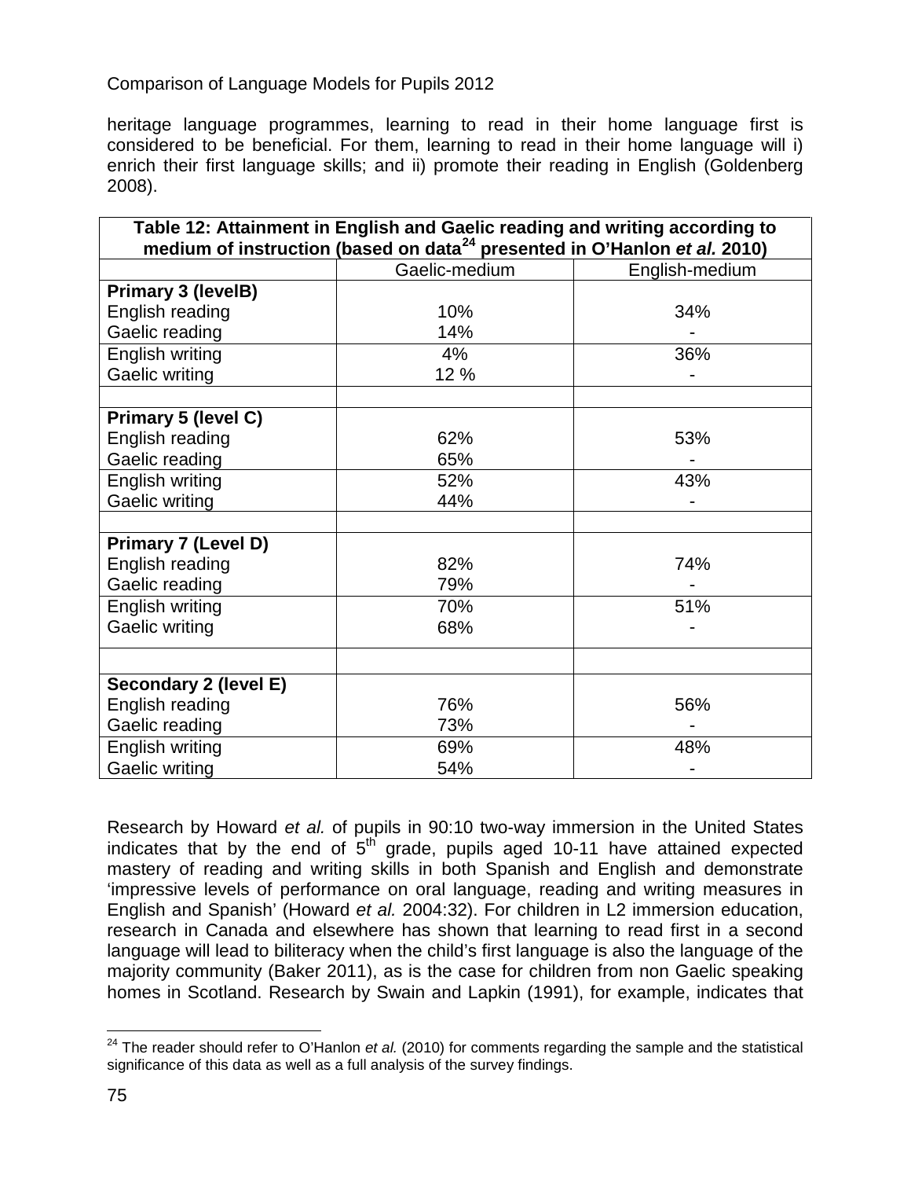heritage language programmes, learning to read in their home language first is considered to be beneficial. For them, learning to read in their home language will i) enrich their first language skills; and ii) promote their reading in English (Goldenberg 2008).

**Table 12: Attainment in English and Gaelic reading and writing according to medium of instruction (based on data[24] presented in O'Hanlon *et al.* 2010)**

| | Gaelic-medium | English-medium |
|---|---|---|
| **Primary 3 (levelB)** | | |
| English reading | 10% | 34% |
| Gaelic reading | 14% | - |
| English writing | 4% | 36% |
| Gaelic writing | 12 % | - |
| | | |
| **Primary 5 (level C)** | | |
| English reading | 62% | 53% |
| Gaelic reading | 65% | - |
| English writing | 52% | 43% |
| Gaelic writing | 44% | - |
| | | |
| **Primary 7 (Level D)** | | |
| English reading | 82% | 74% |
| Gaelic reading | 79% | - |
| English writing | 70% | 51% |
| Gaelic writing | 68% | - |
| | | |
| **Secondary 2 (level E)** | | |
| English reading | 76% | 56% |
| Gaelic reading | 73% | - |
| English writing | 69% | 48% |
| Gaelic writing | 54% | - |

Research by Howard *et al.* of pupils in 90:10 two-way immersion in the United States indicates that by the end of 5th grade, pupils aged 10-11 have attained expected mastery of reading and writing skills in both Spanish and English and demonstrate 'impressive levels of performance on oral language, reading and writing measures in English and Spanish' (Howard *et al.* 2004:32). For children in L2 immersion education, research in Canada and elsewhere has shown that learning to read first in a second language will lead to biliteracy when the child's first language is also the language of the majority community (Baker 2011), as is the case for children from non Gaelic speaking homes in Scotland. Research by Swain and Lapkin (1991), for example, indicates that

[24] The reader should refer to O'Hanlon *et al.* (2010) for comments regarding the sample and the statistical significance of this data as well as a full analysis of the survey findings.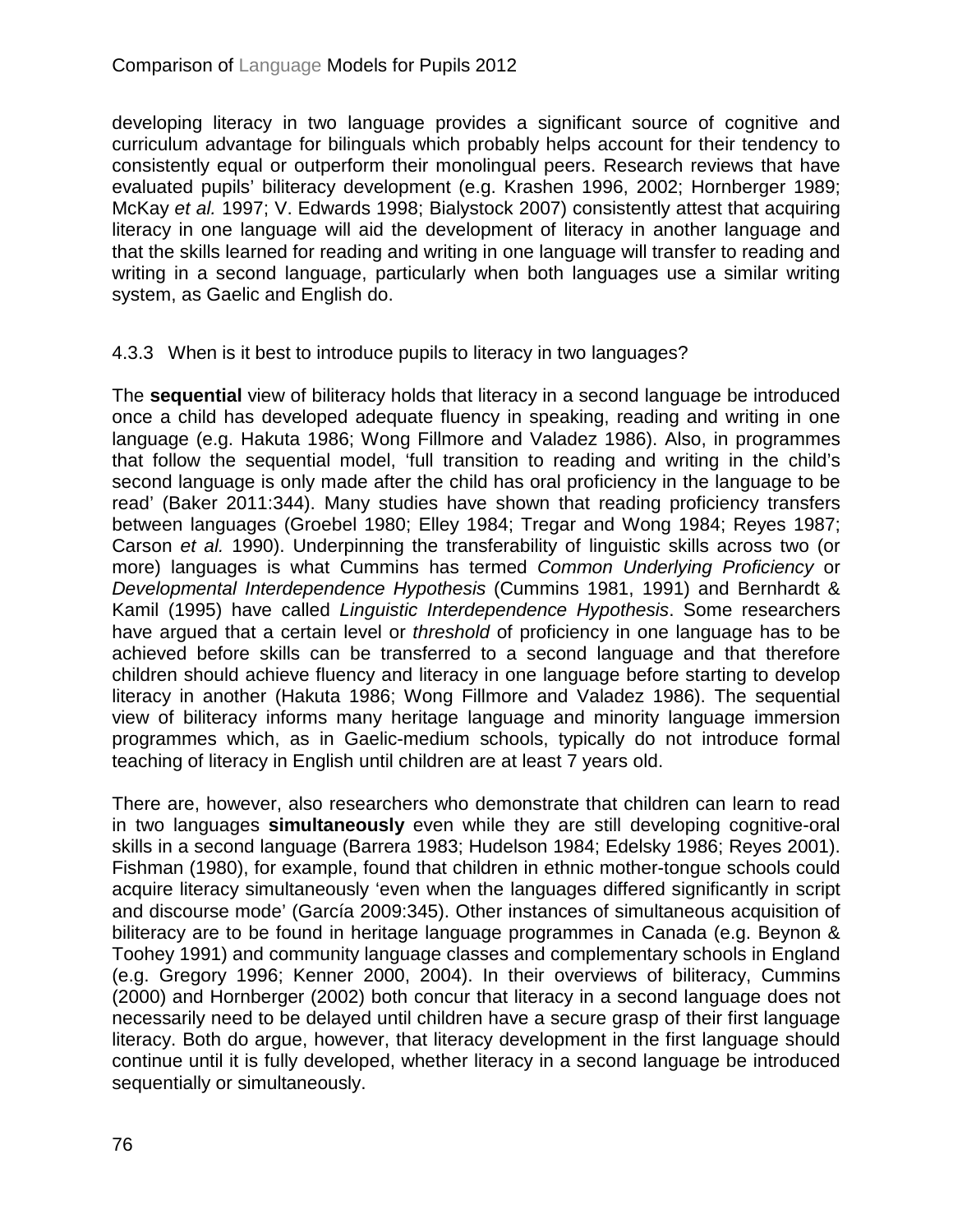developing literacy in two language provides a significant source of cognitive and curriculum advantage for bilinguals which probably helps account for their tendency to consistently equal or outperform their monolingual peers. Research reviews that have evaluated pupils' biliteracy development (e.g. Krashen 1996, 2002; Hornberger 1989; McKay *et al.* 1997; V. Edwards 1998; Bialystock 2007) consistently attest that acquiring literacy in one language will aid the development of literacy in another language and that the skills learned for reading and writing in one language will transfer to reading and writing in a second language, particularly when both languages use a similar writing system, as Gaelic and English do.

### 4.3.3 When is it best to introduce pupils to literacy in two languages?

The **sequential** view of biliteracy holds that literacy in a second language be introduced once a child has developed adequate fluency in speaking, reading and writing in one language (e.g. Hakuta 1986; Wong Fillmore and Valadez 1986). Also, in programmes that follow the sequential model, 'full transition to reading and writing in the child's second language is only made after the child has oral proficiency in the language to be read' (Baker 2011:344). Many studies have shown that reading proficiency transfers between languages (Groebel 1980; Elley 1984; Tregar and Wong 1984; Reyes 1987; Carson *et al.* 1990). Underpinning the transferability of linguistic skills across two (or more) languages is what Cummins has termed *Common Underlying Proficiency* or *Developmental Interdependence Hypothesis* (Cummins 1981, 1991) and Bernhardt & Kamil (1995) have called *Linguistic Interdependence Hypothesis*. Some researchers have argued that a certain level or *threshold* of proficiency in one language has to be achieved before skills can be transferred to a second language and that therefore children should achieve fluency and literacy in one language before starting to develop literacy in another (Hakuta 1986; Wong Fillmore and Valadez 1986). The sequential view of biliteracy informs many heritage language and minority language immersion programmes which, as in Gaelic-medium schools, typically do not introduce formal teaching of literacy in English until children are at least 7 years old.

There are, however, also researchers who demonstrate that children can learn to read in two languages **simultaneously** even while they are still developing cognitive-oral skills in a second language (Barrera 1983; Hudelson 1984; Edelsky 1986; Reyes 2001). Fishman (1980), for example, found that children in ethnic mother-tongue schools could acquire literacy simultaneously 'even when the languages differed significantly in script and discourse mode' (García 2009:345). Other instances of simultaneous acquisition of biliteracy are to be found in heritage language programmes in Canada (e.g. Beynon & Toohey 1991) and community language classes and complementary schools in England (e.g. Gregory 1996; Kenner 2000, 2004). In their overviews of biliteracy, Cummins (2000) and Hornberger (2002) both concur that literacy in a second language does not necessarily need to be delayed until children have a secure grasp of their first language literacy. Both do argue, however, that literacy development in the first language should continue until it is fully developed, whether literacy in a second language be introduced sequentially or simultaneously.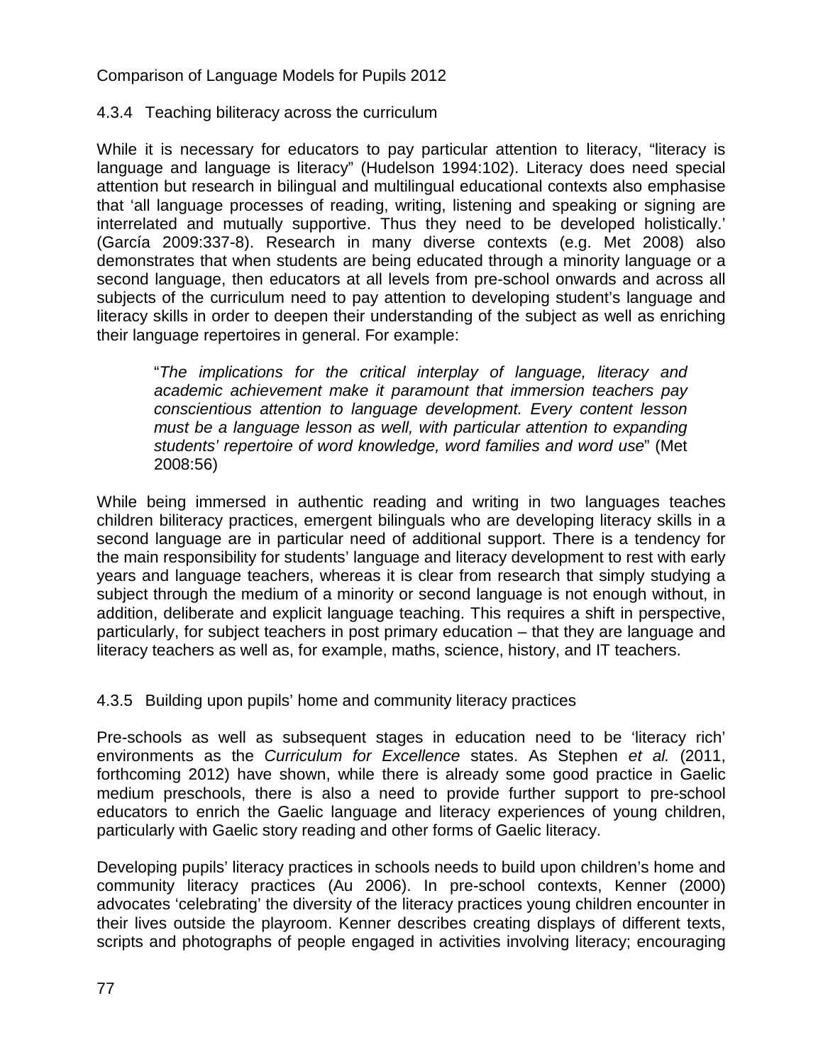### 4.3.4 Teaching biliteracy across the curriculum

While it is necessary for educators to pay particular attention to literacy, "literacy is language and language is literacy" (Hudelson 1994:102). Literacy does need special attention but research in bilingual and multilingual educational contexts also emphasise that 'all language processes of reading, writing, listening and speaking or signing are interrelated and mutually supportive. Thus they need to be developed holistically.' (García 2009:337-8). Research in many diverse contexts (e.g. Met 2008) also demonstrates that when students are being educated through a minority language or a second language, then educators at all levels from pre-school onwards and across all subjects of the curriculum need to pay attention to developing student's language and literacy skills in order to deepen their understanding of the subject as well as enriching their language repertoires in general. For example:

> "*The implications for the critical interplay of language, literacy and academic achievement make it paramount that immersion teachers pay conscientious attention to language development. Every content lesson must be a language lesson as well, with particular attention to expanding students' repertoire of word knowledge, word families and word use*" (Met 2008:56)

While being immersed in authentic reading and writing in two languages teaches children biliteracy practices, emergent bilinguals who are developing literacy skills in a second language are in particular need of additional support. There is a tendency for the main responsibility for students' language and literacy development to rest with early years and language teachers, whereas it is clear from research that simply studying a subject through the medium of a minority or second language is not enough without, in addition, deliberate and explicit language teaching. This requires a shift in perspective, particularly, for subject teachers in post primary education – that they are language and literacy teachers as well as, for example, maths, science, history, and IT teachers.

### 4.3.5 Building upon pupils' home and community literacy practices

Pre-schools as well as subsequent stages in education need to be 'literacy rich' environments as the *Curriculum for Excellence* states. As Stephen *et al.* (2011, forthcoming 2012) have shown, while there is already some good practice in Gaelic medium preschools, there is also a need to provide further support to pre-school educators to enrich the Gaelic language and literacy experiences of young children, particularly with Gaelic story reading and other forms of Gaelic literacy.

Developing pupils' literacy practices in schools needs to build upon children's home and community literacy practices (Au 2006). In pre-school contexts, Kenner (2000) advocates 'celebrating' the diversity of the literacy practices young children encounter in their lives outside the playroom. Kenner describes creating displays of different texts, scripts and photographs of people engaged in activities involving literacy; encouraging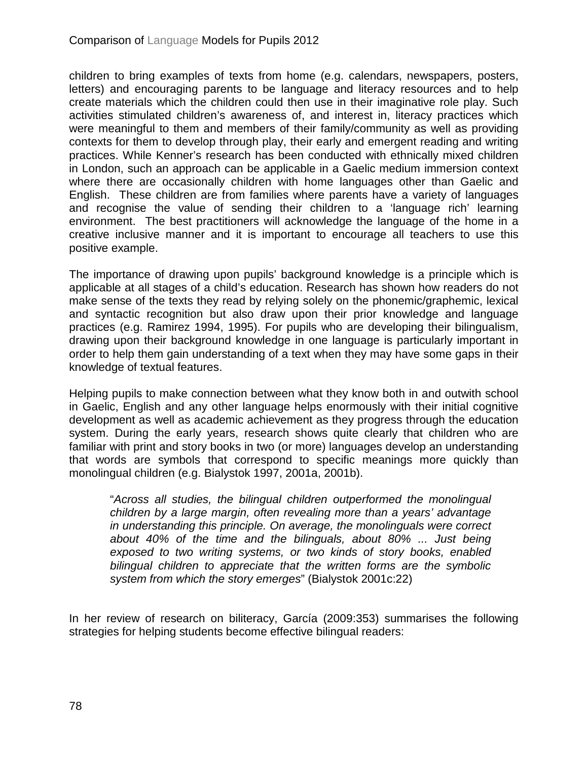children to bring examples of texts from home (e.g. calendars, newspapers, posters, letters) and encouraging parents to be language and literacy resources and to help create materials which the children could then use in their imaginative role play. Such activities stimulated children's awareness of, and interest in, literacy practices which were meaningful to them and members of their family/community as well as providing contexts for them to develop through play, their early and emergent reading and writing practices. While Kenner's research has been conducted with ethnically mixed children in London, such an approach can be applicable in a Gaelic medium immersion context where there are occasionally children with home languages other than Gaelic and English. These children are from families where parents have a variety of languages and recognise the value of sending their children to a 'language rich' learning environment. The best practitioners will acknowledge the language of the home in a creative inclusive manner and it is important to encourage all teachers to use this positive example.

The importance of drawing upon pupils' background knowledge is a principle which is applicable at all stages of a child's education. Research has shown how readers do not make sense of the texts they read by relying solely on the phonemic/graphemic, lexical and syntactic recognition but also draw upon their prior knowledge and language practices (e.g. Ramirez 1994, 1995). For pupils who are developing their bilingualism, drawing upon their background knowledge in one language is particularly important in order to help them gain understanding of a text when they may have some gaps in their knowledge of textual features.

Helping pupils to make connection between what they know both in and outwith school in Gaelic, English and any other language helps enormously with their initial cognitive development as well as academic achievement as they progress through the education system. During the early years, research shows quite clearly that children who are familiar with print and story books in two (or more) languages develop an understanding that words are symbols that correspond to specific meanings more quickly than monolingual children (e.g. Bialystok 1997, 2001a, 2001b).

> "*Across all studies, the bilingual children outperformed the monolingual children by a large margin, often revealing more than a years' advantage in understanding this principle. On average, the monolinguals were correct about 40% of the time and the bilinguals, about 80% ... Just being exposed to two writing systems, or two kinds of story books, enabled bilingual children to appreciate that the written forms are the symbolic system from which the story emerges*" (Bialystok 2001c:22)

In her review of research on biliteracy, García (2009:353) summarises the following strategies for helping students become effective bilingual readers: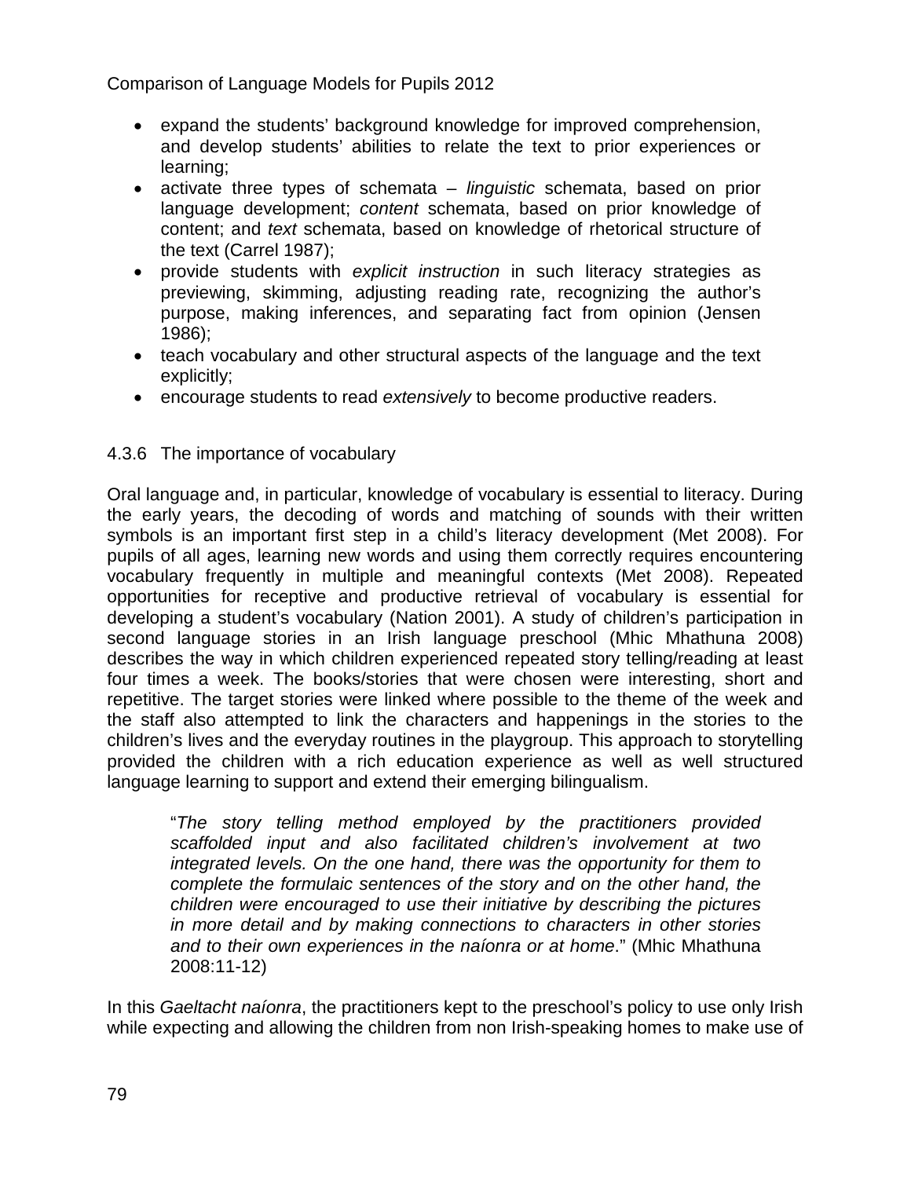- expand the students' background knowledge for improved comprehension, and develop students' abilities to relate the text to prior experiences or learning;
- activate three types of schemata – *linguistic* schemata, based on prior language development; *content* schemata, based on prior knowledge of content; and *text* schemata, based on knowledge of rhetorical structure of the text (Carrel 1987);
- provide students with *explicit instruction* in such literacy strategies as previewing, skimming, adjusting reading rate, recognizing the author's purpose, making inferences, and separating fact from opinion (Jensen 1986);
- teach vocabulary and other structural aspects of the language and the text explicitly;
- encourage students to read *extensively* to become productive readers.

### 4.3.6 The importance of vocabulary

Oral language and, in particular, knowledge of vocabulary is essential to literacy. During the early years, the decoding of words and matching of sounds with their written symbols is an important first step in a child's literacy development (Met 2008). For pupils of all ages, learning new words and using them correctly requires encountering vocabulary frequently in multiple and meaningful contexts (Met 2008). Repeated opportunities for receptive and productive retrieval of vocabulary is essential for developing a student's vocabulary (Nation 2001). A study of children's participation in second language stories in an Irish language preschool (Mhic Mhathuna 2008) describes the way in which children experienced repeated story telling/reading at least four times a week. The books/stories that were chosen were interesting, short and repetitive. The target stories were linked where possible to the theme of the week and the staff also attempted to link the characters and happenings in the stories to the children's lives and the everyday routines in the playgroup. This approach to storytelling provided the children with a rich education experience as well as well structured language learning to support and extend their emerging bilingualism.

> "*The story telling method employed by the practitioners provided scaffolded input and also facilitated children's involvement at two integrated levels. On the one hand, there was the opportunity for them to complete the formulaic sentences of the story and on the other hand, the children were encouraged to use their initiative by describing the pictures in more detail and by making connections to characters in other stories and to their own experiences in the naíonra or at home*." (Mhic Mhathuna 2008:11-12)

In this *Gaeltacht naíonra*, the practitioners kept to the preschool's policy to use only Irish while expecting and allowing the children from non Irish-speaking homes to make use of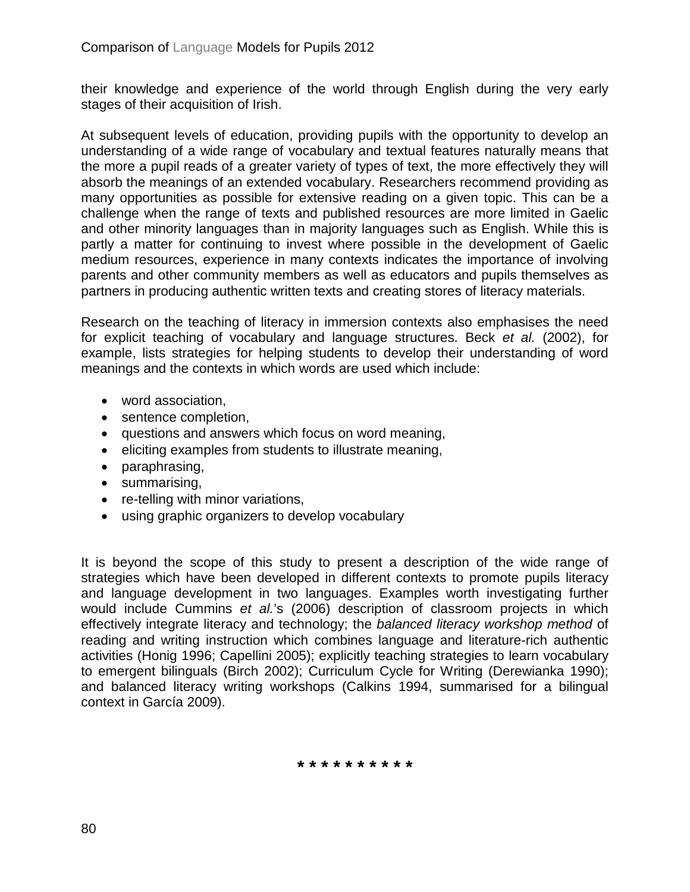their knowledge and experience of the world through English during the very early stages of their acquisition of Irish.

At subsequent levels of education, providing pupils with the opportunity to develop an understanding of a wide range of vocabulary and textual features naturally means that the more a pupil reads of a greater variety of types of text, the more effectively they will absorb the meanings of an extended vocabulary. Researchers recommend providing as many opportunities as possible for extensive reading on a given topic. This can be a challenge when the range of texts and published resources are more limited in Gaelic and other minority languages than in majority languages such as English. While this is partly a matter for continuing to invest where possible in the development of Gaelic medium resources, experience in many contexts indicates the importance of involving parents and other community members as well as educators and pupils themselves as partners in producing authentic written texts and creating stores of literacy materials.

Research on the teaching of literacy in immersion contexts also emphasises the need for explicit teaching of vocabulary and language structures. Beck *et al.* (2002), for example, lists strategies for helping students to develop their understanding of word meanings and the contexts in which words are used which include:

- word association,
- sentence completion,
- questions and answers which focus on word meaning,
- eliciting examples from students to illustrate meaning,
- paraphrasing,
- summarising,
- re-telling with minor variations,
- using graphic organizers to develop vocabulary

It is beyond the scope of this study to present a description of the wide range of strategies which have been developed in different contexts to promote pupils literacy and language development in two languages. Examples worth investigating further would include Cummins *et al.*'s (2006) description of classroom projects in which effectively integrate literacy and technology; the *balanced literacy workshop method* of reading and writing instruction which combines language and literature-rich authentic activities (Honig 1996; Capellini 2005); explicitly teaching strategies to learn vocabulary to emergent bilinguals (Birch 2002); Curriculum Cycle for Writing (Derewianka 1990); and balanced literacy writing workshops (Calkins 1994, summarised for a bilingual context in García 2009).

* * * * * * * * * *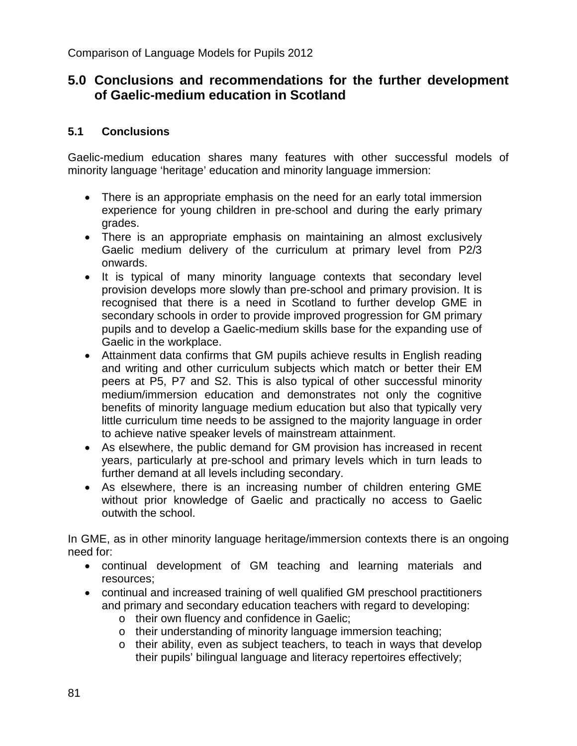## 5.0 Conclusions and recommendations for the further development of Gaelic-medium education in Scotland

### 5.1 Conclusions

Gaelic-medium education shares many features with other successful models of minority language 'heritage' education and minority language immersion:

- There is an appropriate emphasis on the need for an early total immersion experience for young children in pre-school and during the early primary grades.
- There is an appropriate emphasis on maintaining an almost exclusively Gaelic medium delivery of the curriculum at primary level from P2/3 onwards.
- It is typical of many minority language contexts that secondary level provision develops more slowly than pre-school and primary provision. It is recognised that there is a need in Scotland to further develop GME in secondary schools in order to provide improved progression for GM primary pupils and to develop a Gaelic-medium skills base for the expanding use of Gaelic in the workplace.
- Attainment data confirms that GM pupils achieve results in English reading and writing and other curriculum subjects which match or better their EM peers at P5, P7 and S2. This is also typical of other successful minority medium/immersion education and demonstrates not only the cognitive benefits of minority language medium education but also that typically very little curriculum time needs to be assigned to the majority language in order to achieve native speaker levels of mainstream attainment.
- As elsewhere, the public demand for GM provision has increased in recent years, particularly at pre-school and primary levels which in turn leads to further demand at all levels including secondary.
- As elsewhere, there is an increasing number of children entering GME without prior knowledge of Gaelic and practically no access to Gaelic outwith the school.

In GME, as in other minority language heritage/immersion contexts there is an ongoing need for:

- continual development of GM teaching and learning materials and resources;
- continual and increased training of well qualified GM preschool practitioners and primary and secondary education teachers with regard to developing:
  - their own fluency and confidence in Gaelic;
  - their understanding of minority language immersion teaching;
  - their ability, even as subject teachers, to teach in ways that develop their pupils' bilingual language and literacy repertoires effectively;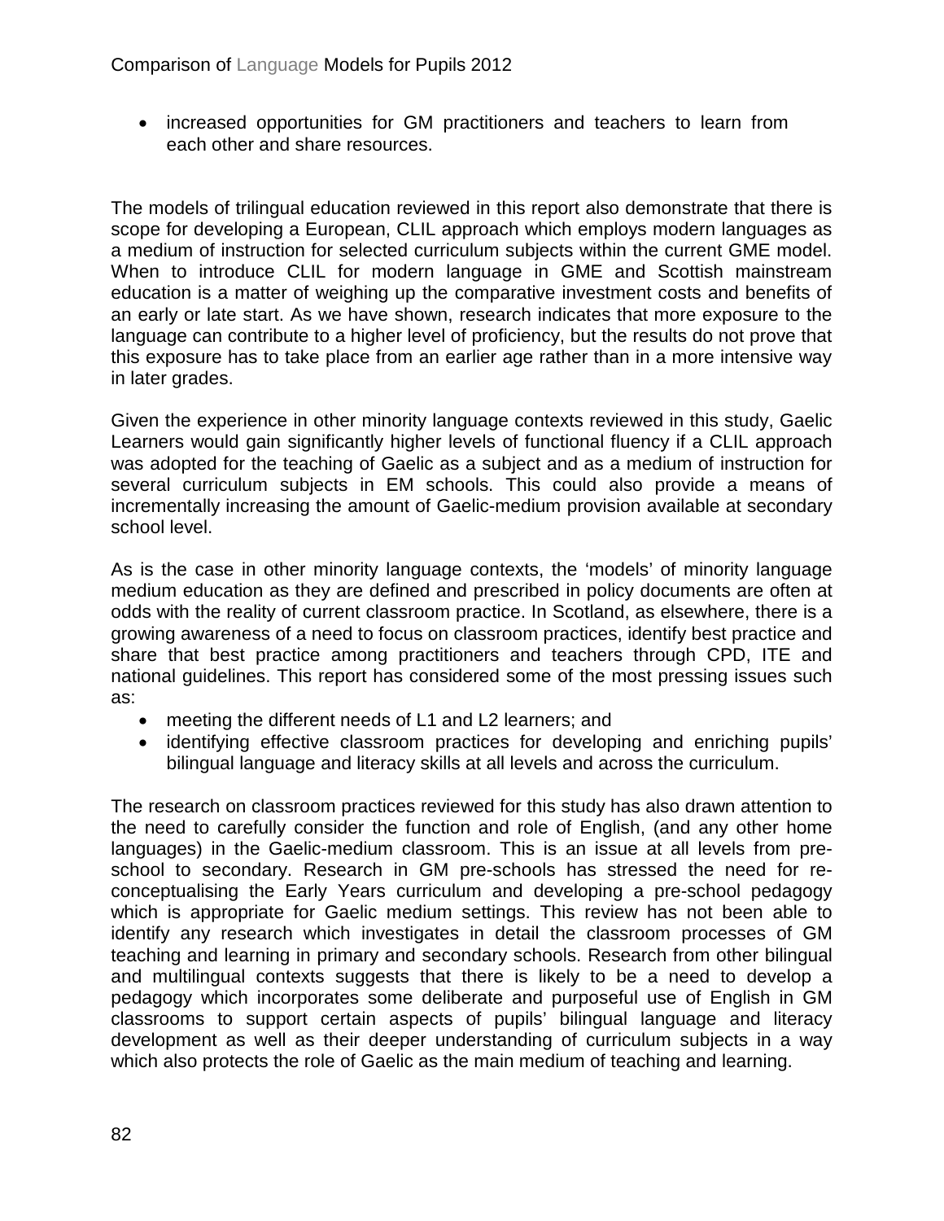- increased opportunities for GM practitioners and teachers to learn from each other and share resources.

The models of trilingual education reviewed in this report also demonstrate that there is scope for developing a European, CLIL approach which employs modern languages as a medium of instruction for selected curriculum subjects within the current GME model. When to introduce CLIL for modern language in GME and Scottish mainstream education is a matter of weighing up the comparative investment costs and benefits of an early or late start. As we have shown, research indicates that more exposure to the language can contribute to a higher level of proficiency, but the results do not prove that this exposure has to take place from an earlier age rather than in a more intensive way in later grades.

Given the experience in other minority language contexts reviewed in this study, Gaelic Learners would gain significantly higher levels of functional fluency if a CLIL approach was adopted for the teaching of Gaelic as a subject and as a medium of instruction for several curriculum subjects in EM schools. This could also provide a means of incrementally increasing the amount of Gaelic-medium provision available at secondary school level.

As is the case in other minority language contexts, the 'models' of minority language medium education as they are defined and prescribed in policy documents are often at odds with the reality of current classroom practice. In Scotland, as elsewhere, there is a growing awareness of a need to focus on classroom practices, identify best practice and share that best practice among practitioners and teachers through CPD, ITE and national guidelines. This report has considered some of the most pressing issues such as:

- meeting the different needs of L1 and L2 learners; and
- identifying effective classroom practices for developing and enriching pupils' bilingual language and literacy skills at all levels and across the curriculum.

The research on classroom practices reviewed for this study has also drawn attention to the need to carefully consider the function and role of English, (and any other home languages) in the Gaelic-medium classroom. This is an issue at all levels from pre-school to secondary. Research in GM pre-schools has stressed the need for re-conceptualising the Early Years curriculum and developing a pre-school pedagogy which is appropriate for Gaelic medium settings. This review has not been able to identify any research which investigates in detail the classroom processes of GM teaching and learning in primary and secondary schools. Research from other bilingual and multilingual contexts suggests that there is likely to be a need to develop a pedagogy which incorporates some deliberate and purposeful use of English in GM classrooms to support certain aspects of pupils' bilingual language and literacy development as well as their deeper understanding of curriculum subjects in a way which also protects the role of Gaelic as the main medium of teaching and learning.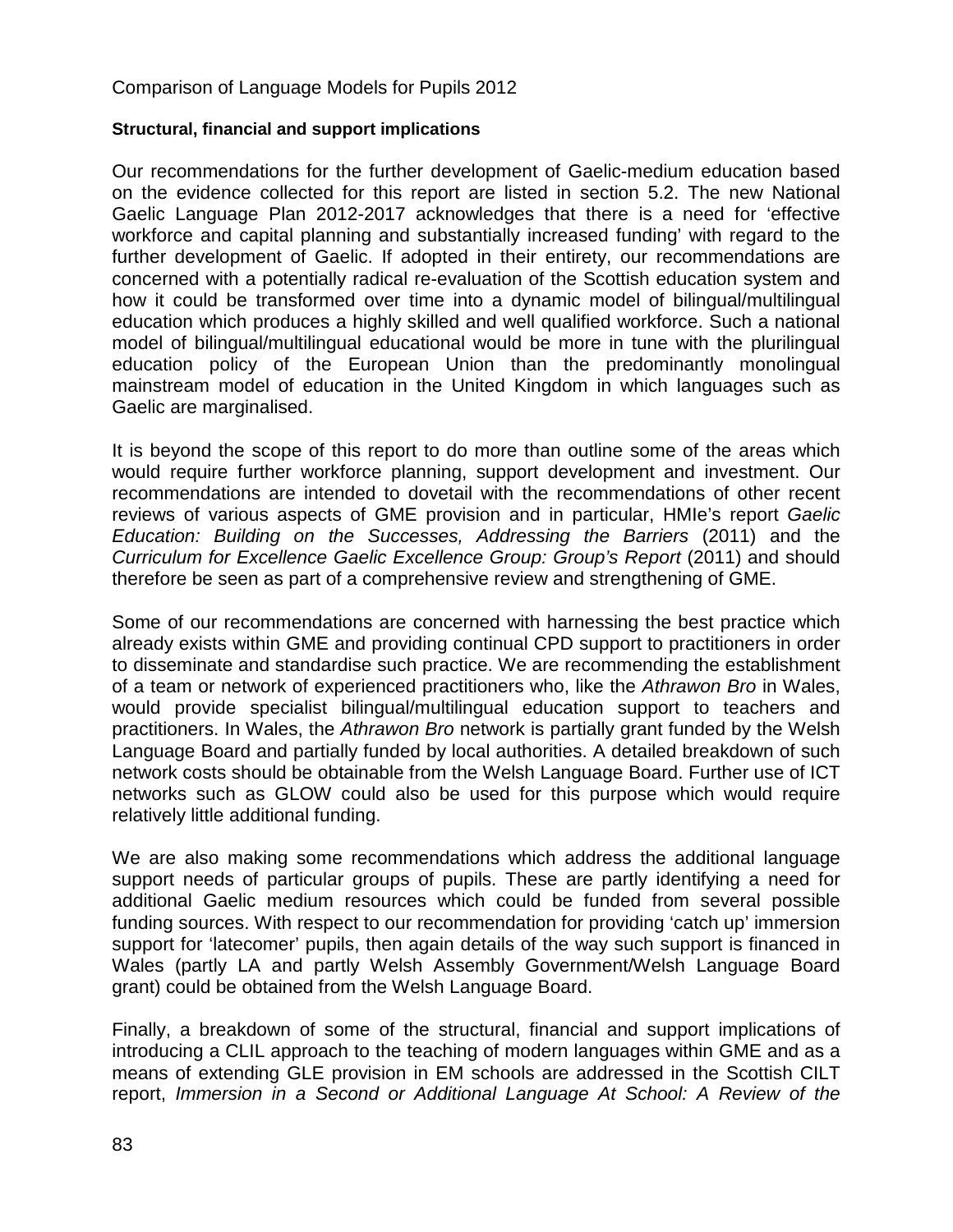**Structural, financial and support implications**

Our recommendations for the further development of Gaelic-medium education based on the evidence collected for this report are listed in section 5.2. The new National Gaelic Language Plan 2012-2017 acknowledges that there is a need for 'effective workforce and capital planning and substantially increased funding' with regard to the further development of Gaelic. If adopted in their entirety, our recommendations are concerned with a potentially radical re-evaluation of the Scottish education system and how it could be transformed over time into a dynamic model of bilingual/multilingual education which produces a highly skilled and well qualified workforce. Such a national model of bilingual/multilingual educational would be more in tune with the plurilingual education policy of the European Union than the predominantly monolingual mainstream model of education in the United Kingdom in which languages such as Gaelic are marginalised.

It is beyond the scope of this report to do more than outline some of the areas which would require further workforce planning, support development and investment. Our recommendations are intended to dovetail with the recommendations of other recent reviews of various aspects of GME provision and in particular, HMIe's report *Gaelic Education: Building on the Successes, Addressing the Barriers* (2011) and the *Curriculum for Excellence Gaelic Excellence Group: Group's Report* (2011) and should therefore be seen as part of a comprehensive review and strengthening of GME.

Some of our recommendations are concerned with harnessing the best practice which already exists within GME and providing continual CPD support to practitioners in order to disseminate and standardise such practice. We are recommending the establishment of a team or network of experienced practitioners who, like the *Athrawon Bro* in Wales, would provide specialist bilingual/multilingual education support to teachers and practitioners. In Wales, the *Athrawon Bro* network is partially grant funded by the Welsh Language Board and partially funded by local authorities. A detailed breakdown of such network costs should be obtainable from the Welsh Language Board. Further use of ICT networks such as GLOW could also be used for this purpose which would require relatively little additional funding.

We are also making some recommendations which address the additional language support needs of particular groups of pupils. These are partly identifying a need for additional Gaelic medium resources which could be funded from several possible funding sources. With respect to our recommendation for providing 'catch up' immersion support for 'latecomer' pupils, then again details of the way such support is financed in Wales (partly LA and partly Welsh Assembly Government/Welsh Language Board grant) could be obtained from the Welsh Language Board.

Finally, a breakdown of some of the structural, financial and support implications of introducing a CLIL approach to the teaching of modern languages within GME and as a means of extending GLE provision in EM schools are addressed in the Scottish CILT report, *Immersion in a Second or Additional Language At School: A Review of the*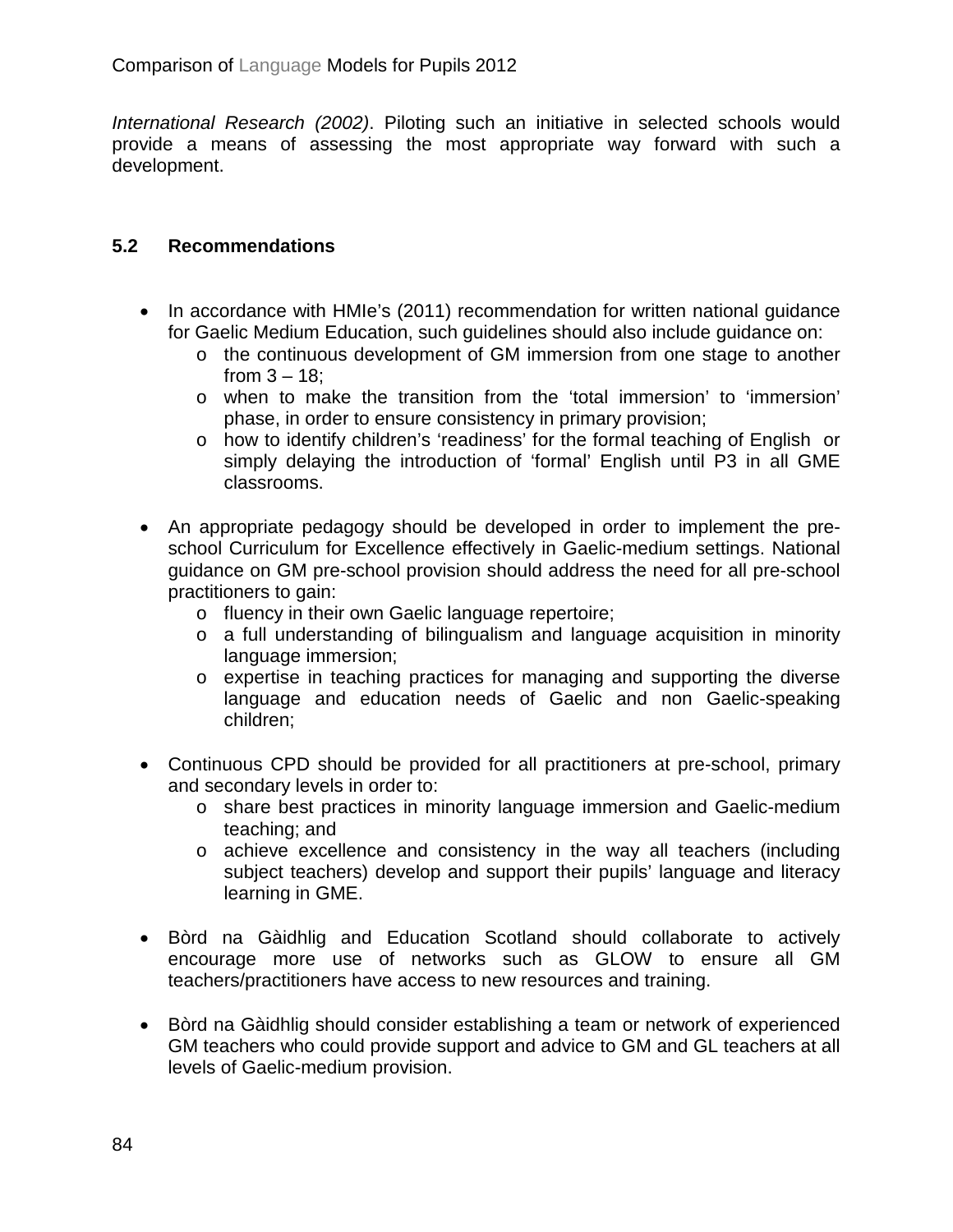*International Research (2002)*. Piloting such an initiative in selected schools would provide a means of assessing the most appropriate way forward with such a development.

### 5.2 Recommendations

- In accordance with HMIe's (2011) recommendation for written national guidance for Gaelic Medium Education, such guidelines should also include guidance on:
    - the continuous development of GM immersion from one stage to another from 3 – 18;
    - when to make the transition from the 'total immersion' to 'immersion' phase, in order to ensure consistency in primary provision;
    - how to identify children's 'readiness' for the formal teaching of English or simply delaying the introduction of 'formal' English until P3 in all GME classrooms.

- An appropriate pedagogy should be developed in order to implement the pre-school Curriculum for Excellence effectively in Gaelic-medium settings. National guidance on GM pre-school provision should address the need for all pre-school practitioners to gain:
    - fluency in their own Gaelic language repertoire;
    - a full understanding of bilingualism and language acquisition in minority language immersion;
    - expertise in teaching practices for managing and supporting the diverse language and education needs of Gaelic and non Gaelic-speaking children;

- Continuous CPD should be provided for all practitioners at pre-school, primary and secondary levels in order to:
    - share best practices in minority language immersion and Gaelic-medium teaching; and
    - achieve excellence and consistency in the way all teachers (including subject teachers) develop and support their pupils' language and literacy learning in GME.

- Bòrd na Gàidhlig and Education Scotland should collaborate to actively encourage more use of networks such as GLOW to ensure all GM teachers/practitioners have access to new resources and training.

- Bòrd na Gàidhlig should consider establishing a team or network of experienced GM teachers who could provide support and advice to GM and GL teachers at all levels of Gaelic-medium provision.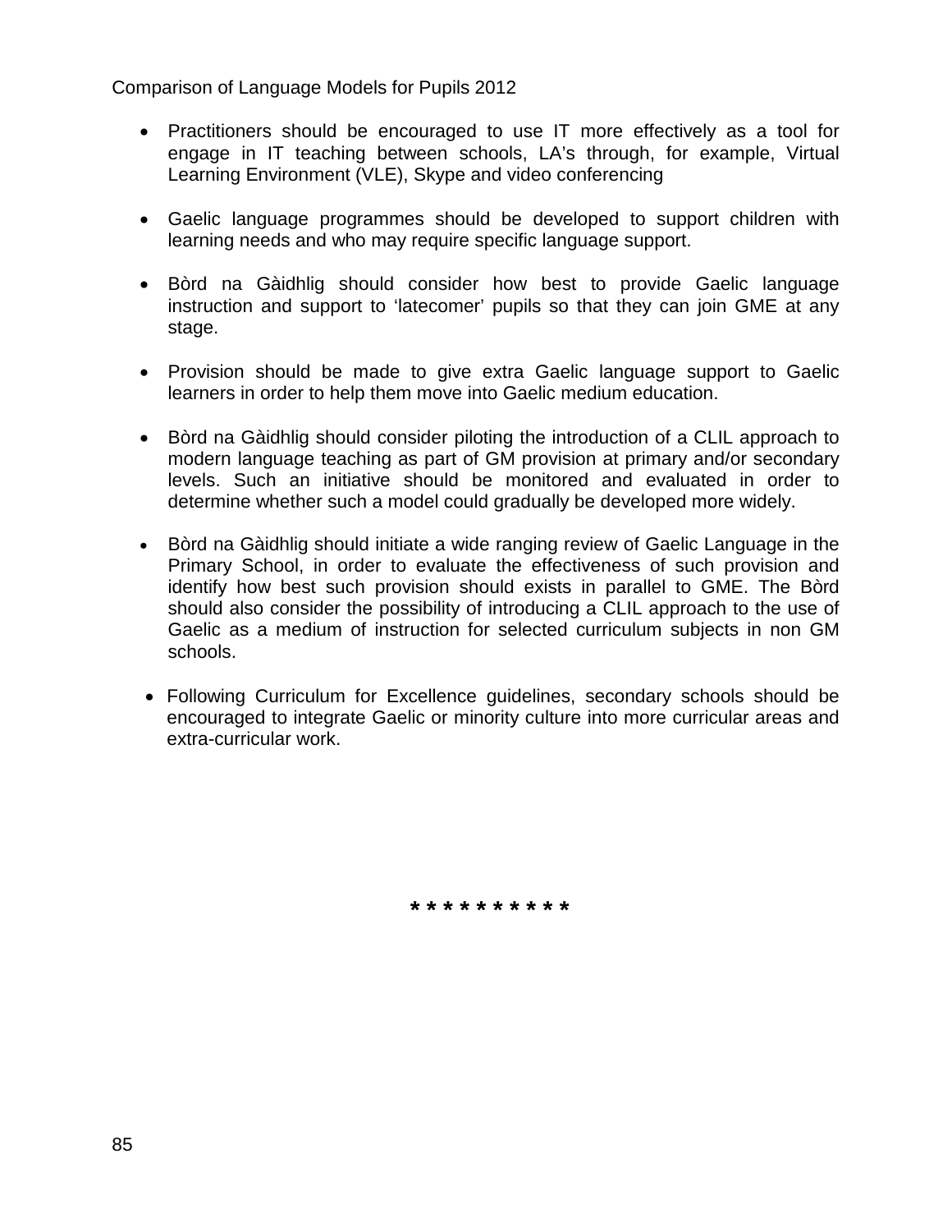- Practitioners should be encouraged to use IT more effectively as a tool for engage in IT teaching between schools, LA's through, for example, Virtual Learning Environment (VLE), Skype and video conferencing

- Gaelic language programmes should be developed to support children with learning needs and who may require specific language support.

- Bòrd na Gàidhlig should consider how best to provide Gaelic language instruction and support to 'latecomer' pupils so that they can join GME at any stage.

- Provision should be made to give extra Gaelic language support to Gaelic learners in order to help them move into Gaelic medium education.

- Bòrd na Gàidhlig should consider piloting the introduction of a CLIL approach to modern language teaching as part of GM provision at primary and/or secondary levels. Such an initiative should be monitored and evaluated in order to determine whether such a model could gradually be developed more widely.

- Bòrd na Gàidhlig should initiate a wide ranging review of Gaelic Language in the Primary School, in order to evaluate the effectiveness of such provision and identify how best such provision should exists in parallel to GME. The Bòrd should also consider the possibility of introducing a CLIL approach to the use of Gaelic as a medium of instruction for selected curriculum subjects in non GM schools.

- Following Curriculum for Excellence guidelines, secondary schools should be encouraged to integrate Gaelic or minority culture into more curricular areas and extra-curricular work.

* * * * * * * * * *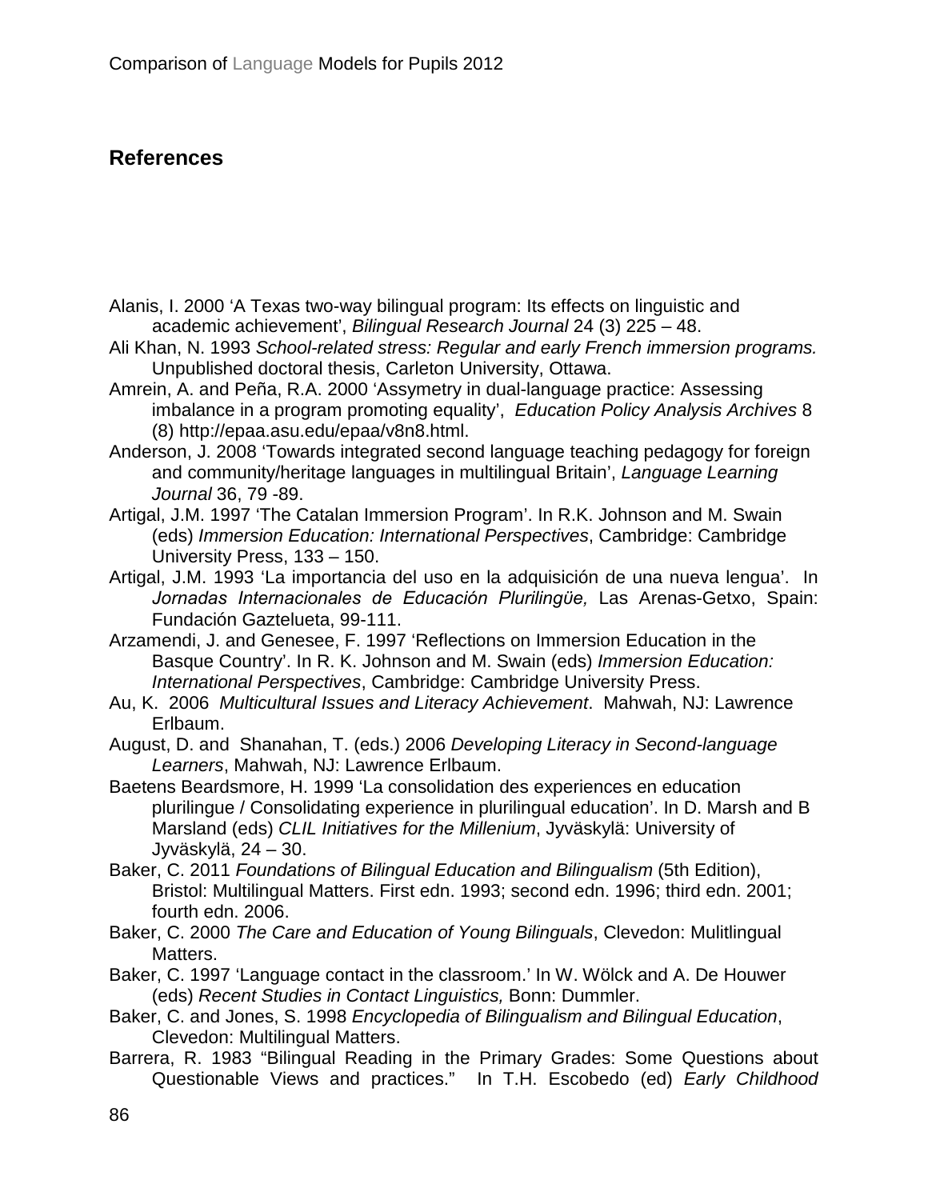## References

Alanis, I. 2000 'A Texas two-way bilingual program: Its effects on linguistic and academic achievement', *Bilingual Research Journal* 24 (3) 225 – 48.

Ali Khan, N. 1993 *School-related stress: Regular and early French immersion programs.* Unpublished doctoral thesis, Carleton University, Ottawa.

Amrein, A. and Peña, R.A. 2000 'Assymetry in dual-language practice: Assessing imbalance in a program promoting equality', *Education Policy Analysis Archives* 8 (8) http://epaa.asu.edu/epaa/v8n8.html.

Anderson, J. 2008 'Towards integrated second language teaching pedagogy for foreign and community/heritage languages in multilingual Britain', *Language Learning Journal* 36, 79 -89.

Artigal, J.M. 1997 'The Catalan Immersion Program'. In R.K. Johnson and M. Swain (eds) *Immersion Education: International Perspectives*, Cambridge: Cambridge University Press, 133 – 150.

Artigal, J.M. 1993 'La importancia del uso en la adquisición de una nueva lengua'. In *Jornadas Internacionales de Educación Plurilingüe,* Las Arenas-Getxo, Spain: Fundación Gaztelueta, 99-111.

Arzamendi, J. and Genesee, F. 1997 'Reflections on Immersion Education in the Basque Country'. In R. K. Johnson and M. Swain (eds) *Immersion Education: International Perspectives*, Cambridge: Cambridge University Press.

Au, K. 2006 *Multicultural Issues and Literacy Achievement*. Mahwah, NJ: Lawrence Erlbaum.

August, D. and Shanahan, T. (eds.) 2006 *Developing Literacy in Second-language Learners*, Mahwah, NJ: Lawrence Erlbaum.

Baetens Beardsmore, H. 1999 'La consolidation des experiences en education plurilingue / Consolidating experience in plurilingual education'. In D. Marsh and B Marsland (eds) *CLIL Initiatives for the Millenium*, Jyväskylä: University of Jyväskylä, 24 – 30.

Baker, C. 2011 *Foundations of Bilingual Education and Bilingualism* (5th Edition), Bristol: Multilingual Matters. First edn. 1993; second edn. 1996; third edn. 2001; fourth edn. 2006.

Baker, C. 2000 *The Care and Education of Young Bilinguals*, Clevedon: Mulitlingual Matters.

Baker, C. 1997 'Language contact in the classroom.' In W. Wölck and A. De Houwer (eds) *Recent Studies in Contact Linguistics,* Bonn: Dummler.

Baker, C. and Jones, S. 1998 *Encyclopedia of Bilingualism and Bilingual Education*, Clevedon: Multilingual Matters.

Barrera, R. 1983 "Bilingual Reading in the Primary Grades: Some Questions about Questionable Views and practices." In T.H. Escobedo (ed) *Early Childhood*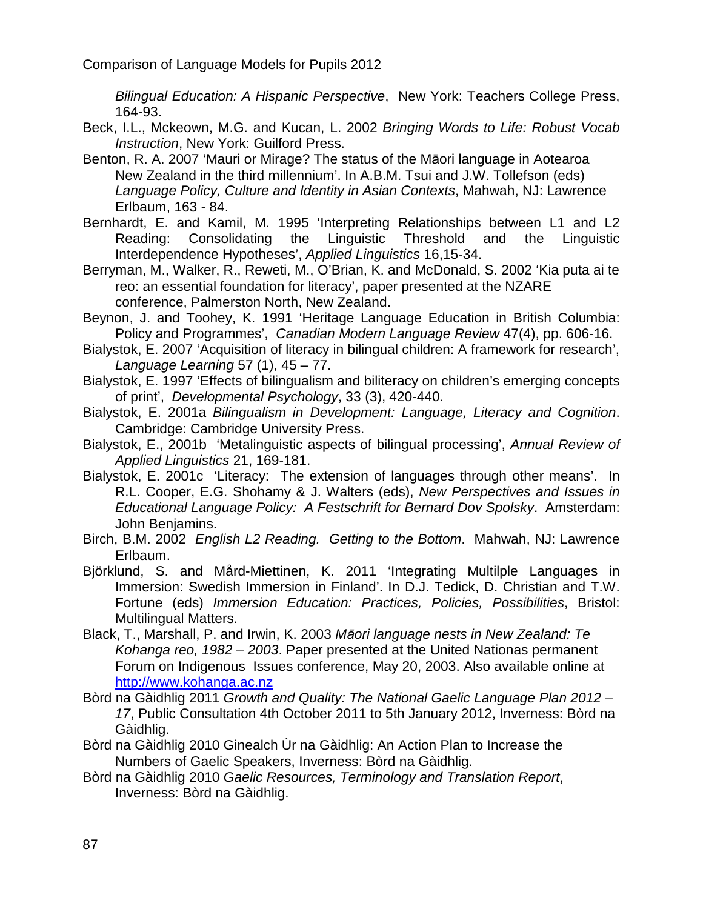*Bilingual Education: A Hispanic Perspective*, New York: Teachers College Press, 164-93.

Beck, I.L., Mckeown, M.G. and Kucan, L. 2002 *Bringing Words to Life: Robust Vocab Instruction*, New York: Guilford Press.

Benton, R. A. 2007 'Mauri or Mirage? The status of the Māori language in Aotearoa New Zealand in the third millennium'. In A.B.M. Tsui and J.W. Tollefson (eds) *Language Policy, Culture and Identity in Asian Contexts*, Mahwah, NJ: Lawrence Erlbaum, 163 - 84.

Bernhardt, E. and Kamil, M. 1995 'Interpreting Relationships between L1 and L2 Reading: Consolidating the Linguistic Threshold and the Linguistic Interdependence Hypotheses', *Applied Linguistics* 16,15-34.

Berryman, M., Walker, R., Reweti, M., O'Brian, K. and McDonald, S. 2002 'Kia puta ai te reo: an essential foundation for literacy', paper presented at the NZARE conference, Palmerston North, New Zealand.

Beynon, J. and Toohey, K. 1991 'Heritage Language Education in British Columbia: Policy and Programmes', *Canadian Modern Language Review* 47(4), pp. 606-16.

Bialystok, E. 2007 'Acquisition of literacy in bilingual children: A framework for research', *Language Learning* 57 (1), 45 – 77.

Bialystok, E. 1997 'Effects of bilingualism and biliteracy on children's emerging concepts of print', *Developmental Psychology*, 33 (3), 420-440.

Bialystok, E. 2001a *Bilingualism in Development: Language, Literacy and Cognition*. Cambridge: Cambridge University Press.

Bialystok, E., 2001b 'Metalinguistic aspects of bilingual processing', *Annual Review of Applied Linguistics* 21, 169-181.

Bialystok, E. 2001c 'Literacy: The extension of languages through other means'. In R.L. Cooper, E.G. Shohamy & J. Walters (eds), *New Perspectives and Issues in Educational Language Policy: A Festschrift for Bernard Dov Spolsky*. Amsterdam: John Benjamins.

Birch, B.M. 2002 *English L2 Reading. Getting to the Bottom*. Mahwah, NJ: Lawrence Erlbaum.

Björklund, S. and Mård-Miettinen, K. 2011 'Integrating Multilple Languages in Immersion: Swedish Immersion in Finland'. In D.J. Tedick, D. Christian and T.W. Fortune (eds) *Immersion Education: Practices, Policies, Possibilities*, Bristol: Multilingual Matters.

Black, T., Marshall, P. and Irwin, K. 2003 *Māori language nests in New Zealand: Te Kohanga reo, 1982 – 2003*. Paper presented at the United Nationas permanent Forum on Indigenous Issues conference, May 20, 2003. Also available online at http://www.kohanga.ac.nz

Bòrd na Gàidhlig 2011 *Growth and Quality: The National Gaelic Language Plan 2012 – 17*, Public Consultation 4th October 2011 to 5th January 2012, Inverness: Bòrd na Gàidhlig.

Bòrd na Gàidhlig 2010 Ginealch Ùr na Gàidhlig: An Action Plan to Increase the Numbers of Gaelic Speakers, Inverness: Bòrd na Gàidhlig.

Bòrd na Gàidhlig 2010 *Gaelic Resources, Terminology and Translation Report*, Inverness: Bòrd na Gàidhlig.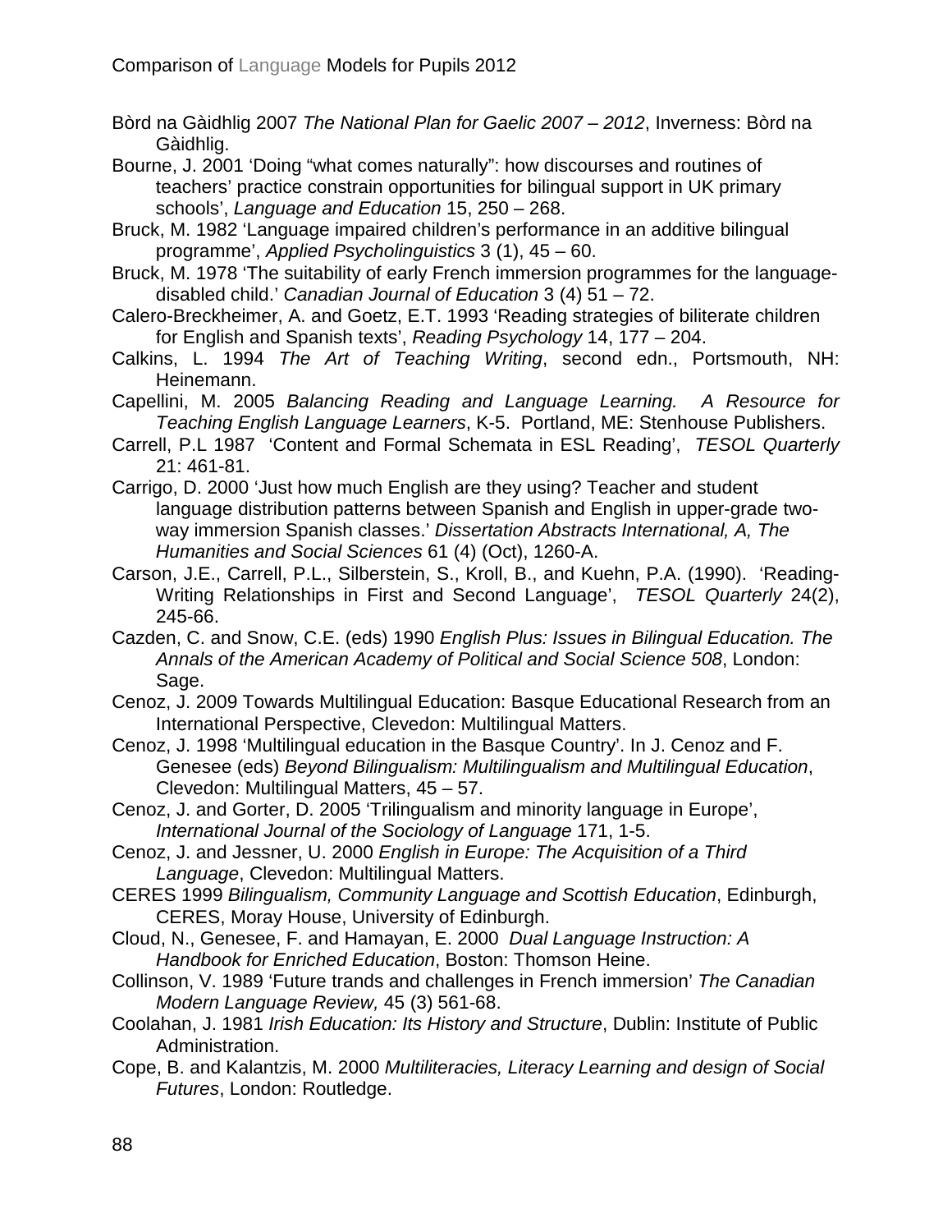Bòrd na Gàidhlig 2007 *The National Plan for Gaelic 2007 – 2012*, Inverness: Bòrd na Gàidhlig.

Bourne, J. 2001 'Doing "what comes naturally": how discourses and routines of teachers' practice constrain opportunities for bilingual support in UK primary schools', *Language and Education* 15, 250 – 268.

Bruck, M. 1982 'Language impaired children's performance in an additive bilingual programme', *Applied Psycholinguistics* 3 (1), 45 – 60.

Bruck, M. 1978 'The suitability of early French immersion programmes for the language-disabled child.' *Canadian Journal of Education* 3 (4) 51 – 72.

Calero-Breckheimer, A. and Goetz, E.T. 1993 'Reading strategies of biliterate children for English and Spanish texts', *Reading Psychology* 14, 177 – 204.

Calkins, L. 1994 *The Art of Teaching Writing*, second edn., Portsmouth, NH: Heinemann.

Capellini, M. 2005 *Balancing Reading and Language Learning. A Resource for Teaching English Language Learners*, K-5. Portland, ME: Stenhouse Publishers.

Carrell, P.L 1987 'Content and Formal Schemata in ESL Reading', *TESOL Quarterly* 21: 461-81.

Carrigo, D. 2000 'Just how much English are they using? Teacher and student language distribution patterns between Spanish and English in upper-grade two-way immersion Spanish classes.' *Dissertation Abstracts International, A, The Humanities and Social Sciences* 61 (4) (Oct), 1260-A.

Carson, J.E., Carrell, P.L., Silberstein, S., Kroll, B., and Kuehn, P.A. (1990). 'Reading-Writing Relationships in First and Second Language', *TESOL Quarterly* 24(2), 245-66.

Cazden, C. and Snow, C.E. (eds) 1990 *English Plus: Issues in Bilingual Education. The Annals of the American Academy of Political and Social Science 508*, London: Sage.

Cenoz, J. 2009 Towards Multilingual Education: Basque Educational Research from an International Perspective, Clevedon: Multilingual Matters.

Cenoz, J. 1998 'Multilingual education in the Basque Country'. In J. Cenoz and F. Genesee (eds) *Beyond Bilingualism: Multilingualism and Multilingual Education*, Clevedon: Multilingual Matters, 45 – 57.

Cenoz, J. and Gorter, D. 2005 'Trilingualism and minority language in Europe', *International Journal of the Sociology of Language* 171, 1-5.

Cenoz, J. and Jessner, U. 2000 *English in Europe: The Acquisition of a Third Language*, Clevedon: Multilingual Matters.

CERES 1999 *Bilingualism, Community Language and Scottish Education*, Edinburgh, CERES, Moray House, University of Edinburgh.

Cloud, N., Genesee, F. and Hamayan, E. 2000 *Dual Language Instruction: A Handbook for Enriched Education*, Boston: Thomson Heine.

Collinson, V. 1989 'Future trands and challenges in French immersion' *The Canadian Modern Language Review,* 45 (3) 561-68.

Coolahan, J. 1981 *Irish Education: Its History and Structure*, Dublin: Institute of Public Administration.

Cope, B. and Kalantzis, M. 2000 *Multiliteracies, Literacy Learning and design of Social Futures*, London: Routledge.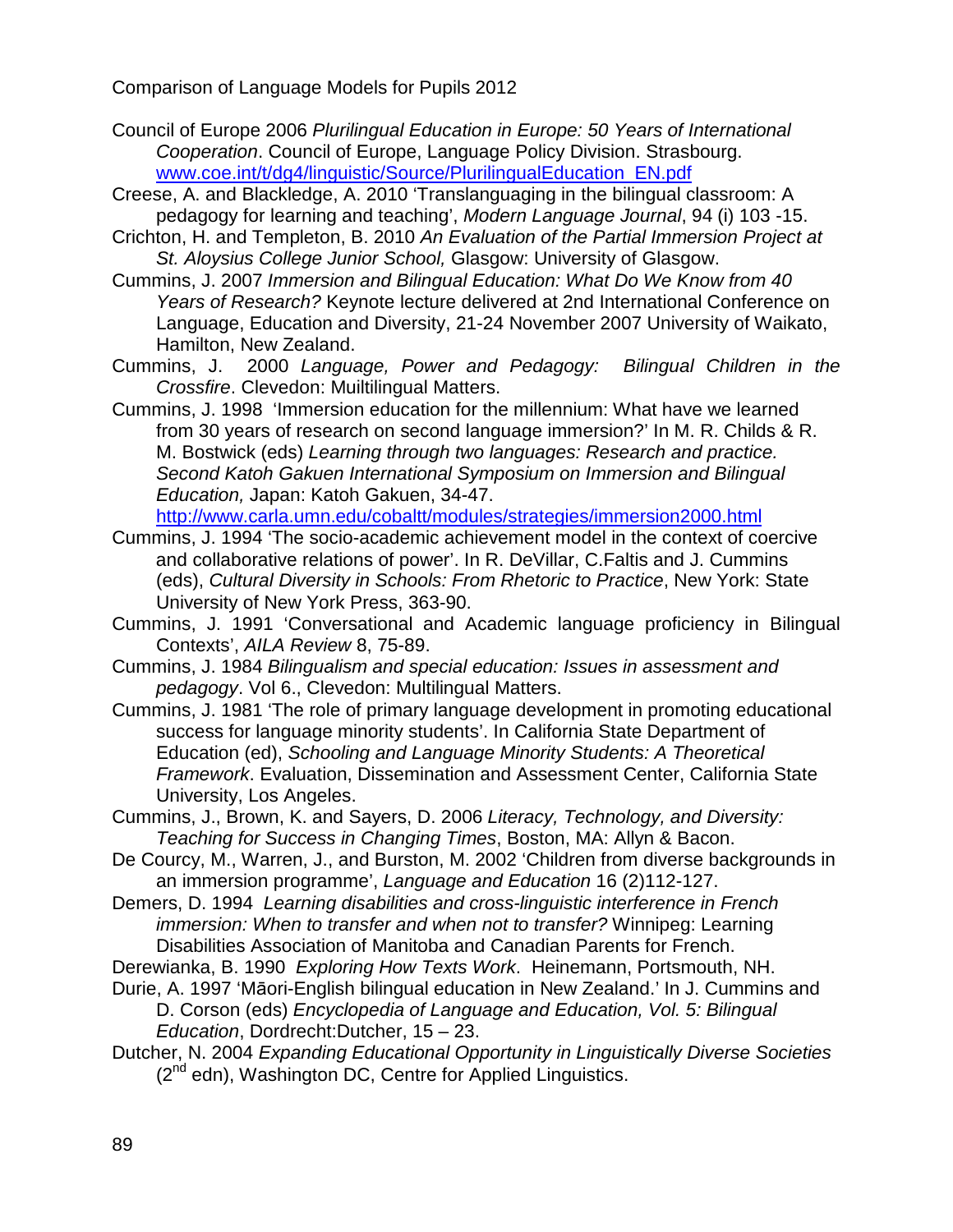Council of Europe 2006 *Plurilingual Education in Europe: 50 Years of International Cooperation*. Council of Europe, Language Policy Division. Strasbourg. [www.coe.int/t/dg4/linguistic/Source/PlurilingualEducation_EN.pdf](www.coe.int/t/dg4/linguistic/Source/PlurilingualEducation_EN.pdf)

Creese, A. and Blackledge, A. 2010 'Translanguaging in the bilingual classroom: A pedagogy for learning and teaching', *Modern Language Journal*, 94 (i) 103 -15.

Crichton, H. and Templeton, B. 2010 *An Evaluation of the Partial Immersion Project at St. Aloysius College Junior School,* Glasgow: University of Glasgow.

Cummins, J. 2007 *Immersion and Bilingual Education: What Do We Know from 40 Years of Research?* Keynote lecture delivered at 2nd International Conference on Language, Education and Diversity, 21-24 November 2007 University of Waikato, Hamilton, New Zealand.

Cummins, J. 2000 *Language, Power and Pedagogy: Bilingual Children in the Crossfire*. Clevedon: Muiltilingual Matters.

Cummins, J. 1998 'Immersion education for the millennium: What have we learned from 30 years of research on second language immersion?' In M. R. Childs & R. M. Bostwick (eds) *Learning through two languages: Research and practice. Second Katoh Gakuen International Symposium on Immersion and Bilingual Education,* Japan: Katoh Gakuen, 34-47. [http://www.carla.umn.edu/cobaltt/modules/strategies/immersion2000.html](http://www.carla.umn.edu/cobaltt/modules/strategies/immersion2000.html)

Cummins, J. 1994 'The socio-academic achievement model in the context of coercive and collaborative relations of power'. In R. DeVillar, C.Faltis and J. Cummins (eds), *Cultural Diversity in Schools: From Rhetoric to Practice*, New York: State University of New York Press, 363-90.

Cummins, J. 1991 'Conversational and Academic language proficiency in Bilingual Contexts', *AILA Review* 8, 75-89.

Cummins, J. 1984 *Bilingualism and special education: Issues in assessment and pedagogy*. Vol 6., Clevedon: Multilingual Matters.

Cummins, J. 1981 'The role of primary language development in promoting educational success for language minority students'. In California State Department of Education (ed), *Schooling and Language Minority Students: A Theoretical Framework*. Evaluation, Dissemination and Assessment Center, California State University, Los Angeles.

Cummins, J., Brown, K. and Sayers, D. 2006 *Literacy, Technology, and Diversity: Teaching for Success in Changing Times*, Boston, MA: Allyn & Bacon.

De Courcy, M., Warren, J., and Burston, M. 2002 'Children from diverse backgrounds in an immersion programme', *Language and Education* 16 (2)112-127.

Demers, D. 1994 *Learning disabilities and cross-linguistic interference in French immersion: When to transfer and when not to transfer?* Winnipeg: Learning Disabilities Association of Manitoba and Canadian Parents for French.

Derewianka, B. 1990 *Exploring How Texts Work*. Heinemann, Portsmouth, NH.

Durie, A. 1997 'Māori-English bilingual education in New Zealand.' In J. Cummins and D. Corson (eds) *Encyclopedia of Language and Education, Vol. 5: Bilingual Education*, Dordrecht:Dutcher, 15 – 23.

Dutcher, N. 2004 *Expanding Educational Opportunity in Linguistically Diverse Societies* (2nd edn), Washington DC, Centre for Applied Linguistics.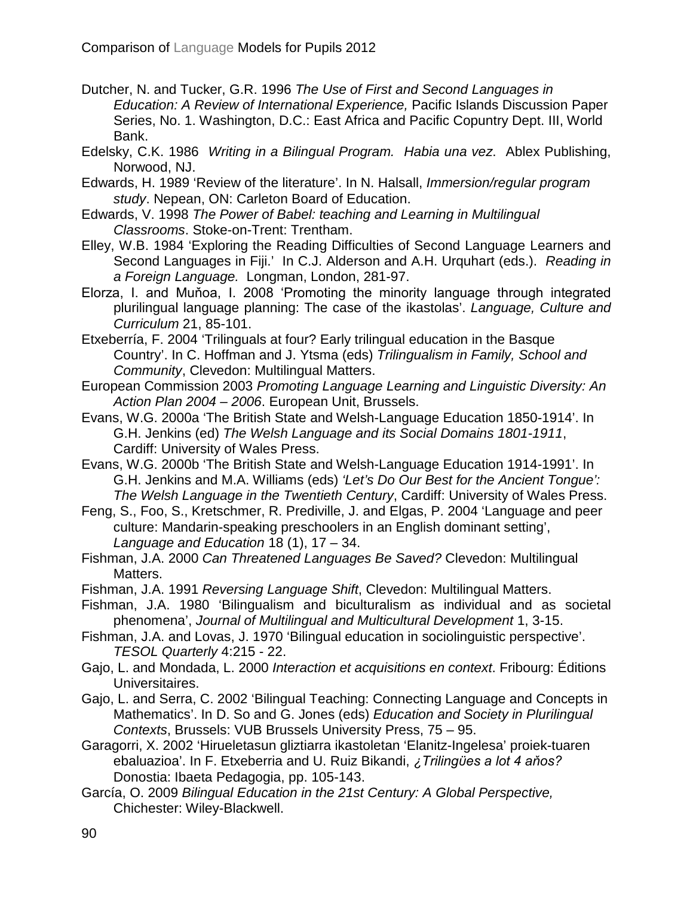Dutcher, N. and Tucker, G.R. 1996 *The Use of First and Second Languages in Education: A Review of International Experience,* Pacific Islands Discussion Paper Series, No. 1. Washington, D.C.: East Africa and Pacific Copuntry Dept. III, World Bank.

Edelsky, C.K. 1986 *Writing in a Bilingual Program. Habia una vez*. Ablex Publishing, Norwood, NJ.

Edwards, H. 1989 'Review of the literature'. In N. Halsall, *Immersion/regular program study*. Nepean, ON: Carleton Board of Education.

Edwards, V. 1998 *The Power of Babel: teaching and Learning in Multilingual Classrooms*. Stoke-on-Trent: Trentham.

Elley, W.B. 1984 'Exploring the Reading Difficulties of Second Language Learners and Second Languages in Fiji.' In C.J. Alderson and A.H. Urquhart (eds.). *Reading in a Foreign Language.* Longman, London, 281-97.

Elorza, I. and Muňoa, I. 2008 'Promoting the minority language through integrated plurilingual language planning: The case of the ikastolas'. *Language, Culture and Curriculum* 21, 85-101.

Etxeberría, F. 2004 'Trilinguals at four? Early trilingual education in the Basque Country'. In C. Hoffman and J. Ytsma (eds) *Trilingualism in Family, School and Community*, Clevedon: Multilingual Matters.

European Commission 2003 *Promoting Language Learning and Linguistic Diversity: An Action Plan 2004 – 2006*. European Unit, Brussels.

Evans, W.G. 2000a 'The British State and Welsh-Language Education 1850-1914'. In G.H. Jenkins (ed) *The Welsh Language and its Social Domains 1801-1911*, Cardiff: University of Wales Press.

Evans, W.G. 2000b 'The British State and Welsh-Language Education 1914-1991'. In G.H. Jenkins and M.A. Williams (eds) *'Let's Do Our Best for the Ancient Tongue': The Welsh Language in the Twentieth Century*, Cardiff: University of Wales Press.

Feng, S., Foo, S., Kretschmer, R. Prediville, J. and Elgas, P. 2004 'Language and peer culture: Mandarin-speaking preschoolers in an English dominant setting', *Language and Education* 18 (1), 17 – 34.

Fishman, J.A. 2000 *Can Threatened Languages Be Saved?* Clevedon: Multilingual Matters.

Fishman, J.A. 1991 *Reversing Language Shift*, Clevedon: Multilingual Matters.

Fishman, J.A. 1980 'Bilingualism and biculturalism as individual and as societal phenomena', *Journal of Multilingual and Multicultural Development* 1, 3-15.

Fishman, J.A. and Lovas, J. 1970 'Bilingual education in sociolinguistic perspective'. *TESOL Quarterly* 4:215 - 22.

Gajo, L. and Mondada, L. 2000 *Interaction et acquisitions en context*. Fribourg: Éditions Universitaires.

Gajo, L. and Serra, C. 2002 'Bilingual Teaching: Connecting Language and Concepts in Mathematics'. In D. So and G. Jones (eds) *Education and Society in Plurilingual Contexts*, Brussels: VUB Brussels University Press, 75 – 95.

Garagorri, X. 2002 'Hirueletasun gliztiarra ikastoletan 'Elanitz-Ingelesa' proiek-tuaren ebaluazioa'. In F. Etxeberria and U. Ruiz Bikandi, *¿Trilingües a lot 4 aňos?* Donostia: Ibaeta Pedagogia, pp. 105-143.

García, O. 2009 *Bilingual Education in the 21st Century: A Global Perspective,* Chichester: Wiley-Blackwell.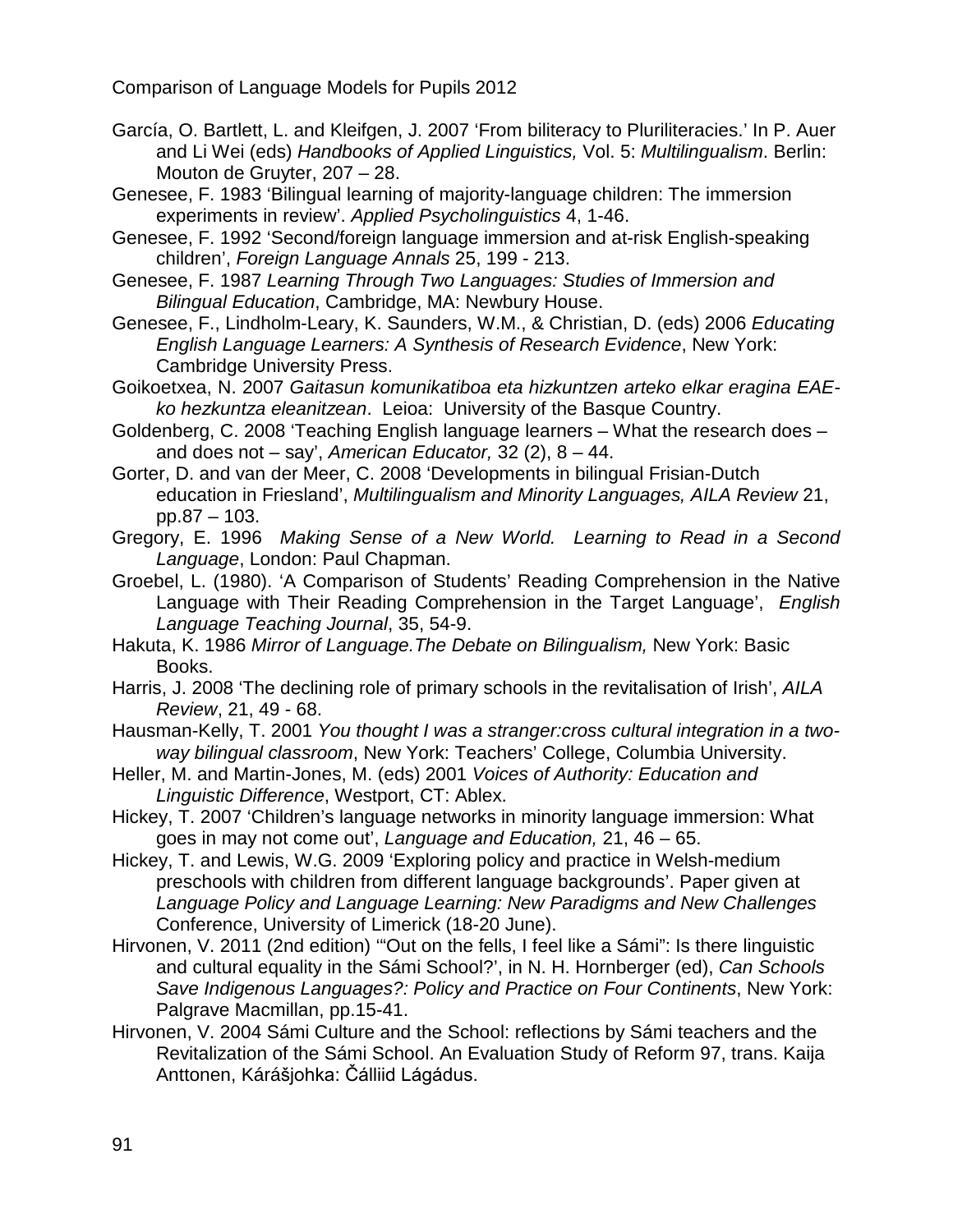García, O. Bartlett, L. and Kleifgen, J. 2007 'From biliteracy to Pluriliteracies.' In P. Auer and Li Wei (eds) *Handbooks of Applied Linguistics,* Vol. 5: *Multilingualism*. Berlin: Mouton de Gruyter, 207 – 28.

Genesee, F. 1983 'Bilingual learning of majority-language children: The immersion experiments in review'. *Applied Psycholinguistics* 4, 1-46.

Genesee, F. 1992 'Second/foreign language immersion and at-risk English-speaking children', *Foreign Language Annals* 25, 199 - 213.

Genesee, F. 1987 *Learning Through Two Languages: Studies of Immersion and Bilingual Education*, Cambridge, MA: Newbury House.

Genesee, F., Lindholm-Leary, K. Saunders, W.M., & Christian, D. (eds) 2006 *Educating English Language Learners: A Synthesis of Research Evidence*, New York: Cambridge University Press.

Goikoetxea, N. 2007 *Gaitasun komunikatiboa eta hizkuntzen arteko elkar eragina EAE-ko hezkuntza eleanitzean*. Leioa: University of the Basque Country.

Goldenberg, C. 2008 'Teaching English language learners – What the research does – and does not – say', *American Educator,* 32 (2), 8 – 44.

Gorter, D. and van der Meer, C. 2008 'Developments in bilingual Frisian-Dutch education in Friesland', *Multilingualism and Minority Languages, AILA Review* 21, pp.87 – 103.

Gregory, E. 1996 *Making Sense of a New World. Learning to Read in a Second Language*, London: Paul Chapman.

Groebel, L. (1980). 'A Comparison of Students' Reading Comprehension in the Native Language with Their Reading Comprehension in the Target Language', *English Language Teaching Journal*, 35, 54-9.

Hakuta, K. 1986 *Mirror of Language.The Debate on Bilingualism,* New York: Basic Books.

Harris, J. 2008 'The declining role of primary schools in the revitalisation of Irish', *AILA Review*, 21, 49 - 68.

Hausman-Kelly, T. 2001 *You thought I was a stranger:cross cultural integration in a two-way bilingual classroom*, New York: Teachers' College, Columbia University.

Heller, M. and Martin-Jones, M. (eds) 2001 *Voices of Authority: Education and Linguistic Difference*, Westport, CT: Ablex.

Hickey, T. 2007 'Children's language networks in minority language immersion: What goes in may not come out', *Language and Education,* 21, 46 – 65.

Hickey, T. and Lewis, W.G. 2009 'Exploring policy and practice in Welsh-medium preschools with children from different language backgrounds'. Paper given at *Language Policy and Language Learning: New Paradigms and New Challenges* Conference, University of Limerick (18-20 June).

Hirvonen, V. 2011 (2nd edition) '"Out on the fells, I feel like a Sámi": Is there linguistic and cultural equality in the Sámi School?', in N. H. Hornberger (ed), *Can Schools Save Indigenous Languages?: Policy and Practice on Four Continents*, New York: Palgrave Macmillan, pp.15-41.

Hirvonen, V. 2004 Sámi Culture and the School: reflections by Sámi teachers and the Revitalization of the Sámi School. An Evaluation Study of Reform 97, trans. Kaija Anttonen, Kárášjohka: Čálliid Lágádus.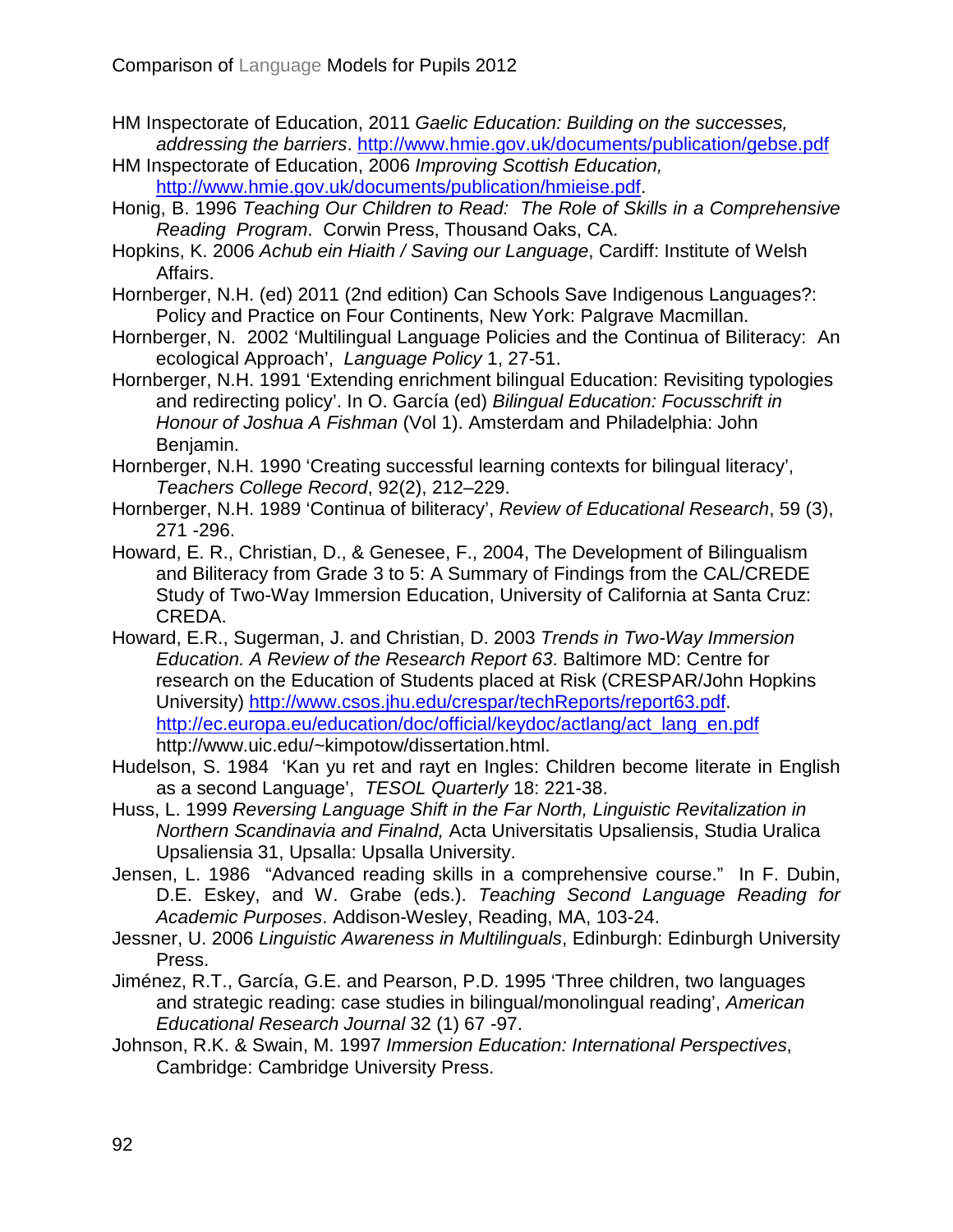HM Inspectorate of Education, 2011 *Gaelic Education: Building on the successes, addressing the barriers*. http://www.hmie.gov.uk/documents/publication/gebse.pdf

HM Inspectorate of Education, 2006 *Improving Scottish Education,* http://www.hmie.gov.uk/documents/publication/hmieise.pdf.

Honig, B. 1996 *Teaching Our Children to Read: The Role of Skills in a Comprehensive Reading Program*. Corwin Press, Thousand Oaks, CA.

Hopkins, K. 2006 *Achub ein Hiaith / Saving our Language*, Cardiff: Institute of Welsh Affairs.

Hornberger, N.H. (ed) 2011 (2nd edition) Can Schools Save Indigenous Languages?: Policy and Practice on Four Continents, New York: Palgrave Macmillan.

Hornberger, N. 2002 'Multilingual Language Policies and the Continua of Biliteracy: An ecological Approach', *Language Policy* 1, 27-51.

Hornberger, N.H. 1991 'Extending enrichment bilingual Education: Revisiting typologies and redirecting policy'. In O. García (ed) *Bilingual Education: Focusschrift in Honour of Joshua A Fishman* (Vol 1). Amsterdam and Philadelphia: John Benjamin.

Hornberger, N.H. 1990 'Creating successful learning contexts for bilingual literacy', *Teachers College Record*, 92(2), 212–229.

Hornberger, N.H. 1989 'Continua of biliteracy', *Review of Educational Research*, 59 (3), 271 -296.

Howard, E. R., Christian, D., & Genesee, F., 2004, The Development of Bilingualism and Biliteracy from Grade 3 to 5: A Summary of Findings from the CAL/CREDE Study of Two-Way Immersion Education, University of California at Santa Cruz: CREDA.

Howard, E.R., Sugerman, J. and Christian, D. 2003 *Trends in Two-Way Immersion Education. A Review of the Research Report 63*. Baltimore MD: Centre for research on the Education of Students placed at Risk (CRESPAR/John Hopkins University) http://www.csos.jhu.edu/crespar/techReports/report63.pdf. http://ec.europa.eu/education/doc/official/keydoc/actlang/act_lang_en.pdf http://www.uic.edu/~kimpotow/dissertation.html.

Hudelson, S. 1984 'Kan yu ret and rayt en Ingles: Children become literate in English as a second Language', *TESOL Quarterly* 18: 221-38.

Huss, L. 1999 *Reversing Language Shift in the Far North, Linguistic Revitalization in Northern Scandinavia and Finalnd,* Acta Universitatis Upsaliensis, Studia Uralica Upsaliensia 31, Upsalla: Upsalla University.

Jensen, L. 1986 "Advanced reading skills in a comprehensive course." In F. Dubin, D.E. Eskey, and W. Grabe (eds.). *Teaching Second Language Reading for Academic Purposes*. Addison-Wesley, Reading, MA, 103-24.

Jessner, U. 2006 *Linguistic Awareness in Multilinguals*, Edinburgh: Edinburgh University Press.

Jiménez, R.T., García, G.E. and Pearson, P.D. 1995 'Three children, two languages and strategic reading: case studies in bilingual/monolingual reading', *American Educational Research Journal* 32 (1) 67 -97.

Johnson, R.K. & Swain, M. 1997 *Immersion Education: International Perspectives*, Cambridge: Cambridge University Press.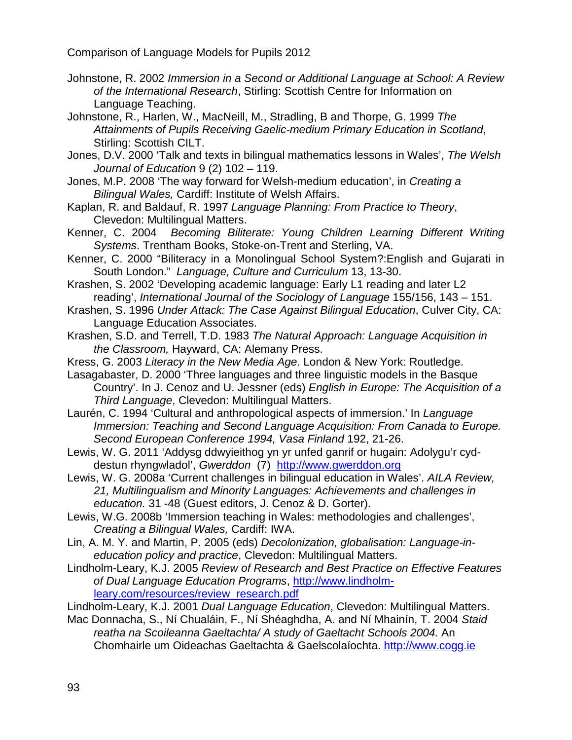Johnstone, R. 2002 *Immersion in a Second or Additional Language at School: A Review of the International Research*, Stirling: Scottish Centre for Information on Language Teaching.

Johnstone, R., Harlen, W., MacNeill, M., Stradling, B and Thorpe, G. 1999 *The Attainments of Pupils Receiving Gaelic-medium Primary Education in Scotland*, Stirling: Scottish CILT.

Jones, D.V. 2000 'Talk and texts in bilingual mathematics lessons in Wales', *The Welsh Journal of Education* 9 (2) 102 – 119.

Jones, M.P. 2008 'The way forward for Welsh-medium education', in *Creating a Bilingual Wales,* Cardiff: Institute of Welsh Affairs.

Kaplan, R. and Baldauf, R. 1997 *Language Planning: From Practice to Theory*, Clevedon: Multilingual Matters.

Kenner, C. 2004 *Becoming Biliterate: Young Children Learning Different Writing Systems*. Trentham Books, Stoke-on-Trent and Sterling, VA.

Kenner, C. 2000 "Biliteracy in a Monolingual School System?:English and Gujarati in South London." *Language, Culture and Curriculum* 13, 13-30.

Krashen, S. 2002 'Developing academic language: Early L1 reading and later L2 reading', *International Journal of the Sociology of Language* 155/156, 143 – 151.

Krashen, S. 1996 *Under Attack: The Case Against Bilingual Education*, Culver City, CA: Language Education Associates.

Krashen, S.D. and Terrell, T.D. 1983 *The Natural Approach: Language Acquisition in the Classroom,* Hayward, CA: Alemany Press.

Kress, G. 2003 *Literacy in the New Media Age*. London & New York: Routledge.

Lasagabaster, D. 2000 'Three languages and three linguistic models in the Basque Country'. In J. Cenoz and U. Jessner (eds) *English in Europe: The Acquisition of a Third Language*, Clevedon: Multilingual Matters.

Laurén, C. 1994 'Cultural and anthropological aspects of immersion.' In *Language Immersion: Teaching and Second Language Acquisition: From Canada to Europe. Second European Conference 1994, Vasa Finland* 192, 21-26.

Lewis, W. G. 2011 'Addysg ddwyieithog yn yr unfed ganrif or hugain: Adolygu'r cyd-destun rhyngwladol', *Gwerddon* (7) http://www.gwerddon.org

Lewis, W. G. 2008a 'Current challenges in bilingual education in Wales'. *AILA Review, 21, Multilingualism and Minority Languages: Achievements and challenges in education.* 31 -48 (Guest editors, J. Cenoz & D. Gorter).

Lewis, W.G. 2008b 'Immersion teaching in Wales: methodologies and challenges', *Creating a Bilingual Wales,* Cardiff: IWA.

Lin, A. M. Y. and Martin, P. 2005 (eds) *Decolonization, globalisation: Language-in-education policy and practice*, Clevedon: Multilingual Matters.

Lindholm-Leary, K.J. 2005 *Review of Research and Best Practice on Effective Features of Dual Language Education Programs*, http://www.lindholm-leary.com/resources/review_research.pdf

Lindholm-Leary, K.J. 2001 *Dual Language Education*, Clevedon: Multilingual Matters.

Mac Donnacha, S., Ní Chualáin, F., Ní Shéaghdha, A. and Ní Mhainín, T. 2004 *Staid reatha na Scoileanna Gaeltachta/ A study of Gaeltacht Schools 2004.* An Chomhairle um Oideachas Gaeltachta & Gaelscolaíochta. http://www.cogg.ie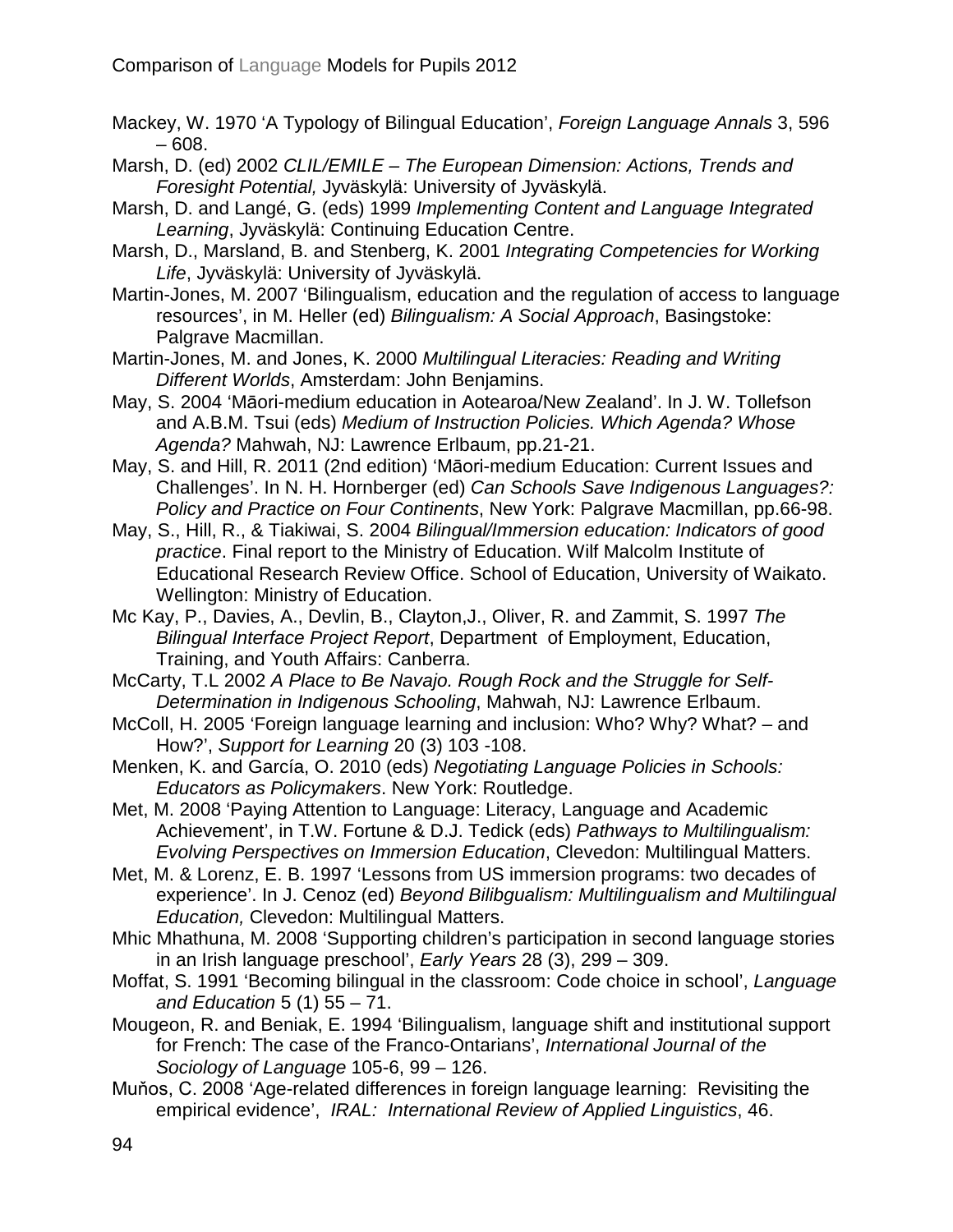Mackey, W. 1970 'A Typology of Bilingual Education', *Foreign Language Annals* 3, 596 – 608.

Marsh, D. (ed) 2002 *CLIL/EMILE – The European Dimension: Actions, Trends and Foresight Potential,* Jyväskylä: University of Jyväskylä.

Marsh, D. and Langé, G. (eds) 1999 *Implementing Content and Language Integrated Learning*, Jyväskylä: Continuing Education Centre.

Marsh, D., Marsland, B. and Stenberg, K. 2001 *Integrating Competencies for Working Life*, Jyväskylä: University of Jyväskylä.

Martin-Jones, M. 2007 'Bilingualism, education and the regulation of access to language resources', in M. Heller (ed) *Bilingualism: A Social Approach*, Basingstoke: Palgrave Macmillan.

Martin-Jones, M. and Jones, K. 2000 *Multilingual Literacies: Reading and Writing Different Worlds*, Amsterdam: John Benjamins.

May, S. 2004 'Māori-medium education in Aotearoa/New Zealand'. In J. W. Tollefson and A.B.M. Tsui (eds) *Medium of Instruction Policies. Which Agenda? Whose Agenda?* Mahwah, NJ: Lawrence Erlbaum, pp.21-21.

May, S. and Hill, R. 2011 (2nd edition) 'Māori-medium Education: Current Issues and Challenges'. In N. H. Hornberger (ed) *Can Schools Save Indigenous Languages?: Policy and Practice on Four Continents*, New York: Palgrave Macmillan, pp.66-98.

May, S., Hill, R., & Tiakiwai, S. 2004 *Bilingual/Immersion education: Indicators of good practice*. Final report to the Ministry of Education. Wilf Malcolm Institute of Educational Research Review Office. School of Education, University of Waikato. Wellington: Ministry of Education.

Mc Kay, P., Davies, A., Devlin, B., Clayton,J., Oliver, R. and Zammit, S. 1997 *The Bilingual Interface Project Report*, Department of Employment, Education, Training, and Youth Affairs: Canberra.

McCarty, T.L 2002 *A Place to Be Navajo. Rough Rock and the Struggle for Self-Determination in Indigenous Schooling*, Mahwah, NJ: Lawrence Erlbaum.

McColl, H. 2005 'Foreign language learning and inclusion: Who? Why? What? – and How?', *Support for Learning* 20 (3) 103 -108.

Menken, K. and García, O. 2010 (eds) *Negotiating Language Policies in Schools: Educators as Policymakers*. New York: Routledge.

Met, M. 2008 'Paying Attention to Language: Literacy, Language and Academic Achievement', in T.W. Fortune & D.J. Tedick (eds) *Pathways to Multilingualism: Evolving Perspectives on Immersion Education*, Clevedon: Multilingual Matters.

Met, M. & Lorenz, E. B. 1997 'Lessons from US immersion programs: two decades of experience'. In J. Cenoz (ed) *Beyond Bilibgualism: Multilingualism and Multilingual Education,* Clevedon: Multilingual Matters.

Mhic Mhathuna, M. 2008 'Supporting children's participation in second language stories in an Irish language preschool', *Early Years* 28 (3), 299 – 309.

Moffat, S. 1991 'Becoming bilingual in the classroom: Code choice in school', *Language and Education* 5 (1) 55 – 71.

Mougeon, R. and Beniak, E. 1994 'Bilingualism, language shift and institutional support for French: The case of the Franco-Ontarians', *International Journal of the Sociology of Language* 105-6, 99 – 126.

Muňos, C. 2008 'Age-related differences in foreign language learning: Revisiting the empirical evidence', *IRAL: International Review of Applied Linguistics*, 46.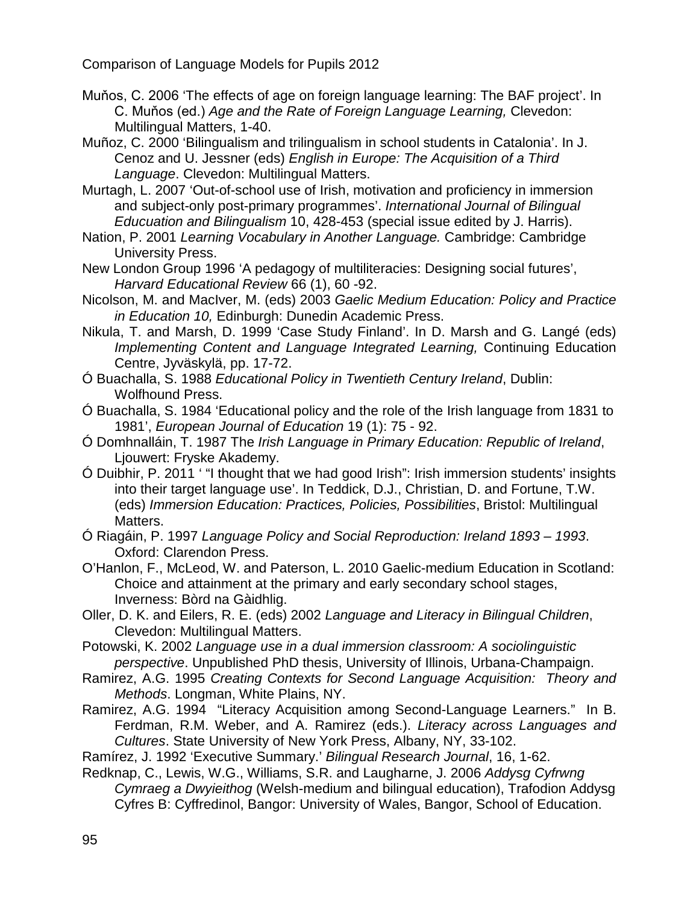Muňos, C. 2006 'The effects of age on foreign language learning: The BAF project'. In C. Muňos (ed.) *Age and the Rate of Foreign Language Learning,* Clevedon: Multilingual Matters, 1-40.

Muñoz, C. 2000 'Bilingualism and trilingualism in school students in Catalonia'. In J. Cenoz and U. Jessner (eds) *English in Europe: The Acquisition of a Third Language*. Clevedon: Multilingual Matters.

Murtagh, L. 2007 'Out-of-school use of Irish, motivation and proficiency in immersion and subject-only post-primary programmes'. *International Journal of Bilingual Educuation and Bilingualism* 10, 428-453 (special issue edited by J. Harris).

Nation, P. 2001 *Learning Vocabulary in Another Language.* Cambridge: Cambridge University Press.

New London Group 1996 'A pedagogy of multiliteracies: Designing social futures', *Harvard Educational Review* 66 (1), 60 -92.

Nicolson, M. and MacIver, M. (eds) 2003 *Gaelic Medium Education: Policy and Practice in Education 10,* Edinburgh: Dunedin Academic Press.

Nikula, T. and Marsh, D. 1999 'Case Study Finland'. In D. Marsh and G. Langé (eds) *Implementing Content and Language Integrated Learning,* Continuing Education Centre, Jyväskylä, pp. 17-72.

Ó Buachalla, S. 1988 *Educational Policy in Twentieth Century Ireland*, Dublin: Wolfhound Press.

Ó Buachalla, S. 1984 'Educational policy and the role of the Irish language from 1831 to 1981', *European Journal of Education* 19 (1): 75 - 92.

Ó Domhnalláin, T. 1987 The *Irish Language in Primary Education: Republic of Ireland*, Ljouwert: Fryske Akademy.

Ó Duibhir, P. 2011 ' "I thought that we had good Irish": Irish immersion students' insights into their target language use'. In Teddick, D.J., Christian, D. and Fortune, T.W. (eds) *Immersion Education: Practices, Policies, Possibilities*, Bristol: Multilingual Matters.

Ó Riagáin, P. 1997 *Language Policy and Social Reproduction: Ireland 1893 – 1993*. Oxford: Clarendon Press.

O'Hanlon, F., McLeod, W. and Paterson, L. 2010 Gaelic-medium Education in Scotland: Choice and attainment at the primary and early secondary school stages, Inverness: Bòrd na Gàidhlig.

Oller, D. K. and Eilers, R. E. (eds) 2002 *Language and Literacy in Bilingual Children*, Clevedon: Multilingual Matters.

Potowski, K. 2002 *Language use in a dual immersion classroom: A sociolinguistic perspective*. Unpublished PhD thesis, University of Illinois, Urbana-Champaign.

Ramirez, A.G. 1995 *Creating Contexts for Second Language Acquisition: Theory and Methods*. Longman, White Plains, NY.

Ramirez, A.G. 1994 "Literacy Acquisition among Second-Language Learners." In B. Ferdman, R.M. Weber, and A. Ramirez (eds.). *Literacy across Languages and Cultures*. State University of New York Press, Albany, NY, 33-102.

Ramírez, J. 1992 'Executive Summary.' *Bilingual Research Journal*, 16, 1-62.

Redknap, C., Lewis, W.G., Williams, S.R. and Laugharne, J. 2006 *Addysg Cyfrwng Cymraeg a Dwyieithog* (Welsh-medium and bilingual education), Trafodion Addysg Cyfres B: Cyffredinol, Bangor: University of Wales, Bangor, School of Education.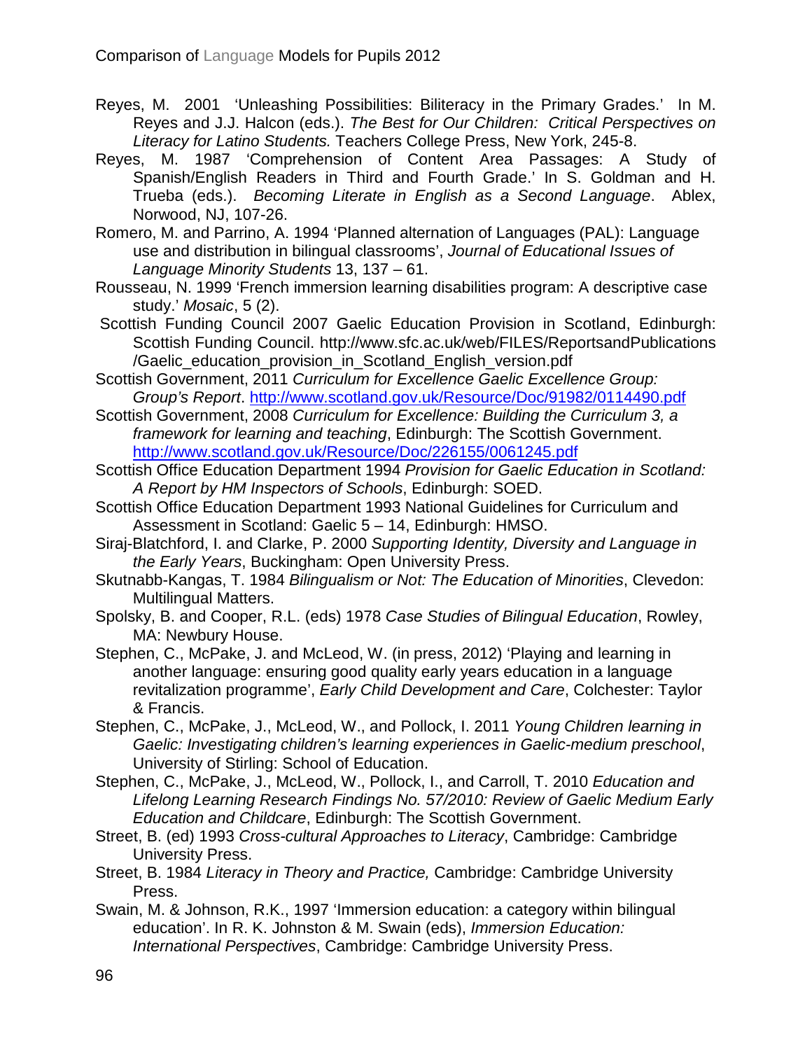Reyes, M. 2001 'Unleashing Possibilities: Biliteracy in the Primary Grades.' In M. Reyes and J.J. Halcon (eds.). *The Best for Our Children: Critical Perspectives on Literacy for Latino Students.* Teachers College Press, New York, 245-8.

Reyes, M. 1987 'Comprehension of Content Area Passages: A Study of Spanish/English Readers in Third and Fourth Grade.' In S. Goldman and H. Trueba (eds.). *Becoming Literate in English as a Second Language*. Ablex, Norwood, NJ, 107-26.

Romero, M. and Parrino, A. 1994 'Planned alternation of Languages (PAL): Language use and distribution in bilingual classrooms', *Journal of Educational Issues of Language Minority Students* 13, 137 – 61.

Rousseau, N. 1999 'French immersion learning disabilities program: A descriptive case study.' *Mosaic*, 5 (2).

Scottish Funding Council 2007 Gaelic Education Provision in Scotland, Edinburgh: Scottish Funding Council. http://www.sfc.ac.uk/web/FILES/ReportsandPublications/Gaelic_education_provision_in_Scotland_English_version.pdf

Scottish Government, 2011 *Curriculum for Excellence Gaelic Excellence Group: Group's Report*. http://www.scotland.gov.uk/Resource/Doc/91982/0114490.pdf

Scottish Government, 2008 *Curriculum for Excellence: Building the Curriculum 3, a framework for learning and teaching*, Edinburgh: The Scottish Government. http://www.scotland.gov.uk/Resource/Doc/226155/0061245.pdf

Scottish Office Education Department 1994 *Provision for Gaelic Education in Scotland: A Report by HM Inspectors of Schools*, Edinburgh: SOED.

Scottish Office Education Department 1993 National Guidelines for Curriculum and Assessment in Scotland: Gaelic 5 – 14, Edinburgh: HMSO.

Siraj-Blatchford, I. and Clarke, P. 2000 *Supporting Identity, Diversity and Language in the Early Years*, Buckingham: Open University Press.

Skutnabb-Kangas, T. 1984 *Bilingualism or Not: The Education of Minorities*, Clevedon: Multilingual Matters.

Spolsky, B. and Cooper, R.L. (eds) 1978 *Case Studies of Bilingual Education*, Rowley, MA: Newbury House.

Stephen, C., McPake, J. and McLeod, W. (in press, 2012) 'Playing and learning in another language: ensuring good quality early years education in a language revitalization programme', *Early Child Development and Care*, Colchester: Taylor & Francis.

Stephen, C., McPake, J., McLeod, W., and Pollock, I. 2011 *Young Children learning in Gaelic: Investigating children's learning experiences in Gaelic-medium preschool*, University of Stirling: School of Education.

Stephen, C., McPake, J., McLeod, W., Pollock, I., and Carroll, T. 2010 *Education and Lifelong Learning Research Findings No. 57/2010: Review of Gaelic Medium Early Education and Childcare*, Edinburgh: The Scottish Government.

Street, B. (ed) 1993 *Cross-cultural Approaches to Literacy*, Cambridge: Cambridge University Press.

Street, B. 1984 *Literacy in Theory and Practice,* Cambridge: Cambridge University Press.

Swain, M. & Johnson, R.K., 1997 'Immersion education: a category within bilingual education'. In R. K. Johnston & M. Swain (eds), *Immersion Education: International Perspectives*, Cambridge: Cambridge University Press.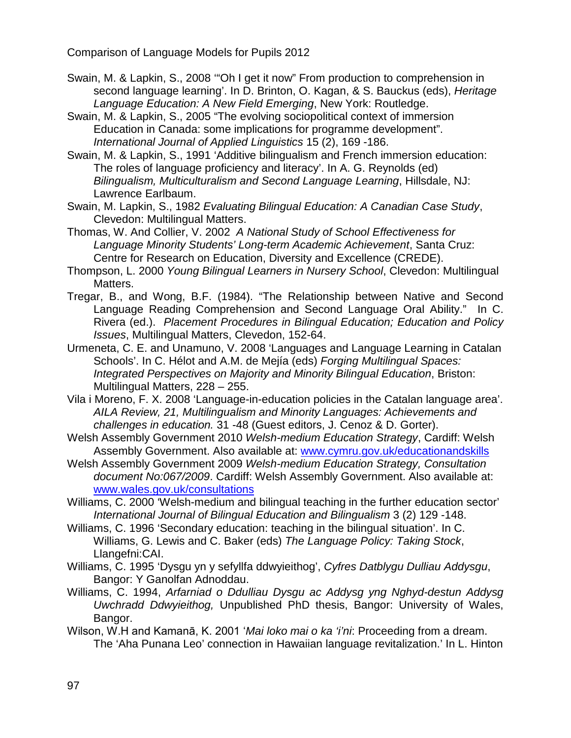Swain, M. & Lapkin, S., 2008 '"Oh I get it now" From production to comprehension in second language learning'. In D. Brinton, O. Kagan, & S. Bauckus (eds), *Heritage Language Education: A New Field Emerging*, New York: Routledge.

Swain, M. & Lapkin, S., 2005 "The evolving sociopolitical context of immersion Education in Canada: some implications for programme development". *International Journal of Applied Linguistics* 15 (2), 169 -186.

Swain, M. & Lapkin, S., 1991 'Additive bilingualism and French immersion education: The roles of language proficiency and literacy'. In A. G. Reynolds (ed) *Bilingualism, Multiculturalism and Second Language Learning*, Hillsdale, NJ: Lawrence Earlbaum.

Swain, M. Lapkin, S., 1982 *Evaluating Bilingual Education: A Canadian Case Study*, Clevedon: Multilingual Matters.

Thomas, W. And Collier, V. 2002 *A National Study of School Effectiveness for Language Minority Students' Long-term Academic Achievement*, Santa Cruz: Centre for Research on Education, Diversity and Excellence (CREDE).

Thompson, L. 2000 *Young Bilingual Learners in Nursery School*, Clevedon: Multilingual Matters.

Tregar, B., and Wong, B.F. (1984). "The Relationship between Native and Second Language Reading Comprehension and Second Language Oral Ability." In C. Rivera (ed.). *Placement Procedures in Bilingual Education; Education and Policy Issues*, Multilingual Matters, Clevedon, 152-64.

Urmeneta, C. E. and Unamuno, V. 2008 'Languages and Language Learning in Catalan Schools'. In C. Hélot and A.M. de Mejía (eds) *Forging Multilingual Spaces: Integrated Perspectives on Majority and Minority Bilingual Education*, Briston: Multilingual Matters, 228 – 255.

Vila i Moreno, F. X. 2008 'Language-in-education policies in the Catalan language area'. *AILA Review, 21, Multilingualism and Minority Languages: Achievements and challenges in education.* 31 -48 (Guest editors, J. Cenoz & D. Gorter).

Welsh Assembly Government 2010 *Welsh-medium Education Strategy*, Cardiff: Welsh Assembly Government. Also available at: www.cymru.gov.uk/educationandskills

Welsh Assembly Government 2009 *Welsh-medium Education Strategy, Consultation document No:067/2009*. Cardiff: Welsh Assembly Government. Also available at: www.wales.gov.uk/consultations

Williams, C. 2000 'Welsh-medium and bilingual teaching in the further education sector' *International Journal of Bilingual Education and Bilingualism* 3 (2) 129 -148.

Williams, C. 1996 'Secondary education: teaching in the bilingual situation'. In C. Williams, G. Lewis and C. Baker (eds) *The Language Policy: Taking Stock*, Llangefni:CAI.

Williams, C. 1995 'Dysgu yn y sefyllfa ddwyieithog', *Cyfres Datblygu Dulliau Addysgu*, Bangor: Y Ganolfan Adnoddau.

Williams, C. 1994, *Arfarniad o Ddulliau Dysgu ac Addysg yng Nghyd-destun Addysg Uwchradd Ddwyieithog,* Unpublished PhD thesis, Bangor: University of Wales, Bangor.

Wilson, W.H and Kamanā, K. 2001 '*Mai loko mai o ka 'i'ni*: Proceeding from a dream. The 'Aha Punana Leo' connection in Hawaiian language revitalization.' In L. Hinton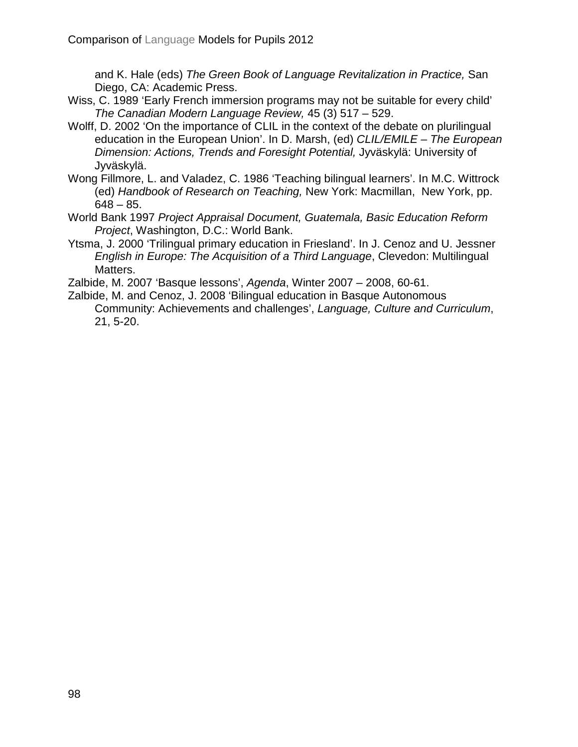and K. Hale (eds) *The Green Book of Language Revitalization in Practice,* San Diego, CA: Academic Press.

Wiss, C. 1989 'Early French immersion programs may not be suitable for every child' *The Canadian Modern Language Review,* 45 (3) 517 – 529.

Wolff, D. 2002 'On the importance of CLIL in the context of the debate on plurilingual education in the European Union'. In D. Marsh, (ed) *CLIL/EMILE – The European Dimension: Actions, Trends and Foresight Potential,* Jyväskylä: University of Jyväskylä.

Wong Fillmore, L. and Valadez, C. 1986 'Teaching bilingual learners'. In M.C. Wittrock (ed) *Handbook of Research on Teaching,* New York: Macmillan, New York, pp. 648 – 85.

World Bank 1997 *Project Appraisal Document, Guatemala, Basic Education Reform Project*, Washington, D.C.: World Bank.

Ytsma, J. 2000 'Trilingual primary education in Friesland'. In J. Cenoz and U. Jessner *English in Europe: The Acquisition of a Third Language*, Clevedon: Multilingual Matters.

Zalbide, M. 2007 'Basque lessons', *Agenda*, Winter 2007 – 2008, 60-61.

Zalbide, M. and Cenoz, J. 2008 'Bilingual education in Basque Autonomous Community: Achievements and challenges', *Language, Culture and Curriculum*, 21, 5-20.